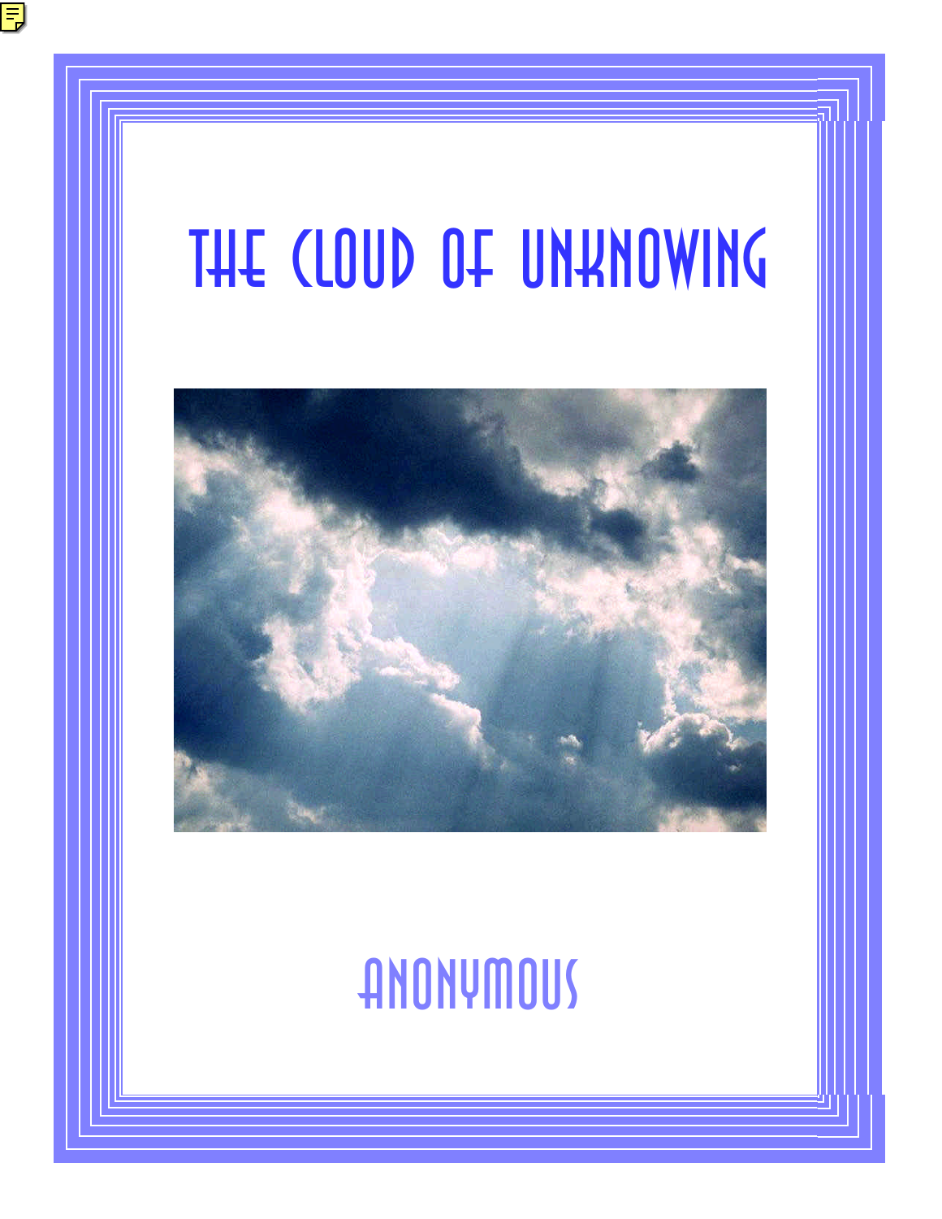# THE CLOUD OF UNKNOWING

ANONYMOUS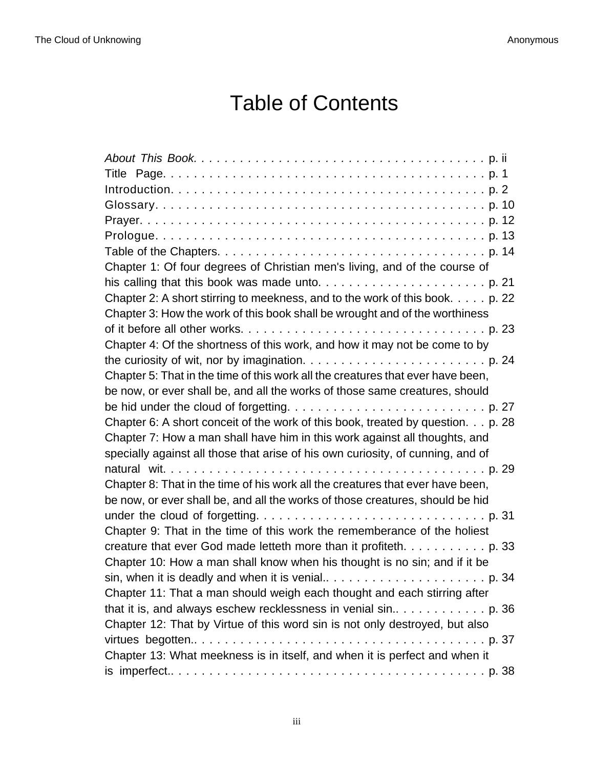# Table of Contents

*About This Book.* . . . . . . . . . . . . . . . . . . . . . . . . . . . . . . . . . . . . . p. ii
Title Page. . . . . . . . . . . . . . . . . . . . . . . . . . . . . . . . . . . . . . . . . . p. 1
Introduction. . . . . . . . . . . . . . . . . . . . . . . . . . . . . . . . . . . . . . . . p. 2
Glossary. . . . . . . . . . . . . . . . . . . . . . . . . . . . . . . . . . . . . . . . . . p. 10
Prayer. . . . . . . . . . . . . . . . . . . . . . . . . . . . . . . . . . . . . . . . . . . p. 12
Prologue. . . . . . . . . . . . . . . . . . . . . . . . . . . . . . . . . . . . . . . . . p. 13
Table of the Chapters. . . . . . . . . . . . . . . . . . . . . . . . . . . . . . . . . . p. 14
Chapter 1: Of four degrees of Christian men's living, and of the course of his calling that this book was made unto. . . . . . . . . . . . . . . . . . . . . . p. 21
Chapter 2: A short stirring to meekness, and to the work of this book. . . . . p. 22
Chapter 3: How the work of this book shall be wrought and of the worthiness of it before all other works. . . . . . . . . . . . . . . . . . . . . . . . . . . . . . . p. 23
Chapter 4: Of the shortness of this work, and how it may not be come to by the curiosity of wit, nor by imagination. . . . . . . . . . . . . . . . . . . . . . . . p. 24
Chapter 5: That in the time of this work all the creatures that ever have been, be now, or ever shall be, and all the works of those same creatures, should be hid under the cloud of forgetting. . . . . . . . . . . . . . . . . . . . . . . . . p. 27
Chapter 6: A short conceit of the work of this book, treated by question. . . p. 28
Chapter 7: How a man shall have him in this work against all thoughts, and specially against all those that arise of his own curiosity, of cunning, and of natural wit. . . . . . . . . . . . . . . . . . . . . . . . . . . . . . . . . . . . . . . . . p. 29
Chapter 8: That in the time of his work all the creatures that ever have been, be now, or ever shall be, and all the works of those creatures, should be hid under the cloud of forgetting. . . . . . . . . . . . . . . . . . . . . . . . . . . . . p. 31
Chapter 9: That in the time of this work the rememberance of the holiest creature that ever God made letteth more than it profiteth. . . . . . . . . . . p. 33
Chapter 10: How a man shall know when his thought is no sin; and if it be sin, when it is deadly and when it is venial.. . . . . . . . . . . . . . . . . . . . . p. 34
Chapter 11: That a man should weigh each thought and each stirring after that it is, and always eschew recklessness in venial sin.. . . . . . . . . . . . p. 36
Chapter 12: That by Virtue of this word sin is not only destroyed, but also virtues begotten.. . . . . . . . . . . . . . . . . . . . . . . . . . . . . . . . . . . . . p. 37
Chapter 13: What meekness is in itself, and when it is perfect and when it is imperfect.. . . . . . . . . . . . . . . . . . . . . . . . . . . . . . . . . . . . . . . . p. 38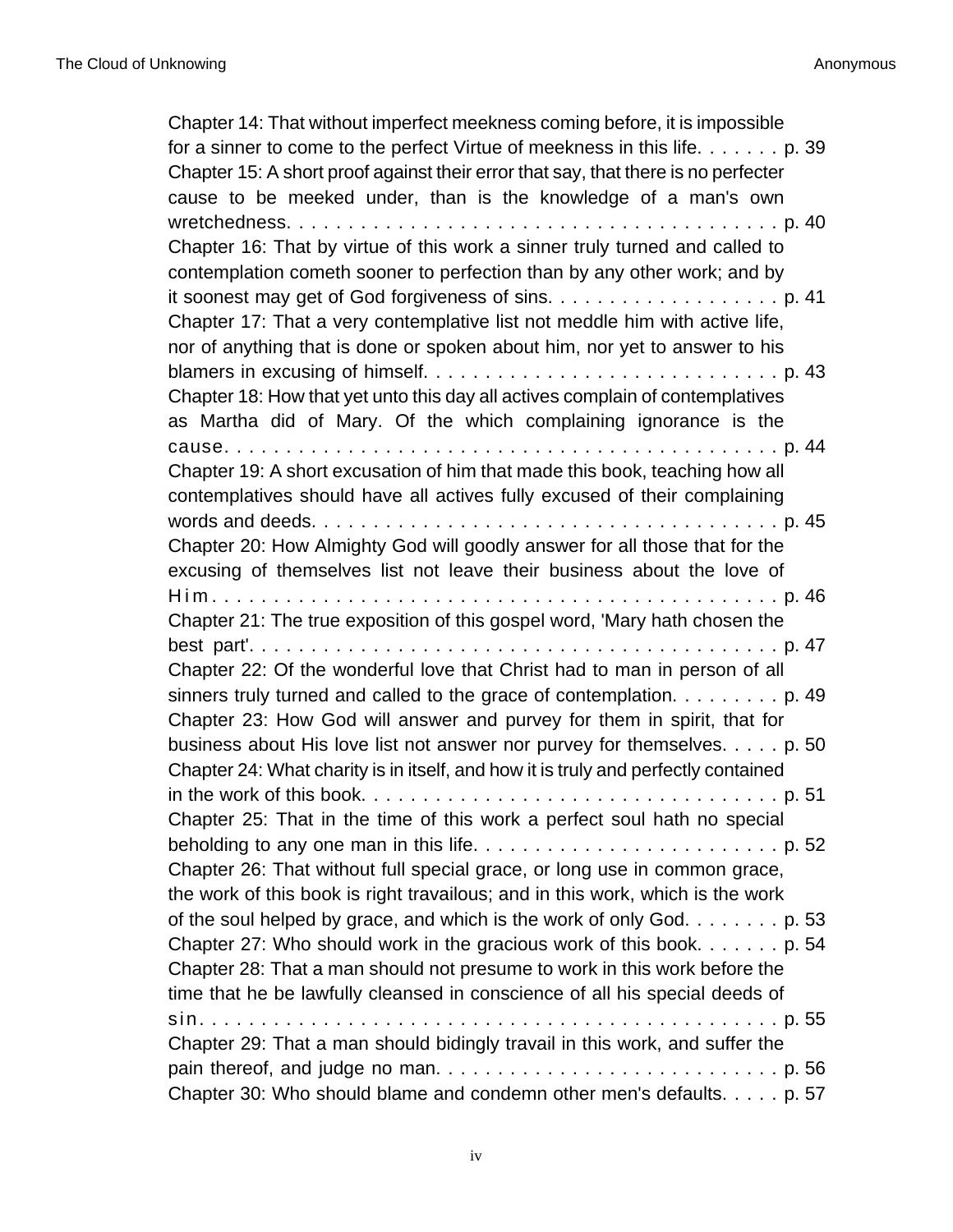Chapter 14: That without imperfect meekness coming before, it is impossible for a sinner to come to the perfect Virtue of meekness in this life. . . . . . . p. 39

Chapter 15: A short proof against their error that say, that there is no perfecter cause to be meeked under, than is the knowledge of a man's own wretchedness. . . . . . . . . . . . . . . . . . . . . . . . . . . . . . . . . . . . . . . . p. 40

Chapter 16: That by virtue of this work a sinner truly turned and called to contemplation cometh sooner to perfection than by any other work; and by it soonest may get of God forgiveness of sins. . . . . . . . . . . . . . . . . . . p. 41

Chapter 17: That a very contemplative list not meddle him with active life, nor of anything that is done or spoken about him, nor yet to answer to his blamers in excusing of himself. . . . . . . . . . . . . . . . . . . . . . . . . . . . p. 43

Chapter 18: How that yet unto this day all actives complain of contemplatives as Martha did of Mary. Of the which complaining ignorance is the cause. . . . . . . . . . . . . . . . . . . . . . . . . . . . . . . . . . . . . . . . . . . . . p. 44

Chapter 19: A short excusation of him that made this book, teaching how all contemplatives should have all actives fully excused of their complaining words and deeds. . . . . . . . . . . . . . . . . . . . . . . . . . . . . . . . . . . . . . p. 45

Chapter 20: How Almighty God will goodly answer for all those that for the excusing of themselves list not leave their business about the love of Him. . . . . . . . . . . . . . . . . . . . . . . . . . . . . . . . . . . . . . . . . . . . . p. 46

Chapter 21: The true exposition of this gospel word, 'Mary hath chosen the best part'. . . . . . . . . . . . . . . . . . . . . . . . . . . . . . . . . . . . . . . . . . . p. 47

Chapter 22: Of the wonderful love that Christ had to man in person of all sinners truly turned and called to the grace of contemplation. . . . . . . . . p. 49

Chapter 23: How God will answer and purvey for them in spirit, that for business about His love list not answer nor purvey for themselves. . . . . p. 50

Chapter 24: What charity is in itself, and how it is truly and perfectly contained in the work of this book. . . . . . . . . . . . . . . . . . . . . . . . . . . . . . . . . p. 51

Chapter 25: That in the time of this work a perfect soul hath no special beholding to any one man in this life. . . . . . . . . . . . . . . . . . . . . . . . . p. 52

Chapter 26: That without full special grace, or long use in common grace, the work of this book is right travailous; and in this work, which is the work of the soul helped by grace, and which is the work of only God. . . . . . . . p. 53

Chapter 27: Who should work in the gracious work of this book. . . . . . . p. 54

Chapter 28: That a man should not presume to work in this work before the time that he be lawfully cleansed in conscience of all his special deeds of sin. . . . . . . . . . . . . . . . . . . . . . . . . . . . . . . . . . . . . . . . . . . . . . . p. 55

Chapter 29: That a man should bidingly travail in this work, and suffer the pain thereof, and judge no man. . . . . . . . . . . . . . . . . . . . . . . . . . . . p. 56

Chapter 30: Who should blame and condemn other men's defaults. . . . . p. 57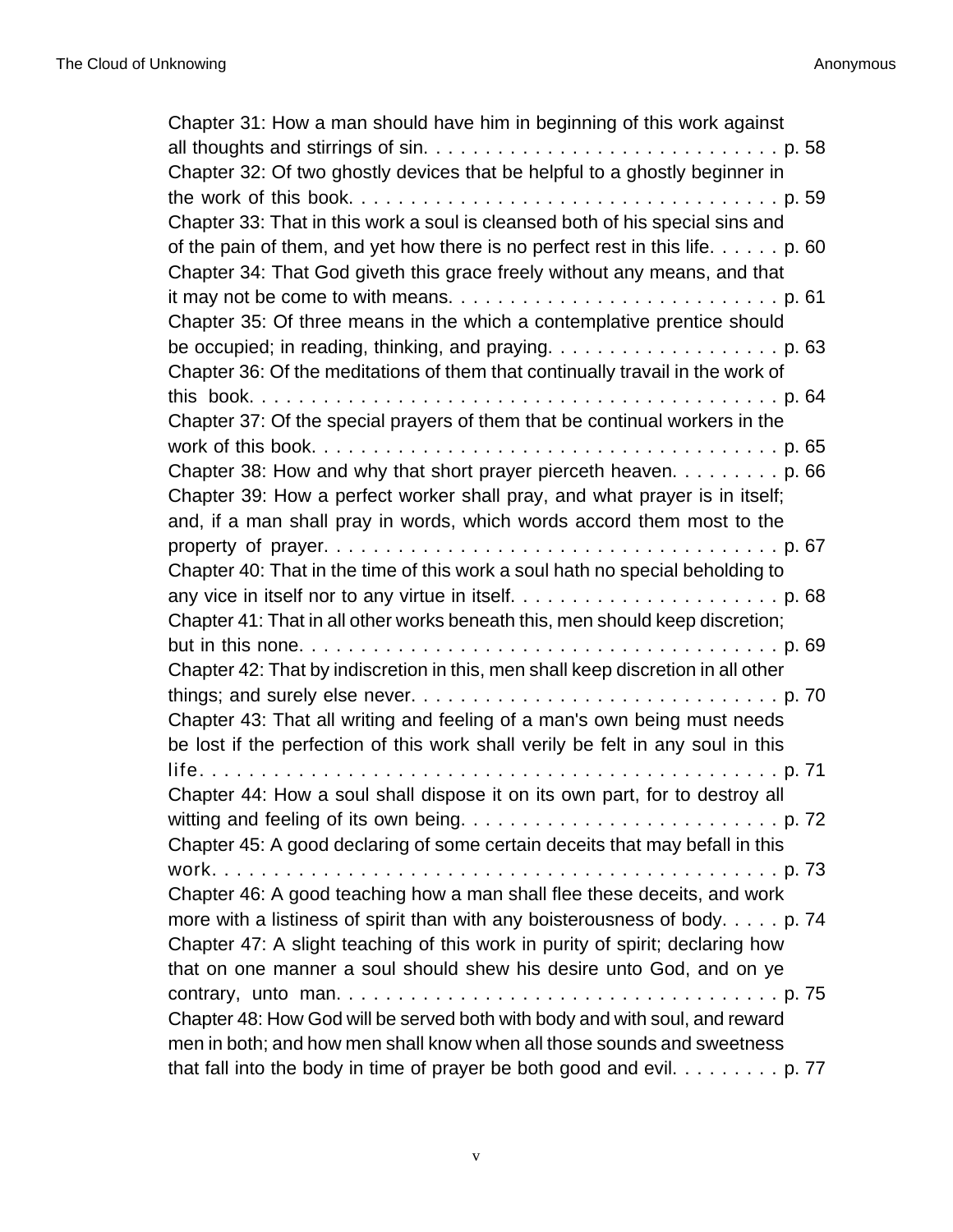Chapter 31: How a man should have him in beginning of this work against all thoughts and stirrings of sin. . . . . . . . . . . . . . . . . . . . . . . . . . . . . p. 58

Chapter 32: Of two ghostly devices that be helpful to a ghostly beginner in the work of this book. . . . . . . . . . . . . . . . . . . . . . . . . . . . . . . . . . . . p. 59

Chapter 33: That in this work a soul is cleansed both of his special sins and of the pain of them, and yet how there is no perfect rest in this life. . . . . . p. 60

Chapter 34: That God giveth this grace freely without any means, and that it may not be come to with means. . . . . . . . . . . . . . . . . . . . . . . . . . p. 61

Chapter 35: Of three means in the which a contemplative prentice should be occupied; in reading, thinking, and praying. . . . . . . . . . . . . . . . . . . p. 63

Chapter 36: Of the meditations of them that continually travail in the work of this book. . . . . . . . . . . . . . . . . . . . . . . . . . . . . . . . . . . . . . . . . . p. 64

Chapter 37: Of the special prayers of them that be continual workers in the work of this book. . . . . . . . . . . . . . . . . . . . . . . . . . . . . . . . . . . . . . p. 65

Chapter 38: How and why that short prayer pierceth heaven. . . . . . . . . p. 66

Chapter 39: How a perfect worker shall pray, and what prayer is in itself; and, if a man shall pray in words, which words accord them most to the property of prayer. . . . . . . . . . . . . . . . . . . . . . . . . . . . . . . . . . . . . p. 67

Chapter 40: That in the time of this work a soul hath no special beholding to any vice in itself nor to any virtue in itself. . . . . . . . . . . . . . . . . . . . . . p. 68

Chapter 41: That in all other works beneath this, men should keep discretion; but in this none. . . . . . . . . . . . . . . . . . . . . . . . . . . . . . . . . . . . . . . p. 69

Chapter 42: That by indiscretion in this, men shall keep discretion in all other things; and surely else never. . . . . . . . . . . . . . . . . . . . . . . . . . . . . . p. 70

Chapter 43: That all writing and feeling of a man's own being must needs be lost if the perfection of this work shall verily be felt in any soul in this life. . . . . . . . . . . . . . . . . . . . . . . . . . . . . . . . . . . . . . . . . . . . . . . p. 71

Chapter 44: How a soul shall dispose it on its own part, for to destroy all witting and feeling of its own being. . . . . . . . . . . . . . . . . . . . . . . . . . p. 72

Chapter 45: A good declaring of some certain deceits that may befall in this work. . . . . . . . . . . . . . . . . . . . . . . . . . . . . . . . . . . . . . . . . . . . . . p. 73

Chapter 46: A good teaching how a man shall flee these deceits, and work more with a listiness of spirit than with any boisterousness of body. . . . . p. 74

Chapter 47: A slight teaching of this work in purity of spirit; declaring how that on one manner a soul should shew his desire unto God, and on ye contrary, unto man. . . . . . . . . . . . . . . . . . . . . . . . . . . . . . . . . . . . p. 75

Chapter 48: How God will be served both with body and with soul, and reward men in both; and how men shall know when all those sounds and sweetness that fall into the body in time of prayer be both good and evil. . . . . . . . . p. 77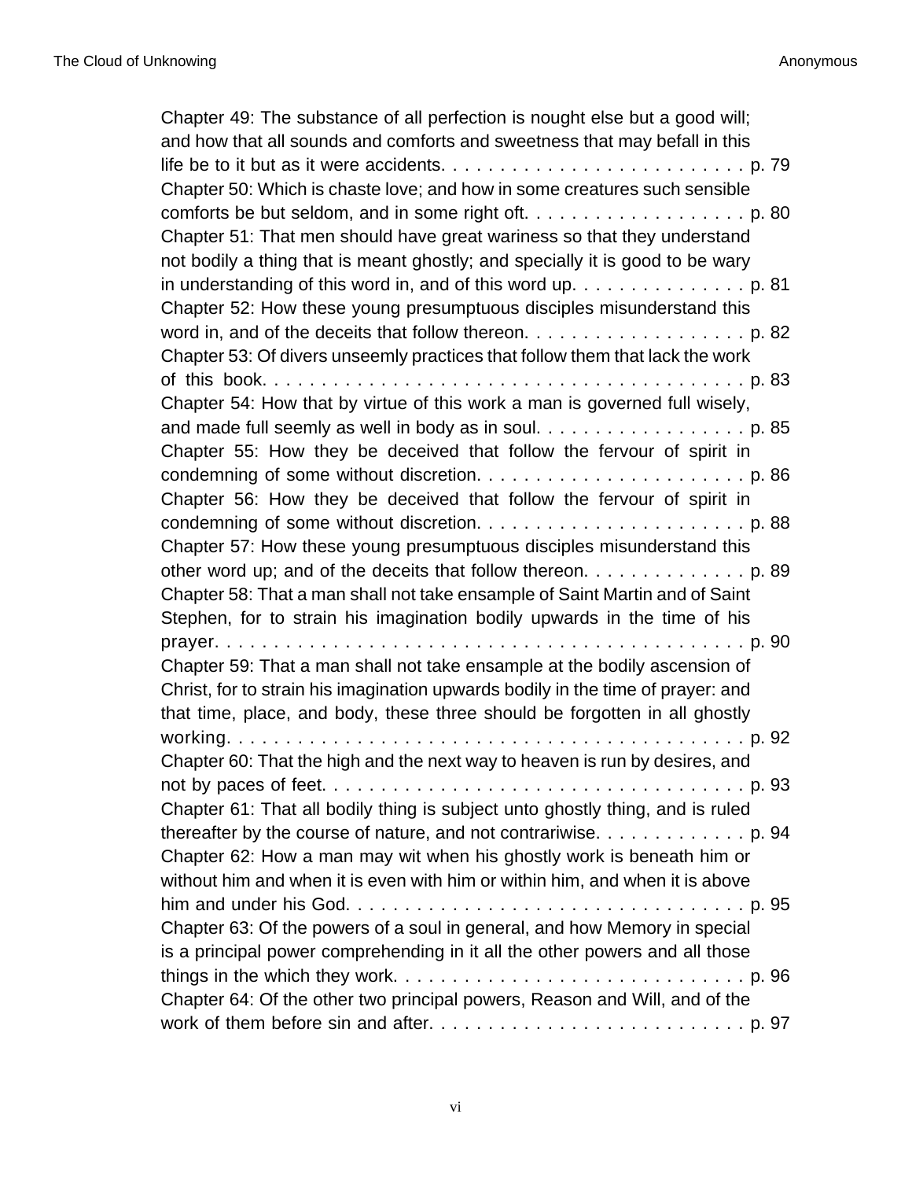Chapter 49: The substance of all perfection is nought else but a good will; and how that all sounds and comforts and sweetness that may befall in this life be to it but as it were accidents. . . . . . . . . . . . . . . . . . . . . . . . . . p. 79

Chapter 50: Which is chaste love; and how in some creatures such sensible comforts be but seldom, and in some right oft. . . . . . . . . . . . . . . . . . . p. 80

Chapter 51: That men should have great wariness so that they understand not bodily a thing that is meant ghostly; and specially it is good to be wary in understanding of this word in, and of this word up. . . . . . . . . . . . . . . p. 81

Chapter 52: How these young presumptuous disciples misunderstand this word in, and of the deceits that follow thereon. . . . . . . . . . . . . . . . . . . p. 82

Chapter 53: Of divers unseemly practices that follow them that lack the work of this book. . . . . . . . . . . . . . . . . . . . . . . . . . . . . . . . . . . . . . . . . p. 83

Chapter 54: How that by virtue of this work a man is governed full wisely, and made full seemly as well in body as in soul. . . . . . . . . . . . . . . . . . p. 85

Chapter 55: How they be deceived that follow the fervour of spirit in condemning of some without discretion. . . . . . . . . . . . . . . . . . . . . . . p. 86

Chapter 56: How they be deceived that follow the fervour of spirit in condemning of some without discretion. . . . . . . . . . . . . . . . . . . . . . . p. 88

Chapter 57: How these young presumptuous disciples misunderstand this other word up; and of the deceits that follow thereon. . . . . . . . . . . . . . p. 89

Chapter 58: That a man shall not take ensample of Saint Martin and of Saint Stephen, for to strain his imagination bodily upwards in the time of his prayer. . . . . . . . . . . . . . . . . . . . . . . . . . . . . . . . . . . . . . . . . . . . . p. 90

Chapter 59: That a man shall not take ensample at the bodily ascension of Christ, for to strain his imagination upwards bodily in the time of prayer: and that time, place, and body, these three should be forgotten in all ghostly working. . . . . . . . . . . . . . . . . . . . . . . . . . . . . . . . . . . . . . . . . . . . p. 92

Chapter 60: That the high and the next way to heaven is run by desires, and not by paces of feet. . . . . . . . . . . . . . . . . . . . . . . . . . . . . . . . . . . . . p. 93

Chapter 61: That all bodily thing is subject unto ghostly thing, and is ruled thereafter by the course of nature, and not contrariwise. . . . . . . . . . . . . p. 94

Chapter 62: How a man may wit when his ghostly work is beneath him or without him and when it is even with him or within him, and when it is above him and under his God. . . . . . . . . . . . . . . . . . . . . . . . . . . . . . . . . . . p. 95

Chapter 63: Of the powers of a soul in general, and how Memory in special is a principal power comprehending in it all the other powers and all those things in the which they work. . . . . . . . . . . . . . . . . . . . . . . . . . . . . . p. 96

Chapter 64: Of the other two principal powers, Reason and Will, and of the work of them before sin and after. . . . . . . . . . . . . . . . . . . . . . . . . . . p. 97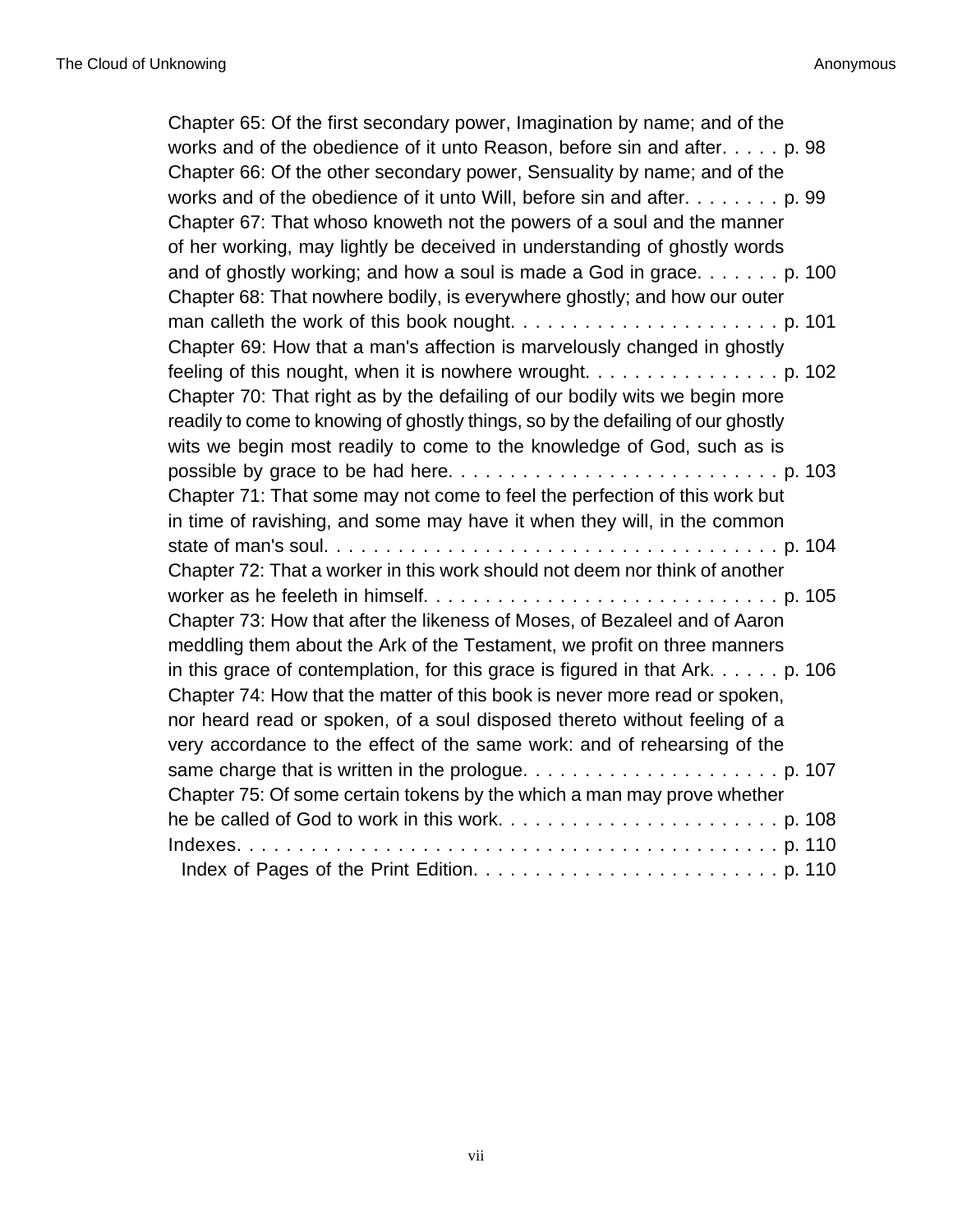Chapter 65: Of the first secondary power, Imagination by name; and of the works and of the obedience of it unto Reason, before sin and after. . . . . p. 98

Chapter 66: Of the other secondary power, Sensuality by name; and of the works and of the obedience of it unto Will, before sin and after. . . . . . . . p. 99

Chapter 67: That whoso knoweth not the powers of a soul and the manner of her working, may lightly be deceived in understanding of ghostly words and of ghostly working; and how a soul is made a God in grace. . . . . . . p. 100

Chapter 68: That nowhere bodily, is everywhere ghostly; and how our outer man calleth the work of this book nought. . . . . . . . . . . . . . . . . . . . . . p. 101

Chapter 69: How that a man's affection is marvelously changed in ghostly feeling of this nought, when it is nowhere wrought. . . . . . . . . . . . . . . . p. 102

Chapter 70: That right as by the defailing of our bodily wits we begin more readily to come to knowing of ghostly things, so by the defailing of our ghostly wits we begin most readily to come to the knowledge of God, such as is possible by grace to be had here. . . . . . . . . . . . . . . . . . . . . . . . . . . p. 103

Chapter 71: That some may not come to feel the perfection of this work but in time of ravishing, and some may have it when they will, in the common state of man's soul. . . . . . . . . . . . . . . . . . . . . . . . . . . . . . . . . . . . . . p. 104

Chapter 72: That a worker in this work should not deem nor think of another worker as he feeleth in himself. . . . . . . . . . . . . . . . . . . . . . . . . . . . . p. 105

Chapter 73: How that after the likeness of Moses, of Bezaleel and of Aaron meddling them about the Ark of the Testament, we profit on three manners in this grace of contemplation, for this grace is figured in that Ark. . . . . . p. 106

Chapter 74: How that the matter of this book is never more read or spoken, nor heard read or spoken, of a soul disposed thereto without feeling of a very accordance to the effect of the same work: and of rehearsing of the same charge that is written in the prologue. . . . . . . . . . . . . . . . . . . . . p. 107

Chapter 75: Of some certain tokens by the which a man may prove whether he be called of God to work in this work. . . . . . . . . . . . . . . . . . . . . . . p. 108

Indexes. . . . . . . . . . . . . . . . . . . . . . . . . . . . . . . . . . . . . . . . . . . p. 110

- Index of Pages of the Print Edition. . . . . . . . . . . . . . . . . . . . . . . . . p. 110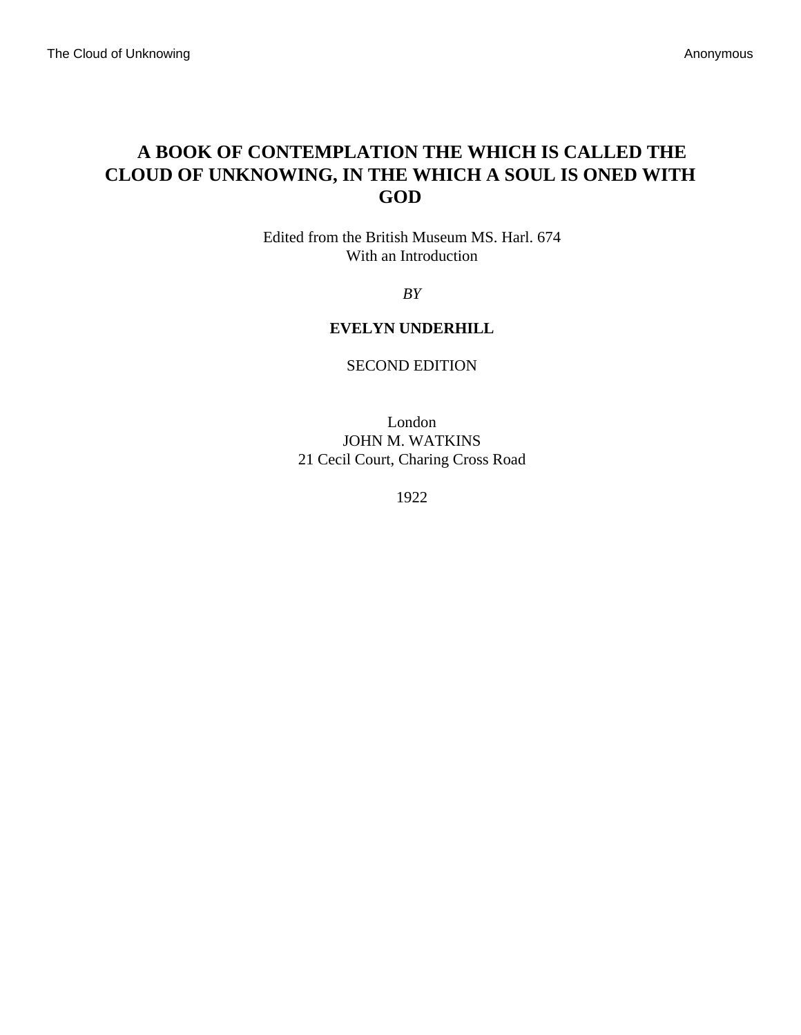# A BOOK OF CONTEMPLATION THE WHICH IS CALLED THE CLOUD OF UNKNOWING, IN THE WHICH A SOUL IS ONED WITH GOD

Edited from the British Museum MS. Harl. 674
With an Introduction

*BY*

**EVELYN UNDERHILL**

SECOND EDITION

London
JOHN M. WATKINS
21 Cecil Court, Charing Cross Road

1922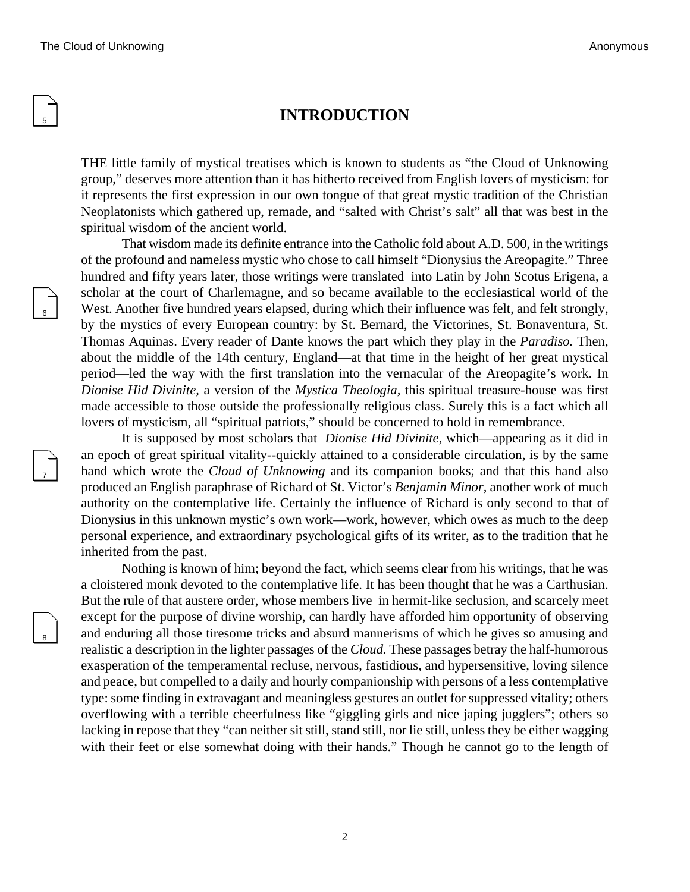# INTRODUCTION

THE little family of mystical treatises which is known to students as "the Cloud of Unknowing group," deserves more attention than it has hitherto received from English lovers of mysticism: for it represents the first expression in our own tongue of that great mystic tradition of the Christian Neoplatonists which gathered up, remade, and "salted with Christ's salt" all that was best in the spiritual wisdom of the ancient world.

That wisdom made its definite entrance into the Catholic fold about A.D. 500, in the writings of the profound and nameless mystic who chose to call himself "Dionysius the Areopagite." Three hundred and fifty years later, those writings were translated into Latin by John Scotus Erigena, a scholar at the court of Charlemagne, and so became available to the ecclesiastical world of the West. Another five hundred years elapsed, during which their influence was felt, and felt strongly, by the mystics of every European country: by St. Bernard, the Victorines, St. Bonaventura, St. Thomas Aquinas. Every reader of Dante knows the part which they play in the *Paradiso.* Then, about the middle of the 14th century, England—at that time in the height of her great mystical period—led the way with the first translation into the vernacular of the Areopagite's work. In *Dionise Hid Divinite,* a version of the *Mystica Theologia,* this spiritual treasure-house was first made accessible to those outside the professionally religious class. Surely this is a fact which all lovers of mysticism, all "spiritual patriots," should be concerned to hold in remembrance.

It is supposed by most scholars that *Dionise Hid Divinite*, which—appearing as it did in an epoch of great spiritual vitality--quickly attained to a considerable circulation, is by the same hand which wrote the *Cloud of Unknowing* and its companion books; and that this hand also produced an English paraphrase of Richard of St. Victor's *Benjamin Minor,* another work of much authority on the contemplative life. Certainly the influence of Richard is only second to that of Dionysius in this unknown mystic's own work—work, however, which owes as much to the deep personal experience, and extraordinary psychological gifts of its writer, as to the tradition that he inherited from the past.

Nothing is known of him; beyond the fact, which seems clear from his writings, that he was a cloistered monk devoted to the contemplative life. It has been thought that he was a Carthusian. But the rule of that austere order, whose members live in hermit-like seclusion, and scarcely meet except for the purpose of divine worship, can hardly have afforded him opportunity of observing and enduring all those tiresome tricks and absurd mannerisms of which he gives so amusing and realistic a description in the lighter passages of the *Cloud.* These passages betray the half-humorous exasperation of the temperamental recluse, nervous, fastidious, and hypersensitive, loving silence and peace, but compelled to a daily and hourly companionship with persons of a less contemplative type: some finding in extravagant and meaningless gestures an outlet for suppressed vitality; others overflowing with a terrible cheerfulness like "giggling girls and nice japing jugglers"; others so lacking in repose that they "can neither sit still, stand still, nor lie still, unless they be either wagging with their feet or else somewhat doing with their hands." Though he cannot go to the length of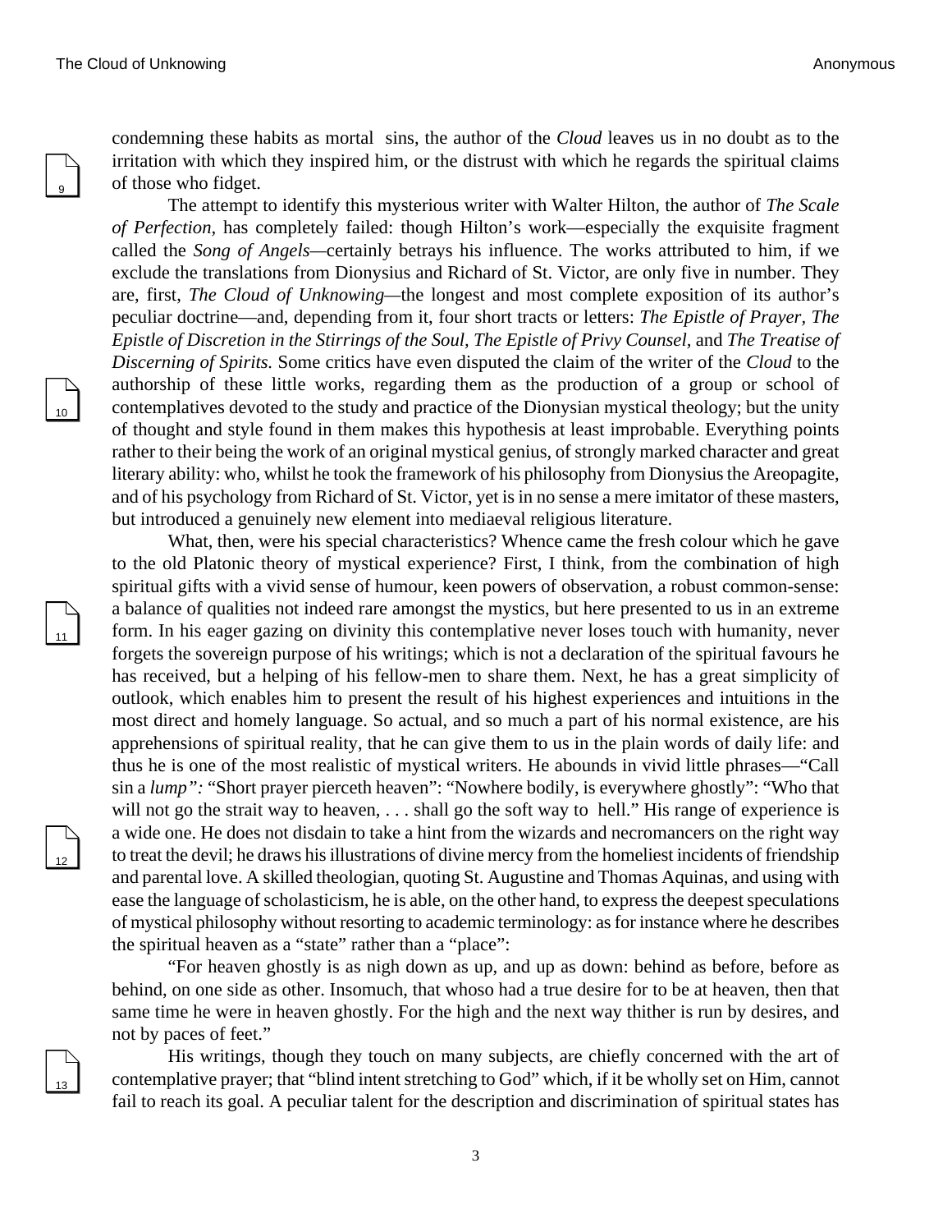condemning these habits as mortal sins, the author of the *Cloud* leaves us in no doubt as to the irritation with which they inspired him, or the distrust with which he regards the spiritual claims of those who fidget.

The attempt to identify this mysterious writer with Walter Hilton, the author of *The Scale of Perfection*, has completely failed: though Hilton's work—especially the exquisite fragment called the *Song of Angels*—certainly betrays his influence. The works attributed to him, if we exclude the translations from Dionysius and Richard of St. Victor, are only five in number. They are, first, *The Cloud of Unknowing*—the longest and most complete exposition of its author's peculiar doctrine—and, depending from it, four short tracts or letters: *The Epistle of Prayer*, *The Epistle of Discretion in the Stirrings of the Soul*, *The Epistle of Privy Counsel*, and *The Treatise of Discerning of Spirits.* Some critics have even disputed the claim of the writer of the *Cloud* to the authorship of these little works, regarding them as the production of a group or school of contemplatives devoted to the study and practice of the Dionysian mystical theology; but the unity of thought and style found in them makes this hypothesis at least improbable. Everything points rather to their being the work of an original mystical genius, of strongly marked character and great literary ability: who, whilst he took the framework of his philosophy from Dionysius the Areopagite, and of his psychology from Richard of St. Victor, yet is in no sense a mere imitator of these masters, but introduced a genuinely new element into mediaeval religious literature.

What, then, were his special characteristics? Whence came the fresh colour which he gave to the old Platonic theory of mystical experience? First, I think, from the combination of high spiritual gifts with a vivid sense of humour, keen powers of observation, a robust common-sense: a balance of qualities not indeed rare amongst the mystics, but here presented to us in an extreme form. In his eager gazing on divinity this contemplative never loses touch with humanity, never forgets the sovereign purpose of his writings; which is not a declaration of the spiritual favours he has received, but a helping of his fellow-men to share them. Next, he has a great simplicity of outlook, which enables him to present the result of his highest experiences and intuitions in the most direct and homely language. So actual, and so much a part of his normal existence, are his apprehensions of spiritual reality, that he can give them to us in the plain words of daily life: and thus he is one of the most realistic of mystical writers. He abounds in vivid little phrases—"Call sin a *lump":* "Short prayer pierceth heaven": "Nowhere bodily, is everywhere ghostly": "Who that will not go the strait way to heaven, . . . shall go the soft way to hell." His range of experience is a wide one. He does not disdain to take a hint from the wizards and necromancers on the right way to treat the devil; he draws his illustrations of divine mercy from the homeliest incidents of friendship and parental love. A skilled theologian, quoting St. Augustine and Thomas Aquinas, and using with ease the language of scholasticism, he is able, on the other hand, to express the deepest speculations of mystical philosophy without resorting to academic terminology: as for instance where he describes the spiritual heaven as a "state" rather than a "place":

"For heaven ghostly is as nigh down as up, and up as down: behind as before, before as behind, on one side as other. Insomuch, that whoso had a true desire for to be at heaven, then that same time he were in heaven ghostly. For the high and the next way thither is run by desires, and not by paces of feet."

His writings, though they touch on many subjects, are chiefly concerned with the art of contemplative prayer; that "blind intent stretching to God" which, if it be wholly set on Him, cannot fail to reach its goal. A peculiar talent for the description and discrimination of spiritual states has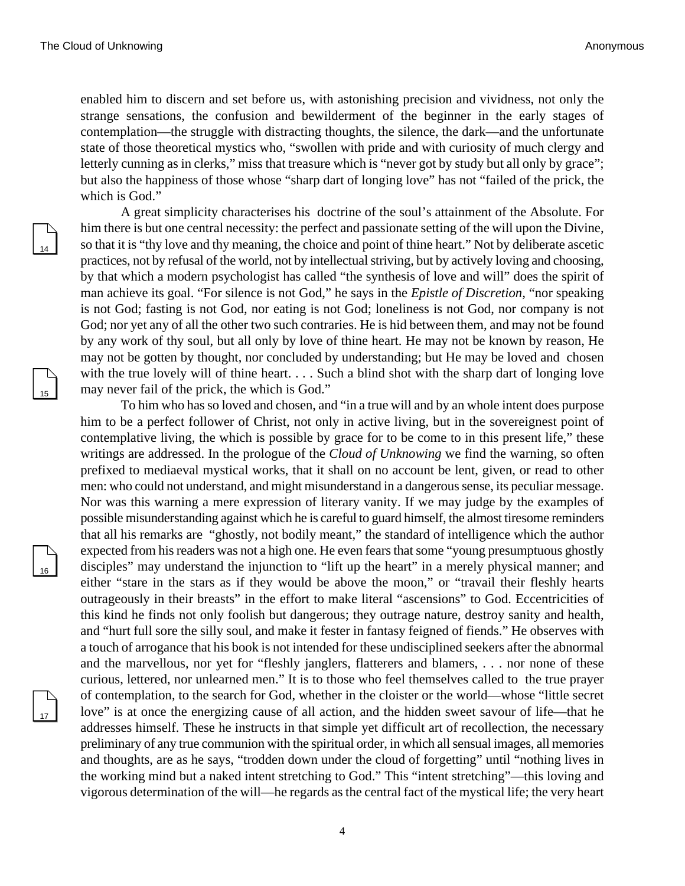enabled him to discern and set before us, with astonishing precision and vividness, not only the strange sensations, the confusion and bewilderment of the beginner in the early stages of contemplation—the struggle with distracting thoughts, the silence, the dark—and the unfortunate state of those theoretical mystics who, "swollen with pride and with curiosity of much clergy and letterly cunning as in clerks," miss that treasure which is "never got by study but all only by grace"; but also the happiness of those whose "sharp dart of longing love" has not "failed of the prick, the which is God."

A great simplicity characterises his doctrine of the soul's attainment of the Absolute. For him there is but one central necessity: the perfect and passionate setting of the will upon the Divine, so that it is "thy love and thy meaning, the choice and point of thine heart." Not by deliberate ascetic practices, not by refusal of the world, not by intellectual striving, but by actively loving and choosing, by that which a modern psychologist has called "the synthesis of love and will" does the spirit of man achieve its goal. "For silence is not God," he says in the *Epistle of Discretion*, "nor speaking is not God; fasting is not God, nor eating is not God; loneliness is not God, nor company is not God; nor yet any of all the other two such contraries. He is hid between them, and may not be found by any work of thy soul, but all only by love of thine heart. He may not be known by reason, He may not be gotten by thought, nor concluded by understanding; but He may be loved and chosen with the true lovely will of thine heart. . . . Such a blind shot with the sharp dart of longing love may never fail of the prick, the which is God."

To him who has so loved and chosen, and "in a true will and by an whole intent does purpose him to be a perfect follower of Christ, not only in active living, but in the sovereignest point of contemplative living, the which is possible by grace for to be come to in this present life," these writings are addressed. In the prologue of the *Cloud of Unknowing* we find the warning, so often prefixed to mediaeval mystical works, that it shall on no account be lent, given, or read to other men: who could not understand, and might misunderstand in a dangerous sense, its peculiar message. Nor was this warning a mere expression of literary vanity. If we may judge by the examples of possible misunderstanding against which he is careful to guard himself, the almost tiresome reminders that all his remarks are "ghostly, not bodily meant," the standard of intelligence which the author expected from his readers was not a high one. He even fears that some "young presumptuous ghostly disciples" may understand the injunction to "lift up the heart" in a merely physical manner; and either "stare in the stars as if they would be above the moon," or "travail their fleshly hearts outrageously in their breasts" in the effort to make literal "ascensions" to God. Eccentricities of this kind he finds not only foolish but dangerous; they outrage nature, destroy sanity and health, and "hurt full sore the silly soul, and make it fester in fantasy feigned of fiends." He observes with a touch of arrogance that his book is not intended for these undisciplined seekers after the abnormal and the marvellous, nor yet for "fleshly janglers, flatterers and blamers, . . . nor none of these curious, lettered, nor unlearned men." It is to those who feel themselves called to the true prayer of contemplation, to the search for God, whether in the cloister or the world—whose "little secret love" is at once the energizing cause of all action, and the hidden sweet savour of life—that he addresses himself. These he instructs in that simple yet difficult art of recollection, the necessary preliminary of any true communion with the spiritual order, in which all sensual images, all memories and thoughts, are as he says, "trodden down under the cloud of forgetting" until "nothing lives in the working mind but a naked intent stretching to God." This "intent stretching"—this loving and vigorous determination of the will—he regards as the central fact of the mystical life; the very heart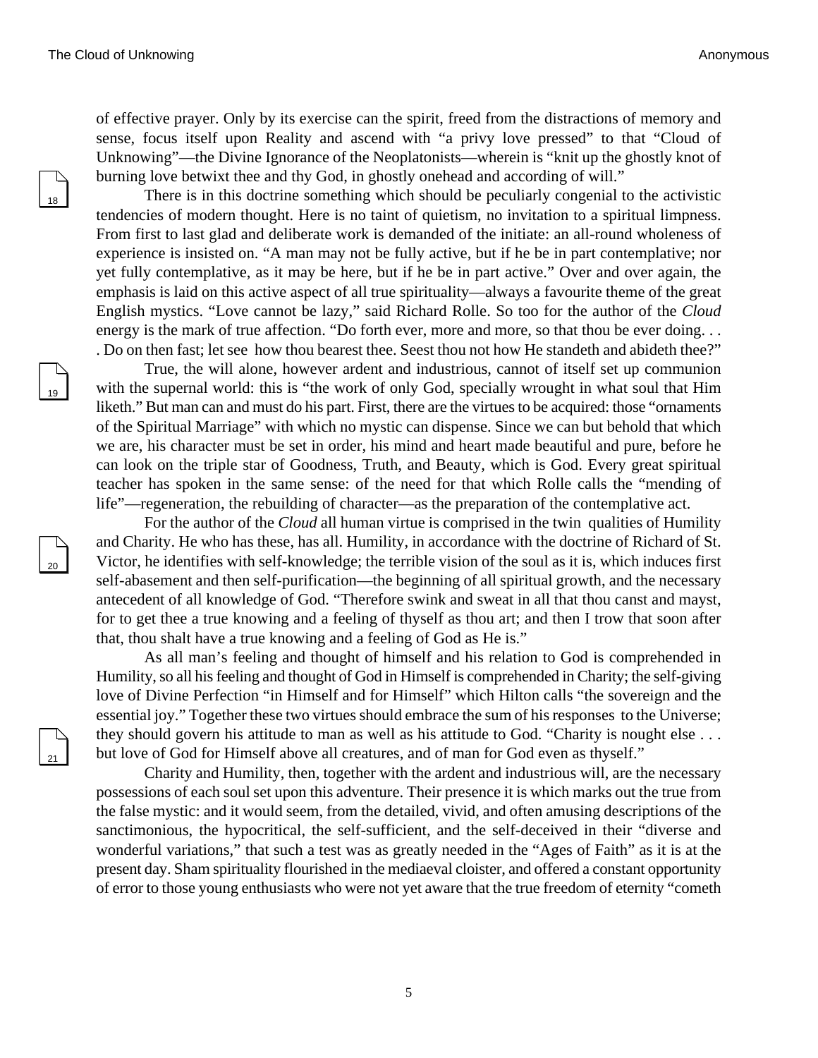of effective prayer. Only by its exercise can the spirit, freed from the distractions of memory and sense, focus itself upon Reality and ascend with "a privy love pressed" to that "Cloud of Unknowing"—the Divine Ignorance of the Neoplatonists—wherein is "knit up the ghostly knot of burning love betwixt thee and thy God, in ghostly onehead and according of will."

There is in this doctrine something which should be peculiarly congenial to the activistic tendencies of modern thought. Here is no taint of quietism, no invitation to a spiritual limpness. From first to last glad and deliberate work is demanded of the initiate: an all-round wholeness of experience is insisted on. "A man may not be fully active, but if he be in part contemplative; nor yet fully contemplative, as it may be here, but if he be in part active." Over and over again, the emphasis is laid on this active aspect of all true spirituality—always a favourite theme of the great English mystics. "Love cannot be lazy," said Richard Rolle. So too for the author of the *Cloud* energy is the mark of true affection. "Do forth ever, more and more, so that thou be ever doing. . . . Do on then fast; let see how thou bearest thee. Seest thou not how He standeth and abideth thee?"

True, the will alone, however ardent and industrious, cannot of itself set up communion with the supernal world: this is "the work of only God, specially wrought in what soul that Him liketh." But man can and must do his part. First, there are the virtues to be acquired: those "ornaments of the Spiritual Marriage" with which no mystic can dispense. Since we can but behold that which we are, his character must be set in order, his mind and heart made beautiful and pure, before he can look on the triple star of Goodness, Truth, and Beauty, which is God. Every great spiritual teacher has spoken in the same sense: of the need for that which Rolle calls the "mending of life"—regeneration, the rebuilding of character—as the preparation of the contemplative act.

For the author of the *Cloud* all human virtue is comprised in the twin qualities of Humility and Charity. He who has these, has all. Humility, in accordance with the doctrine of Richard of St. Victor, he identifies with self-knowledge; the terrible vision of the soul as it is, which induces first self-abasement and then self-purification—the beginning of all spiritual growth, and the necessary antecedent of all knowledge of God. "Therefore swink and sweat in all that thou canst and mayst, for to get thee a true knowing and a feeling of thyself as thou art; and then I trow that soon after that, thou shalt have a true knowing and a feeling of God as He is."

As all man's feeling and thought of himself and his relation to God is comprehended in Humility, so all his feeling and thought of God in Himself is comprehended in Charity; the self-giving love of Divine Perfection "in Himself and for Himself" which Hilton calls "the sovereign and the essential joy." Together these two virtues should embrace the sum of his responses to the Universe; they should govern his attitude to man as well as his attitude to God. "Charity is nought else . . . but love of God for Himself above all creatures, and of man for God even as thyself."

Charity and Humility, then, together with the ardent and industrious will, are the necessary possessions of each soul set upon this adventure. Their presence it is which marks out the true from the false mystic: and it would seem, from the detailed, vivid, and often amusing descriptions of the sanctimonious, the hypocritical, the self-sufficient, and the self-deceived in their "diverse and wonderful variations," that such a test was as greatly needed in the "Ages of Faith" as it is at the present day. Sham spirituality flourished in the mediaeval cloister, and offered a constant opportunity of error to those young enthusiasts who were not yet aware that the true freedom of eternity "cometh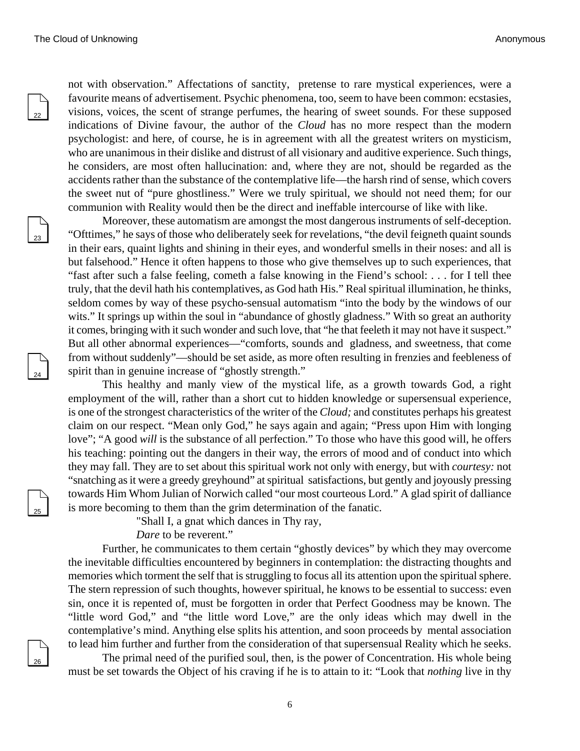not with observation." Affectations of sanctity, pretense to rare mystical experiences, were a favourite means of advertisement. Psychic phenomena, too, seem to have been common: ecstasies, visions, voices, the scent of strange perfumes, the hearing of sweet sounds. For these supposed indications of Divine favour, the author of the *Cloud* has no more respect than the modern psychologist: and here, of course, he is in agreement with all the greatest writers on mysticism, who are unanimous in their dislike and distrust of all visionary and auditive experience. Such things, he considers, are most often hallucination: and, where they are not, should be regarded as the accidents rather than the substance of the contemplative life—the harsh rind of sense, which covers the sweet nut of "pure ghostliness." Were we truly spiritual, we should not need them; for our communion with Reality would then be the direct and ineffable intercourse of like with like.

Moreover, these automatism are amongst the most dangerous instruments of self-deception. "Ofttimes," he says of those who deliberately seek for revelations, "the devil feigneth quaint sounds in their ears, quaint lights and shining in their eyes, and wonderful smells in their noses: and all is but falsehood." Hence it often happens to those who give themselves up to such experiences, that "fast after such a false feeling, cometh a false knowing in the Fiend's school: . . . for I tell thee truly, that the devil hath his contemplatives, as God hath His." Real spiritual illumination, he thinks, seldom comes by way of these psycho-sensual automatism "into the body by the windows of our wits." It springs up within the soul in "abundance of ghostly gladness." With so great an authority it comes, bringing with it such wonder and such love, that "he that feeleth it may not have it suspect." But all other abnormal experiences—"comforts, sounds and gladness, and sweetness, that come from without suddenly"—should be set aside, as more often resulting in frenzies and feebleness of spirit than in genuine increase of "ghostly strength."

This healthy and manly view of the mystical life, as a growth towards God, a right employment of the will, rather than a short cut to hidden knowledge or supersensual experience, is one of the strongest characteristics of the writer of the *Cloud;* and constitutes perhaps his greatest claim on our respect. "Mean only God," he says again and again; "Press upon Him with longing love"; "A good *will* is the substance of all perfection." To those who have this good will, he offers his teaching: pointing out the dangers in their way, the errors of mood and of conduct into which they may fall. They are to set about this spiritual work not only with energy, but with *courtesy:* not "snatching as it were a greedy greyhound" at spiritual satisfactions, but gently and joyously pressing towards Him Whom Julian of Norwich called "our most courteous Lord." A glad spirit of dalliance is more becoming to them than the grim determination of the fanatic.

> "Shall I, a gnat which dances in Thy ray,
> *Dare* to be reverent."

Further, he communicates to them certain "ghostly devices" by which they may overcome the inevitable difficulties encountered by beginners in contemplation: the distracting thoughts and memories which torment the self that is struggling to focus all its attention upon the spiritual sphere. The stern repression of such thoughts, however spiritual, he knows to be essential to success: even sin, once it is repented of, must be forgotten in order that Perfect Goodness may be known. The "little word God," and "the little word Love," are the only ideas which may dwell in the contemplative's mind. Anything else splits his attention, and soon proceeds by mental association to lead him further and further from the consideration of that supersensual Reality which he seeks.

The primal need of the purified soul, then, is the power of Concentration. His whole being must be set towards the Object of his craving if he is to attain to it: "Look that *nothing* live in thy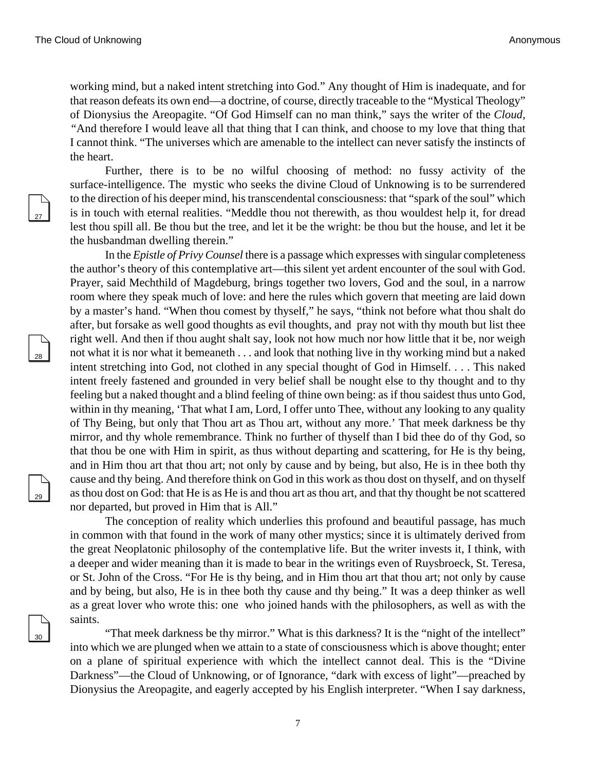working mind, but a naked intent stretching into God.” Any thought of Him is inadequate, and for that reason defeats its own end—a doctrine, of course, directly traceable to the “Mystical Theology” of Dionysius the Areopagite. “Of God Himself can no man think,” says the writer of the *Cloud, “*And therefore I would leave all that thing that I can think, and choose to my love that thing that I cannot think. “The universes which are amenable to the intellect can never satisfy the instincts of the heart.

Further, there is to be no wilful choosing of method: no fussy activity of the surface-intelligence. The mystic who seeks the divine Cloud of Unknowing is to be surrendered to the direction of his deeper mind, his transcendental consciousness: that “spark of the soul” which is in touch with eternal realities. “Meddle thou not therewith, as thou wouldest help it, for dread lest thou spill all. Be thou but the tree, and let it be the wright: be thou but the house, and let it be the husbandman dwelling therein.”

In the *Epistle of Privy Counsel* there is a passage which expresses with singular completeness the author’s theory of this contemplative art—this silent yet ardent encounter of the soul with God. Prayer, said Mechthild of Magdeburg, brings together two lovers, God and the soul, in a narrow room where they speak much of love: and here the rules which govern that meeting are laid down by a master’s hand. “When thou comest by thyself,” he says, “think not before what thou shalt do after, but forsake as well good thoughts as evil thoughts, and pray not with thy mouth but list thee right well. And then if thou aught shalt say, look not how much nor how little that it be, nor weigh not what it is nor what it bemeaneth . . . and look that nothing live in thy working mind but a naked intent stretching into God, not clothed in any special thought of God in Himself. . . . This naked intent freely fastened and grounded in very belief shall be nought else to thy thought and to thy feeling but a naked thought and a blind feeling of thine own being: as if thou saidest thus unto God, within in thy meaning, ‘That what I am, Lord, I offer unto Thee, without any looking to any quality of Thy Being, but only that Thou art as Thou art, without any more.’ That meek darkness be thy mirror, and thy whole remembrance. Think no further of thyself than I bid thee do of thy God, so that thou be one with Him in spirit, as thus without departing and scattering, for He is thy being, and in Him thou art that thou art; not only by cause and by being, but also, He is in thee both thy cause and thy being. And therefore think on God in this work as thou dost on thyself, and on thyself as thou dost on God: that He is as He is and thou art as thou art, and that thy thought be not scattered nor departed, but proved in Him that is All.”

The conception of reality which underlies this profound and beautiful passage, has much in common with that found in the work of many other mystics; since it is ultimately derived from the great Neoplatonic philosophy of the contemplative life. But the writer invests it, I think, with a deeper and wider meaning than it is made to bear in the writings even of Ruysbroeck, St. Teresa, or St. John of the Cross. “For He is thy being, and in Him thou art that thou art; not only by cause and by being, but also, He is in thee both thy cause and thy being.” It was a deep thinker as well as a great lover who wrote this: one who joined hands with the philosophers, as well as with the saints.

“That meek darkness be thy mirror.” What is this darkness? It is the “night of the intellect” into which we are plunged when we attain to a state of consciousness which is above thought; enter on a plane of spiritual experience with which the intellect cannot deal. This is the “Divine Darkness”—the Cloud of Unknowing, or of Ignorance, “dark with excess of light”—preached by Dionysius the Areopagite, and eagerly accepted by his English interpreter. “When I say darkness,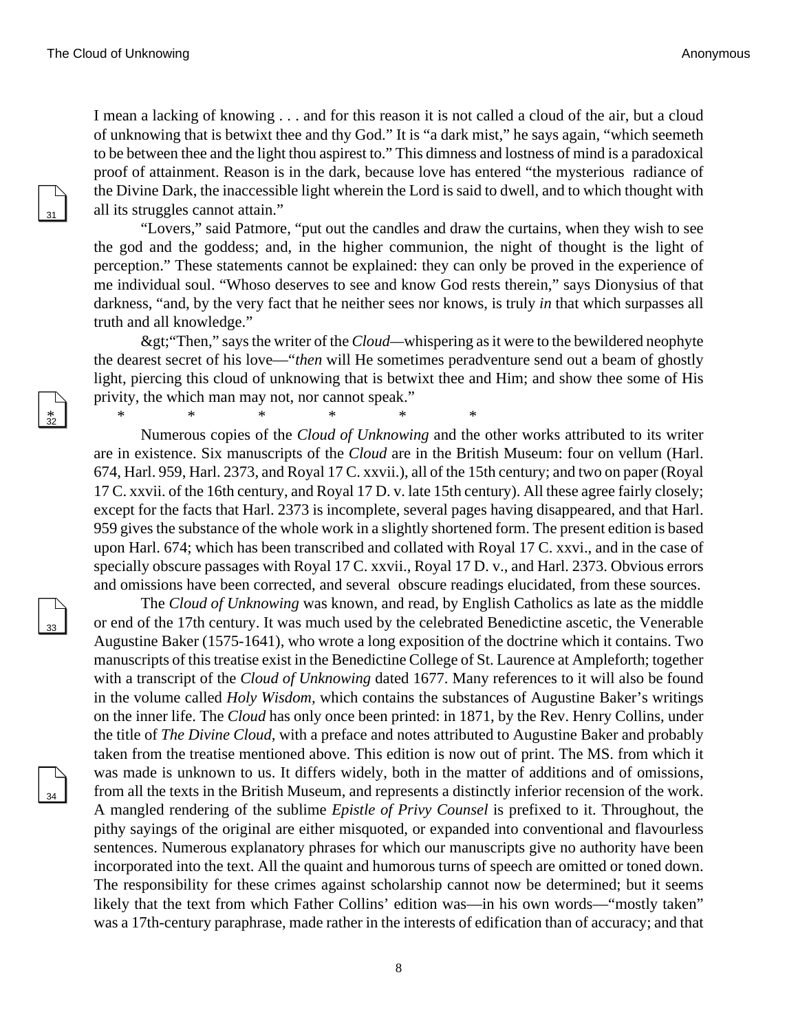I mean a lacking of knowing . . . and for this reason it is not called a cloud of the air, but a cloud of unknowing that is betwixt thee and thy God." It is "a dark mist," he says again, "which seemeth to be between thee and the light thou aspirest to." This dimness and lostness of mind is a paradoxical proof of attainment. Reason is in the dark, because love has entered "the mysterious radiance of the Divine Dark, the inaccessible light wherein the Lord is said to dwell, and to which thought with all its struggles cannot attain."

"Lovers," said Patmore, "put out the candles and draw the curtains, when they wish to see the god and the goddess; and, in the higher communion, the night of thought is the light of perception." These statements cannot be explained: they can only be proved in the experience of me individual soul. "Whoso deserves to see and know God rests therein," says Dionysius of that darkness, "and, by the very fact that he neither sees nor knows, is truly *in* that which surpasses all truth and all knowledge."

&gt;"Then," says the writer of the *Cloud*—whispering as it were to the bewildered neophyte the dearest secret of his love—"*then* will He sometimes peradventure send out a beam of ghostly light, piercing this cloud of unknowing that is betwixt thee and Him; and show thee some of His privity, the which man may not, nor cannot speak."

\*   \*   \*   \*   \*   \*

Numerous copies of the *Cloud of Unknowing* and the other works attributed to its writer are in existence. Six manuscripts of the *Cloud* are in the British Museum: four on vellum (Harl. 674, Harl. 959, Harl. 2373, and Royal 17 C. xxvii.), all of the 15th century; and two on paper (Royal 17 C. xxvii. of the 16th century, and Royal 17 D. v. late 15th century). All these agree fairly closely; except for the facts that Harl. 2373 is incomplete, several pages having disappeared, and that Harl. 959 gives the substance of the whole work in a slightly shortened form. The present edition is based upon Harl. 674; which has been transcribed and collated with Royal 17 C. xxvi., and in the case of specially obscure passages with Royal 17 C. xxvii., Royal 17 D. v., and Harl. 2373. Obvious errors and omissions have been corrected, and several obscure readings elucidated, from these sources.

The *Cloud of Unknowing* was known, and read, by English Catholics as late as the middle or end of the 17th century. It was much used by the celebrated Benedictine ascetic, the Venerable Augustine Baker (1575-1641), who wrote a long exposition of the doctrine which it contains. Two manuscripts of this treatise exist in the Benedictine College of St. Laurence at Ampleforth; together with a transcript of the *Cloud of Unknowing* dated 1677. Many references to it will also be found in the volume called *Holy Wisdom,* which contains the substances of Augustine Baker's writings on the inner life. The *Cloud* has only once been printed: in 1871, by the Rev. Henry Collins, under the title of *The Divine Cloud,* with a preface and notes attributed to Augustine Baker and probably taken from the treatise mentioned above. This edition is now out of print. The MS. from which it was made is unknown to us. It differs widely, both in the matter of additions and of omissions, from all the texts in the British Museum, and represents a distinctly inferior recension of the work. A mangled rendering of the sublime *Epistle of Privy Counsel* is prefixed to it. Throughout, the pithy sayings of the original are either misquoted, or expanded into conventional and flavourless sentences. Numerous explanatory phrases for which our manuscripts give no authority have been incorporated into the text. All the quaint and humorous turns of speech are omitted or toned down. The responsibility for these crimes against scholarship cannot now be determined; but it seems likely that the text from which Father Collins' edition was—in his own words—"mostly taken" was a 17th-century paraphrase, made rather in the interests of edification than of accuracy; and that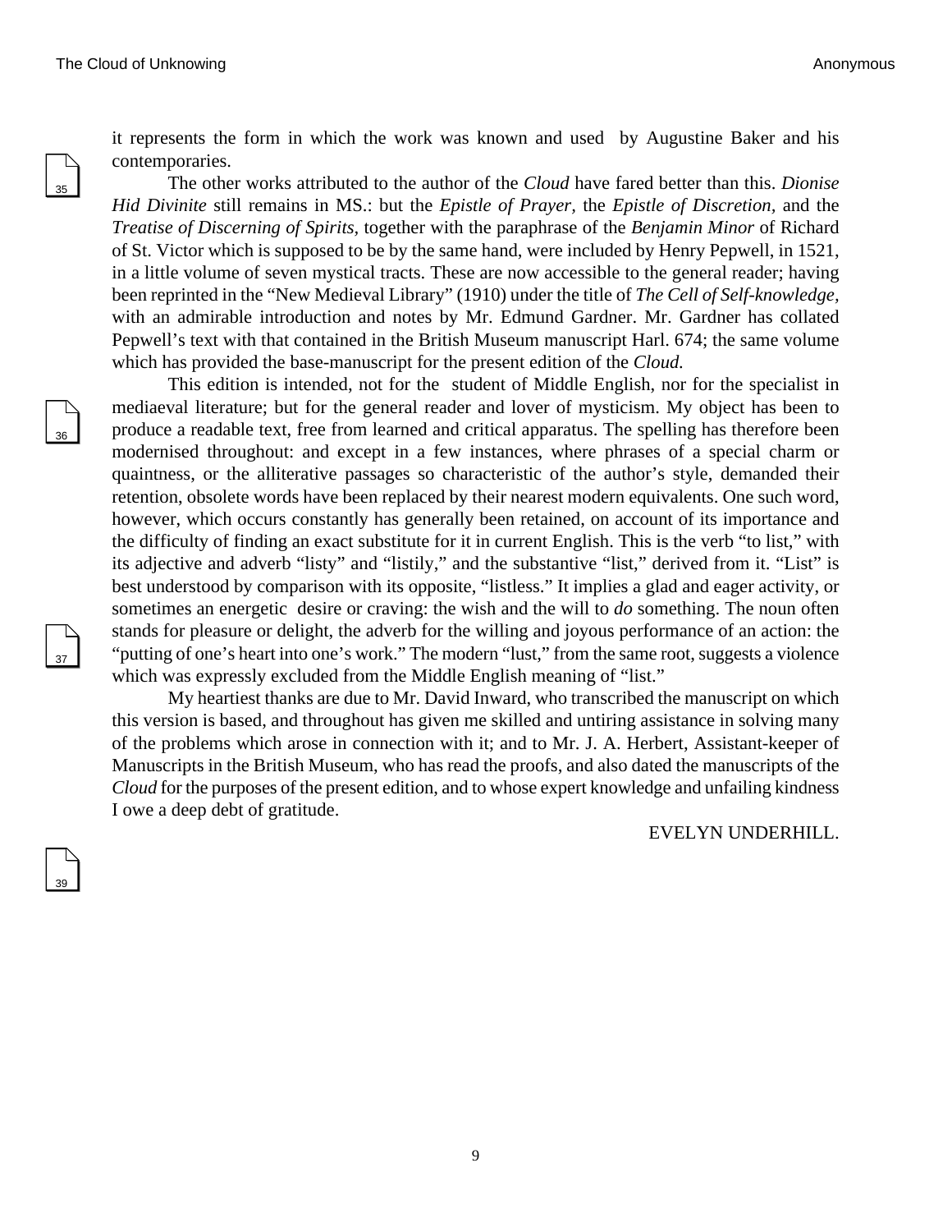it represents the form in which the work was known and used by Augustine Baker and his contemporaries.

The other works attributed to the author of the *Cloud* have fared better than this. *Dionise Hid Divinite* still remains in MS.: but the *Epistle of Prayer*, the *Epistle of Discretion*, and the *Treatise of Discerning of Spirits*, together with the paraphrase of the *Benjamin Minor* of Richard of St. Victor which is supposed to be by the same hand, were included by Henry Pepwell, in 1521, in a little volume of seven mystical tracts. These are now accessible to the general reader; having been reprinted in the "New Medieval Library" (1910) under the title of *The Cell of Self-knowledge*, with an admirable introduction and notes by Mr. Edmund Gardner. Mr. Gardner has collated Pepwell's text with that contained in the British Museum manuscript Harl. 674; the same volume which has provided the base-manuscript for the present edition of the *Cloud.*

This edition is intended, not for the student of Middle English, nor for the specialist in mediaeval literature; but for the general reader and lover of mysticism. My object has been to produce a readable text, free from learned and critical apparatus. The spelling has therefore been modernised throughout: and except in a few instances, where phrases of a special charm or quaintness, or the alliterative passages so characteristic of the author's style, demanded their retention, obsolete words have been replaced by their nearest modern equivalents. One such word, however, which occurs constantly has generally been retained, on account of its importance and the difficulty of finding an exact substitute for it in current English. This is the verb "to list," with its adjective and adverb "listy" and "listily," and the substantive "list," derived from it. "List" is best understood by comparison with its opposite, "listless." It implies a glad and eager activity, or sometimes an energetic desire or craving: the wish and the will to *do* something. The noun often stands for pleasure or delight, the adverb for the willing and joyous performance of an action: the "putting of one's heart into one's work." The modern "lust," from the same root, suggests a violence which was expressly excluded from the Middle English meaning of "list."

My heartiest thanks are due to Mr. David Inward, who transcribed the manuscript on which this version is based, and throughout has given me skilled and untiring assistance in solving many of the problems which arose in connection with it; and to Mr. J. A. Herbert, Assistant-keeper of Manuscripts in the British Museum, who has read the proofs, and also dated the manuscripts of the *Cloud* for the purposes of the present edition, and to whose expert knowledge and unfailing kindness I owe a deep debt of gratitude.

EVELYN UNDERHILL.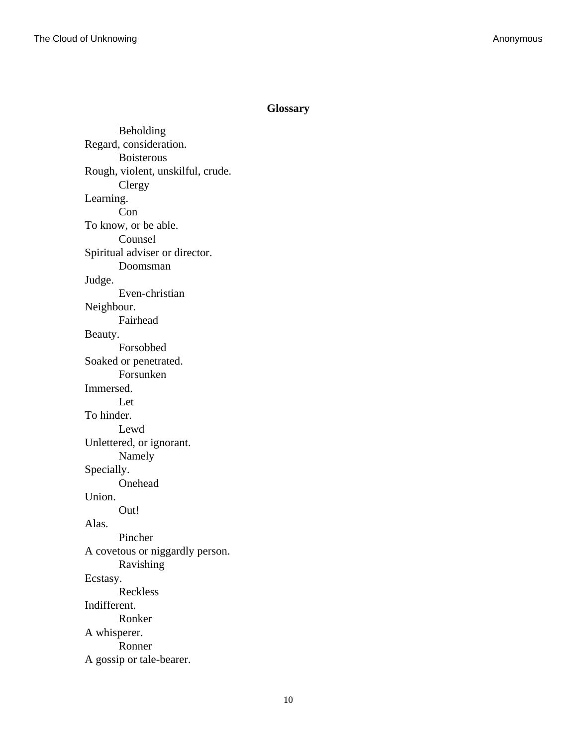## Glossary

Beholding
Regard, consideration.

Boisterous
Rough, violent, unskilful, crude.

Clergy
Learning.

Con
To know, or be able.

Counsel
Spiritual adviser or director.

Doomsman
Judge.

Even-christian
Neighbour.

Fairhead
Beauty.

Forsobbed
Soaked or penetrated.

Forsunken
Immersed.

Let
To hinder.

Lewd
Unlettered, or ignorant.

Namely
Specially.

Onehead
Union.

Out!
Alas.

Pincher
A covetous or niggardly person.

Ravishing
Ecstasy.

Reckless
Indifferent.

Ronker
A whisperer.

Ronner
A gossip or tale-bearer.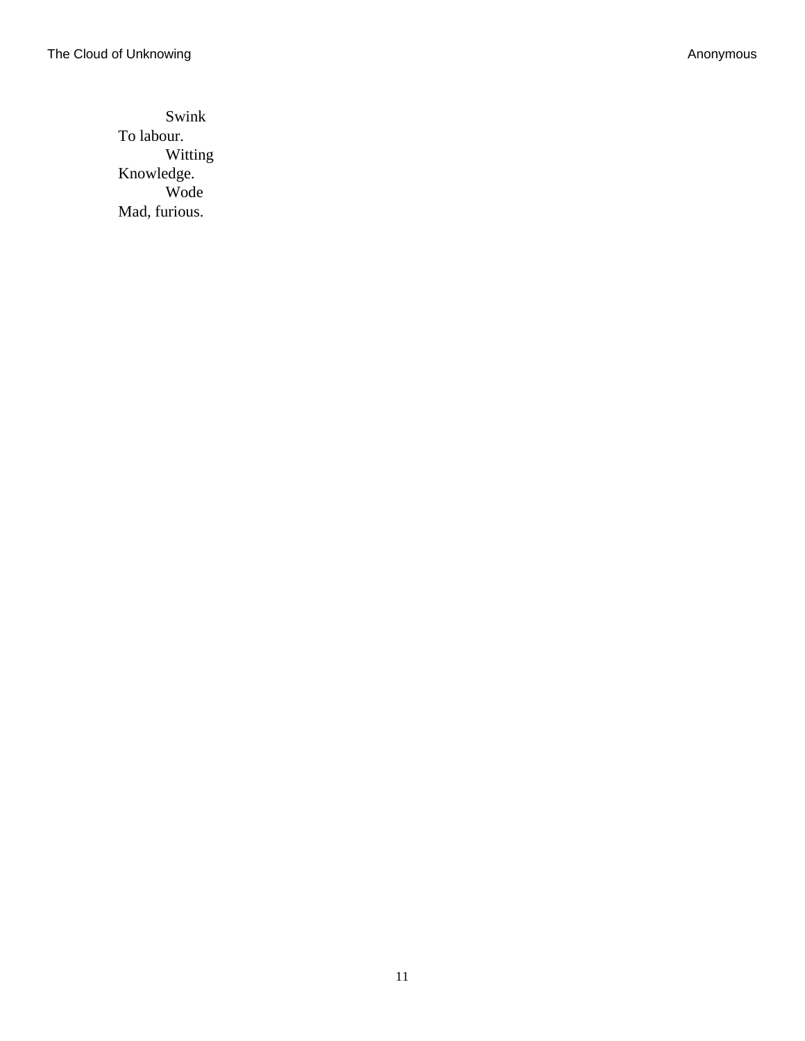Swink
To labour.

Witting
Knowledge.

Wode
Mad, furious.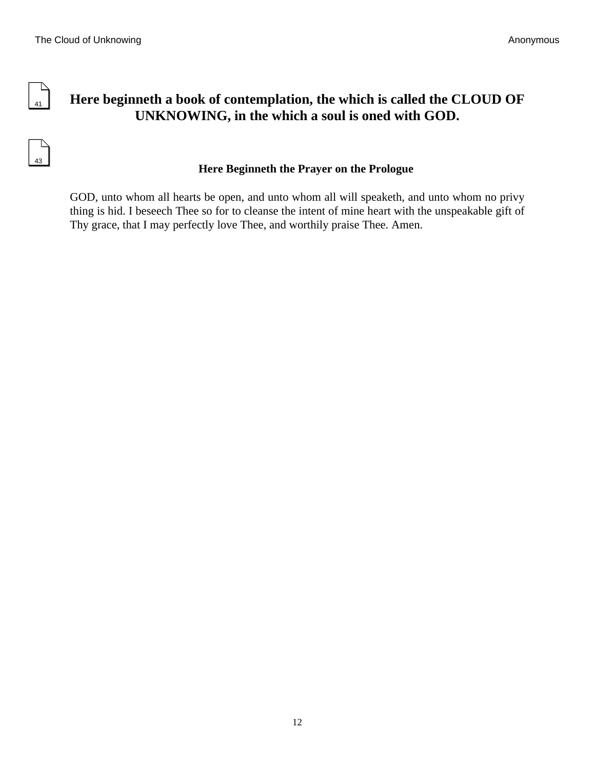# Here beginneth a book of contemplation, the which is called the CLOUD OF UNKNOWING, in the which a soul is oned with GOD.

### Here Beginneth the Prayer on the Prologue

GOD, unto whom all hearts be open, and unto whom all will speaketh, and unto whom no privy thing is hid. I beseech Thee so for to cleanse the intent of mine heart with the unspeakable gift of Thy grace, that I may perfectly love Thee, and worthily praise Thee. Amen.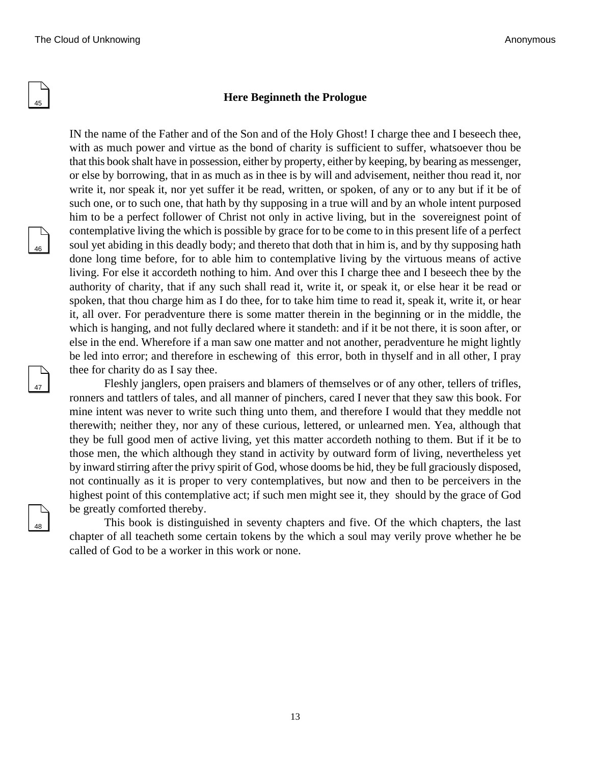## Here Beginneth the Prologue

IN the name of the Father and of the Son and of the Holy Ghost! I charge thee and I beseech thee, with as much power and virtue as the bond of charity is sufficient to suffer, whatsoever thou be that this book shalt have in possession, either by property, either by keeping, by bearing as messenger, or else by borrowing, that in as much as in thee is by will and advisement, neither thou read it, nor write it, nor speak it, nor yet suffer it be read, written, or spoken, of any or to any but if it be of such one, or to such one, that hath by thy supposing in a true will and by an whole intent purposed him to be a perfect follower of Christ not only in active living, but in the sovereignest point of contemplative living the which is possible by grace for to be come to in this present life of a perfect soul yet abiding in this deadly body; and thereto that doth that in him is, and by thy supposing hath done long time before, for to able him to contemplative living by the virtuous means of active living. For else it accordeth nothing to him. And over this I charge thee and I beseech thee by the authority of charity, that if any such shall read it, write it, or speak it, or else hear it be read or spoken, that thou charge him as I do thee, for to take him time to read it, speak it, write it, or hear it, all over. For peradventure there is some matter therein in the beginning or in the middle, the which is hanging, and not fully declared where it standeth: and if it be not there, it is soon after, or else in the end. Wherefore if a man saw one matter and not another, peradventure he might lightly be led into error; and therefore in eschewing of this error, both in thyself and in all other, I pray thee for charity do as I say thee.

Fleshly janglers, open praisers and blamers of themselves or of any other, tellers of trifles, ronners and tattlers of tales, and all manner of pinchers, cared I never that they saw this book. For mine intent was never to write such thing unto them, and therefore I would that they meddle not therewith; neither they, nor any of these curious, lettered, or unlearned men. Yea, although that they be full good men of active living, yet this matter accordeth nothing to them. But if it be to those men, the which although they stand in activity by outward form of living, nevertheless yet by inward stirring after the privy spirit of God, whose dooms be hid, they be full graciously disposed, not continually as it is proper to very contemplatives, but now and then to be perceivers in the highest point of this contemplative act; if such men might see it, they should by the grace of God be greatly comforted thereby.

This book is distinguished in seventy chapters and five. Of the which chapters, the last chapter of all teacheth some certain tokens by the which a soul may verily prove whether he be called of God to be a worker in this work or none.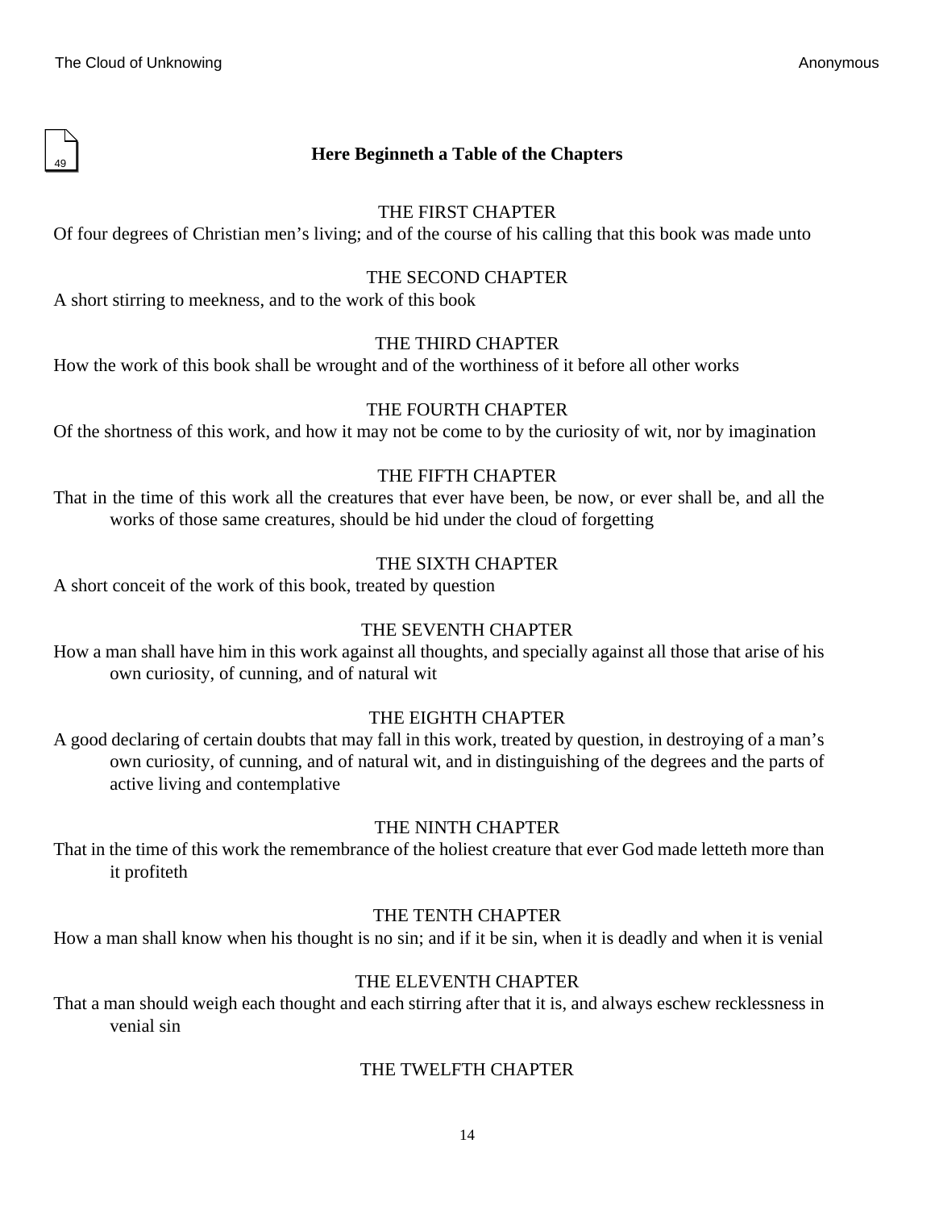## Here Beginneth a Table of the Chapters

THE FIRST CHAPTER

Of four degrees of Christian men's living; and of the course of his calling that this book was made unto

THE SECOND CHAPTER

A short stirring to meekness, and to the work of this book

THE THIRD CHAPTER

How the work of this book shall be wrought and of the worthiness of it before all other works

THE FOURTH CHAPTER

Of the shortness of this work, and how it may not be come to by the curiosity of wit, nor by imagination

THE FIFTH CHAPTER

That in the time of this work all the creatures that ever have been, be now, or ever shall be, and all the works of those same creatures, should be hid under the cloud of forgetting

THE SIXTH CHAPTER

A short conceit of the work of this book, treated by question

THE SEVENTH CHAPTER

How a man shall have him in this work against all thoughts, and specially against all those that arise of his own curiosity, of cunning, and of natural wit

THE EIGHTH CHAPTER

A good declaring of certain doubts that may fall in this work, treated by question, in destroying of a man's own curiosity, of cunning, and of natural wit, and in distinguishing of the degrees and the parts of active living and contemplative

THE NINTH CHAPTER

That in the time of this work the remembrance of the holiest creature that ever God made letteth more than it profiteth

THE TENTH CHAPTER

How a man shall know when his thought is no sin; and if it be sin, when it is deadly and when it is venial

THE ELEVENTH CHAPTER

That a man should weigh each thought and each stirring after that it is, and always eschew recklessness in venial sin

THE TWELFTH CHAPTER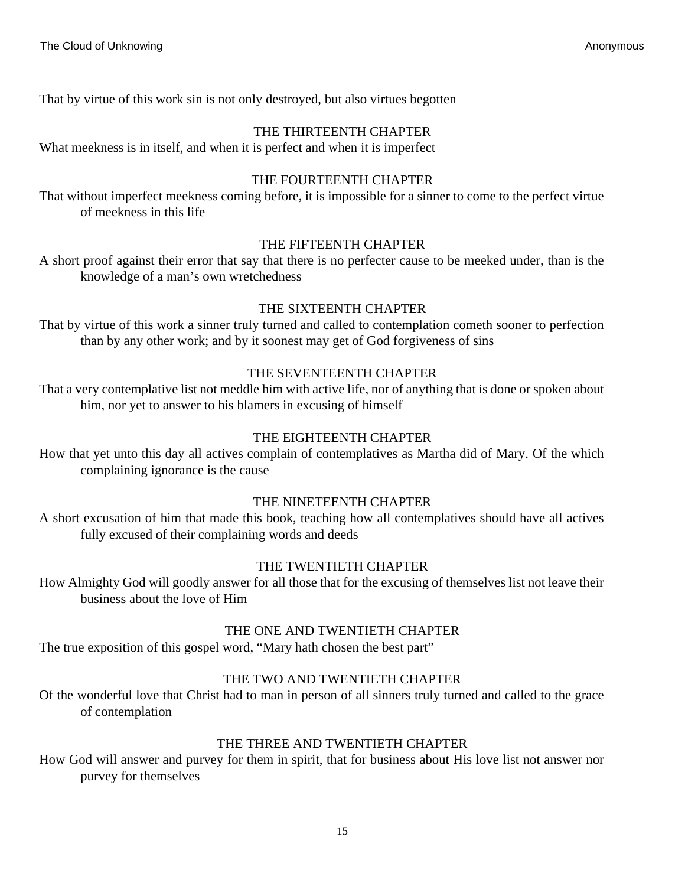That by virtue of this work sin is not only destroyed, but also virtues begotten

### THE THIRTEENTH CHAPTER

What meekness is in itself, and when it is perfect and when it is imperfect

### THE FOURTEENTH CHAPTER

That without imperfect meekness coming before, it is impossible for a sinner to come to the perfect virtue of meekness in this life

### THE FIFTEENTH CHAPTER

A short proof against their error that say that there is no perfecter cause to be meeked under, than is the knowledge of a man's own wretchedness

### THE SIXTEENTH CHAPTER

That by virtue of this work a sinner truly turned and called to contemplation cometh sooner to perfection than by any other work; and by it soonest may get of God forgiveness of sins

### THE SEVENTEENTH CHAPTER

That a very contemplative list not meddle him with active life, nor of anything that is done or spoken about him, nor yet to answer to his blamers in excusing of himself

### THE EIGHTEENTH CHAPTER

How that yet unto this day all actives complain of contemplatives as Martha did of Mary. Of the which complaining ignorance is the cause

### THE NINETEENTH CHAPTER

A short excusation of him that made this book, teaching how all contemplatives should have all actives fully excused of their complaining words and deeds

### THE TWENTIETH CHAPTER

How Almighty God will goodly answer for all those that for the excusing of themselves list not leave their business about the love of Him

### THE ONE AND TWENTIETH CHAPTER

The true exposition of this gospel word, "Mary hath chosen the best part"

### THE TWO AND TWENTIETH CHAPTER

Of the wonderful love that Christ had to man in person of all sinners truly turned and called to the grace of contemplation

### THE THREE AND TWENTIETH CHAPTER

How God will answer and purvey for them in spirit, that for business about His love list not answer nor purvey for themselves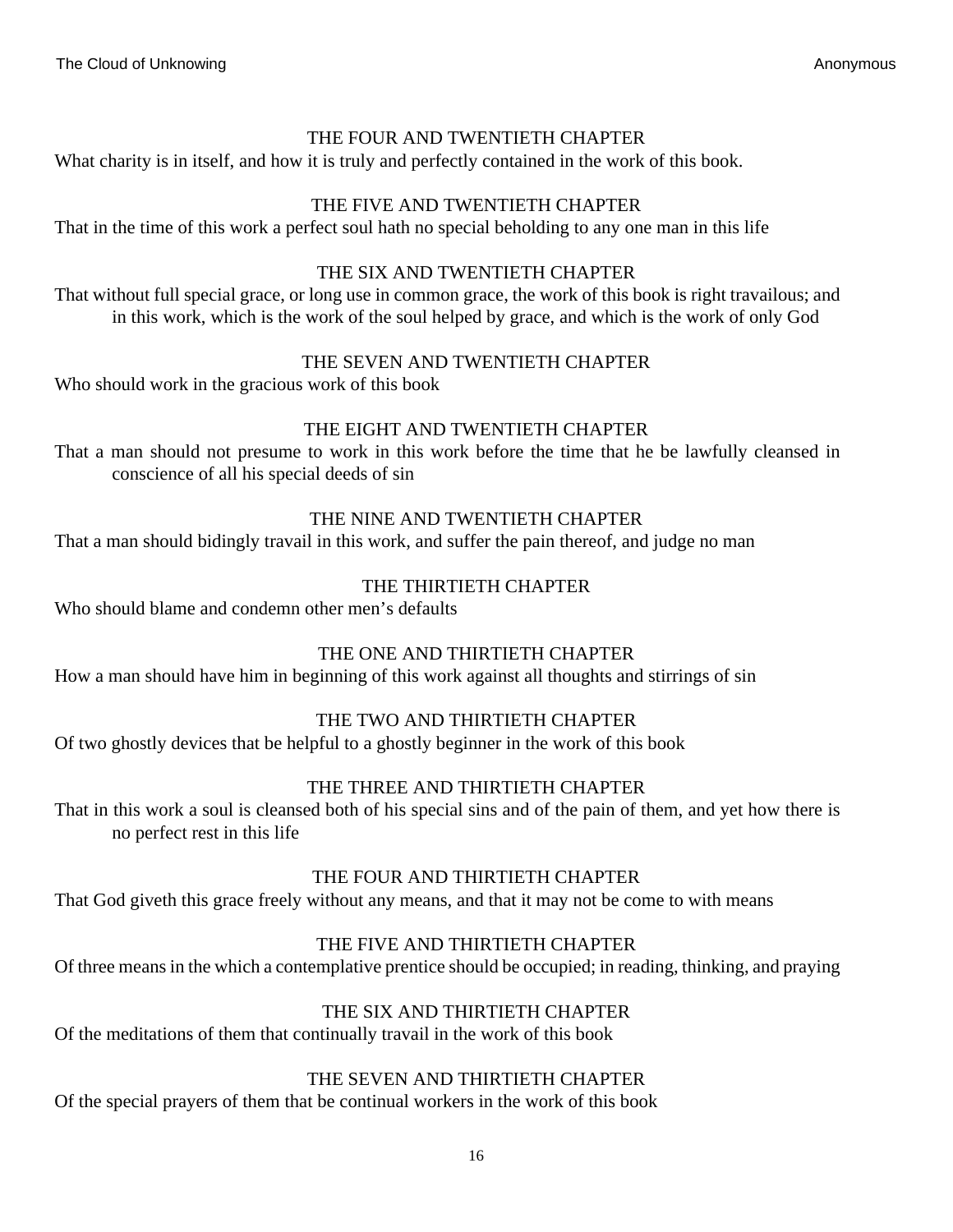### THE FOUR AND TWENTIETH CHAPTER

What charity is in itself, and how it is truly and perfectly contained in the work of this book.

### THE FIVE AND TWENTIETH CHAPTER

That in the time of this work a perfect soul hath no special beholding to any one man in this life

### THE SIX AND TWENTIETH CHAPTER

That without full special grace, or long use in common grace, the work of this book is right travailous; and in this work, which is the work of the soul helped by grace, and which is the work of only God

### THE SEVEN AND TWENTIETH CHAPTER

Who should work in the gracious work of this book

### THE EIGHT AND TWENTIETH CHAPTER

That a man should not presume to work in this work before the time that he be lawfully cleansed in conscience of all his special deeds of sin

### THE NINE AND TWENTIETH CHAPTER

That a man should bidingly travail in this work, and suffer the pain thereof, and judge no man

### THE THIRTIETH CHAPTER

Who should blame and condemn other men's defaults

### THE ONE AND THIRTIETH CHAPTER

How a man should have him in beginning of this work against all thoughts and stirrings of sin

### THE TWO AND THIRTIETH CHAPTER

Of two ghostly devices that be helpful to a ghostly beginner in the work of this book

### THE THREE AND THIRTIETH CHAPTER

That in this work a soul is cleansed both of his special sins and of the pain of them, and yet how there is no perfect rest in this life

### THE FOUR AND THIRTIETH CHAPTER

That God giveth this grace freely without any means, and that it may not be come to with means

### THE FIVE AND THIRTIETH CHAPTER

Of three means in the which a contemplative prentice should be occupied; in reading, thinking, and praying

### THE SIX AND THIRTIETH CHAPTER

Of the meditations of them that continually travail in the work of this book

### THE SEVEN AND THIRTIETH CHAPTER

Of the special prayers of them that be continual workers in the work of this book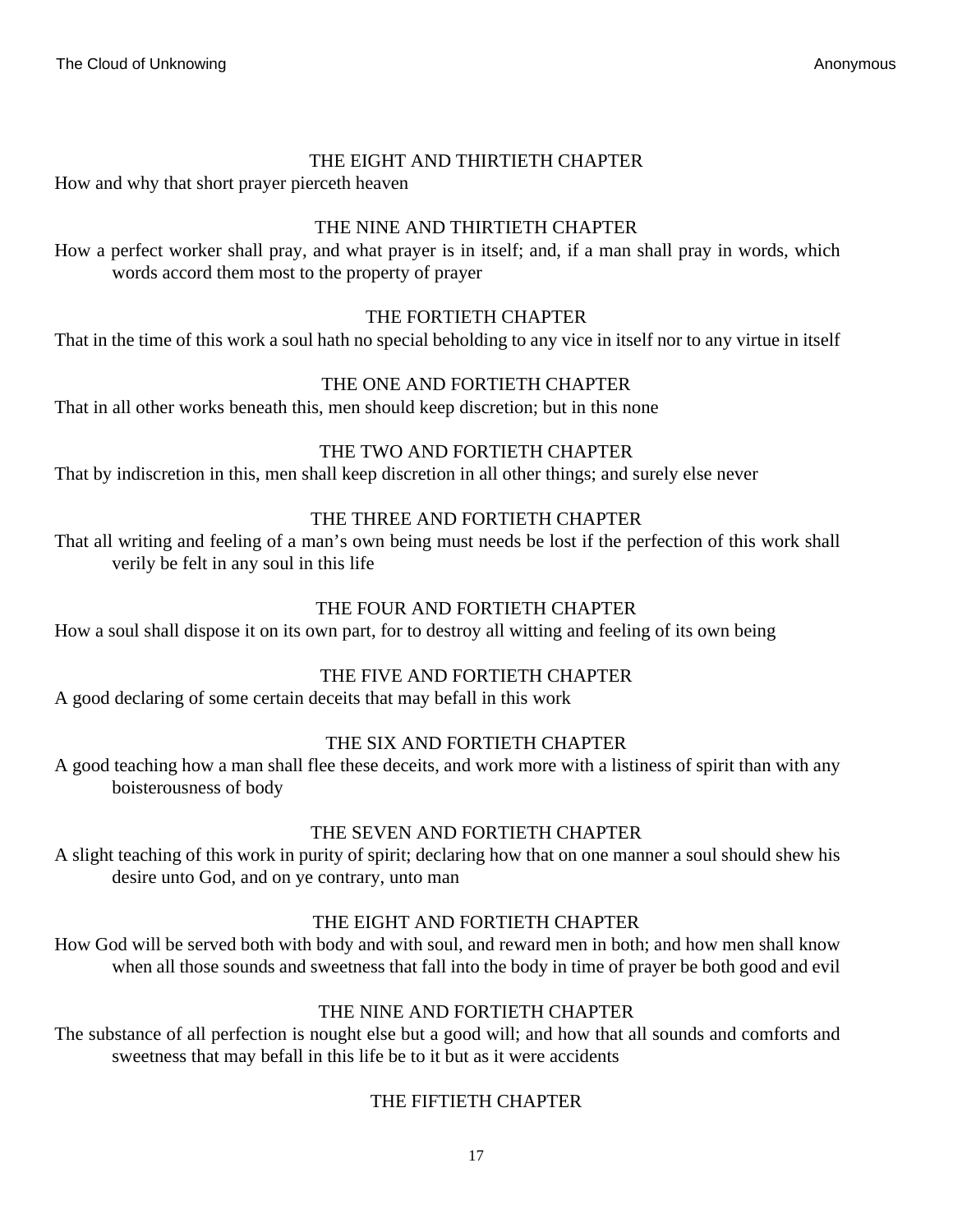### THE EIGHT AND THIRTIETH CHAPTER

How and why that short prayer pierceth heaven

### THE NINE AND THIRTIETH CHAPTER

How a perfect worker shall pray, and what prayer is in itself; and, if a man shall pray in words, which words accord them most to the property of prayer

### THE FORTIETH CHAPTER

That in the time of this work a soul hath no special beholding to any vice in itself nor to any virtue in itself

### THE ONE AND FORTIETH CHAPTER

That in all other works beneath this, men should keep discretion; but in this none

### THE TWO AND FORTIETH CHAPTER

That by indiscretion in this, men shall keep discretion in all other things; and surely else never

### THE THREE AND FORTIETH CHAPTER

That all writing and feeling of a man's own being must needs be lost if the perfection of this work shall verily be felt in any soul in this life

### THE FOUR AND FORTIETH CHAPTER

How a soul shall dispose it on its own part, for to destroy all witting and feeling of its own being

### THE FIVE AND FORTIETH CHAPTER

A good declaring of some certain deceits that may befall in this work

### THE SIX AND FORTIETH CHAPTER

A good teaching how a man shall flee these deceits, and work more with a listiness of spirit than with any boisterousness of body

### THE SEVEN AND FORTIETH CHAPTER

A slight teaching of this work in purity of spirit; declaring how that on one manner a soul should shew his desire unto God, and on ye contrary, unto man

### THE EIGHT AND FORTIETH CHAPTER

How God will be served both with body and with soul, and reward men in both; and how men shall know when all those sounds and sweetness that fall into the body in time of prayer be both good and evil

### THE NINE AND FORTIETH CHAPTER

The substance of all perfection is nought else but a good will; and how that all sounds and comforts and sweetness that may befall in this life be to it but as it were accidents

### THE FIFTIETH CHAPTER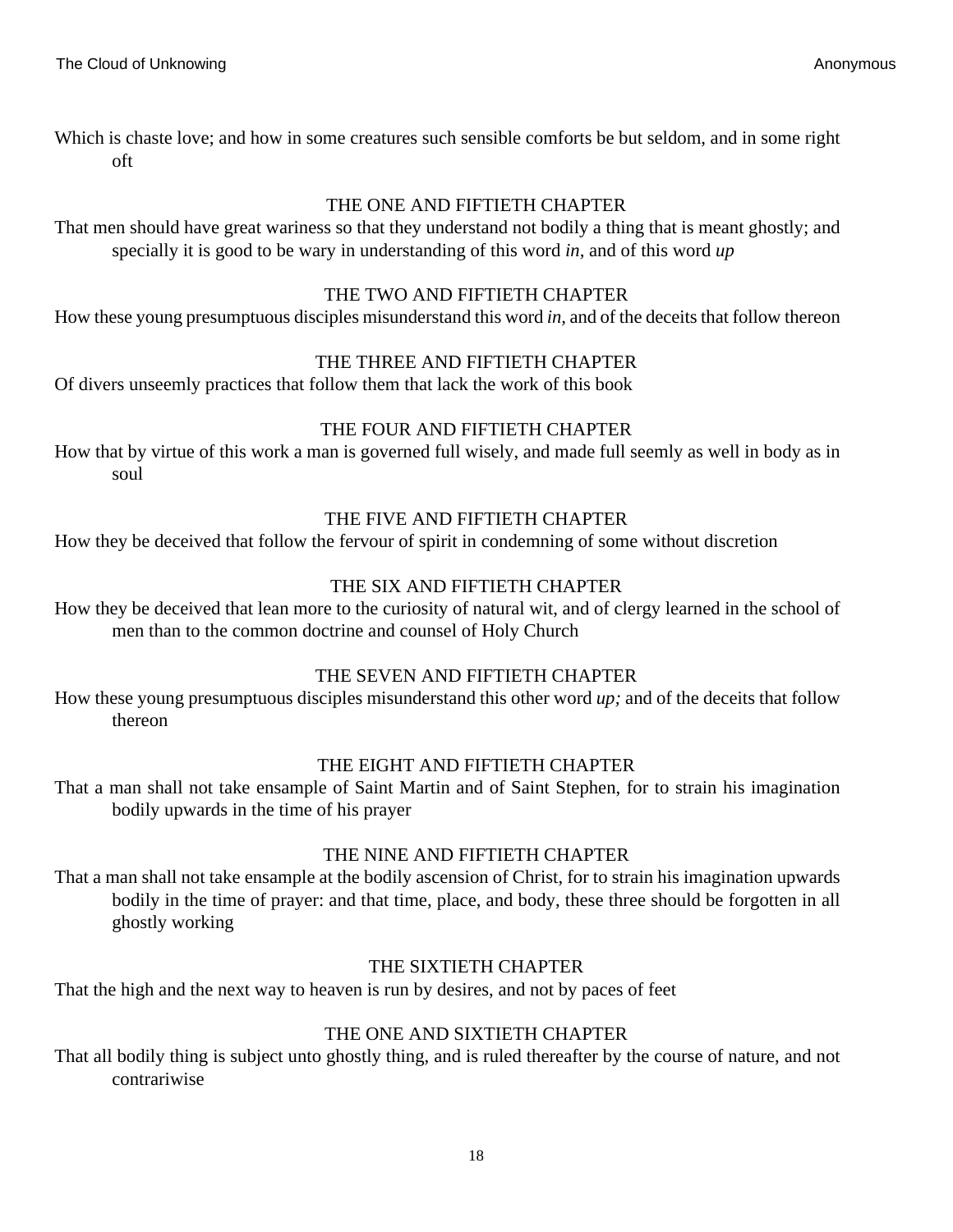Which is chaste love; and how in some creatures such sensible comforts be but seldom, and in some right oft

### THE ONE AND FIFTIETH CHAPTER

That men should have great wariness so that they understand not bodily a thing that is meant ghostly; and specially it is good to be wary in understanding of this word *in*, and of this word *up*

### THE TWO AND FIFTIETH CHAPTER

How these young presumptuous disciples misunderstand this word *in*, and of the deceits that follow thereon

### THE THREE AND FIFTIETH CHAPTER

Of divers unseemly practices that follow them that lack the work of this book

### THE FOUR AND FIFTIETH CHAPTER

How that by virtue of this work a man is governed full wisely, and made full seemly as well in body as in soul

### THE FIVE AND FIFTIETH CHAPTER

How they be deceived that follow the fervour of spirit in condemning of some without discretion

### THE SIX AND FIFTIETH CHAPTER

How they be deceived that lean more to the curiosity of natural wit, and of clergy learned in the school of men than to the common doctrine and counsel of Holy Church

### THE SEVEN AND FIFTIETH CHAPTER

How these young presumptuous disciples misunderstand this other word *up;* and of the deceits that follow thereon

### THE EIGHT AND FIFTIETH CHAPTER

That a man shall not take ensample of Saint Martin and of Saint Stephen, for to strain his imagination bodily upwards in the time of his prayer

### THE NINE AND FIFTIETH CHAPTER

That a man shall not take ensample at the bodily ascension of Christ, for to strain his imagination upwards bodily in the time of prayer: and that time, place, and body, these three should be forgotten in all ghostly working

### THE SIXTIETH CHAPTER

That the high and the next way to heaven is run by desires, and not by paces of feet

### THE ONE AND SIXTIETH CHAPTER

That all bodily thing is subject unto ghostly thing, and is ruled thereafter by the course of nature, and not contrariwise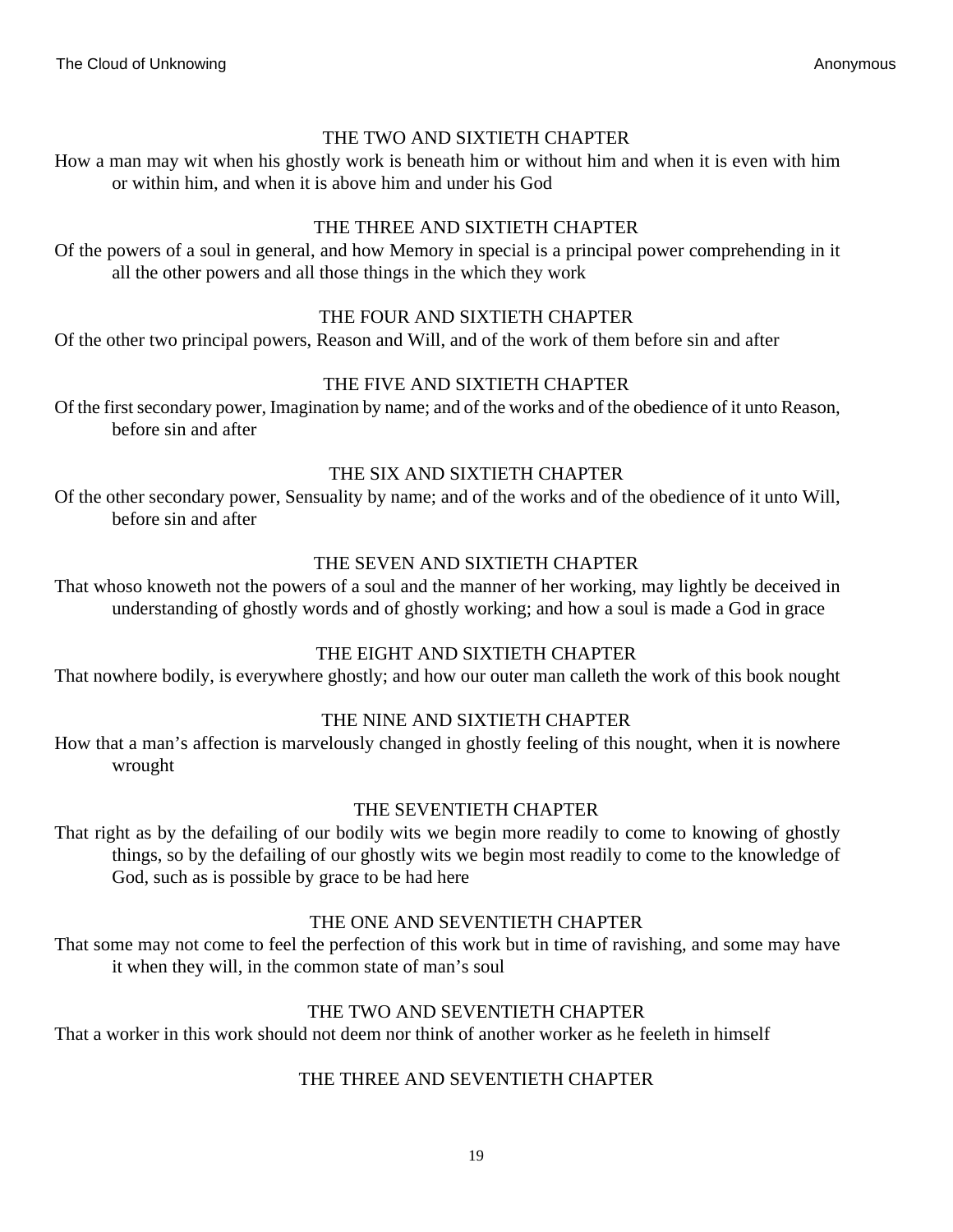### THE TWO AND SIXTIETH CHAPTER

How a man may wit when his ghostly work is beneath him or without him and when it is even with him or within him, and when it is above him and under his God

### THE THREE AND SIXTIETH CHAPTER

Of the powers of a soul in general, and how Memory in special is a principal power comprehending in it all the other powers and all those things in the which they work

### THE FOUR AND SIXTIETH CHAPTER

Of the other two principal powers, Reason and Will, and of the work of them before sin and after

### THE FIVE AND SIXTIETH CHAPTER

Of the first secondary power, Imagination by name; and of the works and of the obedience of it unto Reason, before sin and after

### THE SIX AND SIXTIETH CHAPTER

Of the other secondary power, Sensuality by name; and of the works and of the obedience of it unto Will, before sin and after

### THE SEVEN AND SIXTIETH CHAPTER

That whoso knoweth not the powers of a soul and the manner of her working, may lightly be deceived in understanding of ghostly words and of ghostly working; and how a soul is made a God in grace

### THE EIGHT AND SIXTIETH CHAPTER

That nowhere bodily, is everywhere ghostly; and how our outer man calleth the work of this book nought

### THE NINE AND SIXTIETH CHAPTER

How that a man's affection is marvelously changed in ghostly feeling of this nought, when it is nowhere wrought

### THE SEVENTIETH CHAPTER

That right as by the defailing of our bodily wits we begin more readily to come to knowing of ghostly things, so by the defailing of our ghostly wits we begin most readily to come to the knowledge of God, such as is possible by grace to be had here

### THE ONE AND SEVENTIETH CHAPTER

That some may not come to feel the perfection of this work but in time of ravishing, and some may have it when they will, in the common state of man's soul

### THE TWO AND SEVENTIETH CHAPTER

That a worker in this work should not deem nor think of another worker as he feeleth in himself

### THE THREE AND SEVENTIETH CHAPTER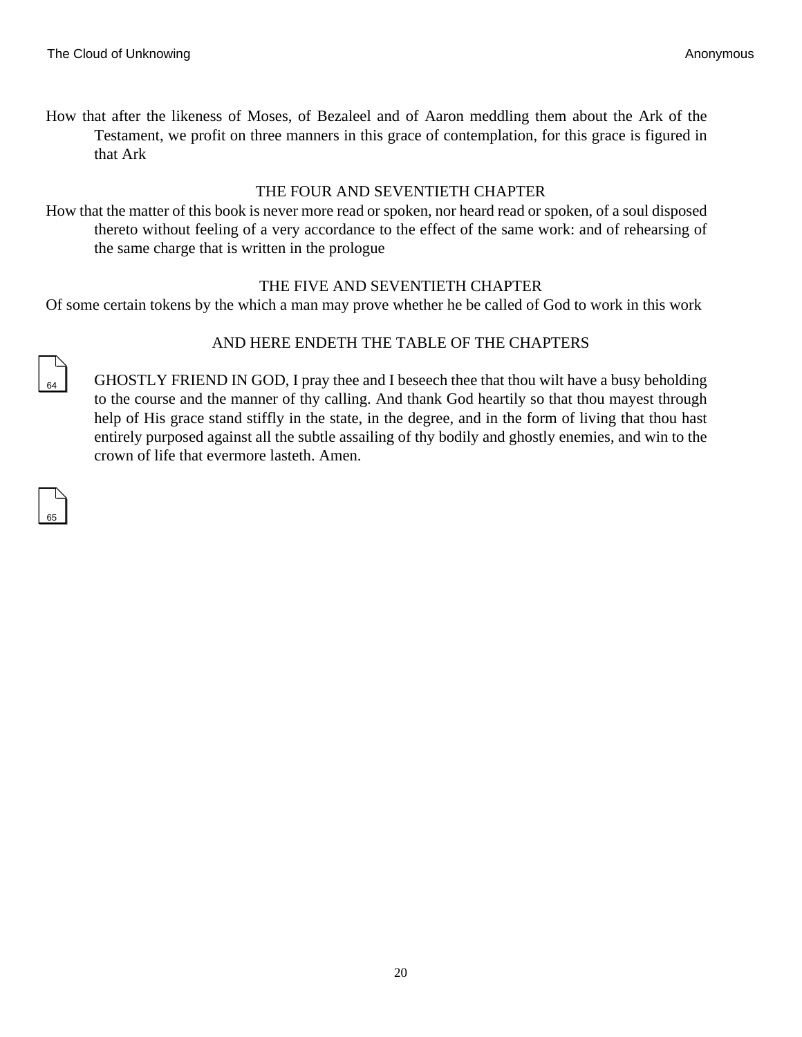How that after the likeness of Moses, of Bezaleel and of Aaron meddling them about the Ark of the Testament, we profit on three manners in this grace of contemplation, for this grace is figured in that Ark

### THE FOUR AND SEVENTIETH CHAPTER

How that the matter of this book is never more read or spoken, nor heard read or spoken, of a soul disposed thereto without feeling of a very accordance to the effect of the same work: and of rehearsing of the same charge that is written in the prologue

### THE FIVE AND SEVENTIETH CHAPTER

Of some certain tokens by the which a man may prove whether he be called of God to work in this work

### AND HERE ENDETH THE TABLE OF THE CHAPTERS

GHOSTLY FRIEND IN GOD, I pray thee and I beseech thee that thou wilt have a busy beholding to the course and the manner of thy calling. And thank God heartily so that thou mayest through help of His grace stand stiffly in the state, in the degree, and in the form of living that thou hast entirely purposed against all the subtle assailing of thy bodily and ghostly enemies, and win to the crown of life that evermore lasteth. Amen.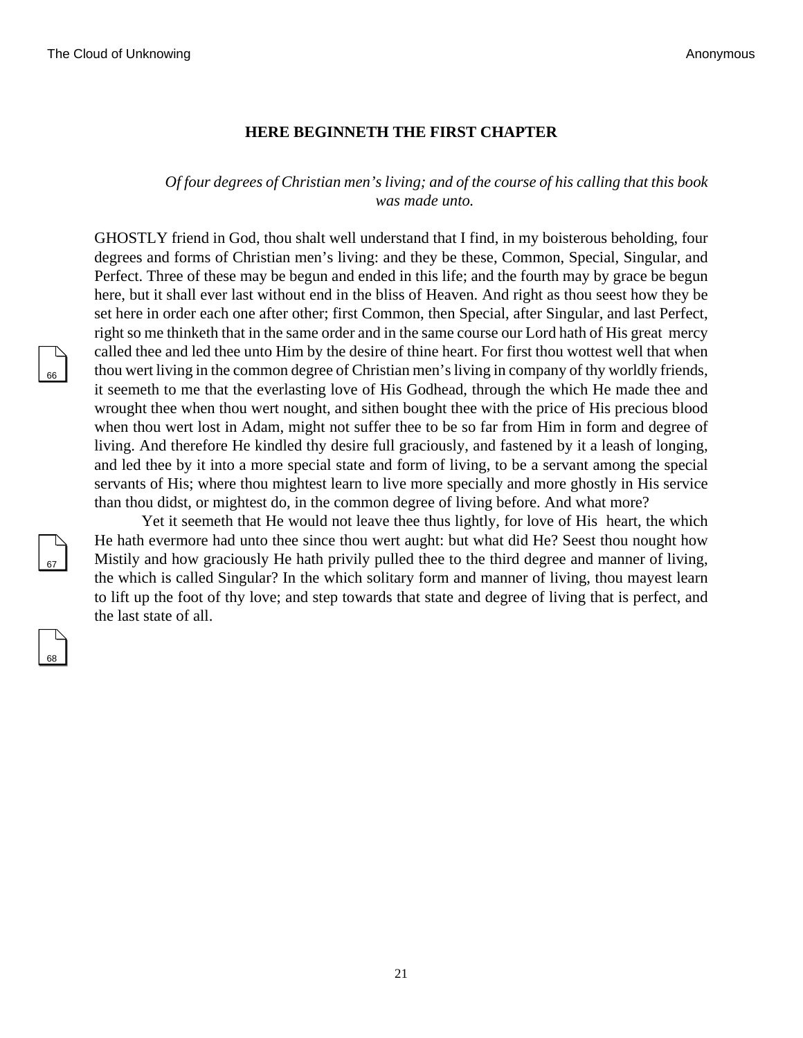## HERE BEGINNETH THE FIRST CHAPTER

*Of four degrees of Christian men's living; and of the course of his calling that this book was made unto.*

GHOSTLY friend in God, thou shalt well understand that I find, in my boisterous beholding, four degrees and forms of Christian men's living: and they be these, Common, Special, Singular, and Perfect. Three of these may be begun and ended in this life; and the fourth may by grace be begun here, but it shall ever last without end in the bliss of Heaven. And right as thou seest how they be set here in order each one after other; first Common, then Special, after Singular, and last Perfect, right so me thinketh that in the same order and in the same course our Lord hath of His great mercy called thee and led thee unto Him by the desire of thine heart. For first thou wottest well that when thou wert living in the common degree of Christian men's living in company of thy worldly friends, it seemeth to me that the everlasting love of His Godhead, through the which He made thee and wrought thee when thou wert nought, and sithen bought thee with the price of His precious blood when thou wert lost in Adam, might not suffer thee to be so far from Him in form and degree of living. And therefore He kindled thy desire full graciously, and fastened by it a leash of longing, and led thee by it into a more special state and form of living, to be a servant among the special servants of His; where thou mightest learn to live more specially and more ghostly in His service than thou didst, or mightest do, in the common degree of living before. And what more?

Yet it seemeth that He would not leave thee thus lightly, for love of His heart, the which He hath evermore had unto thee since thou wert aught: but what did He? Seest thou nought how Mistily and how graciously He hath privily pulled thee to the third degree and manner of living, the which is called Singular? In the which solitary form and manner of living, thou mayest learn to lift up the foot of thy love; and step towards that state and degree of living that is perfect, and the last state of all.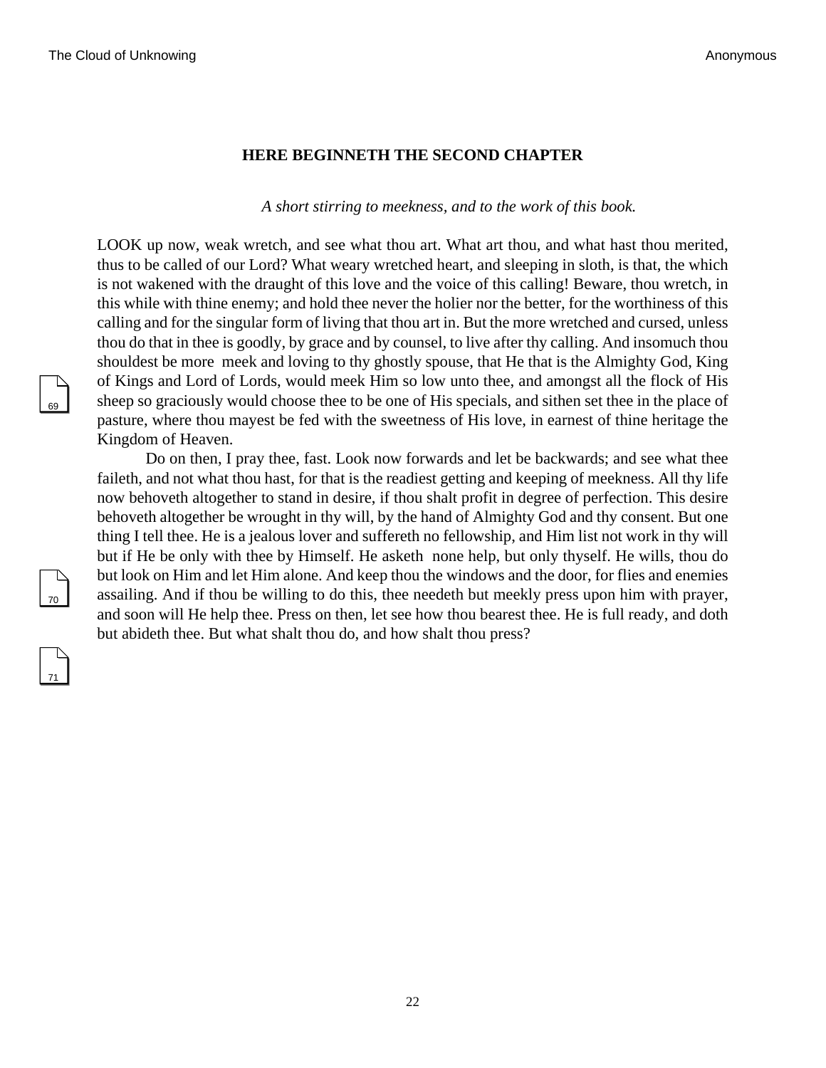### HERE BEGINNETH THE SECOND CHAPTER

*A short stirring to meekness, and to the work of this book.*

LOOK up now, weak wretch, and see what thou art. What art thou, and what hast thou merited, thus to be called of our Lord? What weary wretched heart, and sleeping in sloth, is that, the which is not wakened with the draught of this love and the voice of this calling! Beware, thou wretch, in this while with thine enemy; and hold thee never the holier nor the better, for the worthiness of this calling and for the singular form of living that thou art in. But the more wretched and cursed, unless thou do that in thee is goodly, by grace and by counsel, to live after thy calling. And insomuch thou shouldest be more meek and loving to thy ghostly spouse, that He that is the Almighty God, King of Kings and Lord of Lords, would meek Him so low unto thee, and amongst all the flock of His sheep so graciously would choose thee to be one of His specials, and sithen set thee in the place of pasture, where thou mayest be fed with the sweetness of His love, in earnest of thine heritage the Kingdom of Heaven.

Do on then, I pray thee, fast. Look now forwards and let be backwards; and see what thee faileth, and not what thou hast, for that is the readiest getting and keeping of meekness. All thy life now behoveth altogether to stand in desire, if thou shalt profit in degree of perfection. This desire behoveth altogether be wrought in thy will, by the hand of Almighty God and thy consent. But one thing I tell thee. He is a jealous lover and suffereth no fellowship, and Him list not work in thy will but if He be only with thee by Himself. He asketh none help, but only thyself. He wills, thou do but look on Him and let Him alone. And keep thou the windows and the door, for flies and enemies assailing. And if thou be willing to do this, thee needeth but meekly press upon him with prayer, and soon will He help thee. Press on then, let see how thou bearest thee. He is full ready, and doth but abideth thee. But what shalt thou do, and how shalt thou press?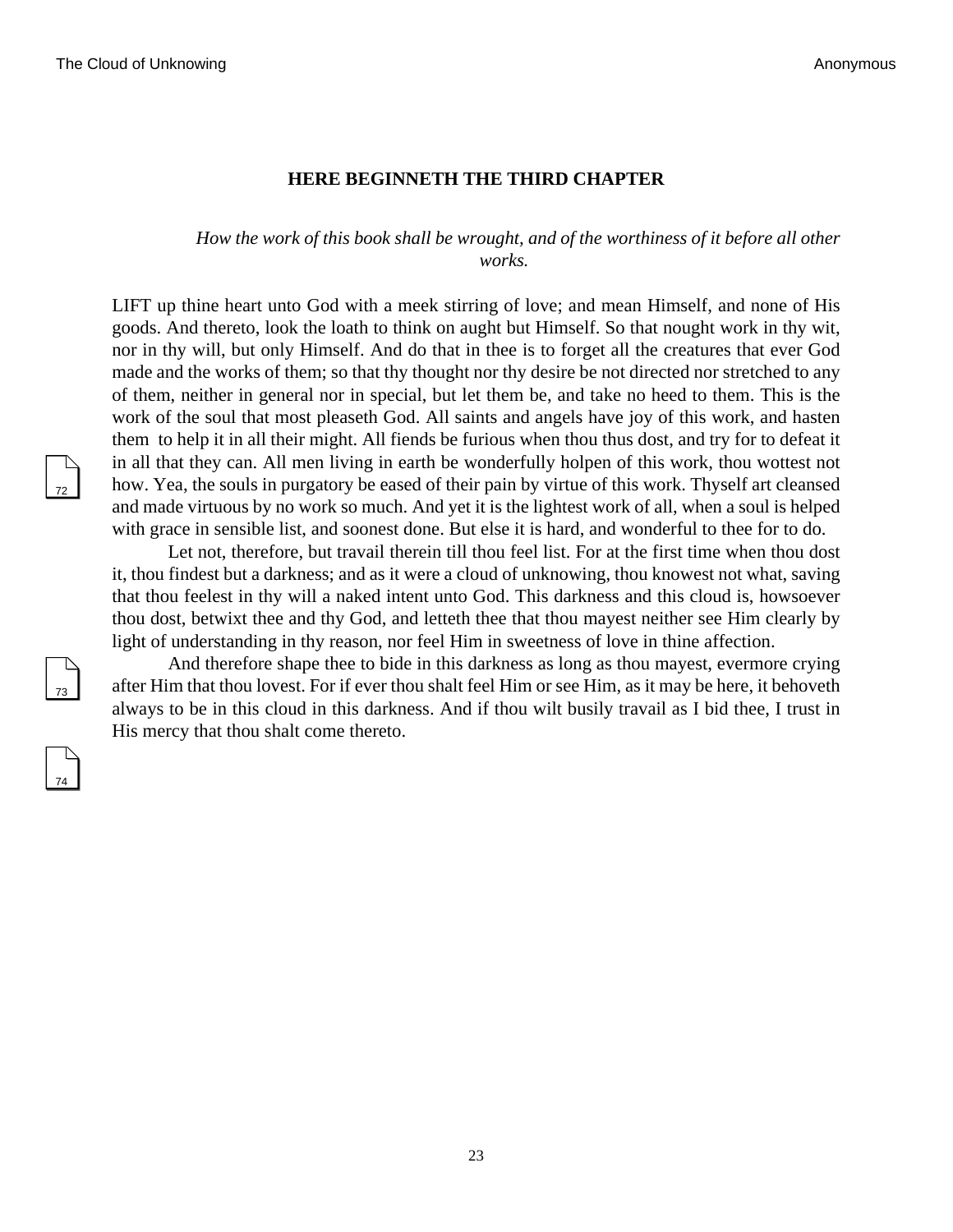## HERE BEGINNETH THE THIRD CHAPTER

*How the work of this book shall be wrought, and of the worthiness of it before all other works.*

LIFT up thine heart unto God with a meek stirring of love; and mean Himself, and none of His goods. And thereto, look the loath to think on aught but Himself. So that nought work in thy wit, nor in thy will, but only Himself. And do that in thee is to forget all the creatures that ever God made and the works of them; so that thy thought nor thy desire be not directed nor stretched to any of them, neither in general nor in special, but let them be, and take no heed to them. This is the work of the soul that most pleaseth God. All saints and angels have joy of this work, and hasten them to help it in all their might. All fiends be furious when thou thus dost, and try for to defeat it in all that they can. All men living in earth be wonderfully holpen of this work, thou wottest not how. Yea, the souls in purgatory be eased of their pain by virtue of this work. Thyself art cleansed and made virtuous by no work so much. And yet it is the lightest work of all, when a soul is helped with grace in sensible list, and soonest done. But else it is hard, and wonderful to thee for to do.

Let not, therefore, but travail therein till thou feel list. For at the first time when thou dost it, thou findest but a darkness; and as it were a cloud of unknowing, thou knowest not what, saving that thou feelest in thy will a naked intent unto God. This darkness and this cloud is, howsoever thou dost, betwixt thee and thy God, and letteth thee that thou mayest neither see Him clearly by light of understanding in thy reason, nor feel Him in sweetness of love in thine affection.

And therefore shape thee to bide in this darkness as long as thou mayest, evermore crying after Him that thou lovest. For if ever thou shalt feel Him or see Him, as it may be here, it behoveth always to be in this cloud in this darkness. And if thou wilt busily travail as I bid thee, I trust in His mercy that thou shalt come thereto.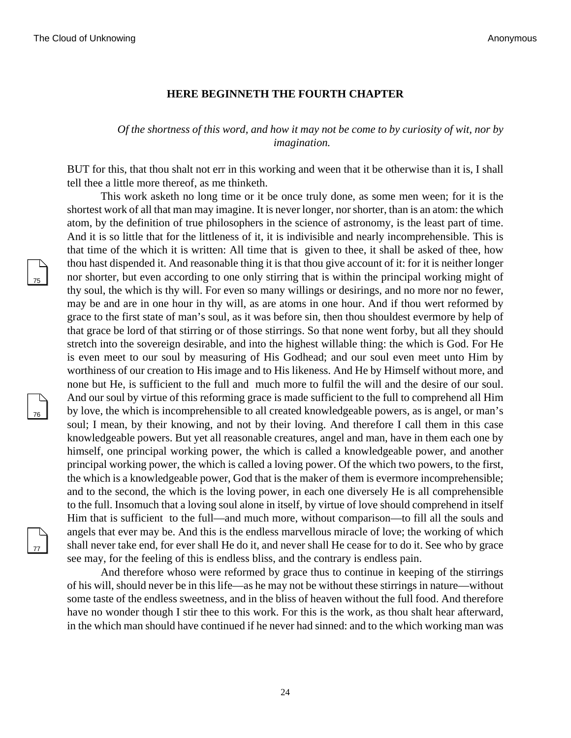## HERE BEGINNETH THE FOURTH CHAPTER

*Of the shortness of this word, and how it may not be come to by curiosity of wit, nor by imagination.*

BUT for this, that thou shalt not err in this working and ween that it be otherwise than it is, I shall tell thee a little more thereof, as me thinketh.

This work asketh no long time or it be once truly done, as some men ween; for it is the shortest work of all that man may imagine. It is never longer, nor shorter, than is an atom: the which atom, by the definition of true philosophers in the science of astronomy, is the least part of time. And it is so little that for the littleness of it, it is indivisible and nearly incomprehensible. This is that time of the which it is written: All time that is given to thee, it shall be asked of thee, how thou hast dispended it. And reasonable thing it is that thou give account of it: for it is neither longer nor shorter, but even according to one only stirring that is within the principal working might of thy soul, the which is thy will. For even so many willings or desirings, and no more nor no fewer, may be and are in one hour in thy will, as are atoms in one hour. And if thou wert reformed by grace to the first state of man's soul, as it was before sin, then thou shouldest evermore by help of that grace be lord of that stirring or of those stirrings. So that none went forby, but all they should stretch into the sovereign desirable, and into the highest willable thing: the which is God. For He is even meet to our soul by measuring of His Godhead; and our soul even meet unto Him by worthiness of our creation to His image and to His likeness. And He by Himself without more, and none but He, is sufficient to the full and much more to fulfil the will and the desire of our soul. And our soul by virtue of this reforming grace is made sufficient to the full to comprehend all Him by love, the which is incomprehensible to all created knowledgeable powers, as is angel, or man's soul; I mean, by their knowing, and not by their loving. And therefore I call them in this case knowledgeable powers. But yet all reasonable creatures, angel and man, have in them each one by himself, one principal working power, the which is called a knowledgeable power, and another principal working power, the which is called a loving power. Of the which two powers, to the first, the which is a knowledgeable power, God that is the maker of them is evermore incomprehensible; and to the second, the which is the loving power, in each one diversely He is all comprehensible to the full. Insomuch that a loving soul alone in itself, by virtue of love should comprehend in itself Him that is sufficient to the full—and much more, without comparison—to fill all the souls and angels that ever may be. And this is the endless marvellous miracle of love; the working of which shall never take end, for ever shall He do it, and never shall He cease for to do it. See who by grace see may, for the feeling of this is endless bliss, and the contrary is endless pain.

And therefore whoso were reformed by grace thus to continue in keeping of the stirrings of his will, should never be in this life—as he may not be without these stirrings in nature—without some taste of the endless sweetness, and in the bliss of heaven without the full food. And therefore have no wonder though I stir thee to this work. For this is the work, as thou shalt hear afterward, in the which man should have continued if he never had sinned: and to the which working man was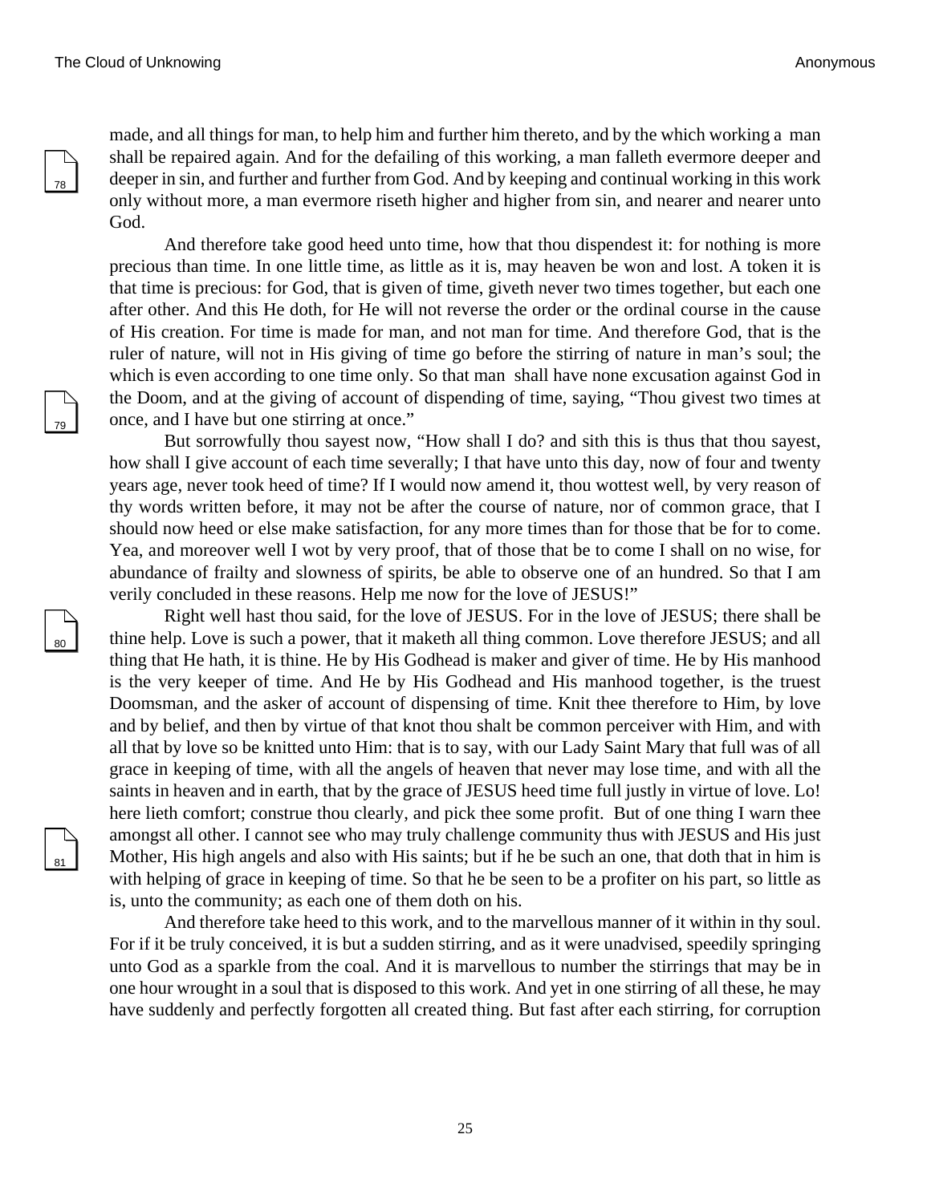made, and all things for man, to help him and further him thereto, and by the which working a man shall be repaired again. And for the defailing of this working, a man falleth evermore deeper and deeper in sin, and further and further from God. And by keeping and continual working in this work only without more, a man evermore riseth higher and higher from sin, and nearer and nearer unto God.

And therefore take good heed unto time, how that thou dispendest it: for nothing is more precious than time. In one little time, as little as it is, may heaven be won and lost. A token it is that time is precious: for God, that is given of time, giveth never two times together, but each one after other. And this He doth, for He will not reverse the order or the ordinal course in the cause of His creation. For time is made for man, and not man for time. And therefore God, that is the ruler of nature, will not in His giving of time go before the stirring of nature in man's soul; the which is even according to one time only. So that man shall have none excusation against God in the Doom, and at the giving of account of dispending of time, saying, "Thou givest two times at once, and I have but one stirring at once."

But sorrowfully thou sayest now, "How shall I do? and sith this is thus that thou sayest, how shall I give account of each time severally; I that have unto this day, now of four and twenty years age, never took heed of time? If I would now amend it, thou wottest well, by very reason of thy words written before, it may not be after the course of nature, nor of common grace, that I should now heed or else make satisfaction, for any more times than for those that be for to come. Yea, and moreover well I wot by very proof, that of those that be to come I shall on no wise, for abundance of frailty and slowness of spirits, be able to observe one of an hundred. So that I am verily concluded in these reasons. Help me now for the love of JESUS!"

Right well hast thou said, for the love of JESUS. For in the love of JESUS; there shall be thine help. Love is such a power, that it maketh all thing common. Love therefore JESUS; and all thing that He hath, it is thine. He by His Godhead is maker and giver of time. He by His manhood is the very keeper of time. And He by His Godhead and His manhood together, is the truest Doomsman, and the asker of account of dispensing of time. Knit thee therefore to Him, by love and by belief, and then by virtue of that knot thou shalt be common perceiver with Him, and with all that by love so be knitted unto Him: that is to say, with our Lady Saint Mary that full was of all grace in keeping of time, with all the angels of heaven that never may lose time, and with all the saints in heaven and in earth, that by the grace of JESUS heed time full justly in virtue of love. Lo! here lieth comfort; construe thou clearly, and pick thee some profit. But of one thing I warn thee amongst all other. I cannot see who may truly challenge community thus with JESUS and His just Mother, His high angels and also with His saints; but if he be such an one, that doth that in him is with helping of grace in keeping of time. So that he be seen to be a profiter on his part, so little as is, unto the community; as each one of them doth on his.

And therefore take heed to this work, and to the marvellous manner of it within in thy soul. For if it be truly conceived, it is but a sudden stirring, and as it were unadvised, speedily springing unto God as a sparkle from the coal. And it is marvellous to number the stirrings that may be in one hour wrought in a soul that is disposed to this work. And yet in one stirring of all these, he may have suddenly and perfectly forgotten all created thing. But fast after each stirring, for corruption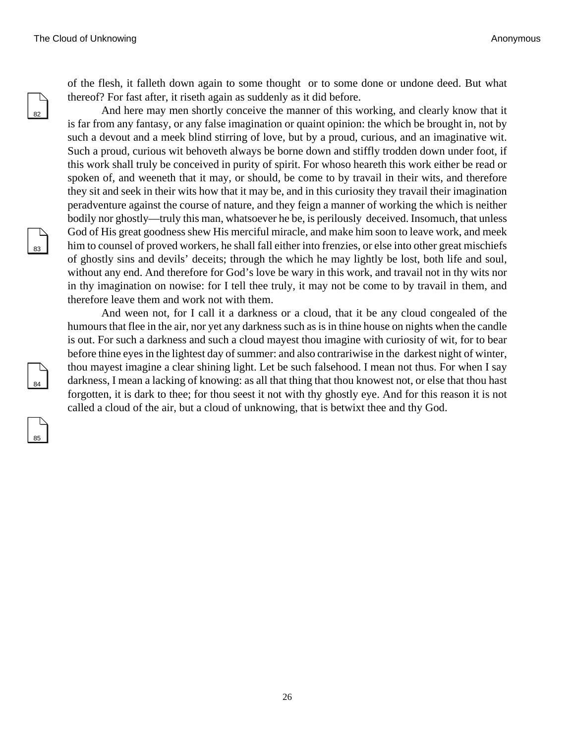of the flesh, it falleth down again to some thought or to some done or undone deed. But what thereof? For fast after, it riseth again as suddenly as it did before.

And here may men shortly conceive the manner of this working, and clearly know that it is far from any fantasy, or any false imagination or quaint opinion: the which be brought in, not by such a devout and a meek blind stirring of love, but by a proud, curious, and an imaginative wit. Such a proud, curious wit behoveth always be borne down and stiffly trodden down under foot, if this work shall truly be conceived in purity of spirit. For whoso heareth this work either be read or spoken of, and weeneth that it may, or should, be come to by travail in their wits, and therefore they sit and seek in their wits how that it may be, and in this curiosity they travail their imagination peradventure against the course of nature, and they feign a manner of working the which is neither bodily nor ghostly—truly this man, whatsoever he be, is perilously deceived. Insomuch, that unless God of His great goodness shew His merciful miracle, and make him soon to leave work, and meek him to counsel of proved workers, he shall fall either into frenzies, or else into other great mischiefs of ghostly sins and devils' deceits; through the which he may lightly be lost, both life and soul, without any end. And therefore for God's love be wary in this work, and travail not in thy wits nor in thy imagination on nowise: for I tell thee truly, it may not be come to by travail in them, and therefore leave them and work not with them.

And ween not, for I call it a darkness or a cloud, that it be any cloud congealed of the humours that flee in the air, nor yet any darkness such as is in thine house on nights when the candle is out. For such a darkness and such a cloud mayest thou imagine with curiosity of wit, for to bear before thine eyes in the lightest day of summer: and also contrariwise in the darkest night of winter, thou mayest imagine a clear shining light. Let be such falsehood. I mean not thus. For when I say darkness, I mean a lacking of knowing: as all that thing that thou knowest not, or else that thou hast forgotten, it is dark to thee; for thou seest it not with thy ghostly eye. And for this reason it is not called a cloud of the air, but a cloud of unknowing, that is betwixt thee and thy God.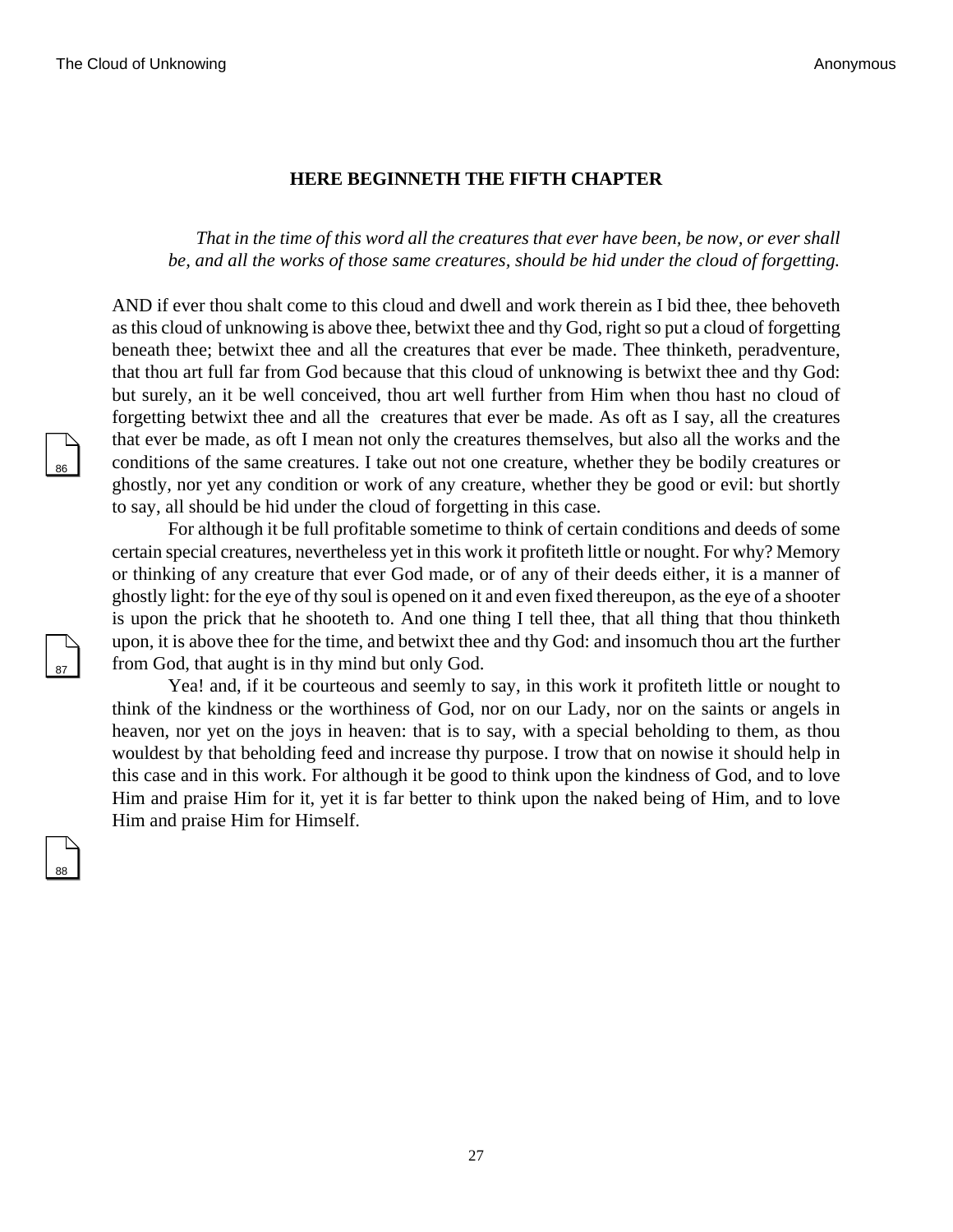## HERE BEGINNETH THE FIFTH CHAPTER

*That in the time of this word all the creatures that ever have been, be now, or ever shall be, and all the works of those same creatures, should be hid under the cloud of forgetting.*

AND if ever thou shalt come to this cloud and dwell and work therein as I bid thee, thee behoveth as this cloud of unknowing is above thee, betwixt thee and thy God, right so put a cloud of forgetting beneath thee; betwixt thee and all the creatures that ever be made. Thee thinketh, peradventure, that thou art full far from God because that this cloud of unknowing is betwixt thee and thy God: but surely, an it be well conceived, thou art well further from Him when thou hast no cloud of forgetting betwixt thee and all the creatures that ever be made. As oft as I say, all the creatures that ever be made, as oft I mean not only the creatures themselves, but also all the works and the conditions of the same creatures. I take out not one creature, whether they be bodily creatures or ghostly, nor yet any condition or work of any creature, whether they be good or evil: but shortly to say, all should be hid under the cloud of forgetting in this case.

For although it be full profitable sometime to think of certain conditions and deeds of some certain special creatures, nevertheless yet in this work it profiteth little or nought. For why? Memory or thinking of any creature that ever God made, or of any of their deeds either, it is a manner of ghostly light: for the eye of thy soul is opened on it and even fixed thereupon, as the eye of a shooter is upon the prick that he shooteth to. And one thing I tell thee, that all thing that thou thinketh upon, it is above thee for the time, and betwixt thee and thy God: and insomuch thou art the further from God, that aught is in thy mind but only God.

Yea! and, if it be courteous and seemly to say, in this work it profiteth little or nought to think of the kindness or the worthiness of God, nor on our Lady, nor on the saints or angels in heaven, nor yet on the joys in heaven: that is to say, with a special beholding to them, as thou wouldest by that beholding feed and increase thy purpose. I trow that on nowise it should help in this case and in this work. For although it be good to think upon the kindness of God, and to love Him and praise Him for it, yet it is far better to think upon the naked being of Him, and to love Him and praise Him for Himself.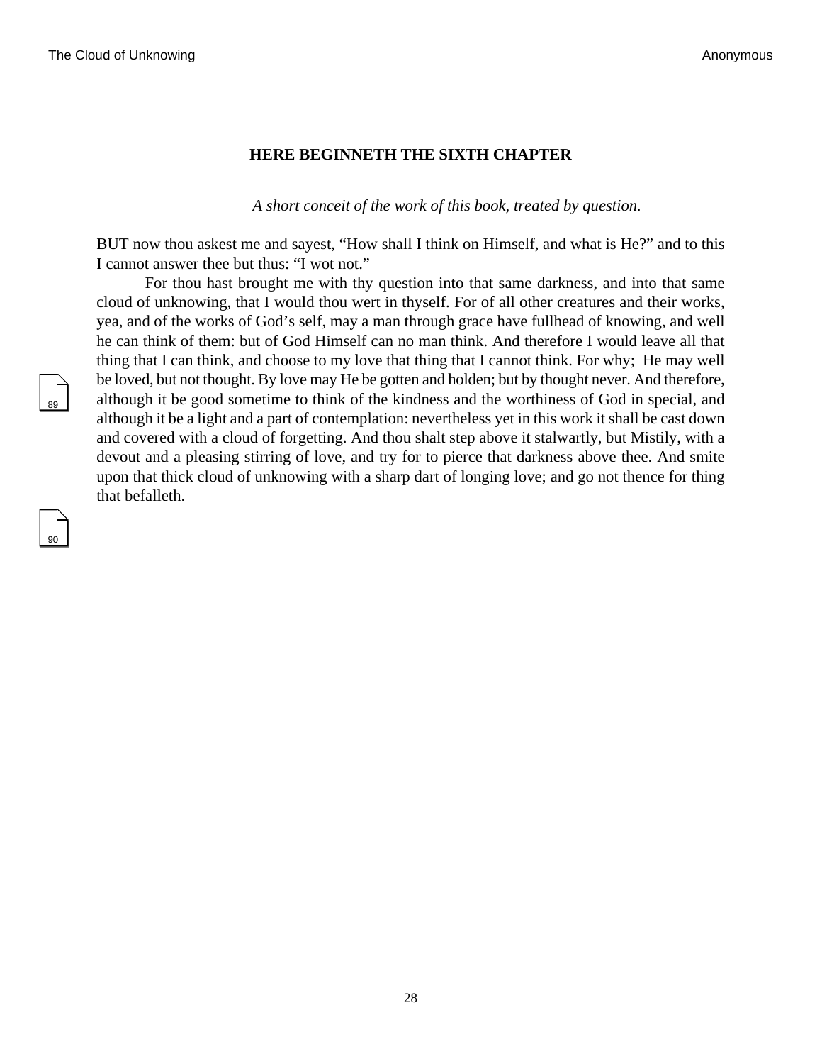## HERE BEGINNETH THE SIXTH CHAPTER

*A short conceit of the work of this book, treated by question.*

BUT now thou askest me and sayest, “How shall I think on Himself, and what is He?” and to this I cannot answer thee but thus: “I wot not.”

For thou hast brought me with thy question into that same darkness, and into that same cloud of unknowing, that I would thou wert in thyself. For of all other creatures and their works, yea, and of the works of God’s self, may a man through grace have fullhead of knowing, and well he can think of them: but of God Himself can no man think. And therefore I would leave all that thing that I can think, and choose to my love that thing that I cannot think. For why; He may well be loved, but not thought. By love may He be gotten and holden; but by thought never. And therefore, although it be good sometime to think of the kindness and the worthiness of God in special, and although it be a light and a part of contemplation: nevertheless yet in this work it shall be cast down and covered with a cloud of forgetting. And thou shalt step above it stalwartly, but Mistily, with a devout and a pleasing stirring of love, and try for to pierce that darkness above thee. And smite upon that thick cloud of unknowing with a sharp dart of longing love; and go not thence for thing that befalleth.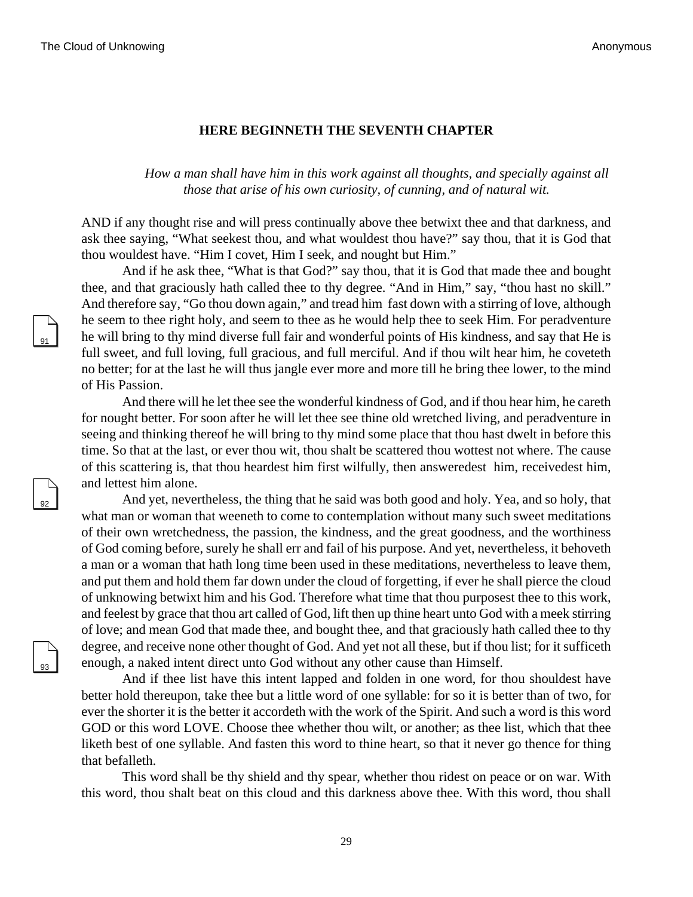## HERE BEGINNETH THE SEVENTH CHAPTER

*How a man shall have him in this work against all thoughts, and specially against all those that arise of his own curiosity, of cunning, and of natural wit.*

AND if any thought rise and will press continually above thee betwixt thee and that darkness, and ask thee saying, "What seekest thou, and what wouldest thou have?" say thou, that it is God that thou wouldest have. "Him I covet, Him I seek, and nought but Him."

And if he ask thee, "What is that God?" say thou, that it is God that made thee and bought thee, and that graciously hath called thee to thy degree. "And in Him," say, "thou hast no skill." And therefore say, "Go thou down again," and tread him fast down with a stirring of love, although he seem to thee right holy, and seem to thee as he would help thee to seek Him. For peradventure he will bring to thy mind diverse full fair and wonderful points of His kindness, and say that He is full sweet, and full loving, full gracious, and full merciful. And if thou wilt hear him, he coveteth no better; for at the last he will thus jangle ever more and more till he bring thee lower, to the mind of His Passion.

And there will he let thee see the wonderful kindness of God, and if thou hear him, he careth for nought better. For soon after he will let thee see thine old wretched living, and peradventure in seeing and thinking thereof he will bring to thy mind some place that thou hast dwelt in before this time. So that at the last, or ever thou wit, thou shalt be scattered thou wottest not where. The cause of this scattering is, that thou heardest him first wilfully, then answeredest him, receivedest him, and lettest him alone.

And yet, nevertheless, the thing that he said was both good and holy. Yea, and so holy, that what man or woman that weeneth to come to contemplation without many such sweet meditations of their own wretchedness, the passion, the kindness, and the great goodness, and the worthiness of God coming before, surely he shall err and fail of his purpose. And yet, nevertheless, it behoveth a man or a woman that hath long time been used in these meditations, nevertheless to leave them, and put them and hold them far down under the cloud of forgetting, if ever he shall pierce the cloud of unknowing betwixt him and his God. Therefore what time that thou purposest thee to this work, and feelest by grace that thou art called of God, lift then up thine heart unto God with a meek stirring of love; and mean God that made thee, and bought thee, and that graciously hath called thee to thy degree, and receive none other thought of God. And yet not all these, but if thou list; for it sufficeth enough, a naked intent direct unto God without any other cause than Himself.

And if thee list have this intent lapped and folden in one word, for thou shouldest have better hold thereupon, take thee but a little word of one syllable: for so it is better than of two, for ever the shorter it is the better it accordeth with the work of the Spirit. And such a word is this word GOD or this word LOVE. Choose thee whether thou wilt, or another; as thee list, which that thee liketh best of one syllable. And fasten this word to thine heart, so that it never go thence for thing that befalleth.

This word shall be thy shield and thy spear, whether thou ridest on peace or on war. With this word, thou shalt beat on this cloud and this darkness above thee. With this word, thou shall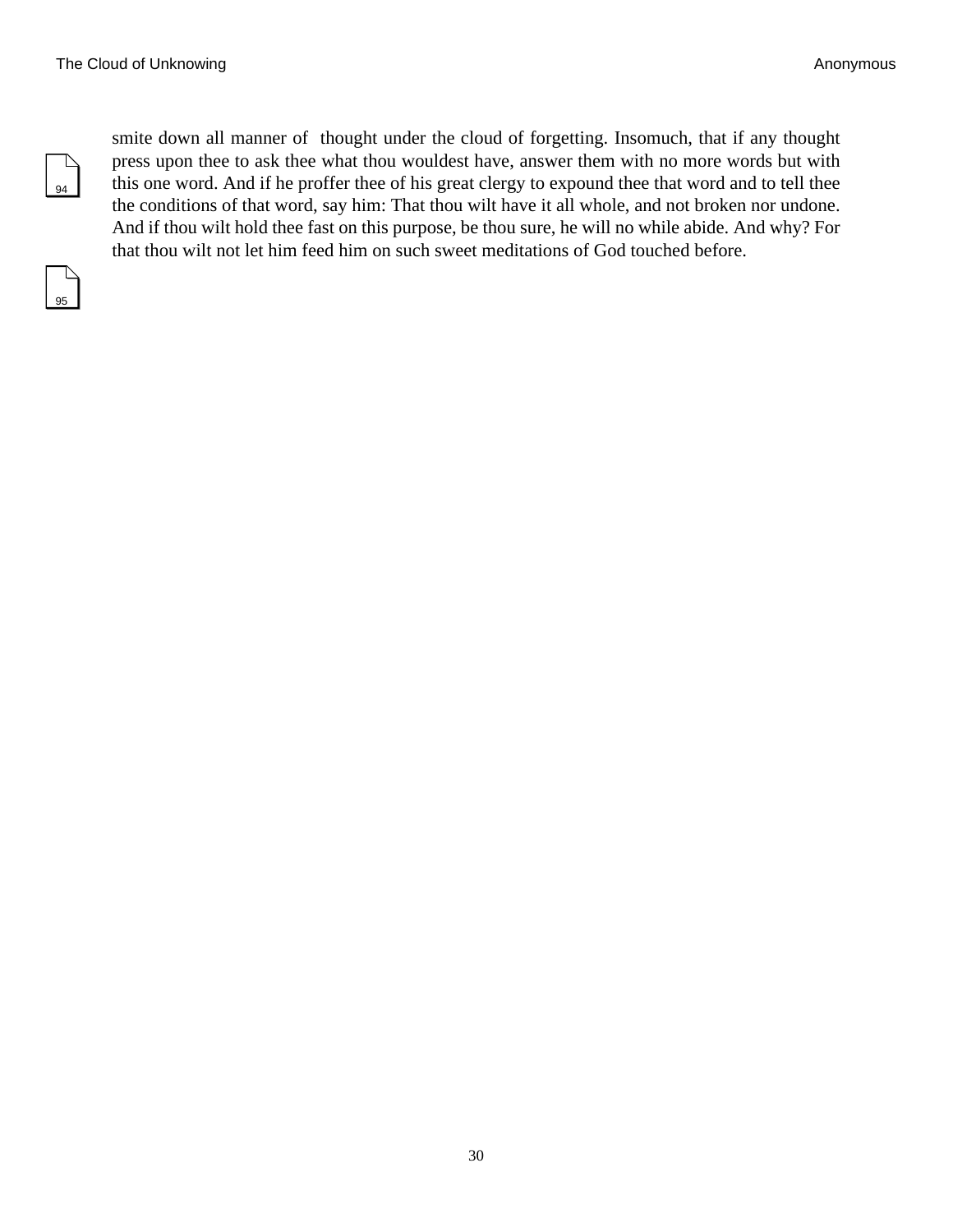smite down all manner of thought under the cloud of forgetting. Insomuch, that if any thought press upon thee to ask thee what thou wouldest have, answer them with no more words but with this one word. And if he proffer thee of his great clergy to expound thee that word and to tell thee the conditions of that word, say him: That thou wilt have it all whole, and not broken nor undone. And if thou wilt hold thee fast on this purpose, be thou sure, he will no while abide. And why? For that thou wilt not let him feed him on such sweet meditations of God touched before.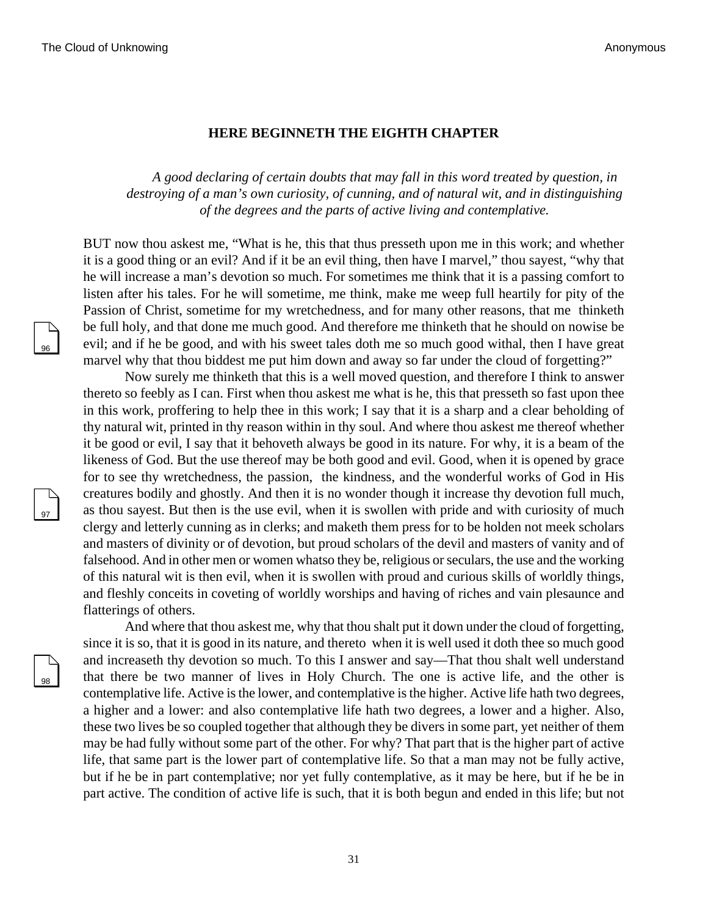## HERE BEGINNETH THE EIGHTH CHAPTER

*A good declaring of certain doubts that may fall in this word treated by question, in destroying of a man's own curiosity, of cunning, and of natural wit, and in distinguishing of the degrees and the parts of active living and contemplative.*

BUT now thou askest me, "What is he, this that thus presseth upon me in this work; and whether it is a good thing or an evil? And if it be an evil thing, then have I marvel," thou sayest, "why that he will increase a man's devotion so much. For sometimes me think that it is a passing comfort to listen after his tales. For he will sometime, me think, make me weep full heartily for pity of the Passion of Christ, sometime for my wretchedness, and for many other reasons, that me thinketh be full holy, and that done me much good. And therefore me thinketh that he should on nowise be evil; and if he be good, and with his sweet tales doth me so much good withal, then I have great marvel why that thou biddest me put him down and away so far under the cloud of forgetting?"

Now surely me thinketh that this is a well moved question, and therefore I think to answer thereto so feebly as I can. First when thou askest me what is he, this that presseth so fast upon thee in this work, proffering to help thee in this work; I say that it is a sharp and a clear beholding of thy natural wit, printed in thy reason within in thy soul. And where thou askest me thereof whether it be good or evil, I say that it behoveth always be good in its nature. For why, it is a beam of the likeness of God. But the use thereof may be both good and evil. Good, when it is opened by grace for to see thy wretchedness, the passion, the kindness, and the wonderful works of God in His creatures bodily and ghostly. And then it is no wonder though it increase thy devotion full much, as thou sayest. But then is the use evil, when it is swollen with pride and with curiosity of much clergy and letterly cunning as in clerks; and maketh them press for to be holden not meek scholars and masters of divinity or of devotion, but proud scholars of the devil and masters of vanity and of falsehood. And in other men or women whatso they be, religious or seculars, the use and the working of this natural wit is then evil, when it is swollen with proud and curious skills of worldly things, and fleshly conceits in coveting of worldly worships and having of riches and vain plesaunce and flatterings of others.

And where that thou askest me, why that thou shalt put it down under the cloud of forgetting, since it is so, that it is good in its nature, and thereto when it is well used it doth thee so much good and increaseth thy devotion so much. To this I answer and say—That thou shalt well understand that there be two manner of lives in Holy Church. The one is active life, and the other is contemplative life. Active is the lower, and contemplative is the higher. Active life hath two degrees, a higher and a lower: and also contemplative life hath two degrees, a lower and a higher. Also, these two lives be so coupled together that although they be divers in some part, yet neither of them may be had fully without some part of the other. For why? That part that is the higher part of active life, that same part is the lower part of contemplative life. So that a man may not be fully active, but if he be in part contemplative; nor yet fully contemplative, as it may be here, but if he be in part active. The condition of active life is such, that it is both begun and ended in this life; but not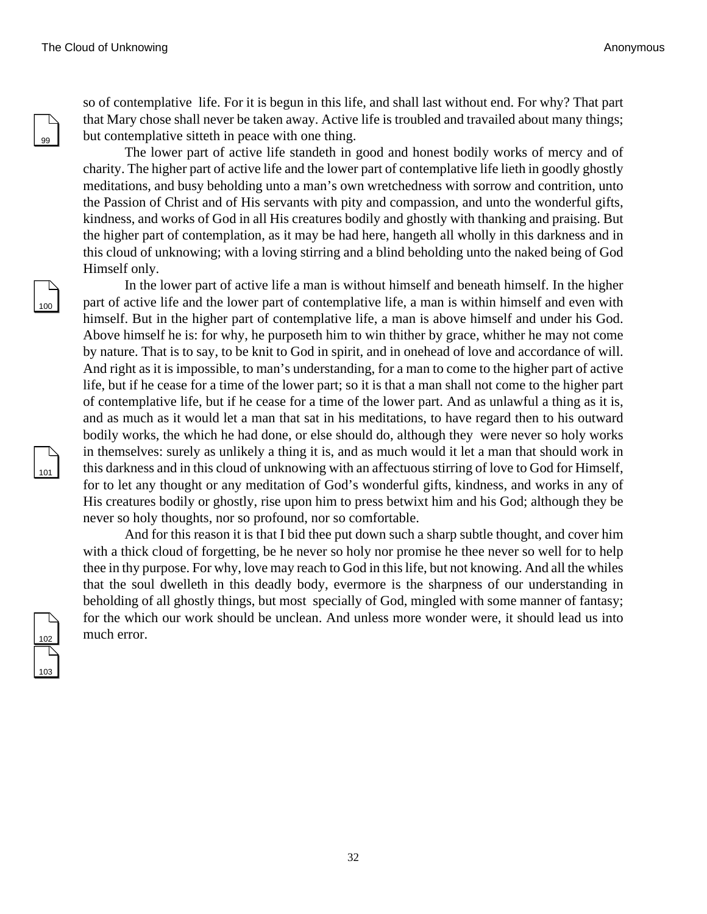so of contemplative life. For it is begun in this life, and shall last without end. For why? That part that Mary chose shall never be taken away. Active life is troubled and travailed about many things; but contemplative sitteth in peace with one thing.

The lower part of active life standeth in good and honest bodily works of mercy and of charity. The higher part of active life and the lower part of contemplative life lieth in goodly ghostly meditations, and busy beholding unto a man's own wretchedness with sorrow and contrition, unto the Passion of Christ and of His servants with pity and compassion, and unto the wonderful gifts, kindness, and works of God in all His creatures bodily and ghostly with thanking and praising. But the higher part of contemplation, as it may be had here, hangeth all wholly in this darkness and in this cloud of unknowing; with a loving stirring and a blind beholding unto the naked being of God Himself only.

In the lower part of active life a man is without himself and beneath himself. In the higher part of active life and the lower part of contemplative life, a man is within himself and even with himself. But in the higher part of contemplative life, a man is above himself and under his God. Above himself he is: for why, he purposeth him to win thither by grace, whither he may not come by nature. That is to say, to be knit to God in spirit, and in onehead of love and accordance of will. And right as it is impossible, to man's understanding, for a man to come to the higher part of active life, but if he cease for a time of the lower part; so it is that a man shall not come to the higher part of contemplative life, but if he cease for a time of the lower part. And as unlawful a thing as it is, and as much as it would let a man that sat in his meditations, to have regard then to his outward bodily works, the which he had done, or else should do, although they were never so holy works in themselves: surely as unlikely a thing it is, and as much would it let a man that should work in this darkness and in this cloud of unknowing with an affectuous stirring of love to God for Himself, for to let any thought or any meditation of God's wonderful gifts, kindness, and works in any of His creatures bodily or ghostly, rise upon him to press betwixt him and his God; although they be never so holy thoughts, nor so profound, nor so comfortable.

And for this reason it is that I bid thee put down such a sharp subtle thought, and cover him with a thick cloud of forgetting, be he never so holy nor promise he thee never so well for to help thee in thy purpose. For why, love may reach to God in this life, but not knowing. And all the whiles that the soul dwelleth in this deadly body, evermore is the sharpness of our understanding in beholding of all ghostly things, but most specially of God, mingled with some manner of fantasy; for the which our work should be unclean. And unless more wonder were, it should lead us into much error.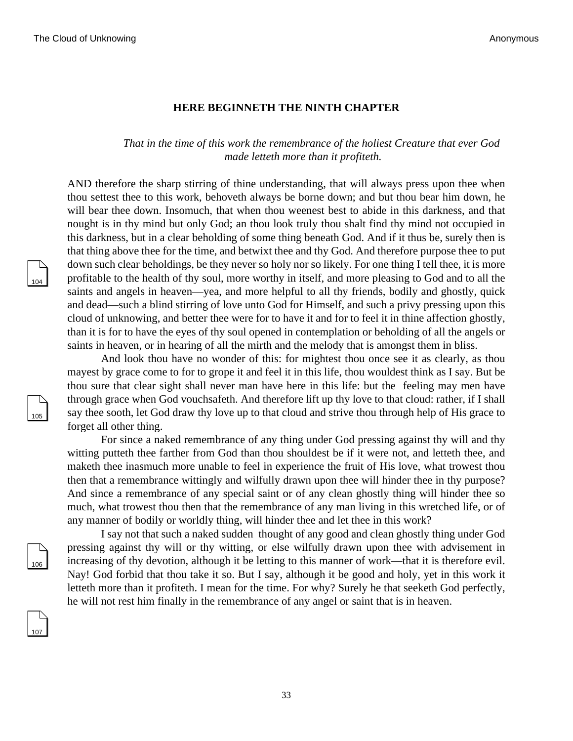## HERE BEGINNETH THE NINTH CHAPTER

*That in the time of this work the remembrance of the holiest Creature that ever God made letteth more than it profiteth.*

AND therefore the sharp stirring of thine understanding, that will always press upon thee when thou settest thee to this work, behoveth always be borne down; and but thou bear him down, he will bear thee down. Insomuch, that when thou weenest best to abide in this darkness, and that nought is in thy mind but only God; an thou look truly thou shalt find thy mind not occupied in this darkness, but in a clear beholding of some thing beneath God. And if it thus be, surely then is that thing above thee for the time, and betwixt thee and thy God. And therefore purpose thee to put down such clear beholdings, be they never so holy nor so likely. For one thing I tell thee, it is more profitable to the health of thy soul, more worthy in itself, and more pleasing to God and to all the saints and angels in heaven—yea, and more helpful to all thy friends, bodily and ghostly, quick and dead—such a blind stirring of love unto God for Himself, and such a privy pressing upon this cloud of unknowing, and better thee were for to have it and for to feel it in thine affection ghostly, than it is for to have the eyes of thy soul opened in contemplation or beholding of all the angels or saints in heaven, or in hearing of all the mirth and the melody that is amongst them in bliss.

And look thou have no wonder of this: for mightest thou once see it as clearly, as thou mayest by grace come to for to grope it and feel it in this life, thou wouldest think as I say. But be thou sure that clear sight shall never man have here in this life: but the feeling may men have through grace when God vouchsafeth. And therefore lift up thy love to that cloud: rather, if I shall say thee sooth, let God draw thy love up to that cloud and strive thou through help of His grace to forget all other thing.

For since a naked remembrance of any thing under God pressing against thy will and thy witting putteth thee farther from God than thou shouldest be if it were not, and letteth thee, and maketh thee inasmuch more unable to feel in experience the fruit of His love, what trowest thou then that a remembrance wittingly and wilfully drawn upon thee will hinder thee in thy purpose? And since a remembrance of any special saint or of any clean ghostly thing will hinder thee so much, what trowest thou then that the remembrance of any man living in this wretched life, or of any manner of bodily or worldly thing, will hinder thee and let thee in this work?

I say not that such a naked sudden thought of any good and clean ghostly thing under God pressing against thy will or thy witting, or else wilfully drawn upon thee with advisement in increasing of thy devotion, although it be letting to this manner of work—that it is therefore evil. Nay! God forbid that thou take it so. But I say, although it be good and holy, yet in this work it letteth more than it profiteth. I mean for the time. For why? Surely he that seeketh God perfectly, he will not rest him finally in the remembrance of any angel or saint that is in heaven.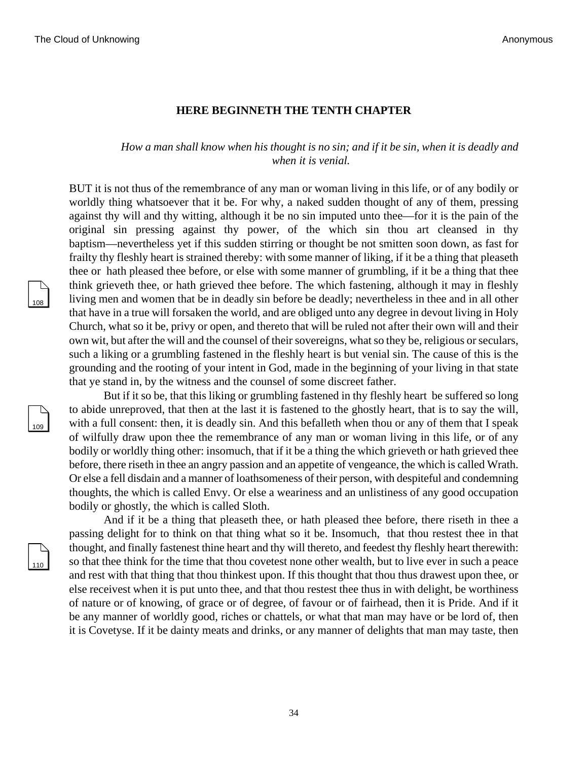**HERE BEGINNETH THE TENTH CHAPTER**

*How a man shall know when his thought is no sin; and if it be sin, when it is deadly and when it is venial.*

BUT it is not thus of the remembrance of any man or woman living in this life, or of any bodily or worldly thing whatsoever that it be. For why, a naked sudden thought of any of them, pressing against thy will and thy witting, although it be no sin imputed unto thee—for it is the pain of the original sin pressing against thy power, of the which sin thou art cleansed in thy baptism—nevertheless yet if this sudden stirring or thought be not smitten soon down, as fast for frailty thy fleshly heart is strained thereby: with some manner of liking, if it be a thing that pleaseth thee or hath pleased thee before, or else with some manner of grumbling, if it be a thing that thee think grieveth thee, or hath grieved thee before. The which fastening, although it may in fleshly living men and women that be in deadly sin before be deadly; nevertheless in thee and in all other that have in a true will forsaken the world, and are obliged unto any degree in devout living in Holy Church, what so it be, privy or open, and thereto that will be ruled not after their own will and their own wit, but after the will and the counsel of their sovereigns, what so they be, religious or seculars, such a liking or a grumbling fastened in the fleshly heart is but venial sin. The cause of this is the grounding and the rooting of your intent in God, made in the beginning of your living in that state that ye stand in, by the witness and the counsel of some discreet father.

But if it so be, that this liking or grumbling fastened in thy fleshly heart be suffered so long to abide unreproved, that then at the last it is fastened to the ghostly heart, that is to say the will, with a full consent: then, it is deadly sin. And this befalleth when thou or any of them that I speak of wilfully draw upon thee the remembrance of any man or woman living in this life, or of any bodily or worldly thing other: insomuch, that if it be a thing the which grieveth or hath grieved thee before, there riseth in thee an angry passion and an appetite of vengeance, the which is called Wrath. Or else a fell disdain and a manner of loathsomeness of their person, with despiteful and condemning thoughts, the which is called Envy. Or else a weariness and an unlistiness of any good occupation bodily or ghostly, the which is called Sloth.

And if it be a thing that pleaseth thee, or hath pleased thee before, there riseth in thee a passing delight for to think on that thing what so it be. Insomuch, that thou restest thee in that thought, and finally fastenest thine heart and thy will thereto, and feedest thy fleshly heart therewith: so that thee think for the time that thou covetest none other wealth, but to live ever in such a peace and rest with that thing that thou thinkest upon. If this thought that thou thus drawest upon thee, or else receivest when it is put unto thee, and that thou restest thee thus in with delight, be worthiness of nature or of knowing, of grace or of degree, of favour or of fairhead, then it is Pride. And if it be any manner of worldly good, riches or chattels, or what that man may have or be lord of, then it is Covetyse. If it be dainty meats and drinks, or any manner of delights that man may taste, then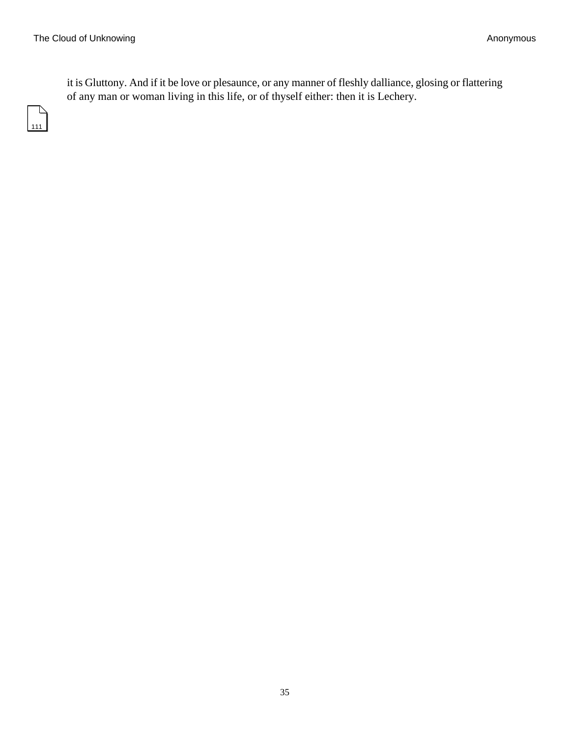it is Gluttony. And if it be love or plesaunce, or any manner of fleshly dalliance, glosing or flattering of any man or woman living in this life, or of thyself either: then it is Lechery.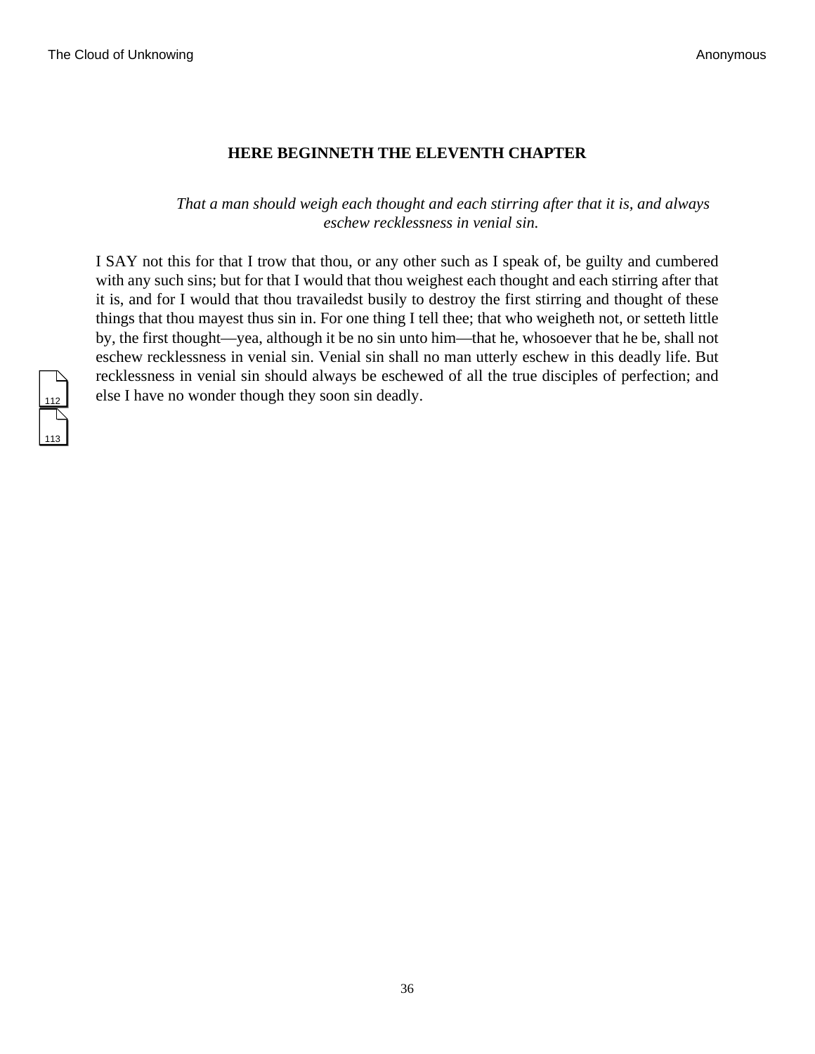## HERE BEGINNETH THE ELEVENTH CHAPTER

*That a man should weigh each thought and each stirring after that it is, and always eschew recklessness in venial sin.*

I SAY not this for that I trow that thou, or any other such as I speak of, be guilty and cumbered with any such sins; but for that I would that thou weighest each thought and each stirring after that it is, and for I would that thou travailedst busily to destroy the first stirring and thought of these things that thou mayest thus sin in. For one thing I tell thee; that who weigheth not, or setteth little by, the first thought—yea, although it be no sin unto him—that he, whosoever that he be, shall not eschew recklessness in venial sin. Venial sin shall no man utterly eschew in this deadly life. But recklessness in venial sin should always be eschewed of all the true disciples of perfection; and else I have no wonder though they soon sin deadly.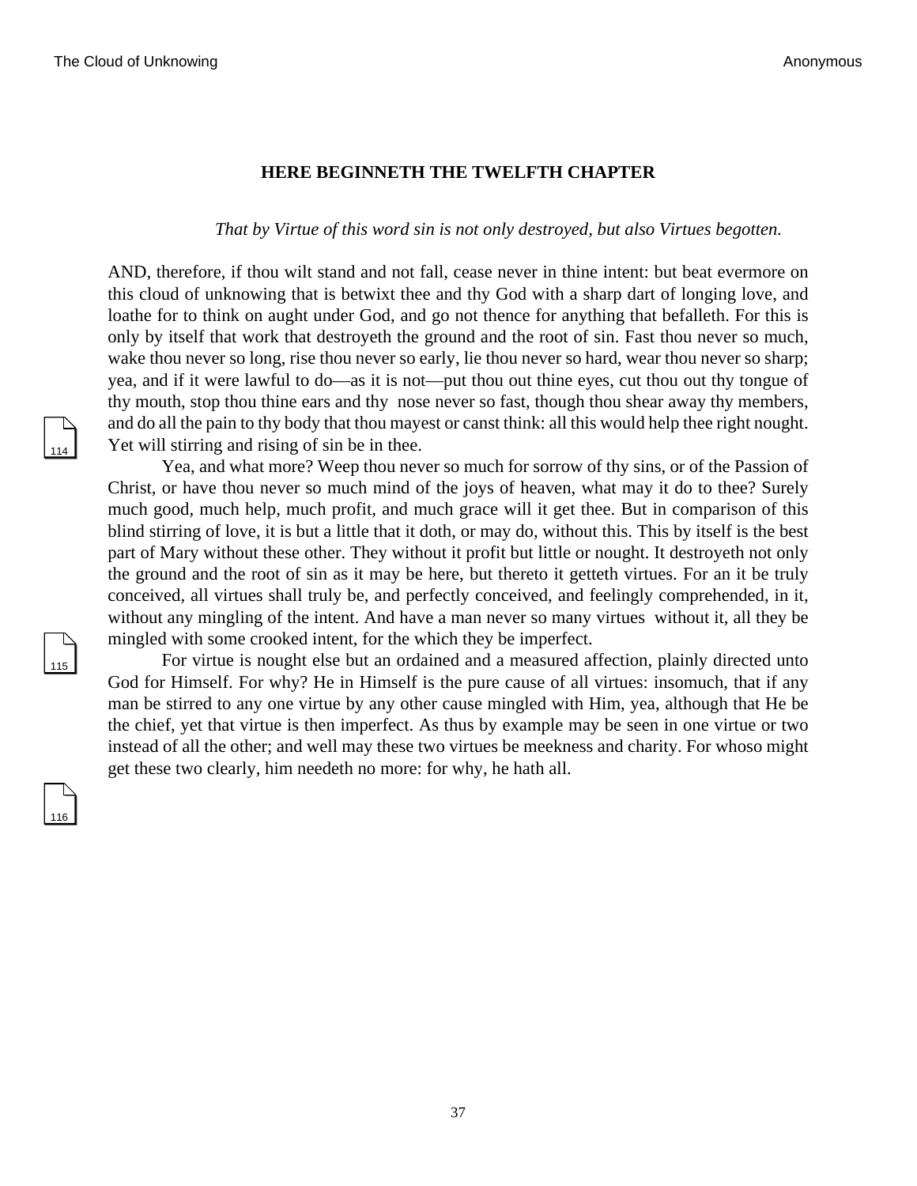## HERE BEGINNETH THE TWELFTH CHAPTER

*That by Virtue of this word sin is not only destroyed, but also Virtues begotten.*

AND, therefore, if thou wilt stand and not fall, cease never in thine intent: but beat evermore on this cloud of unknowing that is betwixt thee and thy God with a sharp dart of longing love, and loathe for to think on aught under God, and go not thence for anything that befalleth. For this is only by itself that work that destroyeth the ground and the root of sin. Fast thou never so much, wake thou never so long, rise thou never so early, lie thou never so hard, wear thou never so sharp; yea, and if it were lawful to do—as it is not—put thou out thine eyes, cut thou out thy tongue of thy mouth, stop thou thine ears and thy nose never so fast, though thou shear away thy members, and do all the pain to thy body that thou mayest or canst think: all this would help thee right nought. Yet will stirring and rising of sin be in thee.

Yea, and what more? Weep thou never so much for sorrow of thy sins, or of the Passion of Christ, or have thou never so much mind of the joys of heaven, what may it do to thee? Surely much good, much help, much profit, and much grace will it get thee. But in comparison of this blind stirring of love, it is but a little that it doth, or may do, without this. This by itself is the best part of Mary without these other. They without it profit but little or nought. It destroyeth not only the ground and the root of sin as it may be here, but thereto it getteth virtues. For an it be truly conceived, all virtues shall truly be, and perfectly conceived, and feelingly comprehended, in it, without any mingling of the intent. And have a man never so many virtues without it, all they be mingled with some crooked intent, for the which they be imperfect.

For virtue is nought else but an ordained and a measured affection, plainly directed unto God for Himself. For why? He in Himself is the pure cause of all virtues: insomuch, that if any man be stirred to any one virtue by any other cause mingled with Him, yea, although that He be the chief, yet that virtue is then imperfect. As thus by example may be seen in one virtue or two instead of all the other; and well may these two virtues be meekness and charity. For whoso might get these two clearly, him needeth no more: for why, he hath all.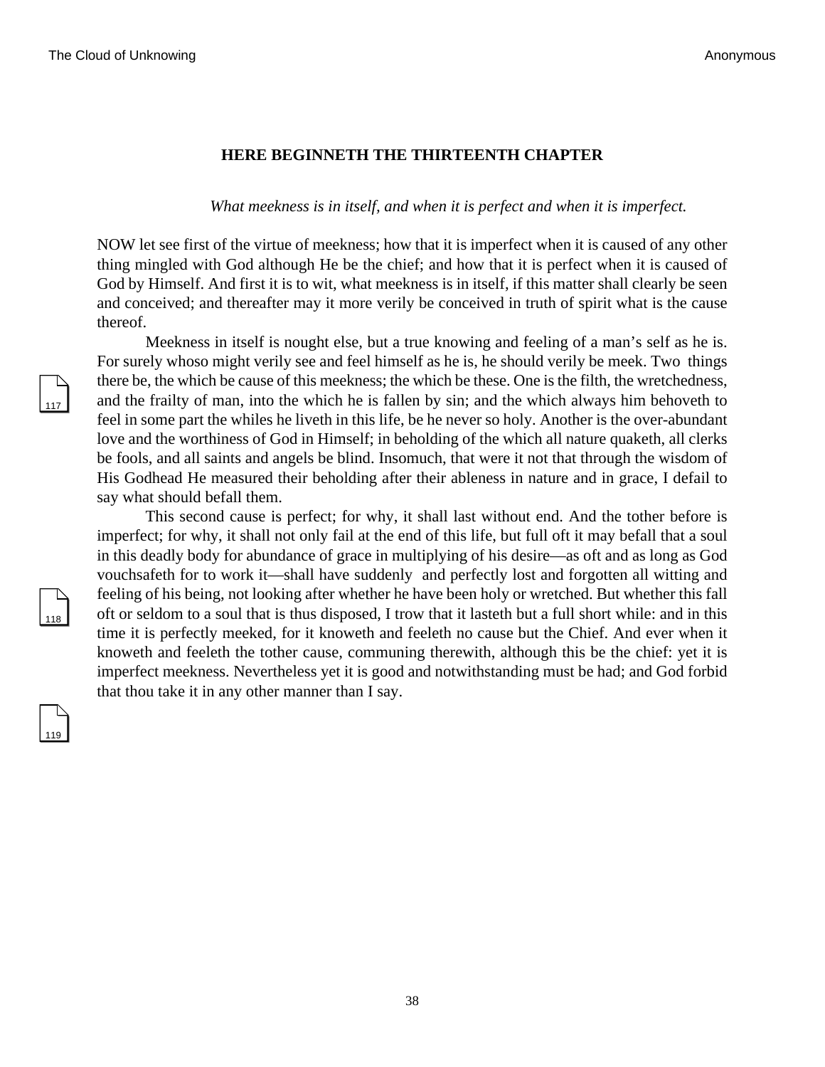## HERE BEGINNETH THE THIRTEENTH CHAPTER

*What meekness is in itself, and when it is perfect and when it is imperfect.*

NOW let see first of the virtue of meekness; how that it is imperfect when it is caused of any other thing mingled with God although He be the chief; and how that it is perfect when it is caused of God by Himself. And first it is to wit, what meekness is in itself, if this matter shall clearly be seen and conceived; and thereafter may it more verily be conceived in truth of spirit what is the cause thereof.

Meekness in itself is nought else, but a true knowing and feeling of a man's self as he is. For surely whoso might verily see and feel himself as he is, he should verily be meek. Two things there be, the which be cause of this meekness; the which be these. One is the filth, the wretchedness, and the frailty of man, into the which he is fallen by sin; and the which always him behoveth to feel in some part the whiles he liveth in this life, be he never so holy. Another is the over-abundant love and the worthiness of God in Himself; in beholding of the which all nature quaketh, all clerks be fools, and all saints and angels be blind. Insomuch, that were it not that through the wisdom of His Godhead He measured their beholding after their ableness in nature and in grace, I defail to say what should befall them.

This second cause is perfect; for why, it shall last without end. And the tother before is imperfect; for why, it shall not only fail at the end of this life, but full oft it may befall that a soul in this deadly body for abundance of grace in multiplying of his desire—as oft and as long as God vouchsafeth for to work it—shall have suddenly and perfectly lost and forgotten all witting and feeling of his being, not looking after whether he have been holy or wretched. But whether this fall oft or seldom to a soul that is thus disposed, I trow that it lasteth but a full short while: and in this time it is perfectly meeked, for it knoweth and feeleth no cause but the Chief. And ever when it knoweth and feeleth the tother cause, communing therewith, although this be the chief: yet it is imperfect meekness. Nevertheless yet it is good and notwithstanding must be had; and God forbid that thou take it in any other manner than I say.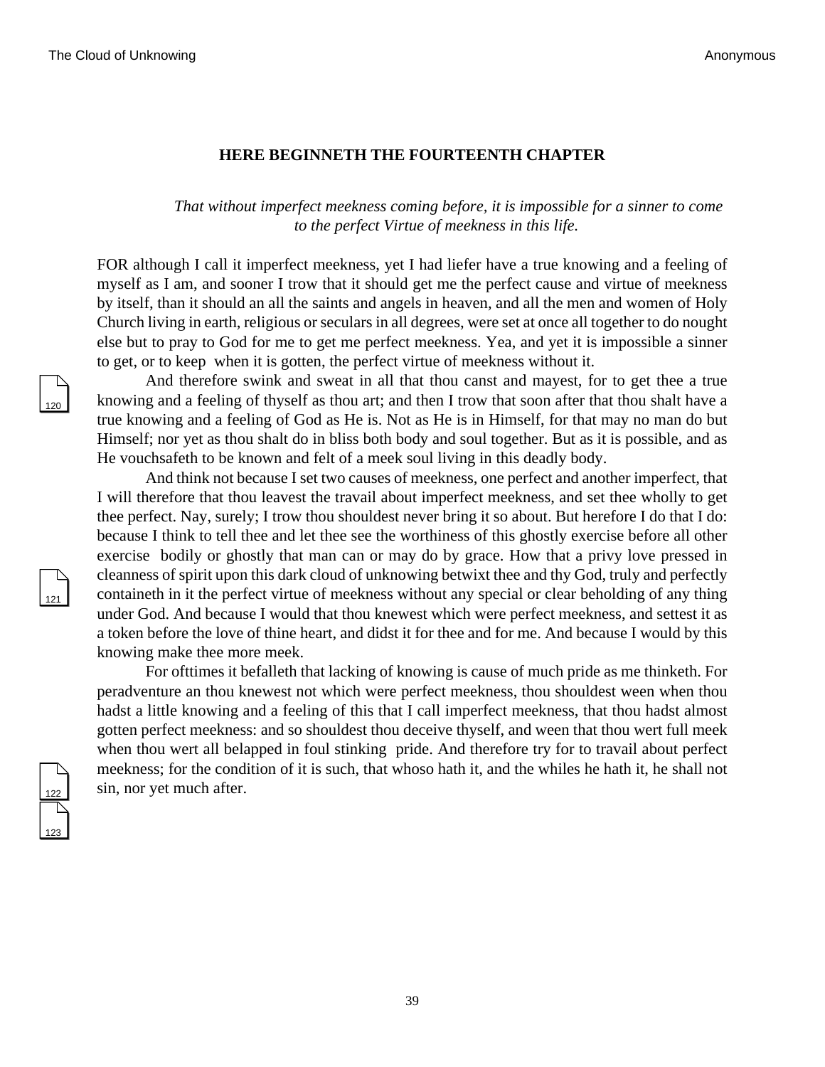## HERE BEGINNETH THE FOURTEENTH CHAPTER

*That without imperfect meekness coming before, it is impossible for a sinner to come to the perfect Virtue of meekness in this life.*

FOR although I call it imperfect meekness, yet I had liefer have a true knowing and a feeling of myself as I am, and sooner I trow that it should get me the perfect cause and virtue of meekness by itself, than it should an all the saints and angels in heaven, and all the men and women of Holy Church living in earth, religious or seculars in all degrees, were set at once all together to do nought else but to pray to God for me to get me perfect meekness. Yea, and yet it is impossible a sinner to get, or to keep when it is gotten, the perfect virtue of meekness without it.

And therefore swink and sweat in all that thou canst and mayest, for to get thee a true knowing and a feeling of thyself as thou art; and then I trow that soon after that thou shalt have a true knowing and a feeling of God as He is. Not as He is in Himself, for that may no man do but Himself; nor yet as thou shalt do in bliss both body and soul together. But as it is possible, and as He vouchsafeth to be known and felt of a meek soul living in this deadly body.

And think not because I set two causes of meekness, one perfect and another imperfect, that I will therefore that thou leavest the travail about imperfect meekness, and set thee wholly to get thee perfect. Nay, surely; I trow thou shouldest never bring it so about. But herefore I do that I do: because I think to tell thee and let thee see the worthiness of this ghostly exercise before all other exercise bodily or ghostly that man can or may do by grace. How that a privy love pressed in cleanness of spirit upon this dark cloud of unknowing betwixt thee and thy God, truly and perfectly containeth in it the perfect virtue of meekness without any special or clear beholding of any thing under God. And because I would that thou knewest which were perfect meekness, and settest it as a token before the love of thine heart, and didst it for thee and for me. And because I would by this knowing make thee more meek.

For ofttimes it befalleth that lacking of knowing is cause of much pride as me thinketh. For peradventure an thou knewest not which were perfect meekness, thou shouldest ween when thou hadst a little knowing and a feeling of this that I call imperfect meekness, that thou hadst almost gotten perfect meekness: and so shouldest thou deceive thyself, and ween that thou wert full meek when thou wert all belapped in foul stinking pride. And therefore try for to travail about perfect meekness; for the condition of it is such, that whoso hath it, and the whiles he hath it, he shall not sin, nor yet much after.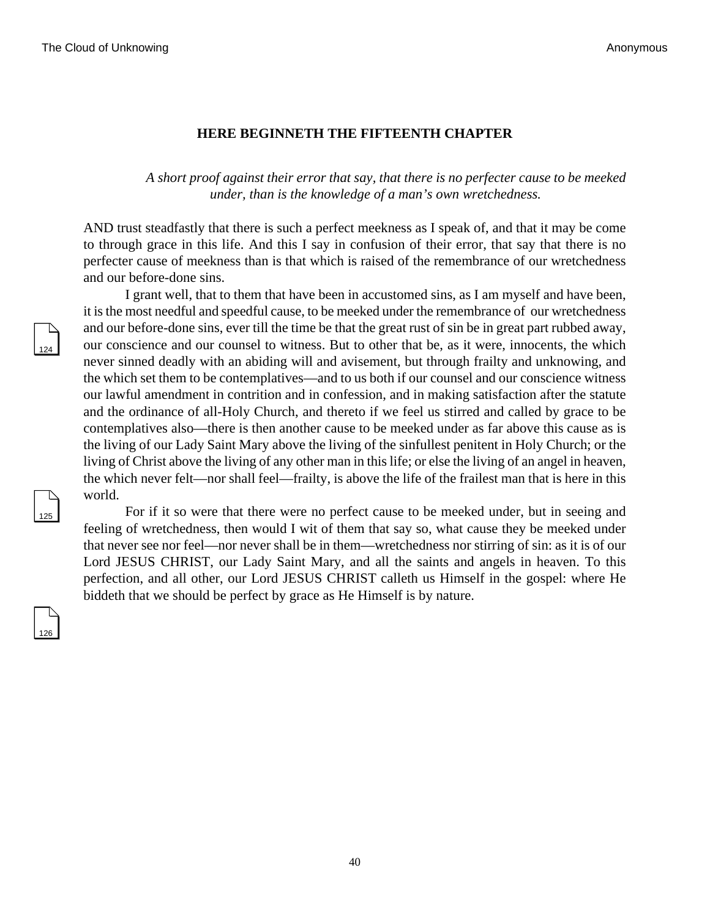## HERE BEGINNETH THE FIFTEENTH CHAPTER

*A short proof against their error that say, that there is no perfecter cause to be meeked under, than is the knowledge of a man's own wretchedness.*

AND trust steadfastly that there is such a perfect meekness as I speak of, and that it may be come to through grace in this life. And this I say in confusion of their error, that say that there is no perfecter cause of meekness than is that which is raised of the remembrance of our wretchedness and our before-done sins.

I grant well, that to them that have been in accustomed sins, as I am myself and have been, it is the most needful and speedful cause, to be meeked under the remembrance of our wretchedness and our before-done sins, ever till the time be that the great rust of sin be in great part rubbed away, our conscience and our counsel to witness. But to other that be, as it were, innocents, the which never sinned deadly with an abiding will and avisement, but through frailty and unknowing, and the which set them to be contemplatives—and to us both if our counsel and our conscience witness our lawful amendment in contrition and in confession, and in making satisfaction after the statute and the ordinance of all-Holy Church, and thereto if we feel us stirred and called by grace to be contemplatives also—there is then another cause to be meeked under as far above this cause as is the living of our Lady Saint Mary above the living of the sinfullest penitent in Holy Church; or the living of Christ above the living of any other man in this life; or else the living of an angel in heaven, the which never felt—nor shall feel—frailty, is above the life of the frailest man that is here in this world.

For if it so were that there were no perfect cause to be meeked under, but in seeing and feeling of wretchedness, then would I wit of them that say so, what cause they be meeked under that never see nor feel—nor never shall be in them—wretchedness nor stirring of sin: as it is of our Lord JESUS CHRIST, our Lady Saint Mary, and all the saints and angels in heaven. To this perfection, and all other, our Lord JESUS CHRIST calleth us Himself in the gospel: where He biddeth that we should be perfect by grace as He Himself is by nature.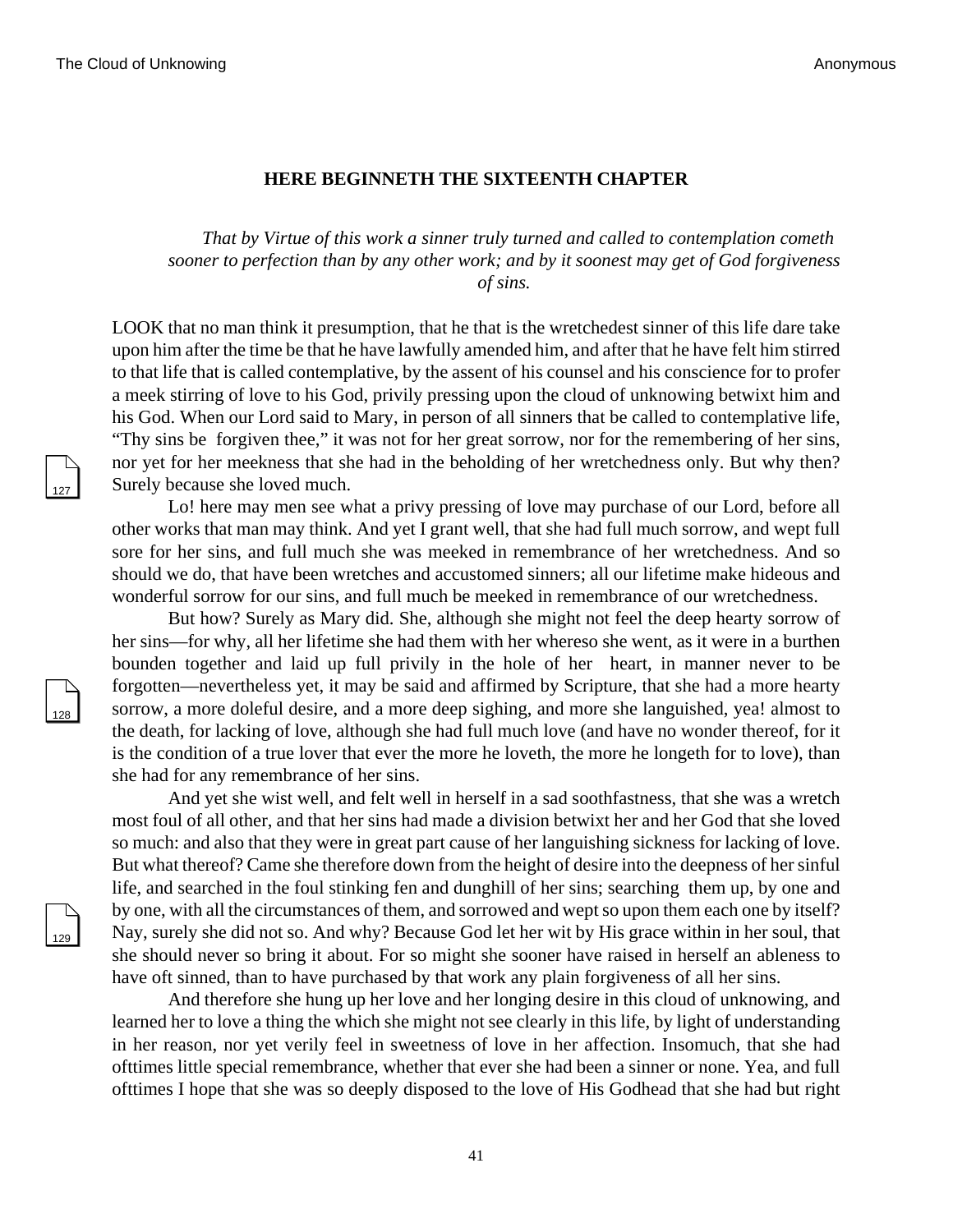## HERE BEGINNETH THE SIXTEENTH CHAPTER

*That by Virtue of this work a sinner truly turned and called to contemplation cometh sooner to perfection than by any other work; and by it soonest may get of God forgiveness of sins.*

LOOK that no man think it presumption, that he that is the wretchedest sinner of this life dare take upon him after the time be that he have lawfully amended him, and after that he have felt him stirred to that life that is called contemplative, by the assent of his counsel and his conscience for to profer a meek stirring of love to his God, privily pressing upon the cloud of unknowing betwixt him and his God. When our Lord said to Mary, in person of all sinners that be called to contemplative life, “Thy sins be forgiven thee,” it was not for her great sorrow, nor for the remembering of her sins, nor yet for her meekness that she had in the beholding of her wretchedness only. But why then? Surely because she loved much.

Lo! here may men see what a privy pressing of love may purchase of our Lord, before all other works that man may think. And yet I grant well, that she had full much sorrow, and wept full sore for her sins, and full much she was meeked in remembrance of her wretchedness. And so should we do, that have been wretches and accustomed sinners; all our lifetime make hideous and wonderful sorrow for our sins, and full much be meeked in remembrance of our wretchedness.

But how? Surely as Mary did. She, although she might not feel the deep hearty sorrow of her sins—for why, all her lifetime she had them with her whereso she went, as it were in a burthen bounden together and laid up full privily in the hole of her heart, in manner never to be forgotten—nevertheless yet, it may be said and affirmed by Scripture, that she had a more hearty sorrow, a more doleful desire, and a more deep sighing, and more she languished, yea! almost to the death, for lacking of love, although she had full much love (and have no wonder thereof, for it is the condition of a true lover that ever the more he loveth, the more he longeth for to love), than she had for any remembrance of her sins.

And yet she wist well, and felt well in herself in a sad soothfastness, that she was a wretch most foul of all other, and that her sins had made a division betwixt her and her God that she loved so much: and also that they were in great part cause of her languishing sickness for lacking of love. But what thereof? Came she therefore down from the height of desire into the deepness of her sinful life, and searched in the foul stinking fen and dunghill of her sins; searching them up, by one and by one, with all the circumstances of them, and sorrowed and wept so upon them each one by itself? Nay, surely she did not so. And why? Because God let her wit by His grace within in her soul, that she should never so bring it about. For so might she sooner have raised in herself an ableness to have oft sinned, than to have purchased by that work any plain forgiveness of all her sins.

And therefore she hung up her love and her longing desire in this cloud of unknowing, and learned her to love a thing the which she might not see clearly in this life, by light of understanding in her reason, nor yet verily feel in sweetness of love in her affection. Insomuch, that she had ofttimes little special remembrance, whether that ever she had been a sinner or none. Yea, and full ofttimes I hope that she was so deeply disposed to the love of His Godhead that she had but right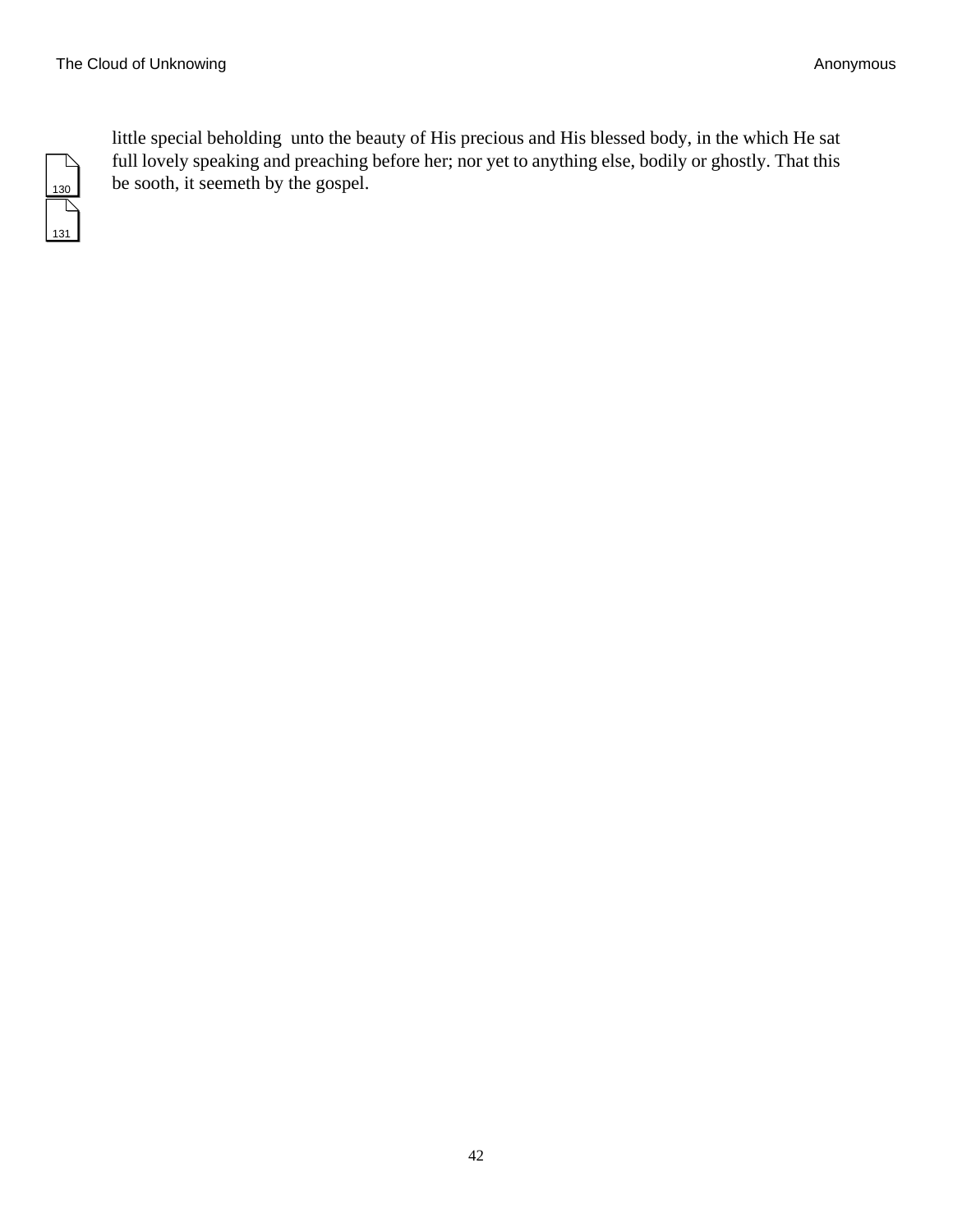little special beholding unto the beauty of His precious and His blessed body, in the which He sat full lovely speaking and preaching before her; nor yet to anything else, bodily or ghostly. That this be sooth, it seemeth by the gospel.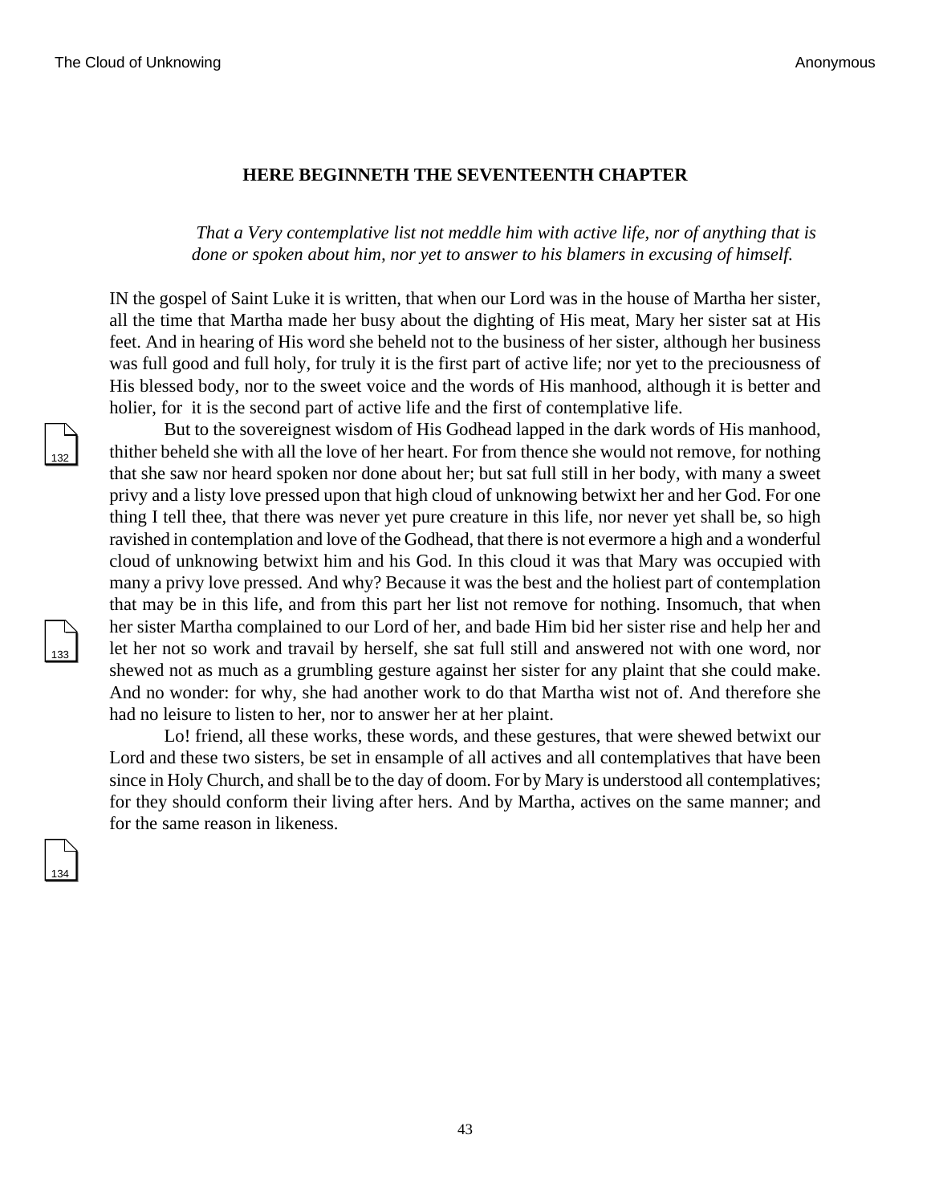## HERE BEGINNETH THE SEVENTEENTH CHAPTER

*That a Very contemplative list not meddle him with active life, nor of anything that is done or spoken about him, nor yet to answer to his blamers in excusing of himself.*

IN the gospel of Saint Luke it is written, that when our Lord was in the house of Martha her sister, all the time that Martha made her busy about the dighting of His meat, Mary her sister sat at His feet. And in hearing of His word she beheld not to the business of her sister, although her business was full good and full holy, for truly it is the first part of active life; nor yet to the preciousness of His blessed body, nor to the sweet voice and the words of His manhood, although it is better and holier, for it is the second part of active life and the first of contemplative life.

But to the sovereignest wisdom of His Godhead lapped in the dark words of His manhood, thither beheld she with all the love of her heart. For from thence she would not remove, for nothing that she saw nor heard spoken nor done about her; but sat full still in her body, with many a sweet privy and a listy love pressed upon that high cloud of unknowing betwixt her and her God. For one thing I tell thee, that there was never yet pure creature in this life, nor never yet shall be, so high ravished in contemplation and love of the Godhead, that there is not evermore a high and a wonderful cloud of unknowing betwixt him and his God. In this cloud it was that Mary was occupied with many a privy love pressed. And why? Because it was the best and the holiest part of contemplation that may be in this life, and from this part her list not remove for nothing. Insomuch, that when her sister Martha complained to our Lord of her, and bade Him bid her sister rise and help her and let her not so work and travail by herself, she sat full still and answered not with one word, nor shewed not as much as a grumbling gesture against her sister for any plaint that she could make. And no wonder: for why, she had another work to do that Martha wist not of. And therefore she had no leisure to listen to her, nor to answer her at her plaint.

Lo! friend, all these works, these words, and these gestures, that were shewed betwixt our Lord and these two sisters, be set in ensample of all actives and all contemplatives that have been since in Holy Church, and shall be to the day of doom. For by Mary is understood all contemplatives; for they should conform their living after hers. And by Martha, actives on the same manner; and for the same reason in likeness.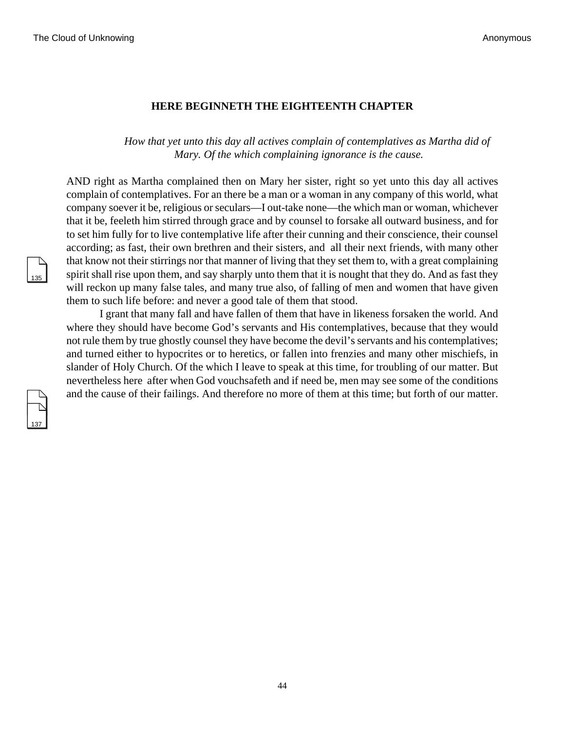## HERE BEGINNETH THE EIGHTEENTH CHAPTER

*How that yet unto this day all actives complain of contemplatives as Martha did of Mary. Of the which complaining ignorance is the cause.*

AND right as Martha complained then on Mary her sister, right so yet unto this day all actives complain of contemplatives. For an there be a man or a woman in any company of this world, what company soever it be, religious or seculars—I out-take none—the which man or woman, whichever that it be, feeleth him stirred through grace and by counsel to forsake all outward business, and for to set him fully for to live contemplative life after their cunning and their conscience, their counsel according; as fast, their own brethren and their sisters, and all their next friends, with many other that know not their stirrings nor that manner of living that they set them to, with a great complaining spirit shall rise upon them, and say sharply unto them that it is nought that they do. And as fast they will reckon up many false tales, and many true also, of falling of men and women that have given them to such life before: and never a good tale of them that stood.

I grant that many fall and have fallen of them that have in likeness forsaken the world. And where they should have become God's servants and His contemplatives, because that they would not rule them by true ghostly counsel they have become the devil's servants and his contemplatives; and turned either to hypocrites or to heretics, or fallen into frenzies and many other mischiefs, in slander of Holy Church. Of the which I leave to speak at this time, for troubling of our matter. But nevertheless here after when God vouchsafeth and if need be, men may see some of the conditions and the cause of their failings. And therefore no more of them at this time; but forth of our matter.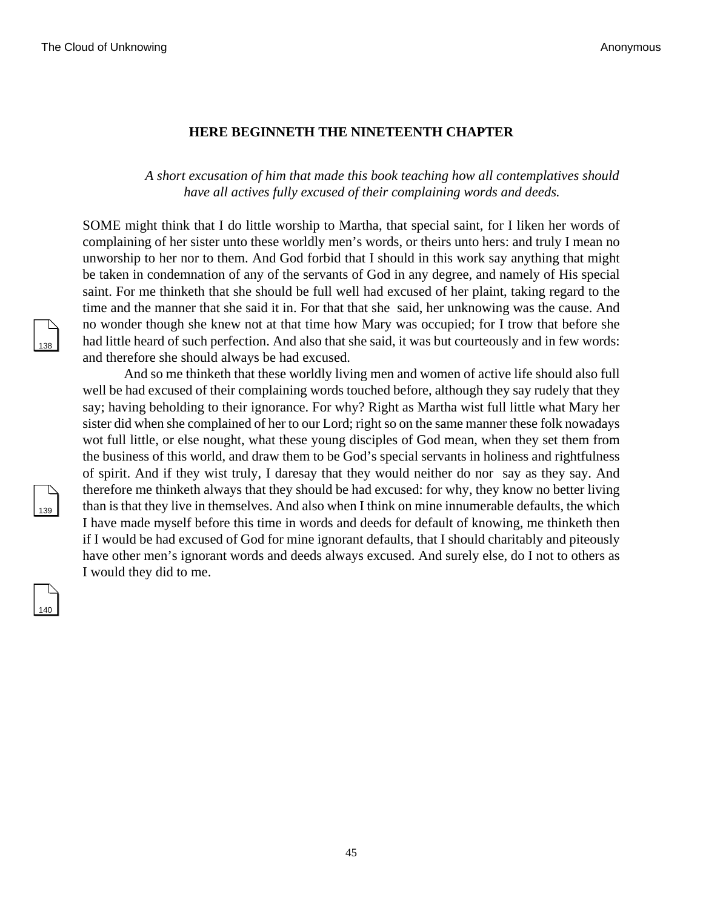## HERE BEGINNETH THE NINETEENTH CHAPTER

*A short excusation of him that made this book teaching how all contemplatives should have all actives fully excused of their complaining words and deeds.*

SOME might think that I do little worship to Martha, that special saint, for I liken her words of complaining of her sister unto these worldly men's words, or theirs unto hers: and truly I mean no unworship to her nor to them. And God forbid that I should in this work say anything that might be taken in condemnation of any of the servants of God in any degree, and namely of His special saint. For me thinketh that she should be full well had excused of her plaint, taking regard to the time and the manner that she said it in. For that that she said, her unknowing was the cause. And no wonder though she knew not at that time how Mary was occupied; for I trow that before she had little heard of such perfection. And also that she said, it was but courteously and in few words: and therefore she should always be had excused.

And so me thinketh that these worldly living men and women of active life should also full well be had excused of their complaining words touched before, although they say rudely that they say; having beholding to their ignorance. For why? Right as Martha wist full little what Mary her sister did when she complained of her to our Lord; right so on the same manner these folk nowadays wot full little, or else nought, what these young disciples of God mean, when they set them from the business of this world, and draw them to be God's special servants in holiness and rightfulness of spirit. And if they wist truly, I daresay that they would neither do nor say as they say. And therefore me thinketh always that they should be had excused: for why, they know no better living than is that they live in themselves. And also when I think on mine innumerable defaults, the which I have made myself before this time in words and deeds for default of knowing, me thinketh then if I would be had excused of God for mine ignorant defaults, that I should charitably and piteously have other men's ignorant words and deeds always excused. And surely else, do I not to others as I would they did to me.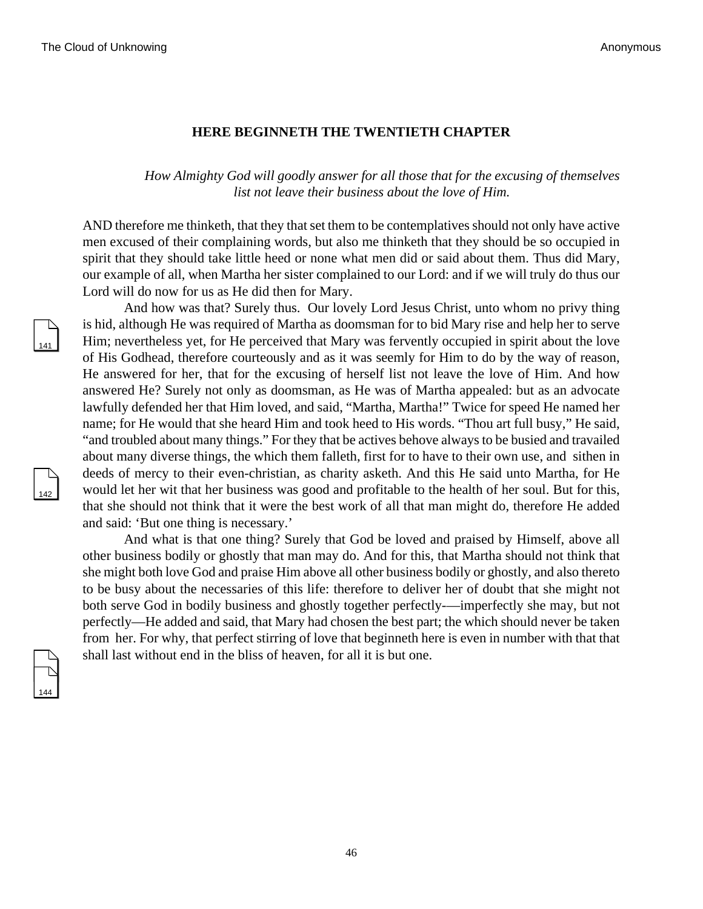## HERE BEGINNETH THE TWENTIETH CHAPTER

*How Almighty God will goodly answer for all those that for the excusing of themselves list not leave their business about the love of Him.*

AND therefore me thinketh, that they that set them to be contemplatives should not only have active men excused of their complaining words, but also me thinketh that they should be so occupied in spirit that they should take little heed or none what men did or said about them. Thus did Mary, our example of all, when Martha her sister complained to our Lord: and if we will truly do thus our Lord will do now for us as He did then for Mary.

And how was that? Surely thus. Our lovely Lord Jesus Christ, unto whom no privy thing is hid, although He was required of Martha as doomsman for to bid Mary rise and help her to serve Him; nevertheless yet, for He perceived that Mary was fervently occupied in spirit about the love of His Godhead, therefore courteously and as it was seemly for Him to do by the way of reason, He answered for her, that for the excusing of herself list not leave the love of Him. And how answered He? Surely not only as doomsman, as He was of Martha appealed: but as an advocate lawfully defended her that Him loved, and said, “Martha, Martha!” Twice for speed He named her name; for He would that she heard Him and took heed to His words. “Thou art full busy,” He said, “and troubled about many things.” For they that be actives behove always to be busied and travailed about many diverse things, the which them falleth, first for to have to their own use, and sithen in deeds of mercy to their even-christian, as charity asketh. And this He said unto Martha, for He would let her wit that her business was good and profitable to the health of her soul. But for this, that she should not think that it were the best work of all that man might do, therefore He added and said: ‘But one thing is necessary.’

And what is that one thing? Surely that God be loved and praised by Himself, above all other business bodily or ghostly that man may do. And for this, that Martha should not think that she might both love God and praise Him above all other business bodily or ghostly, and also thereto to be busy about the necessaries of this life: therefore to deliver her of doubt that she might not both serve God in bodily business and ghostly together perfectly-—imperfectly she may, but not perfectly—He added and said, that Mary had chosen the best part; the which should never be taken from her. For why, that perfect stirring of love that beginneth here is even in number with that that shall last without end in the bliss of heaven, for all it is but one.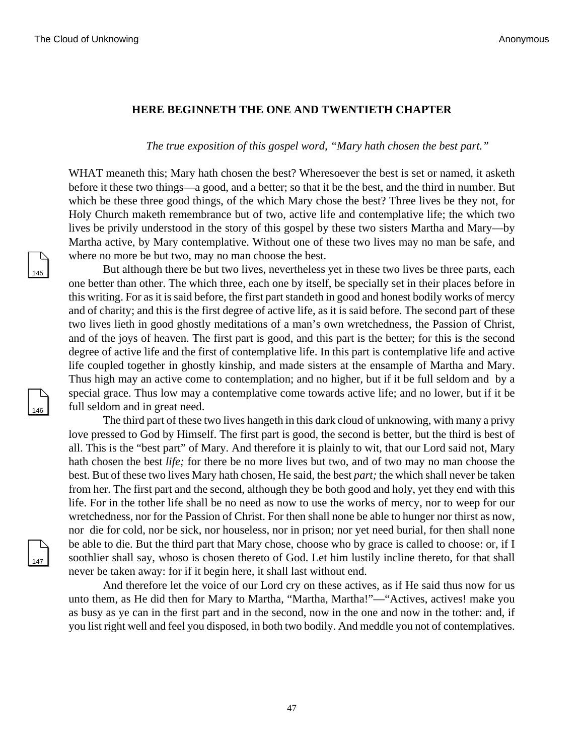## HERE BEGINNETH THE ONE AND TWENTIETH CHAPTER

*The true exposition of this gospel word, "Mary hath chosen the best part."*

WHAT meaneth this; Mary hath chosen the best? Wheresoever the best is set or named, it asketh before it these two things—a good, and a better; so that it be the best, and the third in number. But which be these three good things, of the which Mary chose the best? Three lives be they not, for Holy Church maketh remembrance but of two, active life and contemplative life; the which two lives be privily understood in the story of this gospel by these two sisters Martha and Mary—by Martha active, by Mary contemplative. Without one of these two lives may no man be safe, and where no more be but two, may no man choose the best.

But although there be but two lives, nevertheless yet in these two lives be three parts, each one better than other. The which three, each one by itself, be specially set in their places before in this writing. For as it is said before, the first part standeth in good and honest bodily works of mercy and of charity; and this is the first degree of active life, as it is said before. The second part of these two lives lieth in good ghostly meditations of a man's own wretchedness, the Passion of Christ, and of the joys of heaven. The first part is good, and this part is the better; for this is the second degree of active life and the first of contemplative life. In this part is contemplative life and active life coupled together in ghostly kinship, and made sisters at the ensample of Martha and Mary. Thus high may an active come to contemplation; and no higher, but if it be full seldom and by a special grace. Thus low may a contemplative come towards active life; and no lower, but if it be full seldom and in great need.

The third part of these two lives hangeth in this dark cloud of unknowing, with many a privy love pressed to God by Himself. The first part is good, the second is better, but the third is best of all. This is the "best part" of Mary. And therefore it is plainly to wit, that our Lord said not, Mary hath chosen the best *life;* for there be no more lives but two, and of two may no man choose the best. But of these two lives Mary hath chosen, He said, the best *part;* the which shall never be taken from her. The first part and the second, although they be both good and holy, yet they end with this life. For in the tother life shall be no need as now to use the works of mercy, nor to weep for our wretchedness, nor for the Passion of Christ. For then shall none be able to hunger nor thirst as now, nor die for cold, nor be sick, nor houseless, nor in prison; nor yet need burial, for then shall none be able to die. But the third part that Mary chose, choose who by grace is called to choose: or, if I soothlier shall say, whoso is chosen thereto of God. Let him lustily incline thereto, for that shall never be taken away: for if it begin here, it shall last without end.

And therefore let the voice of our Lord cry on these actives, as if He said thus now for us unto them, as He did then for Mary to Martha, "Martha, Martha!"—"Actives, actives! make you as busy as ye can in the first part and in the second, now in the one and now in the tother: and, if you list right well and feel you disposed, in both two bodily. And meddle you not of contemplatives.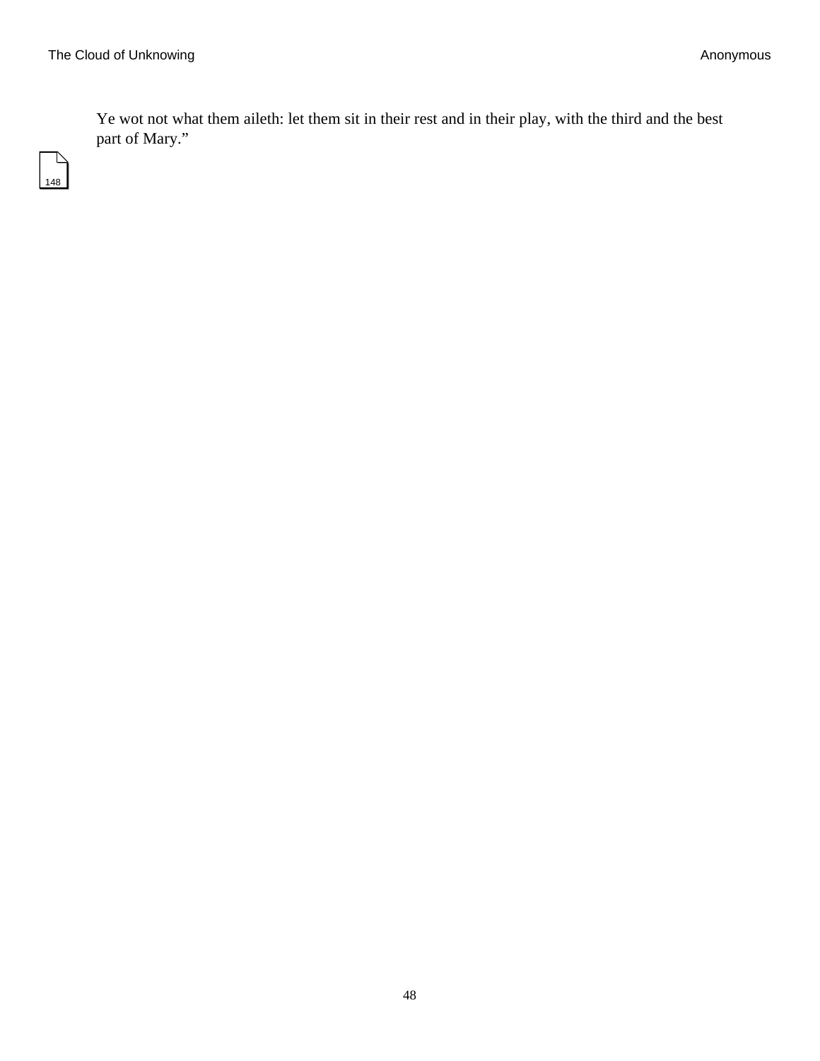Ye wot not what them aileth: let them sit in their rest and in their play, with the third and the best part of Mary."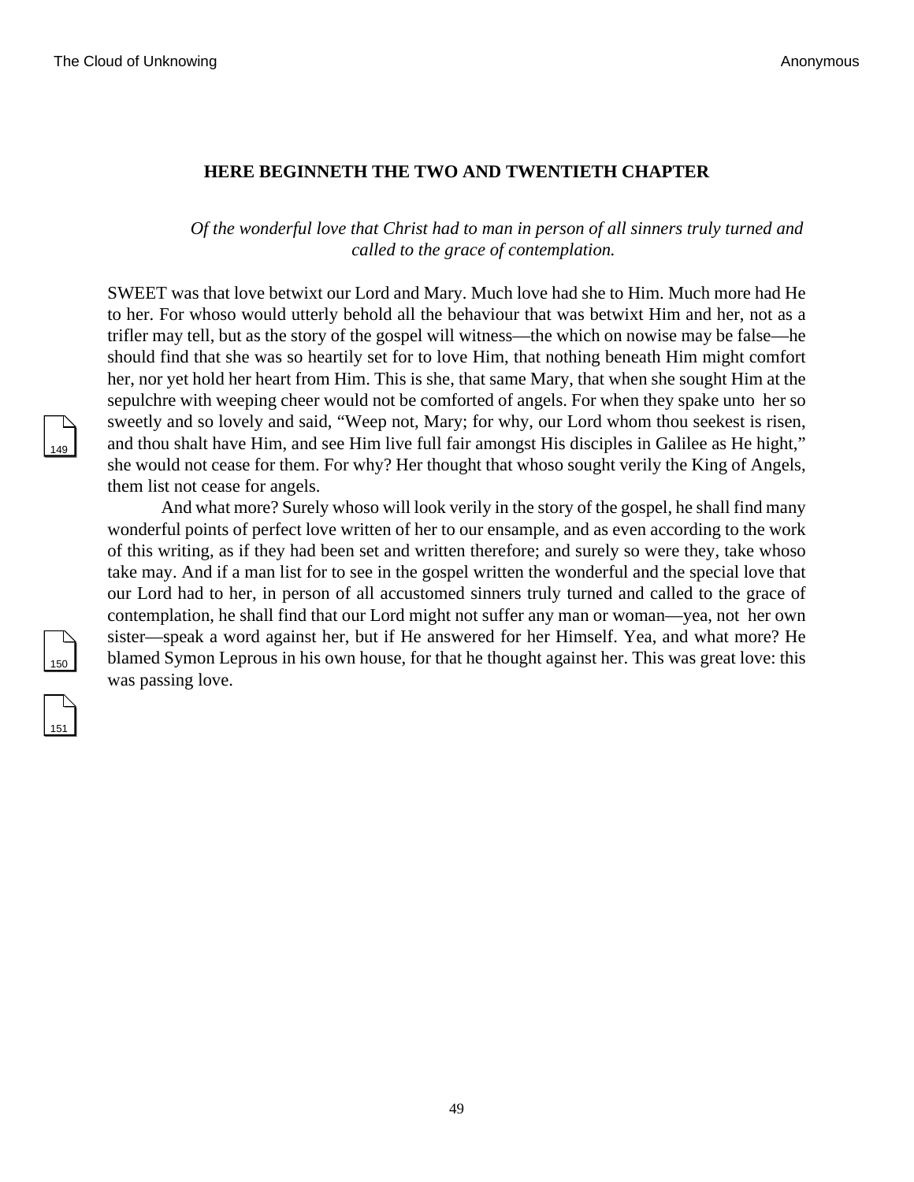## HERE BEGINNETH THE TWO AND TWENTIETH CHAPTER

*Of the wonderful love that Christ had to man in person of all sinners truly turned and called to the grace of contemplation.*

SWEET was that love betwixt our Lord and Mary. Much love had she to Him. Much more had He to her. For whoso would utterly behold all the behaviour that was betwixt Him and her, not as a trifler may tell, but as the story of the gospel will witness—the which on nowise may be false—he should find that she was so heartily set for to love Him, that nothing beneath Him might comfort her, nor yet hold her heart from Him. This is she, that same Mary, that when she sought Him at the sepulchre with weeping cheer would not be comforted of angels. For when they spake unto her so sweetly and so lovely and said, "Weep not, Mary; for why, our Lord whom thou seekest is risen, and thou shalt have Him, and see Him live full fair amongst His disciples in Galilee as He hight," she would not cease for them. For why? Her thought that whoso sought verily the King of Angels, them list not cease for angels.

And what more? Surely whoso will look verily in the story of the gospel, he shall find many wonderful points of perfect love written of her to our ensample, and as even according to the work of this writing, as if they had been set and written therefore; and surely so were they, take whoso take may. And if a man list for to see in the gospel written the wonderful and the special love that our Lord had to her, in person of all accustomed sinners truly turned and called to the grace of contemplation, he shall find that our Lord might not suffer any man or woman—yea, not her own sister—speak a word against her, but if He answered for her Himself. Yea, and what more? He blamed Symon Leprous in his own house, for that he thought against her. This was great love: this was passing love.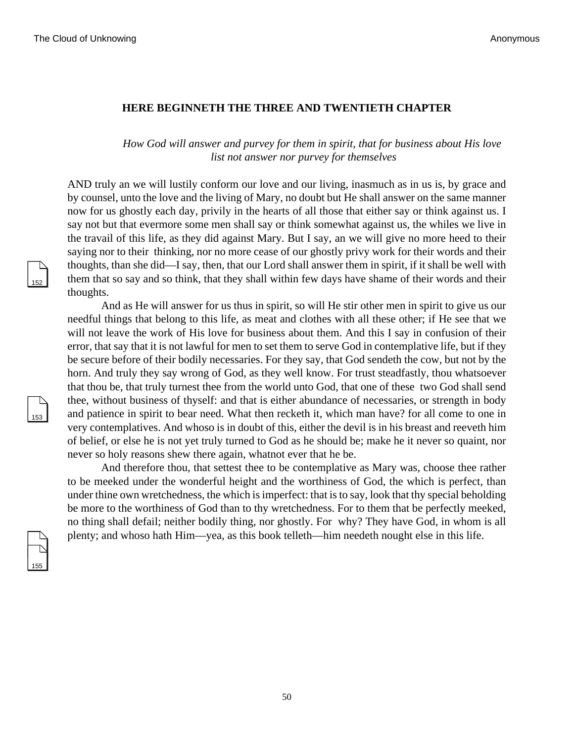## HERE BEGINNETH THE THREE AND TWENTIETH CHAPTER

*How God will answer and purvey for them in spirit, that for business about His love list not answer nor purvey for themselves*

AND truly an we will lustily conform our love and our living, inasmuch as in us is, by grace and by counsel, unto the love and the living of Mary, no doubt but He shall answer on the same manner now for us ghostly each day, privily in the hearts of all those that either say or think against us. I say not but that evermore some men shall say or think somewhat against us, the whiles we live in the travail of this life, as they did against Mary. But I say, an we will give no more heed to their saying nor to their thinking, nor no more cease of our ghostly privy work for their words and their thoughts, than she did—I say, then, that our Lord shall answer them in spirit, if it shall be well with them that so say and so think, that they shall within few days have shame of their words and their thoughts.

And as He will answer for us thus in spirit, so will He stir other men in spirit to give us our needful things that belong to this life, as meat and clothes with all these other; if He see that we will not leave the work of His love for business about them. And this I say in confusion of their error, that say that it is not lawful for men to set them to serve God in contemplative life, but if they be secure before of their bodily necessaries. For they say, that God sendeth the cow, but not by the horn. And truly they say wrong of God, as they well know. For trust steadfastly, thou whatsoever that thou be, that truly turnest thee from the world unto God, that one of these two God shall send thee, without business of thyself: and that is either abundance of necessaries, or strength in body and patience in spirit to bear need. What then recketh it, which man have? for all come to one in very contemplatives. And whoso is in doubt of this, either the devil is in his breast and reeveth him of belief, or else he is not yet truly turned to God as he should be; make he it never so quaint, nor never so holy reasons shew there again, whatnot ever that he be.

And therefore thou, that settest thee to be contemplative as Mary was, choose thee rather to be meeked under the wonderful height and the worthiness of God, the which is perfect, than under thine own wretchedness, the which is imperfect: that is to say, look that thy special beholding be more to the worthiness of God than to thy wretchedness. For to them that be perfectly meeked, no thing shall defail; neither bodily thing, nor ghostly. For why? They have God, in whom is all plenty; and whoso hath Him—yea, as this book telleth—him needeth nought else in this life.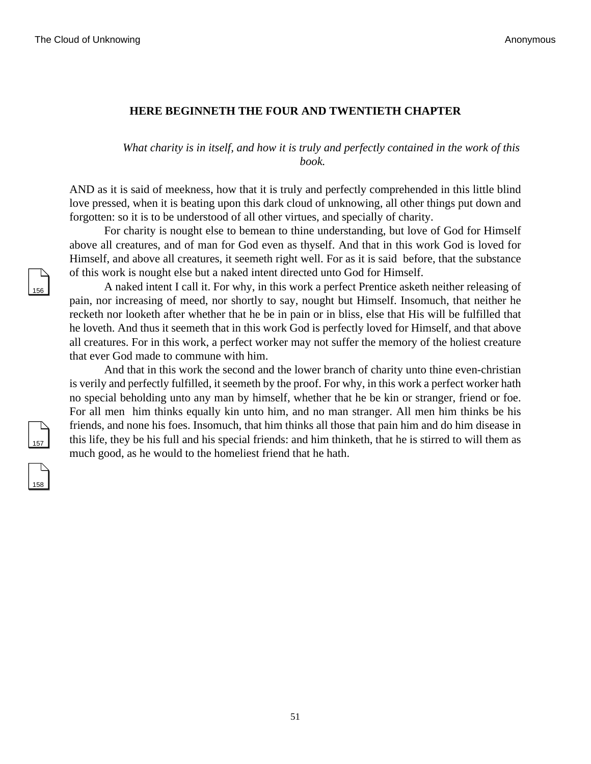### HERE BEGINNETH THE FOUR AND TWENTIETH CHAPTER

*What charity is in itself, and how it is truly and perfectly contained in the work of this book.*

AND as it is said of meekness, how that it is truly and perfectly comprehended in this little blind love pressed, when it is beating upon this dark cloud of unknowing, all other things put down and forgotten: so it is to be understood of all other virtues, and specially of charity.

For charity is nought else to bemean to thine understanding, but love of God for Himself above all creatures, and of man for God even as thyself. And that in this work God is loved for Himself, and above all creatures, it seemeth right well. For as it is said before, that the substance of this work is nought else but a naked intent directed unto God for Himself.

A naked intent I call it. For why, in this work a perfect Prentice asketh neither releasing of pain, nor increasing of meed, nor shortly to say, nought but Himself. Insomuch, that neither he recketh nor looketh after whether that he be in pain or in bliss, else that His will be fulfilled that he loveth. And thus it seemeth that in this work God is perfectly loved for Himself, and that above all creatures. For in this work, a perfect worker may not suffer the memory of the holiest creature that ever God made to commune with him.

And that in this work the second and the lower branch of charity unto thine even-christian is verily and perfectly fulfilled, it seemeth by the proof. For why, in this work a perfect worker hath no special beholding unto any man by himself, whether that he be kin or stranger, friend or foe. For all men him thinks equally kin unto him, and no man stranger. All men him thinks be his friends, and none his foes. Insomuch, that him thinks all those that pain him and do him disease in this life, they be his full and his special friends: and him thinketh, that he is stirred to will them as much good, as he would to the homeliest friend that he hath.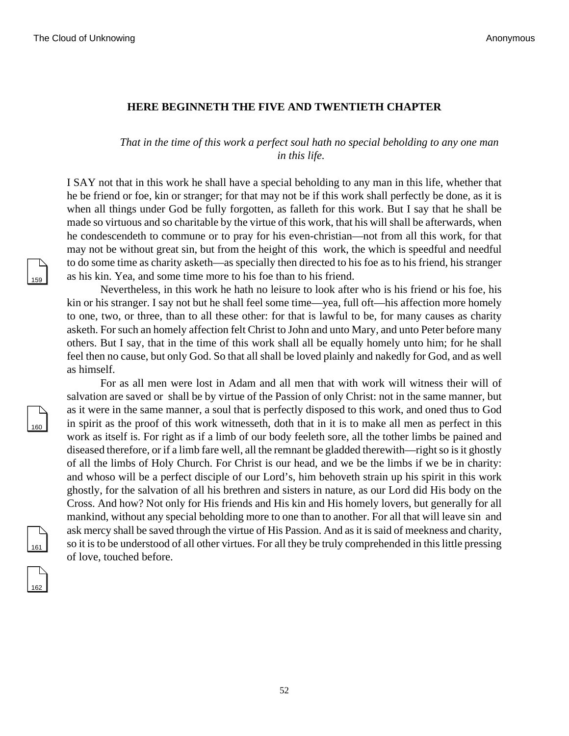## HERE BEGINNETH THE FIVE AND TWENTIETH CHAPTER

*That in the time of this work a perfect soul hath no special beholding to any one man in this life.*

I SAY not that in this work he shall have a special beholding to any man in this life, whether that he be friend or foe, kin or stranger; for that may not be if this work shall perfectly be done, as it is when all things under God be fully forgotten, as falleth for this work. But I say that he shall be made so virtuous and so charitable by the virtue of this work, that his will shall be afterwards, when he condescendeth to commune or to pray for his even-christian—not from all this work, for that may not be without great sin, but from the height of this work, the which is speedful and needful to do some time as charity asketh—as specially then directed to his foe as to his friend, his stranger as his kin. Yea, and some time more to his foe than to his friend.

Nevertheless, in this work he hath no leisure to look after who is his friend or his foe, his kin or his stranger. I say not but he shall feel some time—yea, full oft—his affection more homely to one, two, or three, than to all these other: for that is lawful to be, for many causes as charity asketh. For such an homely affection felt Christ to John and unto Mary, and unto Peter before many others. But I say, that in the time of this work shall all be equally homely unto him; for he shall feel then no cause, but only God. So that all shall be loved plainly and nakedly for God, and as well as himself.

For as all men were lost in Adam and all men that with work will witness their will of salvation are saved or shall be by virtue of the Passion of only Christ: not in the same manner, but as it were in the same manner, a soul that is perfectly disposed to this work, and oned thus to God in spirit as the proof of this work witnesseth, doth that in it is to make all men as perfect in this work as itself is. For right as if a limb of our body feeleth sore, all the tother limbs be pained and diseased therefore, or if a limb fare well, all the remnant be gladded therewith—right so is it ghostly of all the limbs of Holy Church. For Christ is our head, and we be the limbs if we be in charity: and whoso will be a perfect disciple of our Lord's, him behoveth strain up his spirit in this work ghostly, for the salvation of all his brethren and sisters in nature, as our Lord did His body on the Cross. And how? Not only for His friends and His kin and His homely lovers, but generally for all mankind, without any special beholding more to one than to another. For all that will leave sin and ask mercy shall be saved through the virtue of His Passion. And as it is said of meekness and charity, so it is to be understood of all other virtues. For all they be truly comprehended in this little pressing of love, touched before.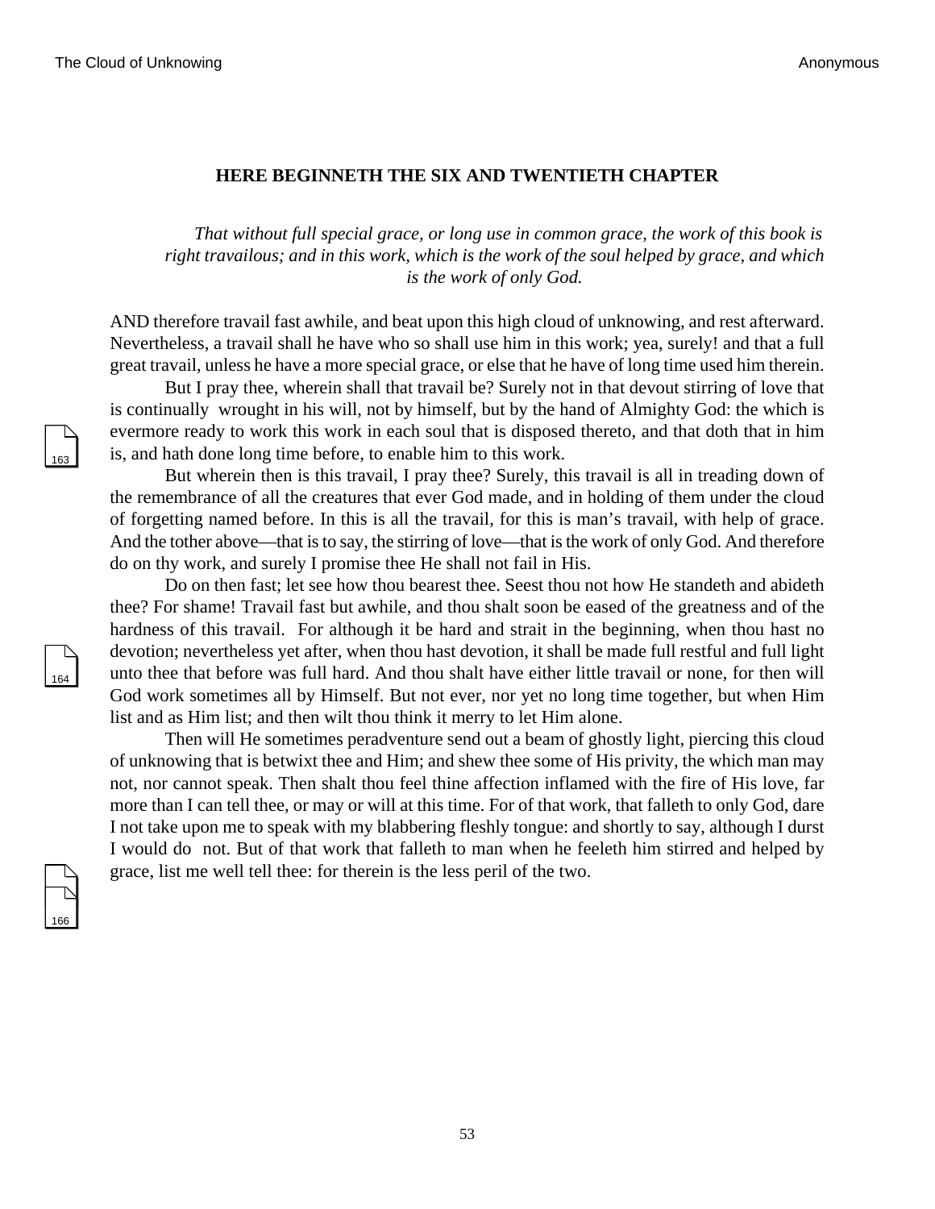## HERE BEGINNETH THE SIX AND TWENTIETH CHAPTER

*That without full special grace, or long use in common grace, the work of this book is right travailous; and in this work, which is the work of the soul helped by grace, and which is the work of only God.*

AND therefore travail fast awhile, and beat upon this high cloud of unknowing, and rest afterward. Nevertheless, a travail shall he have who so shall use him in this work; yea, surely! and that a full great travail, unless he have a more special grace, or else that he have of long time used him therein.

But I pray thee, wherein shall that travail be? Surely not in that devout stirring of love that is continually wrought in his will, not by himself, but by the hand of Almighty God: the which is evermore ready to work this work in each soul that is disposed thereto, and that doth that in him is, and hath done long time before, to enable him to this work.

But wherein then is this travail, I pray thee? Surely, this travail is all in treading down of the remembrance of all the creatures that ever God made, and in holding of them under the cloud of forgetting named before. In this is all the travail, for this is man's travail, with help of grace. And the tother above—that is to say, the stirring of love—that is the work of only God. And therefore do on thy work, and surely I promise thee He shall not fail in His.

Do on then fast; let see how thou bearest thee. Seest thou not how He standeth and abideth thee? For shame! Travail fast but awhile, and thou shalt soon be eased of the greatness and of the hardness of this travail. For although it be hard and strait in the beginning, when thou hast no devotion; nevertheless yet after, when thou hast devotion, it shall be made full restful and full light unto thee that before was full hard. And thou shalt have either little travail or none, for then will God work sometimes all by Himself. But not ever, nor yet no long time together, but when Him list and as Him list; and then wilt thou think it merry to let Him alone.

Then will He sometimes peradventure send out a beam of ghostly light, piercing this cloud of unknowing that is betwixt thee and Him; and shew thee some of His privity, the which man may not, nor cannot speak. Then shalt thou feel thine affection inflamed with the fire of His love, far more than I can tell thee, or may or will at this time. For of that work, that falleth to only God, dare I not take upon me to speak with my blabbering fleshly tongue: and shortly to say, although I durst I would do not. But of that work that falleth to man when he feeleth him stirred and helped by grace, list me well tell thee: for therein is the less peril of the two.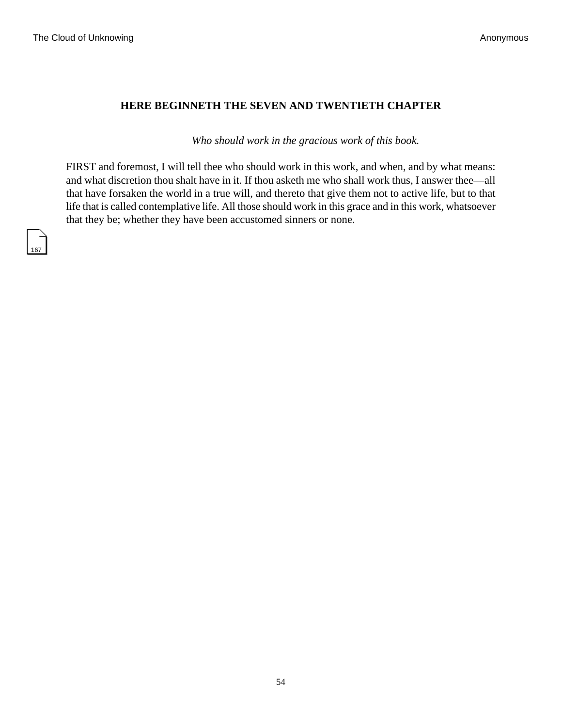## HERE BEGINNETH THE SEVEN AND TWENTIETH CHAPTER

*Who should work in the gracious work of this book.*

FIRST and foremost, I will tell thee who should work in this work, and when, and by what means: and what discretion thou shalt have in it. If thou asketh me who shall work thus, I answer thee—all that have forsaken the world in a true will, and thereto that give them not to active life, but to that life that is called contemplative life. All those should work in this grace and in this work, whatsoever that they be; whether they have been accustomed sinners or none.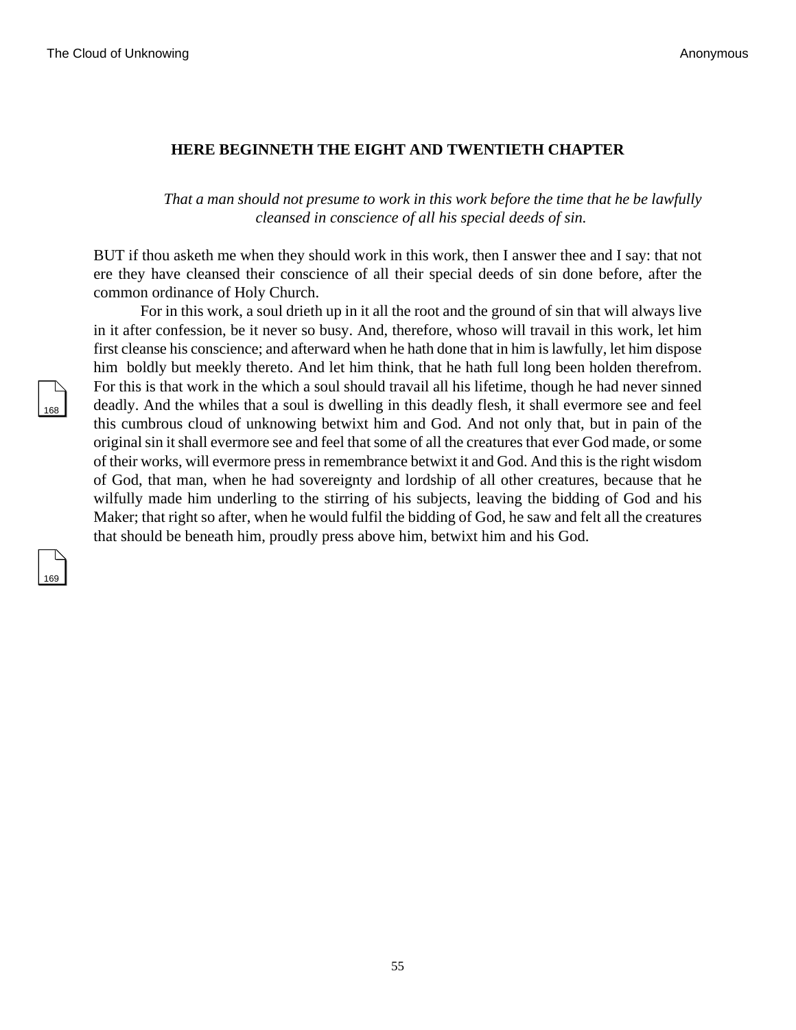## HERE BEGINNETH THE EIGHT AND TWENTIETH CHAPTER

*That a man should not presume to work in this work before the time that he be lawfully cleansed in conscience of all his special deeds of sin.*

BUT if thou asketh me when they should work in this work, then I answer thee and I say: that not ere they have cleansed their conscience of all their special deeds of sin done before, after the common ordinance of Holy Church.

For in this work, a soul drieth up in it all the root and the ground of sin that will always live in it after confession, be it never so busy. And, therefore, whoso will travail in this work, let him first cleanse his conscience; and afterward when he hath done that in him is lawfully, let him dispose him boldly but meekly thereto. And let him think, that he hath full long been holden therefrom. For this is that work in the which a soul should travail all his lifetime, though he had never sinned deadly. And the whiles that a soul is dwelling in this deadly flesh, it shall evermore see and feel this cumbrous cloud of unknowing betwixt him and God. And not only that, but in pain of the original sin it shall evermore see and feel that some of all the creatures that ever God made, or some of their works, will evermore press in remembrance betwixt it and God. And this is the right wisdom of God, that man, when he had sovereignty and lordship of all other creatures, because that he wilfully made him underling to the stirring of his subjects, leaving the bidding of God and his Maker; that right so after, when he would fulfil the bidding of God, he saw and felt all the creatures that should be beneath him, proudly press above him, betwixt him and his God.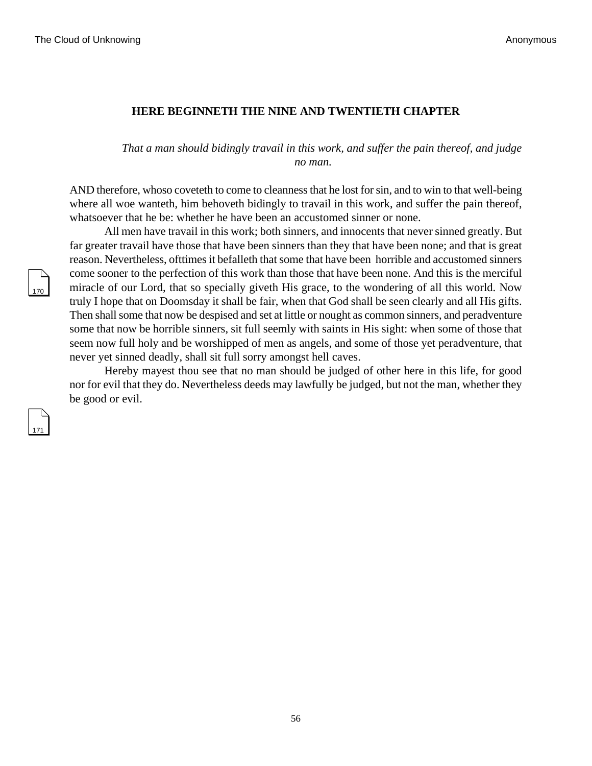### HERE BEGINNETH THE NINE AND TWENTIETH CHAPTER

*That a man should bidingly travail in this work, and suffer the pain thereof, and judge no man.*

AND therefore, whoso coveteth to come to cleanness that he lost for sin, and to win to that well-being where all woe wanteth, him behoveth bidingly to travail in this work, and suffer the pain thereof, whatsoever that he be: whether he have been an accustomed sinner or none.

All men have travail in this work; both sinners, and innocents that never sinned greatly. But far greater travail have those that have been sinners than they that have been none; and that is great reason. Nevertheless, ofttimes it befalleth that some that have been horrible and accustomed sinners come sooner to the perfection of this work than those that have been none. And this is the merciful miracle of our Lord, that so specially giveth His grace, to the wondering of all this world. Now truly I hope that on Doomsday it shall be fair, when that God shall be seen clearly and all His gifts. Then shall some that now be despised and set at little or nought as common sinners, and peradventure some that now be horrible sinners, sit full seemly with saints in His sight: when some of those that seem now full holy and be worshipped of men as angels, and some of those yet peradventure, that never yet sinned deadly, shall sit full sorry amongst hell caves.

Hereby mayest thou see that no man should be judged of other here in this life, for good nor for evil that they do. Nevertheless deeds may lawfully be judged, but not the man, whether they be good or evil.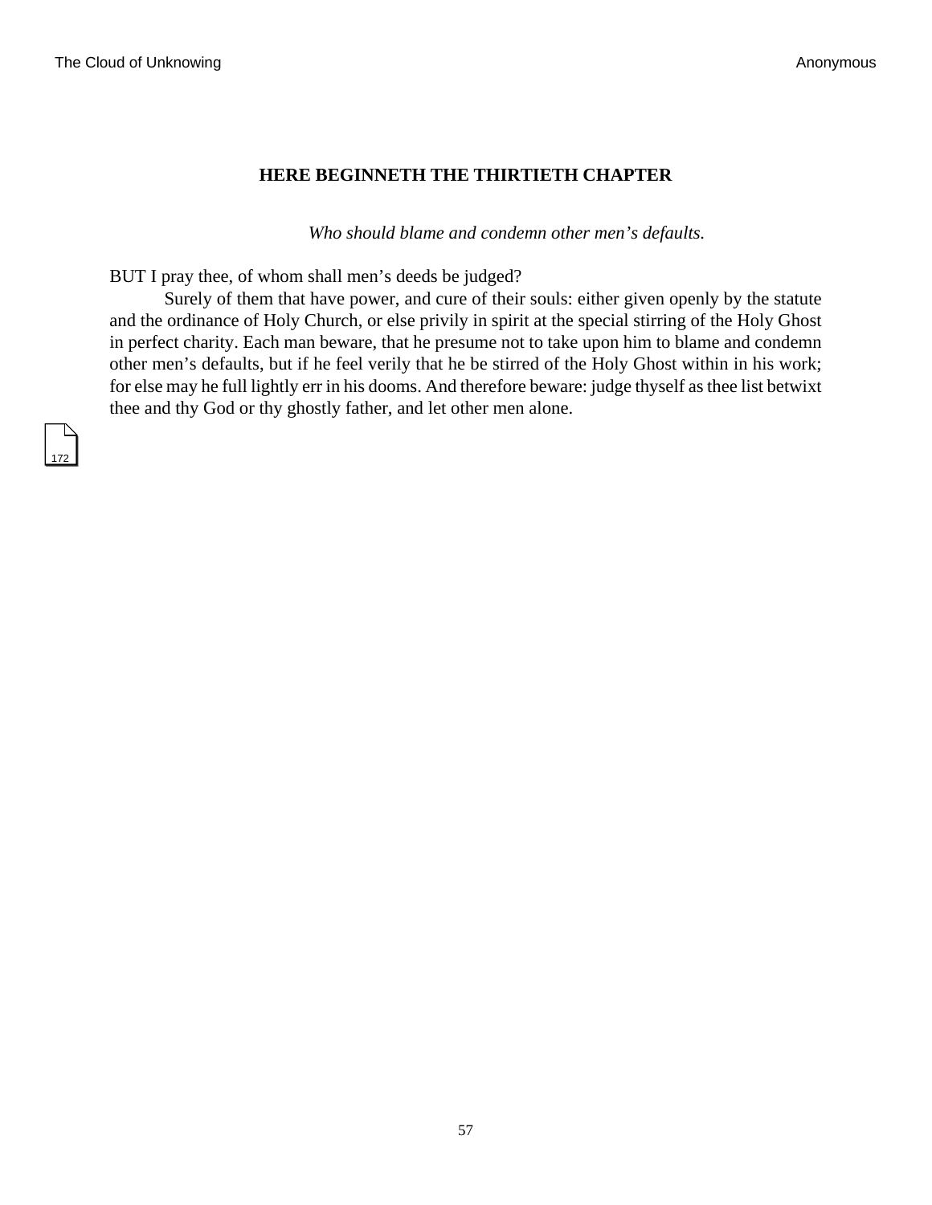## HERE BEGINNETH THE THIRTIETH CHAPTER

*Who should blame and condemn other men's defaults.*

BUT I pray thee, of whom shall men's deeds be judged?

Surely of them that have power, and cure of their souls: either given openly by the statute and the ordinance of Holy Church, or else privily in spirit at the special stirring of the Holy Ghost in perfect charity. Each man beware, that he presume not to take upon him to blame and condemn other men's defaults, but if he feel verily that he be stirred of the Holy Ghost within in his work; for else may he full lightly err in his dooms. And therefore beware: judge thyself as thee list betwixt thee and thy God or thy ghostly father, and let other men alone.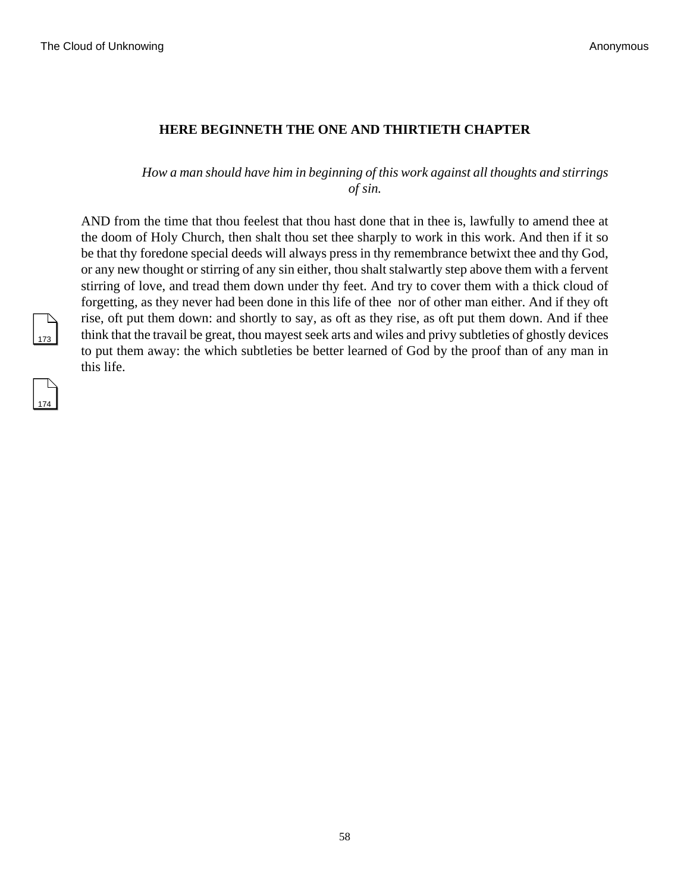## HERE BEGINNETH THE ONE AND THIRTIETH CHAPTER

*How a man should have him in beginning of this work against all thoughts and stirrings of sin.*

AND from the time that thou feelest that thou hast done that in thee is, lawfully to amend thee at the doom of Holy Church, then shalt thou set thee sharply to work in this work. And then if it so be that thy foredone special deeds will always press in thy remembrance betwixt thee and thy God, or any new thought or stirring of any sin either, thou shalt stalwartly step above them with a fervent stirring of love, and tread them down under thy feet. And try to cover them with a thick cloud of forgetting, as they never had been done in this life of thee nor of other man either. And if they oft rise, oft put them down: and shortly to say, as oft as they rise, as oft put them down. And if thee think that the travail be great, thou mayest seek arts and wiles and privy subtleties of ghostly devices to put them away: the which subtleties be better learned of God by the proof than of any man in this life.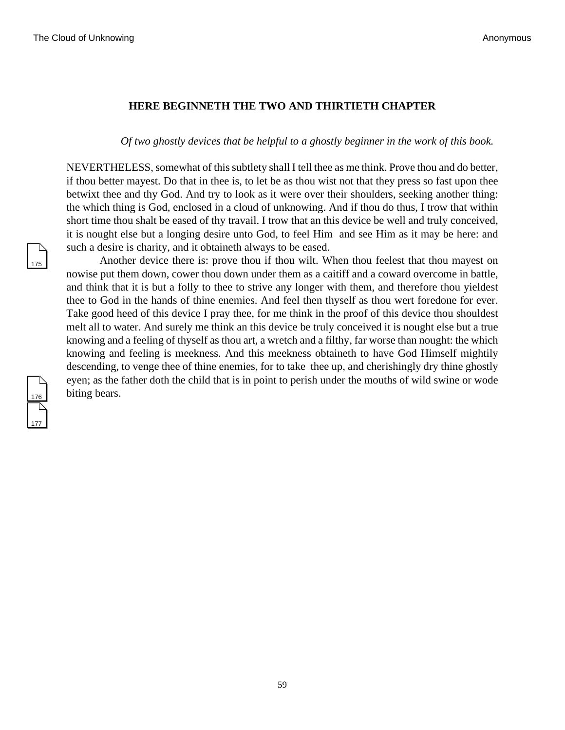### HERE BEGINNETH THE TWO AND THIRTIETH CHAPTER

*Of two ghostly devices that be helpful to a ghostly beginner in the work of this book.*

NEVERTHELESS, somewhat of this subtlety shall I tell thee as me think. Prove thou and do better, if thou better mayest. Do that in thee is, to let be as thou wist not that they press so fast upon thee betwixt thee and thy God. And try to look as it were over their shoulders, seeking another thing: the which thing is God, enclosed in a cloud of unknowing. And if thou do thus, I trow that within short time thou shalt be eased of thy travail. I trow that an this device be well and truly conceived, it is nought else but a longing desire unto God, to feel Him and see Him as it may be here: and such a desire is charity, and it obtaineth always to be eased.

Another device there is: prove thou if thou wilt. When thou feelest that thou mayest on nowise put them down, cower thou down under them as a caitiff and a coward overcome in battle, and think that it is but a folly to thee to strive any longer with them, and therefore thou yieldest thee to God in the hands of thine enemies. And feel then thyself as thou wert foredone for ever. Take good heed of this device I pray thee, for me think in the proof of this device thou shouldest melt all to water. And surely me think an this device be truly conceived it is nought else but a true knowing and a feeling of thyself as thou art, a wretch and a filthy, far worse than nought: the which knowing and feeling is meekness. And this meekness obtaineth to have God Himself mightily descending, to venge thee of thine enemies, for to take thee up, and cherishingly dry thine ghostly eyen; as the father doth the child that is in point to perish under the mouths of wild swine or wode biting bears.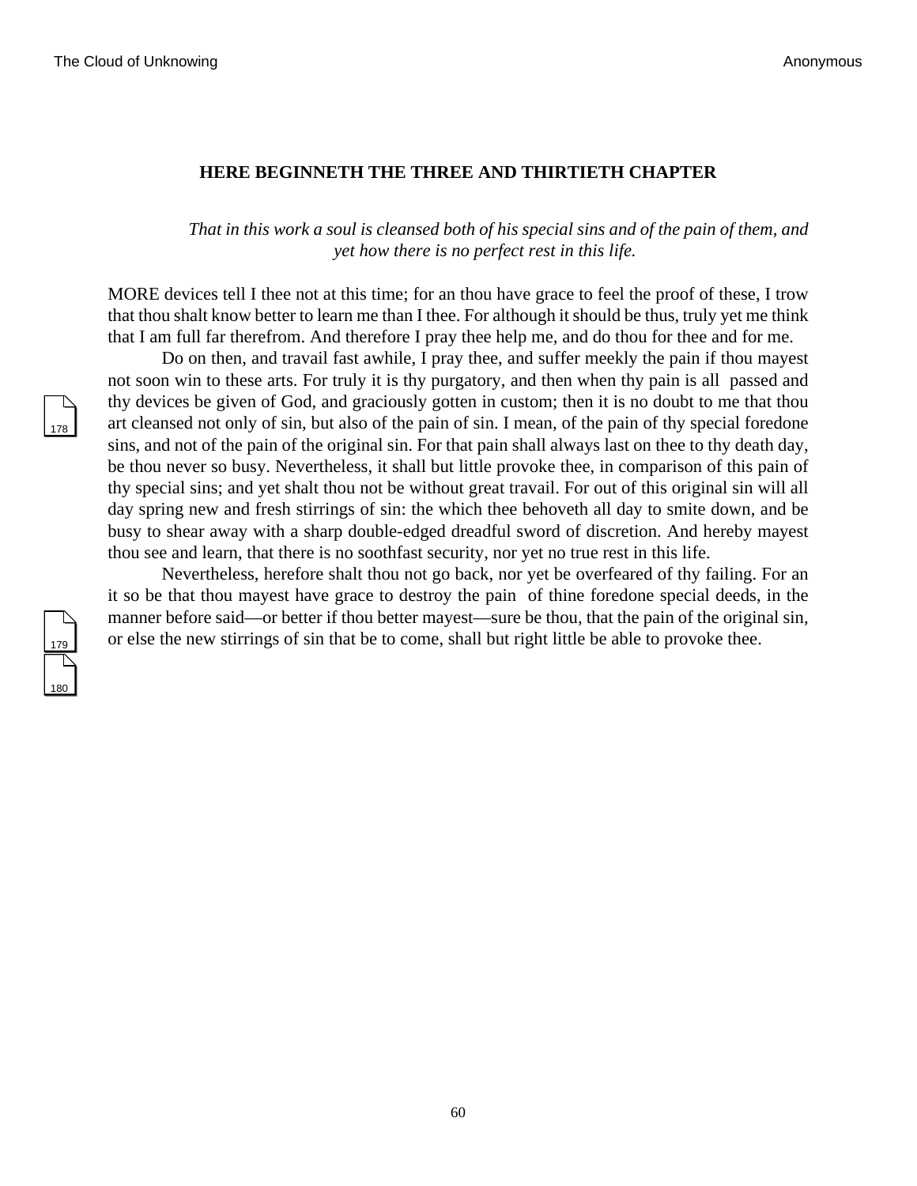## HERE BEGINNETH THE THREE AND THIRTIETH CHAPTER

*That in this work a soul is cleansed both of his special sins and of the pain of them, and yet how there is no perfect rest in this life.*

MORE devices tell I thee not at this time; for an thou have grace to feel the proof of these, I trow that thou shalt know better to learn me than I thee. For although it should be thus, truly yet me think that I am full far therefrom. And therefore I pray thee help me, and do thou for thee and for me.

Do on then, and travail fast awhile, I pray thee, and suffer meekly the pain if thou mayest not soon win to these arts. For truly it is thy purgatory, and then when thy pain is all passed and thy devices be given of God, and graciously gotten in custom; then it is no doubt to me that thou art cleansed not only of sin, but also of the pain of sin. I mean, of the pain of thy special foredone sins, and not of the pain of the original sin. For that pain shall always last on thee to thy death day, be thou never so busy. Nevertheless, it shall but little provoke thee, in comparison of this pain of thy special sins; and yet shalt thou not be without great travail. For out of this original sin will all day spring new and fresh stirrings of sin: the which thee behoveth all day to smite down, and be busy to shear away with a sharp double-edged dreadful sword of discretion. And hereby mayest thou see and learn, that there is no soothfast security, nor yet no true rest in this life.

Nevertheless, herefore shalt thou not go back, nor yet be overfeared of thy failing. For an it so be that thou mayest have grace to destroy the pain of thine foredone special deeds, in the manner before said—or better if thou better mayest—sure be thou, that the pain of the original sin, or else the new stirrings of sin that be to come, shall but right little be able to provoke thee.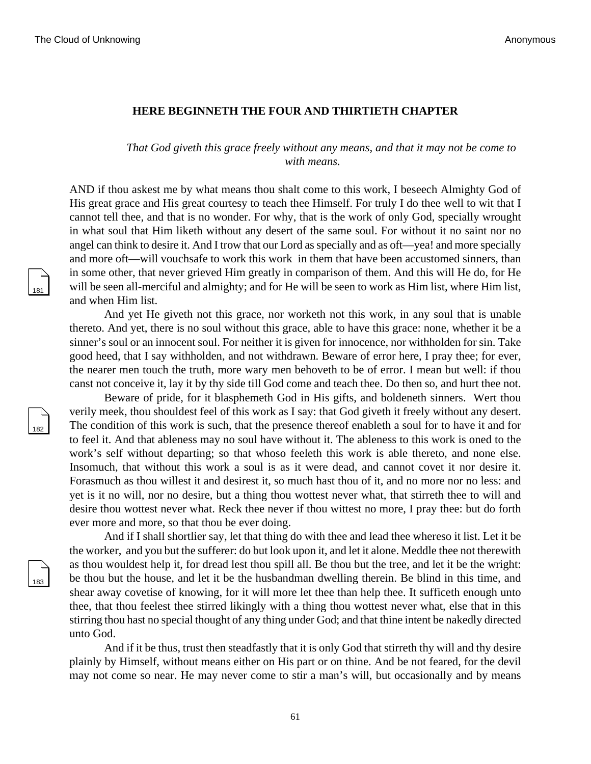## HERE BEGINNETH THE FOUR AND THIRTIETH CHAPTER

*That God giveth this grace freely without any means, and that it may not be come to with means.*

AND if thou askest me by what means thou shalt come to this work, I beseech Almighty God of His great grace and His great courtesy to teach thee Himself. For truly I do thee well to wit that I cannot tell thee, and that is no wonder. For why, that is the work of only God, specially wrought in what soul that Him liketh without any desert of the same soul. For without it no saint nor no angel can think to desire it. And I trow that our Lord as specially and as oft—yea! and more specially and more oft—will vouchsafe to work this work in them that have been accustomed sinners, than in some other, that never grieved Him greatly in comparison of them. And this will He do, for He will be seen all-merciful and almighty; and for He will be seen to work as Him list, where Him list, and when Him list.

And yet He giveth not this grace, nor worketh not this work, in any soul that is unable thereto. And yet, there is no soul without this grace, able to have this grace: none, whether it be a sinner's soul or an innocent soul. For neither it is given for innocence, nor withholden for sin. Take good heed, that I say withholden, and not withdrawn. Beware of error here, I pray thee; for ever, the nearer men touch the truth, more wary men behoveth to be of error. I mean but well: if thou canst not conceive it, lay it by thy side till God come and teach thee. Do then so, and hurt thee not.

Beware of pride, for it blasphemeth God in His gifts, and boldeneth sinners. Wert thou verily meek, thou shouldest feel of this work as I say: that God giveth it freely without any desert. The condition of this work is such, that the presence thereof enableth a soul for to have it and for to feel it. And that ableness may no soul have without it. The ableness to this work is oned to the work's self without departing; so that whoso feeleth this work is able thereto, and none else. Insomuch, that without this work a soul is as it were dead, and cannot covet it nor desire it. Forasmuch as thou willest it and desirest it, so much hast thou of it, and no more nor no less: and yet is it no will, nor no desire, but a thing thou wottest never what, that stirreth thee to will and desire thou wottest never what. Reck thee never if thou wittest no more, I pray thee: but do forth ever more and more, so that thou be ever doing.

And if I shall shortlier say, let that thing do with thee and lead thee whereso it list. Let it be the worker, and you but the sufferer: do but look upon it, and let it alone. Meddle thee not therewith as thou wouldest help it, for dread lest thou spill all. Be thou but the tree, and let it be the wright: be thou but the house, and let it be the husbandman dwelling therein. Be blind in this time, and shear away covetise of knowing, for it will more let thee than help thee. It sufficeth enough unto thee, that thou feelest thee stirred likingly with a thing thou wottest never what, else that in this stirring thou hast no special thought of any thing under God; and that thine intent be nakedly directed unto God.

And if it be thus, trust then steadfastly that it is only God that stirreth thy will and thy desire plainly by Himself, without means either on His part or on thine. And be not feared, for the devil may not come so near. He may never come to stir a man's will, but occasionally and by means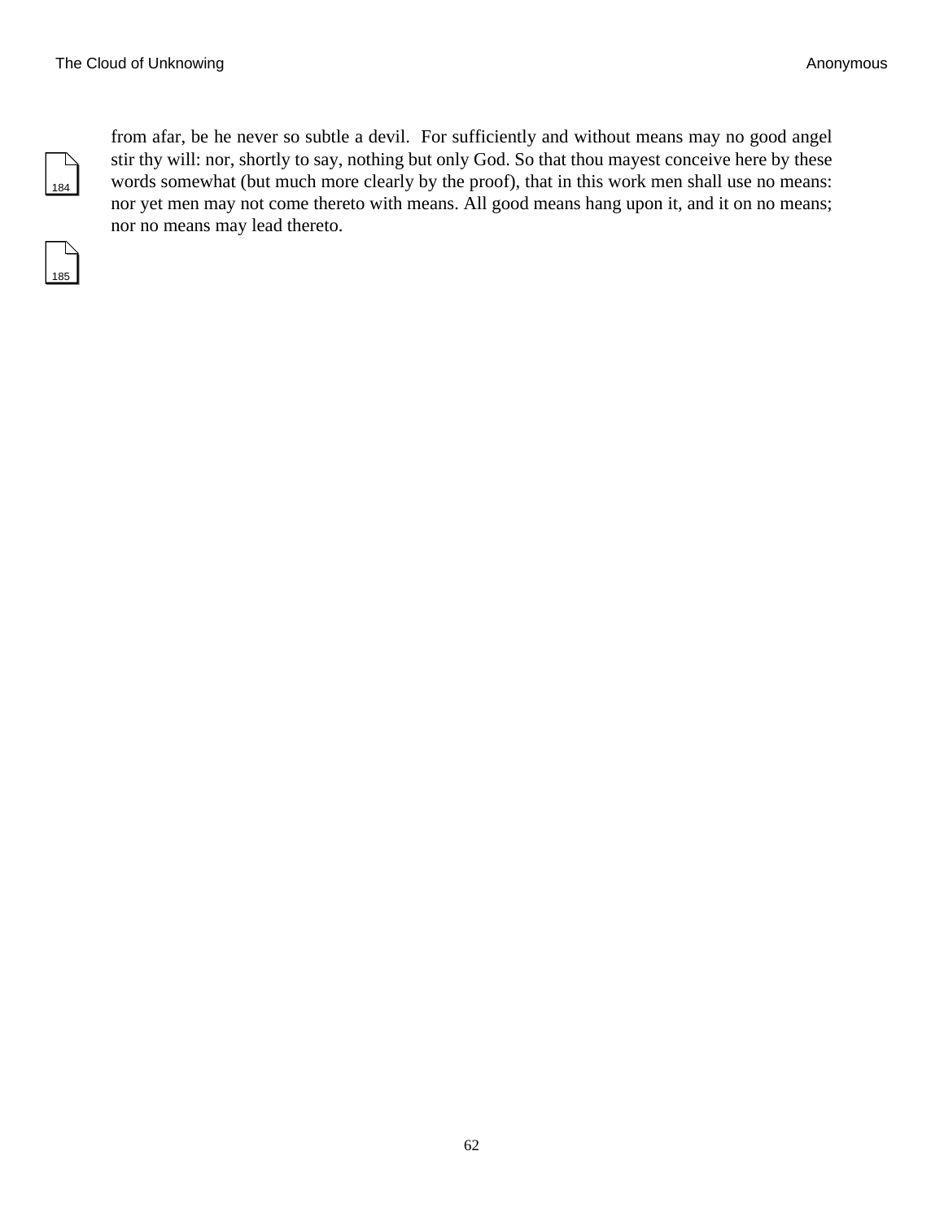from afar, be he never so subtle a devil. For sufficiently and without means may no good angel stir thy will: nor, shortly to say, nothing but only God. So that thou mayest conceive here by these words somewhat (but much more clearly by the proof), that in this work men shall use no means: nor yet men may not come thereto with means. All good means hang upon it, and it on no means; nor no means may lead thereto.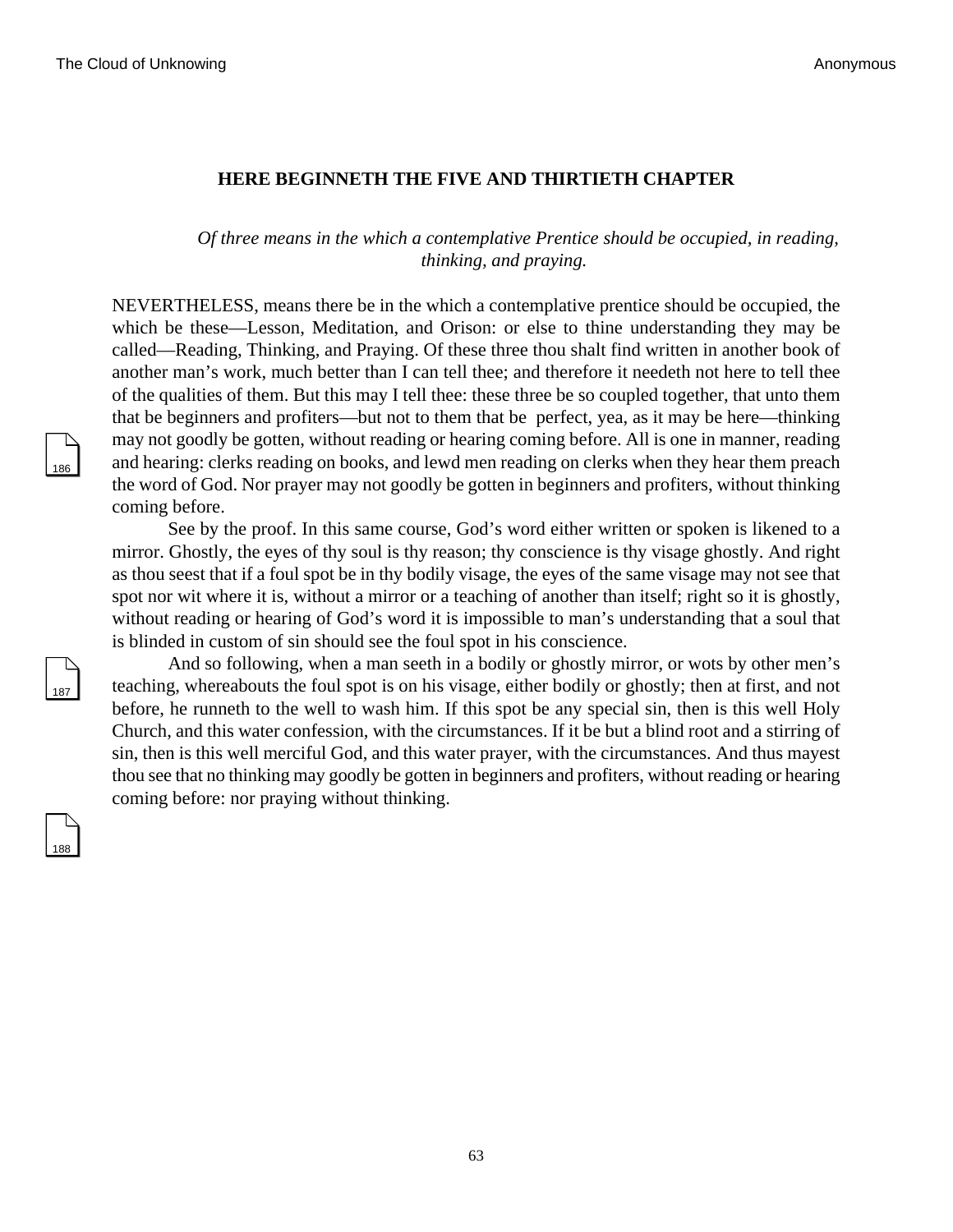## HERE BEGINNETH THE FIVE AND THIRTIETH CHAPTER

*Of three means in the which a contemplative Prentice should be occupied, in reading, thinking, and praying.*

NEVERTHELESS, means there be in the which a contemplative prentice should be occupied, the which be these—Lesson, Meditation, and Orison: or else to thine understanding they may be called—Reading, Thinking, and Praying. Of these three thou shalt find written in another book of another man's work, much better than I can tell thee; and therefore it needeth not here to tell thee of the qualities of them. But this may I tell thee: these three be so coupled together, that unto them that be beginners and profiters—but not to them that be perfect, yea, as it may be here—thinking may not goodly be gotten, without reading or hearing coming before. All is one in manner, reading and hearing: clerks reading on books, and lewd men reading on clerks when they hear them preach the word of God. Nor prayer may not goodly be gotten in beginners and profiters, without thinking coming before.

See by the proof. In this same course, God's word either written or spoken is likened to a mirror. Ghostly, the eyes of thy soul is thy reason; thy conscience is thy visage ghostly. And right as thou seest that if a foul spot be in thy bodily visage, the eyes of the same visage may not see that spot nor wit where it is, without a mirror or a teaching of another than itself; right so it is ghostly, without reading or hearing of God's word it is impossible to man's understanding that a soul that is blinded in custom of sin should see the foul spot in his conscience.

And so following, when a man seeth in a bodily or ghostly mirror, or wots by other men's teaching, whereabouts the foul spot is on his visage, either bodily or ghostly; then at first, and not before, he runneth to the well to wash him. If this spot be any special sin, then is this well Holy Church, and this water confession, with the circumstances. If it be but a blind root and a stirring of sin, then is this well merciful God, and this water prayer, with the circumstances. And thus mayest thou see that no thinking may goodly be gotten in beginners and profiters, without reading or hearing coming before: nor praying without thinking.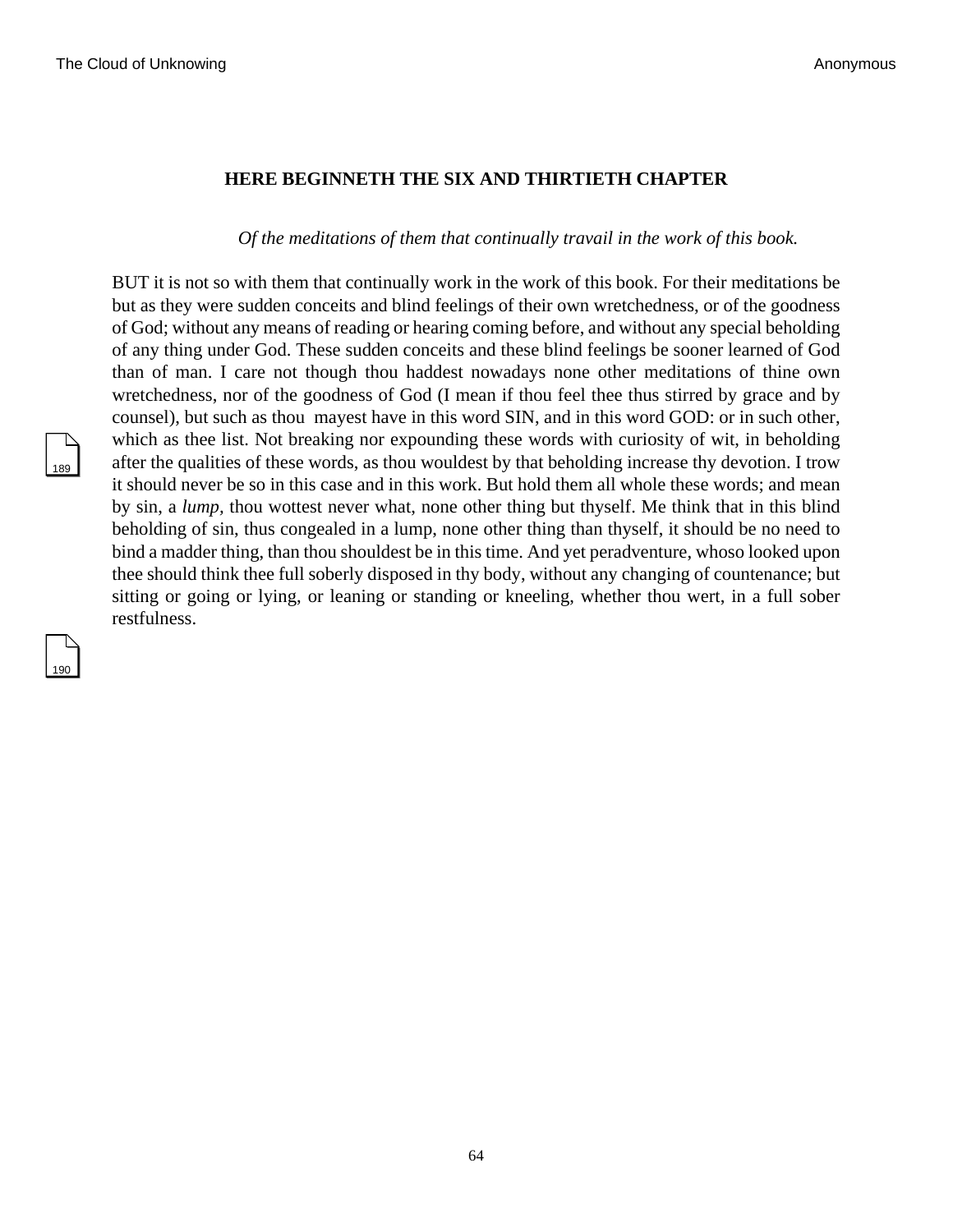### HERE BEGINNETH THE SIX AND THIRTIETH CHAPTER

*Of the meditations of them that continually travail in the work of this book.*

BUT it is not so with them that continually work in the work of this book. For their meditations be but as they were sudden conceits and blind feelings of their own wretchedness, or of the goodness of God; without any means of reading or hearing coming before, and without any special beholding of any thing under God. These sudden conceits and these blind feelings be sooner learned of God than of man. I care not though thou haddest nowadays none other meditations of thine own wretchedness, nor of the goodness of God (I mean if thou feel thee thus stirred by grace and by counsel), but such as thou mayest have in this word SIN, and in this word GOD: or in such other, which as thee list. Not breaking nor expounding these words with curiosity of wit, in beholding after the qualities of these words, as thou wouldest by that beholding increase thy devotion. I trow it should never be so in this case and in this work. But hold them all whole these words; and mean by sin, a *lump*, thou wottest never what, none other thing but thyself. Me think that in this blind beholding of sin, thus congealed in a lump, none other thing than thyself, it should be no need to bind a madder thing, than thou shouldest be in this time. And yet peradventure, whoso looked upon thee should think thee full soberly disposed in thy body, without any changing of countenance; but sitting or going or lying, or leaning or standing or kneeling, whether thou wert, in a full sober restfulness.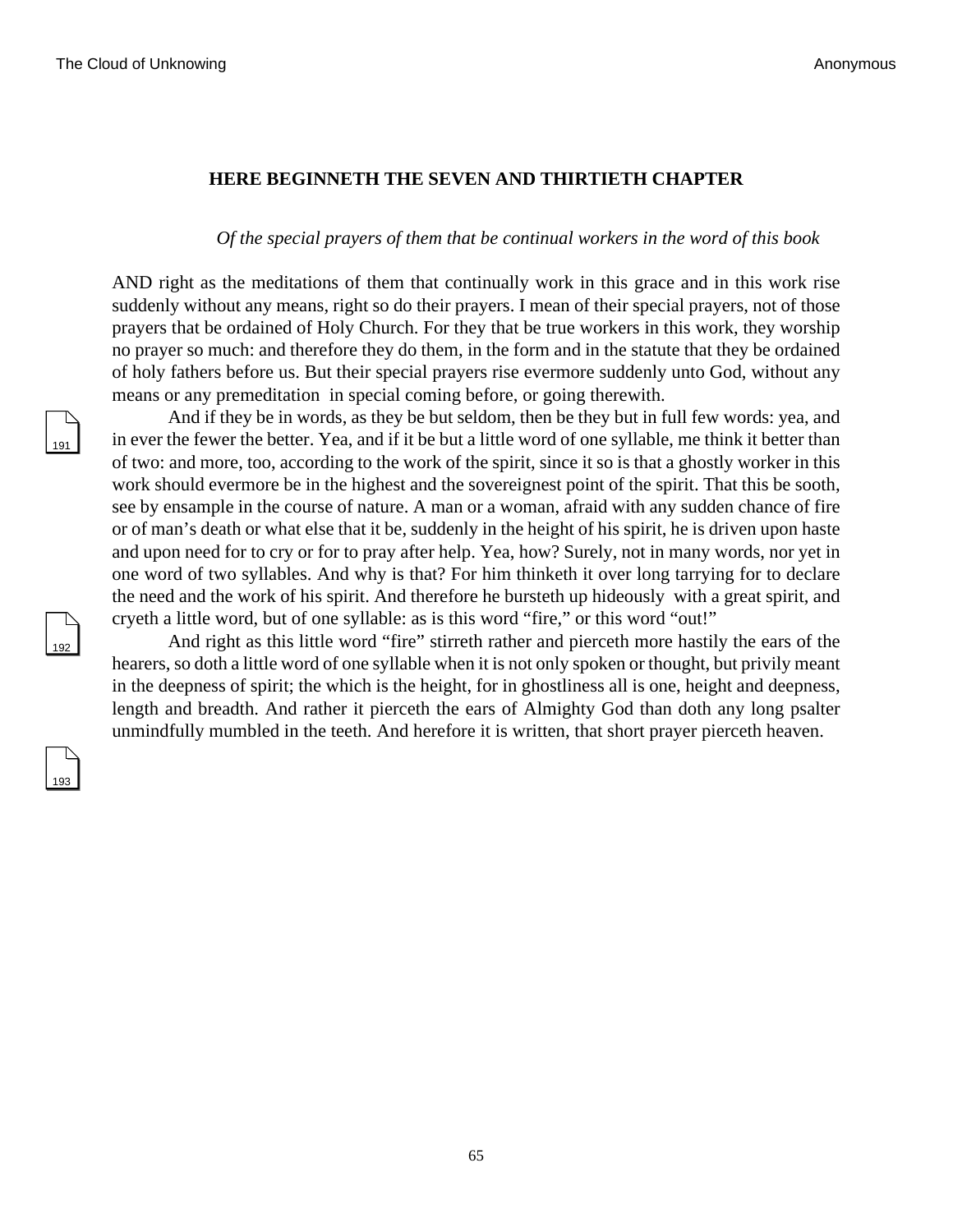## HERE BEGINNETH THE SEVEN AND THIRTIETH CHAPTER

*Of the special prayers of them that be continual workers in the word of this book*

AND right as the meditations of them that continually work in this grace and in this work rise suddenly without any means, right so do their prayers. I mean of their special prayers, not of those prayers that be ordained of Holy Church. For they that be true workers in this work, they worship no prayer so much: and therefore they do them, in the form and in the statute that they be ordained of holy fathers before us. But their special prayers rise evermore suddenly unto God, without any means or any premeditation in special coming before, or going therewith.

And if they be in words, as they be but seldom, then be they but in full few words: yea, and in ever the fewer the better. Yea, and if it be but a little word of one syllable, me think it better than of two: and more, too, according to the work of the spirit, since it so is that a ghostly worker in this work should evermore be in the highest and the sovereignest point of the spirit. That this be sooth, see by ensample in the course of nature. A man or a woman, afraid with any sudden chance of fire or of man's death or what else that it be, suddenly in the height of his spirit, he is driven upon haste and upon need for to cry or for to pray after help. Yea, how? Surely, not in many words, nor yet in one word of two syllables. And why is that? For him thinketh it over long tarrying for to declare the need and the work of his spirit. And therefore he bursteth up hideously with a great spirit, and cryeth a little word, but of one syllable: as is this word "fire," or this word "out!"

And right as this little word "fire" stirreth rather and pierceth more hastily the ears of the hearers, so doth a little word of one syllable when it is not only spoken or thought, but privily meant in the deepness of spirit; the which is the height, for in ghostliness all is one, height and deepness, length and breadth. And rather it pierceth the ears of Almighty God than doth any long psalter unmindfully mumbled in the teeth. And herefore it is written, that short prayer pierceth heaven.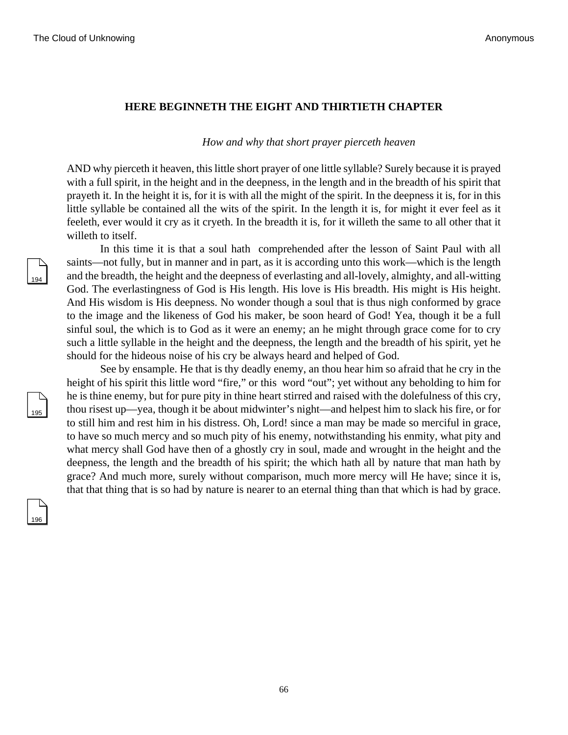## HERE BEGINNETH THE EIGHT AND THIRTIETH CHAPTER

*How and why that short prayer pierceth heaven*

AND why pierceth it heaven, this little short prayer of one little syllable? Surely because it is prayed with a full spirit, in the height and in the deepness, in the length and in the breadth of his spirit that prayeth it. In the height it is, for it is with all the might of the spirit. In the deepness it is, for in this little syllable be contained all the wits of the spirit. In the length it is, for might it ever feel as it feeleth, ever would it cry as it cryeth. In the breadth it is, for it willeth the same to all other that it willeth to itself.

In this time it is that a soul hath comprehended after the lesson of Saint Paul with all saints—not fully, but in manner and in part, as it is according unto this work—which is the length and the breadth, the height and the deepness of everlasting and all-lovely, almighty, and all-witting God. The everlastingness of God is His length. His love is His breadth. His might is His height. And His wisdom is His deepness. No wonder though a soul that is thus nigh conformed by grace to the image and the likeness of God his maker, be soon heard of God! Yea, though it be a full sinful soul, the which is to God as it were an enemy; an he might through grace come for to cry such a little syllable in the height and the deepness, the length and the breadth of his spirit, yet he should for the hideous noise of his cry be always heard and helped of God.

See by ensample. He that is thy deadly enemy, an thou hear him so afraid that he cry in the height of his spirit this little word "fire," or this word "out"; yet without any beholding to him for he is thine enemy, but for pure pity in thine heart stirred and raised with the dolefulness of this cry, thou risest up—yea, though it be about midwinter's night—and helpest him to slack his fire, or for to still him and rest him in his distress. Oh, Lord! since a man may be made so merciful in grace, to have so much mercy and so much pity of his enemy, notwithstanding his enmity, what pity and what mercy shall God have then of a ghostly cry in soul, made and wrought in the height and the deepness, the length and the breadth of his spirit; the which hath all by nature that man hath by grace? And much more, surely without comparison, much more mercy will He have; since it is, that that thing that is so had by nature is nearer to an eternal thing than that which is had by grace.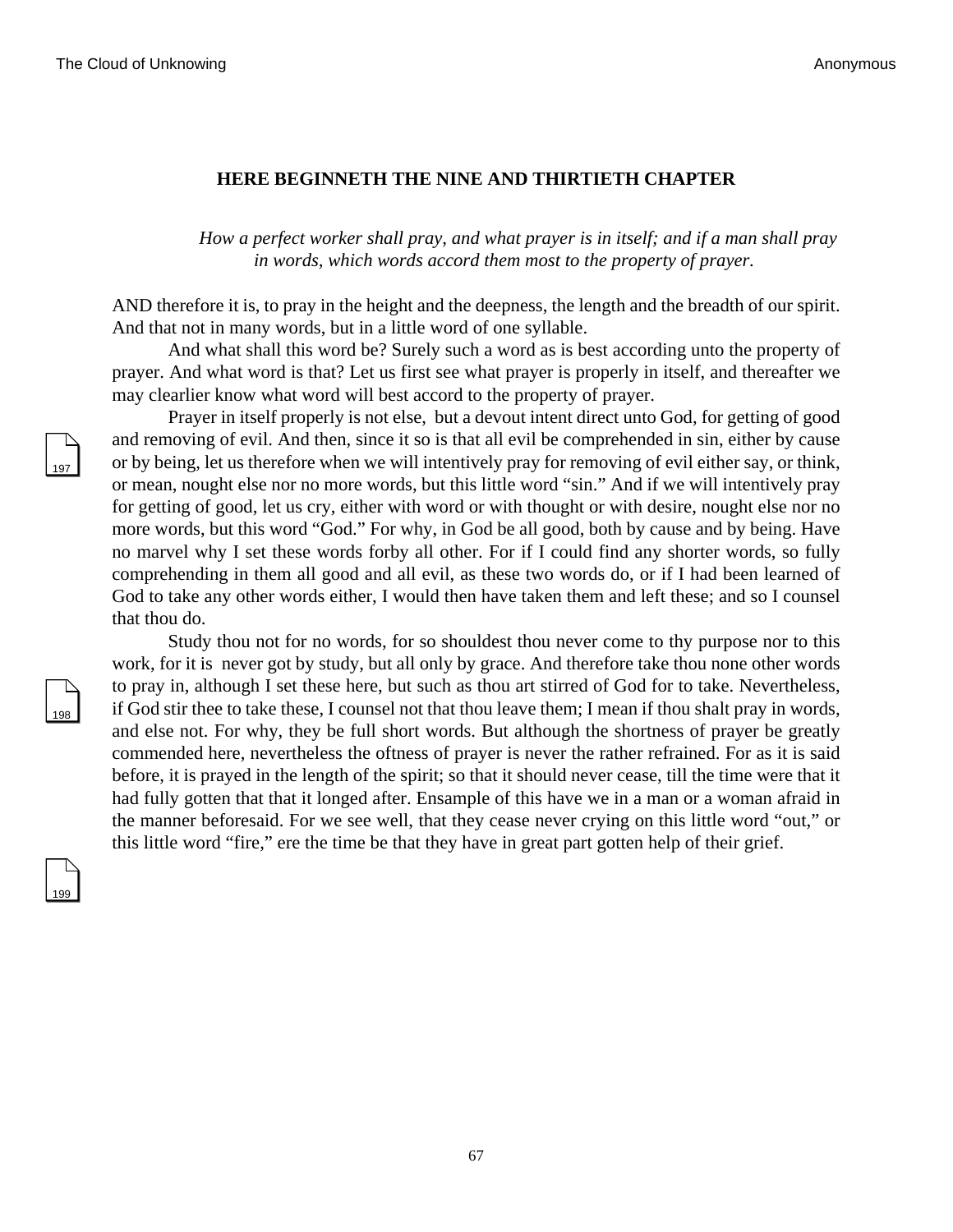## HERE BEGINNETH THE NINE AND THIRTIETH CHAPTER

*How a perfect worker shall pray, and what prayer is in itself; and if a man shall pray in words, which words accord them most to the property of prayer.*

AND therefore it is, to pray in the height and the deepness, the length and the breadth of our spirit. And that not in many words, but in a little word of one syllable.

And what shall this word be? Surely such a word as is best according unto the property of prayer. And what word is that? Let us first see what prayer is properly in itself, and thereafter we may clearlier know what word will best accord to the property of prayer.

Prayer in itself properly is not else, but a devout intent direct unto God, for getting of good and removing of evil. And then, since it so is that all evil be comprehended in sin, either by cause or by being, let us therefore when we will intentively pray for removing of evil either say, or think, or mean, nought else nor no more words, but this little word "sin." And if we will intentively pray for getting of good, let us cry, either with word or with thought or with desire, nought else nor no more words, but this word "God." For why, in God be all good, both by cause and by being. Have no marvel why I set these words forby all other. For if I could find any shorter words, so fully comprehending in them all good and all evil, as these two words do, or if I had been learned of God to take any other words either, I would then have taken them and left these; and so I counsel that thou do.

Study thou not for no words, for so shouldest thou never come to thy purpose nor to this work, for it is never got by study, but all only by grace. And therefore take thou none other words to pray in, although I set these here, but such as thou art stirred of God for to take. Nevertheless, if God stir thee to take these, I counsel not that thou leave them; I mean if thou shalt pray in words, and else not. For why, they be full short words. But although the shortness of prayer be greatly commended here, nevertheless the oftness of prayer is never the rather refrained. For as it is said before, it is prayed in the length of the spirit; so that it should never cease, till the time were that it had fully gotten that that it longed after. Ensample of this have we in a man or a woman afraid in the manner beforesaid. For we see well, that they cease never crying on this little word "out," or this little word "fire," ere the time be that they have in great part gotten help of their grief.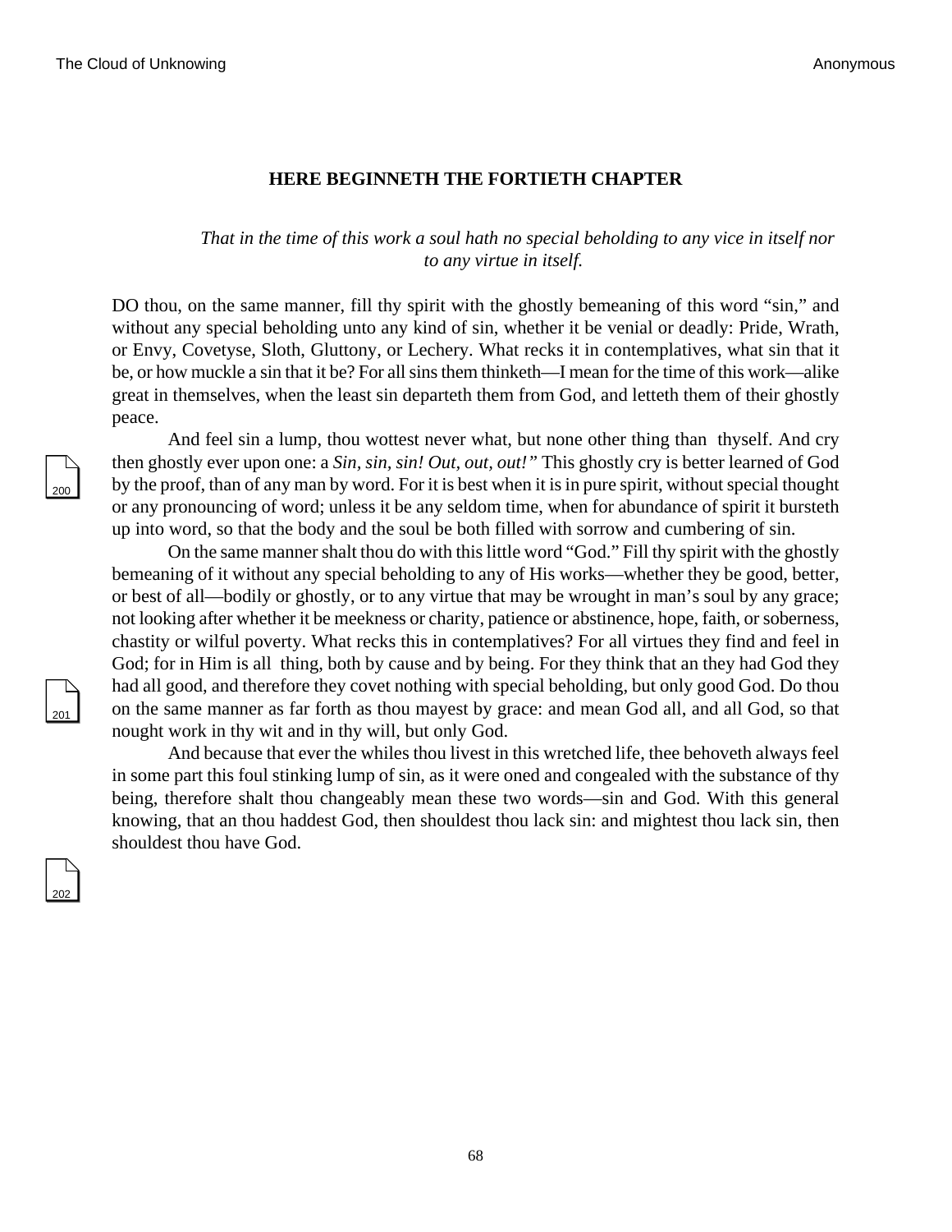## HERE BEGINNETH THE FORTIETH CHAPTER

*That in the time of this work a soul hath no special beholding to any vice in itself nor to any virtue in itself.*

DO thou, on the same manner, fill thy spirit with the ghostly bemeaning of this word "sin," and without any special beholding unto any kind of sin, whether it be venial or deadly: Pride, Wrath, or Envy, Covetyse, Sloth, Gluttony, or Lechery. What recks it in contemplatives, what sin that it be, or how muckle a sin that it be? For all sins them thinketh—I mean for the time of this work—alike great in themselves, when the least sin departeth them from God, and letteth them of their ghostly peace.

And feel sin a lump, thou wottest never what, but none other thing than thyself. And cry then ghostly ever upon one: a *Sin, sin, sin! Out, out, out!"* This ghostly cry is better learned of God by the proof, than of any man by word. For it is best when it is in pure spirit, without special thought or any pronouncing of word; unless it be any seldom time, when for abundance of spirit it bursteth up into word, so that the body and the soul be both filled with sorrow and cumbering of sin.

On the same manner shalt thou do with this little word "God." Fill thy spirit with the ghostly bemeaning of it without any special beholding to any of His works—whether they be good, better, or best of all—bodily or ghostly, or to any virtue that may be wrought in man's soul by any grace; not looking after whether it be meekness or charity, patience or abstinence, hope, faith, or soberness, chastity or wilful poverty. What recks this in contemplatives? For all virtues they find and feel in God; for in Him is all thing, both by cause and by being. For they think that an they had God they had all good, and therefore they covet nothing with special beholding, but only good God. Do thou on the same manner as far forth as thou mayest by grace: and mean God all, and all God, so that nought work in thy wit and in thy will, but only God.

And because that ever the whiles thou livest in this wretched life, thee behoveth always feel in some part this foul stinking lump of sin, as it were oned and congealed with the substance of thy being, therefore shalt thou changeably mean these two words—sin and God. With this general knowing, that an thou haddest God, then shouldest thou lack sin: and mightest thou lack sin, then shouldest thou have God.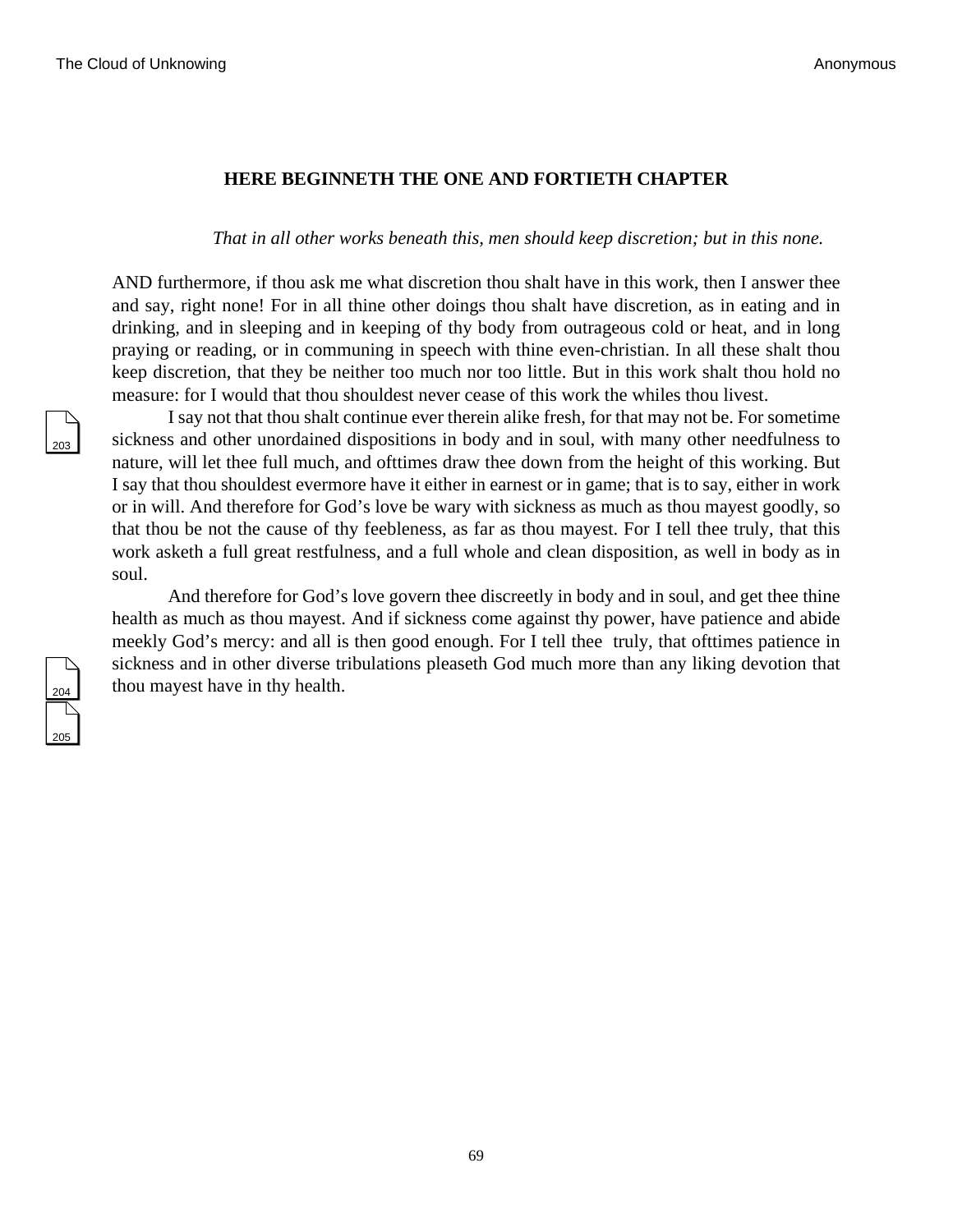### HERE BEGINNETH THE ONE AND FORTIETH CHAPTER

*That in all other works beneath this, men should keep discretion; but in this none.*

AND furthermore, if thou ask me what discretion thou shalt have in this work, then I answer thee and say, right none! For in all thine other doings thou shalt have discretion, as in eating and in drinking, and in sleeping and in keeping of thy body from outrageous cold or heat, and in long praying or reading, or in communing in speech with thine even-christian. In all these shalt thou keep discretion, that they be neither too much nor too little. But in this work shalt thou hold no measure: for I would that thou shouldest never cease of this work the whiles thou livest.

I say not that thou shalt continue ever therein alike fresh, for that may not be. For sometime sickness and other unordained dispositions in body and in soul, with many other needfulness to nature, will let thee full much, and ofttimes draw thee down from the height of this working. But I say that thou shouldest evermore have it either in earnest or in game; that is to say, either in work or in will. And therefore for God's love be wary with sickness as much as thou mayest goodly, so that thou be not the cause of thy feebleness, as far as thou mayest. For I tell thee truly, that this work asketh a full great restfulness, and a full whole and clean disposition, as well in body as in soul.

And therefore for God's love govern thee discreetly in body and in soul, and get thee thine health as much as thou mayest. And if sickness come against thy power, have patience and abide meekly God's mercy: and all is then good enough. For I tell thee truly, that ofttimes patience in sickness and in other diverse tribulations pleaseth God much more than any liking devotion that thou mayest have in thy health.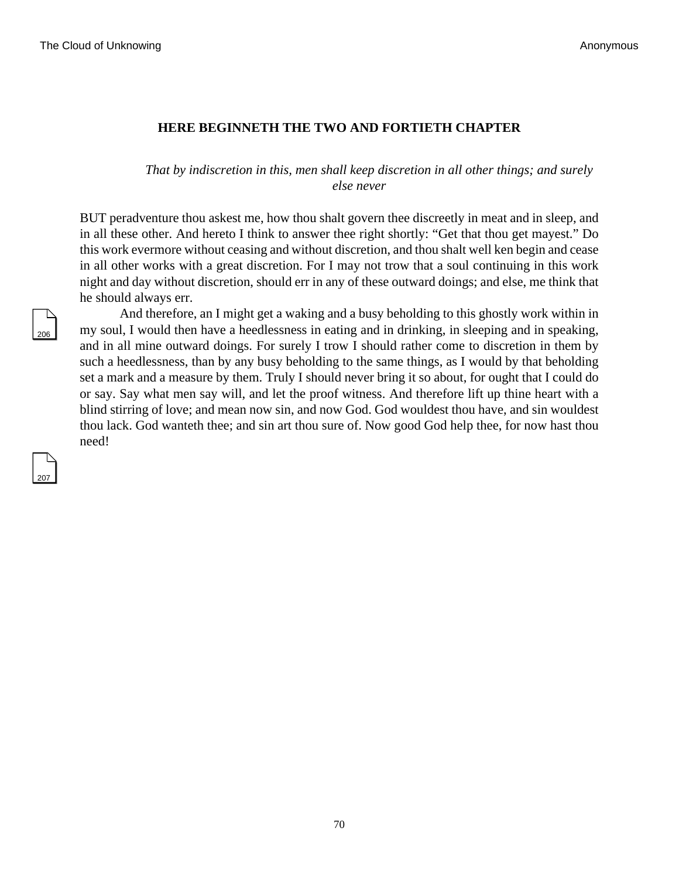## HERE BEGINNETH THE TWO AND FORTIETH CHAPTER

*That by indiscretion in this, men shall keep discretion in all other things; and surely else never*

BUT peradventure thou askest me, how thou shalt govern thee discreetly in meat and in sleep, and in all these other. And hereto I think to answer thee right shortly: "Get that thou get mayest." Do this work evermore without ceasing and without discretion, and thou shalt well ken begin and cease in all other works with a great discretion. For I may not trow that a soul continuing in this work night and day without discretion, should err in any of these outward doings; and else, me think that he should always err.

And therefore, an I might get a waking and a busy beholding to this ghostly work within in my soul, I would then have a heedlessness in eating and in drinking, in sleeping and in speaking, and in all mine outward doings. For surely I trow I should rather come to discretion in them by such a heedlessness, than by any busy beholding to the same things, as I would by that beholding set a mark and a measure by them. Truly I should never bring it so about, for ought that I could do or say. Say what men say will, and let the proof witness. And therefore lift up thine heart with a blind stirring of love; and mean now sin, and now God. God wouldest thou have, and sin wouldest thou lack. God wanteth thee; and sin art thou sure of. Now good God help thee, for now hast thou need!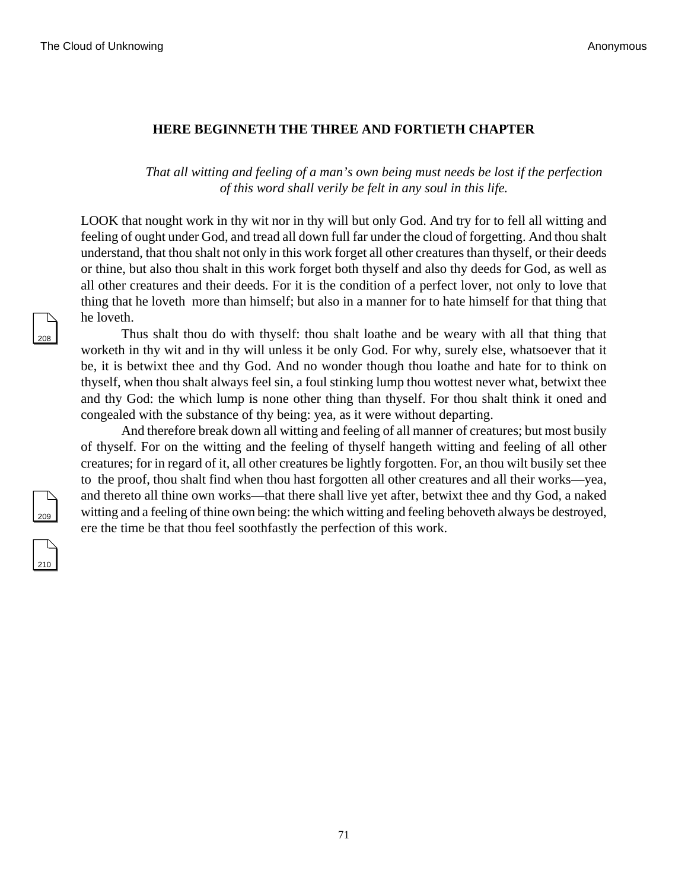## HERE BEGINNETH THE THREE AND FORTIETH CHAPTER

*That all witting and feeling of a man's own being must needs be lost if the perfection of this word shall verily be felt in any soul in this life.*

LOOK that nought work in thy wit nor in thy will but only God. And try for to fell all witting and feeling of ought under God, and tread all down full far under the cloud of forgetting. And thou shalt understand, that thou shalt not only in this work forget all other creatures than thyself, or their deeds or thine, but also thou shalt in this work forget both thyself and also thy deeds for God, as well as all other creatures and their deeds. For it is the condition of a perfect lover, not only to love that thing that he loveth more than himself; but also in a manner for to hate himself for that thing that he loveth.

Thus shalt thou do with thyself: thou shalt loathe and be weary with all that thing that worketh in thy wit and in thy will unless it be only God. For why, surely else, whatsoever that it be, it is betwixt thee and thy God. And no wonder though thou loathe and hate for to think on thyself, when thou shalt always feel sin, a foul stinking lump thou wottest never what, betwixt thee and thy God: the which lump is none other thing than thyself. For thou shalt think it oned and congealed with the substance of thy being: yea, as it were without departing.

And therefore break down all witting and feeling of all manner of creatures; but most busily of thyself. For on the witting and the feeling of thyself hangeth witting and feeling of all other creatures; for in regard of it, all other creatures be lightly forgotten. For, an thou wilt busily set thee to the proof, thou shalt find when thou hast forgotten all other creatures and all their works—yea, and thereto all thine own works—that there shall live yet after, betwixt thee and thy God, a naked witting and a feeling of thine own being: the which witting and feeling behoveth always be destroyed, ere the time be that thou feel soothfastly the perfection of this work.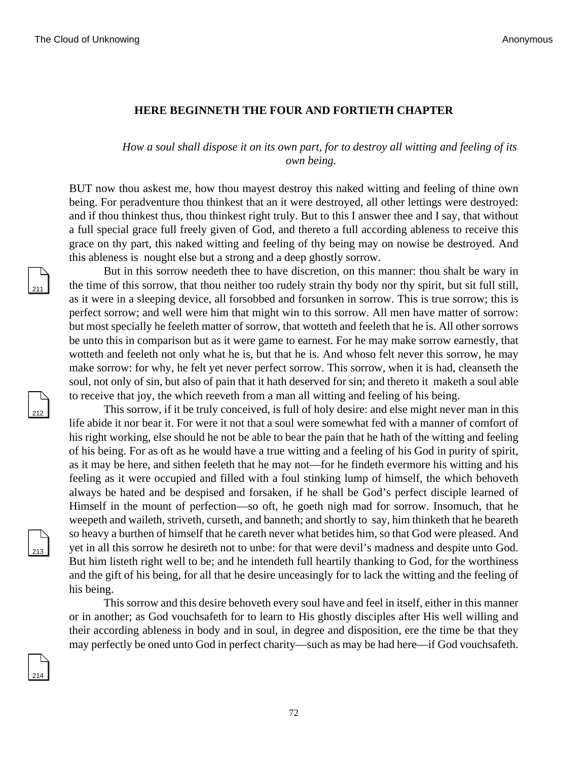## HERE BEGINNETH THE FOUR AND FORTIETH CHAPTER

*How a soul shall dispose it on its own part, for to destroy all witting and feeling of its own being.*

BUT now thou askest me, how thou mayest destroy this naked witting and feeling of thine own being. For peradventure thou thinkest that an it were destroyed, all other lettings were destroyed: and if thou thinkest thus, thou thinkest right truly. But to this I answer thee and I say, that without a full special grace full freely given of God, and thereto a full according ableness to receive this grace on thy part, this naked witting and feeling of thy being may on nowise be destroyed. And this ableness is nought else but a strong and a deep ghostly sorrow.

But in this sorrow needeth thee to have discretion, on this manner: thou shalt be wary in the time of this sorrow, that thou neither too rudely strain thy body nor thy spirit, but sit full still, as it were in a sleeping device, all forsobbed and forsunken in sorrow. This is true sorrow; this is perfect sorrow; and well were him that might win to this sorrow. All men have matter of sorrow: but most specially he feeleth matter of sorrow, that wotteth and feeleth that he is. All other sorrows be unto this in comparison but as it were game to earnest. For he may make sorrow earnestly, that wotteth and feeleth not only what he is, but that he is. And whoso felt never this sorrow, he may make sorrow: for why, he felt yet never perfect sorrow. This sorrow, when it is had, cleanseth the soul, not only of sin, but also of pain that it hath deserved for sin; and thereto it maketh a soul able to receive that joy, the which reeveth from a man all witting and feeling of his being.

This sorrow, if it be truly conceived, is full of holy desire: and else might never man in this life abide it nor bear it. For were it not that a soul were somewhat fed with a manner of comfort of his right working, else should he not be able to bear the pain that he hath of the witting and feeling of his being. For as oft as he would have a true witting and a feeling of his God in purity of spirit, as it may be here, and sithen feeleth that he may not—for he findeth evermore his witting and his feeling as it were occupied and filled with a foul stinking lump of himself, the which behoveth always be hated and be despised and forsaken, if he shall be God's perfect disciple learned of Himself in the mount of perfection—so oft, he goeth nigh mad for sorrow. Insomuch, that he weepeth and waileth, striveth, curseth, and banneth; and shortly to say, him thinketh that he beareth so heavy a burthen of himself that he careth never what betides him, so that God were pleased. And yet in all this sorrow he desireth not to unbe: for that were devil's madness and despite unto God. But him listeth right well to be; and he intendeth full heartily thanking to God, for the worthiness and the gift of his being, for all that he desire unceasingly for to lack the witting and the feeling of his being.

This sorrow and this desire behoveth every soul have and feel in itself, either in this manner or in another; as God vouchsafeth for to learn to His ghostly disciples after His well willing and their according ableness in body and in soul, in degree and disposition, ere the time be that they may perfectly be oned unto God in perfect charity—such as may be had here—if God vouchsafeth.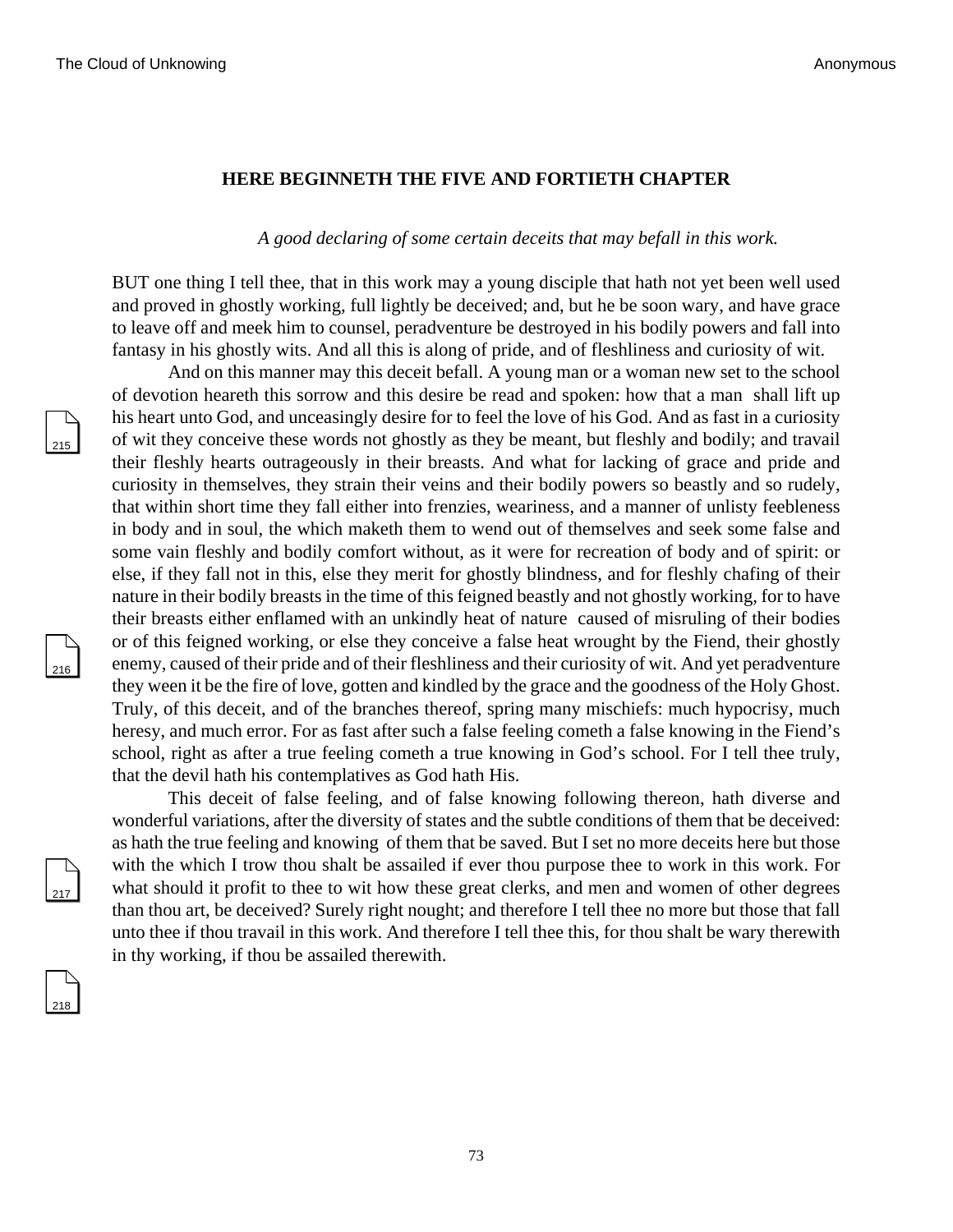### HERE BEGINNETH THE FIVE AND FORTIETH CHAPTER

*A good declaring of some certain deceits that may befall in this work.*

BUT one thing I tell thee, that in this work may a young disciple that hath not yet been well used and proved in ghostly working, full lightly be deceived; and, but he be soon wary, and have grace to leave off and meek him to counsel, peradventure be destroyed in his bodily powers and fall into fantasy in his ghostly wits. And all this is along of pride, and of fleshliness and curiosity of wit.

And on this manner may this deceit befall. A young man or a woman new set to the school of devotion heareth this sorrow and this desire be read and spoken: how that a man shall lift up his heart unto God, and unceasingly desire for to feel the love of his God. And as fast in a curiosity of wit they conceive these words not ghostly as they be meant, but fleshly and bodily; and travail their fleshly hearts outrageously in their breasts. And what for lacking of grace and pride and curiosity in themselves, they strain their veins and their bodily powers so beastly and so rudely, that within short time they fall either into frenzies, weariness, and a manner of unlisty feebleness in body and in soul, the which maketh them to wend out of themselves and seek some false and some vain fleshly and bodily comfort without, as it were for recreation of body and of spirit: or else, if they fall not in this, else they merit for ghostly blindness, and for fleshly chafing of their nature in their bodily breasts in the time of this feigned beastly and not ghostly working, for to have their breasts either enflamed with an unkindly heat of nature caused of misruling of their bodies or of this feigned working, or else they conceive a false heat wrought by the Fiend, their ghostly enemy, caused of their pride and of their fleshliness and their curiosity of wit. And yet peradventure they ween it be the fire of love, gotten and kindled by the grace and the goodness of the Holy Ghost. Truly, of this deceit, and of the branches thereof, spring many mischiefs: much hypocrisy, much heresy, and much error. For as fast after such a false feeling cometh a false knowing in the Fiend's school, right as after a true feeling cometh a true knowing in God's school. For I tell thee truly, that the devil hath his contemplatives as God hath His.

This deceit of false feeling, and of false knowing following thereon, hath diverse and wonderful variations, after the diversity of states and the subtle conditions of them that be deceived: as hath the true feeling and knowing of them that be saved. But I set no more deceits here but those with the which I trow thou shalt be assailed if ever thou purpose thee to work in this work. For what should it profit to thee to wit how these great clerks, and men and women of other degrees than thou art, be deceived? Surely right nought; and therefore I tell thee no more but those that fall unto thee if thou travail in this work. And therefore I tell thee this, for thou shalt be wary therewith in thy working, if thou be assailed therewith.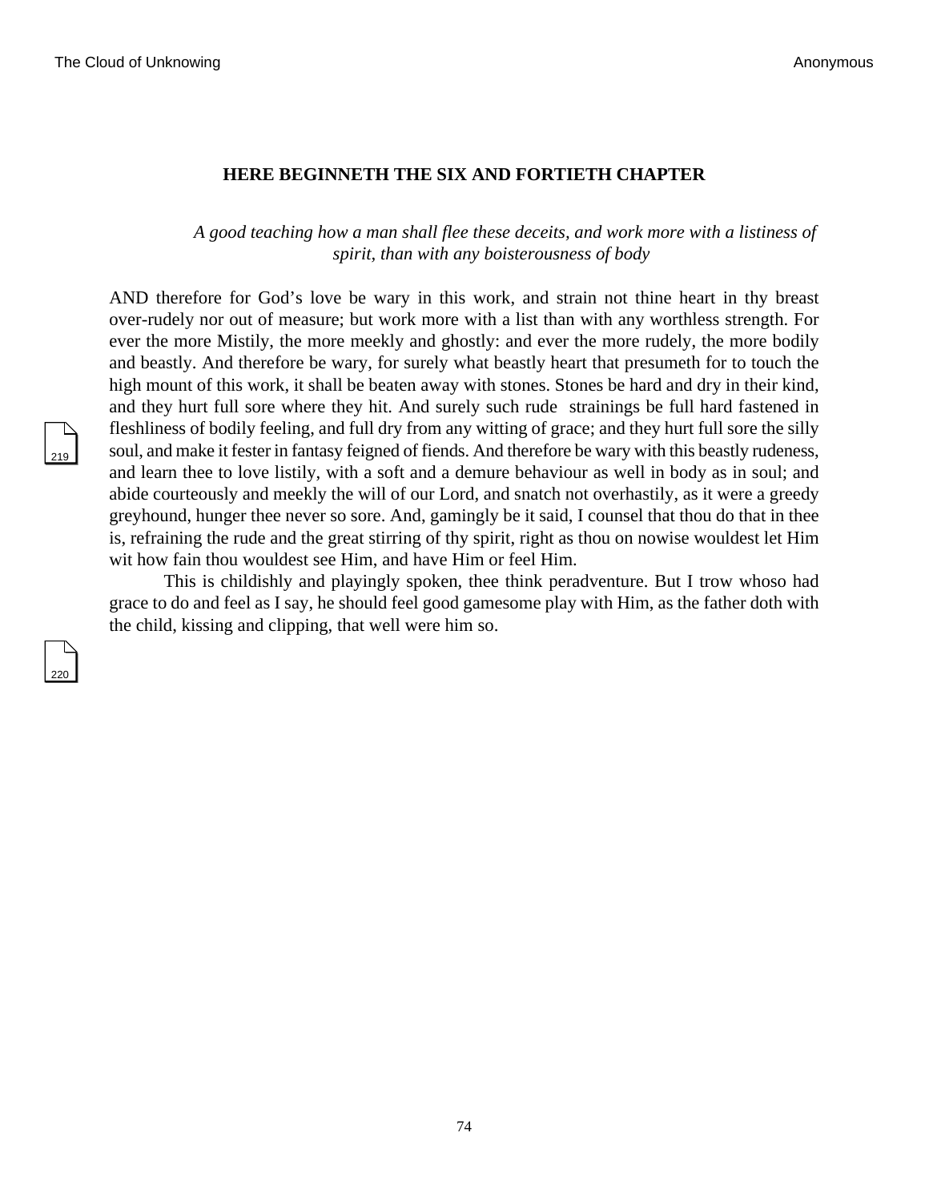## HERE BEGINNETH THE SIX AND FORTIETH CHAPTER

*A good teaching how a man shall flee these deceits, and work more with a listiness of spirit, than with any boisterousness of body*

AND therefore for God's love be wary in this work, and strain not thine heart in thy breast over-rudely nor out of measure; but work more with a list than with any worthless strength. For ever the more Mistily, the more meekly and ghostly: and ever the more rudely, the more bodily and beastly. And therefore be wary, for surely what beastly heart that presumeth for to touch the high mount of this work, it shall be beaten away with stones. Stones be hard and dry in their kind, and they hurt full sore where they hit. And surely such rude strainings be full hard fastened in fleshliness of bodily feeling, and full dry from any witting of grace; and they hurt full sore the silly soul, and make it fester in fantasy feigned of fiends. And therefore be wary with this beastly rudeness, and learn thee to love listily, with a soft and a demure behaviour as well in body as in soul; and abide courteously and meekly the will of our Lord, and snatch not overhastily, as it were a greedy greyhound, hunger thee never so sore. And, gamingly be it said, I counsel that thou do that in thee is, refraining the rude and the great stirring of thy spirit, right as thou on nowise wouldest let Him wit how fain thou wouldest see Him, and have Him or feel Him.

This is childishly and playingly spoken, thee think peradventure. But I trow whoso had grace to do and feel as I say, he should feel good gamesome play with Him, as the father doth with the child, kissing and clipping, that well were him so.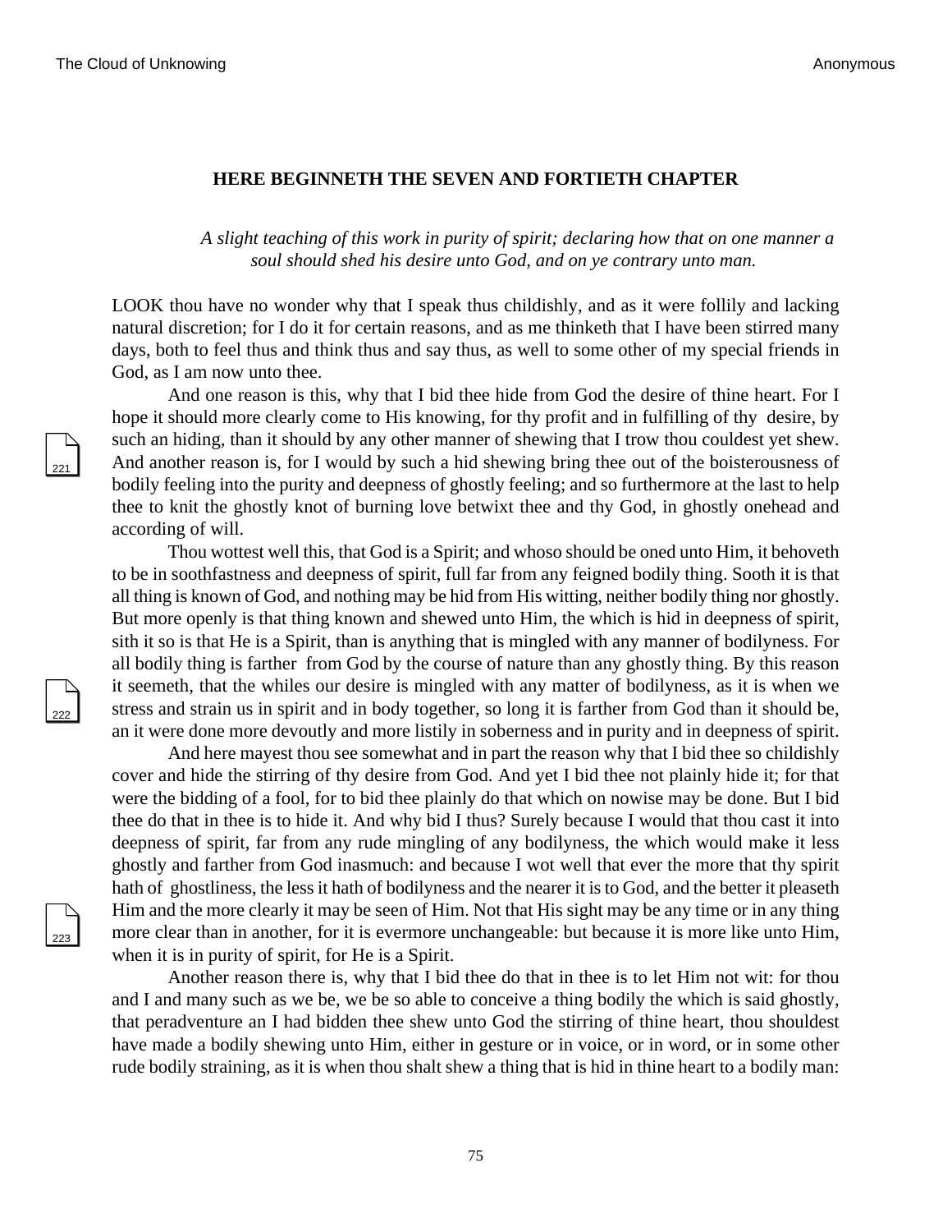## HERE BEGINNETH THE SEVEN AND FORTIETH CHAPTER

*A slight teaching of this work in purity of spirit; declaring how that on one manner a soul should shed his desire unto God, and on ye contrary unto man.*

LOOK thou have no wonder why that I speak thus childishly, and as it were follily and lacking natural discretion; for I do it for certain reasons, and as me thinketh that I have been stirred many days, both to feel thus and think thus and say thus, as well to some other of my special friends in God, as I am now unto thee.

And one reason is this, why that I bid thee hide from God the desire of thine heart. For I hope it should more clearly come to His knowing, for thy profit and in fulfilling of thy desire, by such an hiding, than it should by any other manner of shewing that I trow thou couldest yet shew. And another reason is, for I would by such a hid shewing bring thee out of the boisterousness of bodily feeling into the purity and deepness of ghostly feeling; and so furthermore at the last to help thee to knit the ghostly knot of burning love betwixt thee and thy God, in ghostly onehead and according of will.

Thou wottest well this, that God is a Spirit; and whoso should be oned unto Him, it behoveth to be in soothfastness and deepness of spirit, full far from any feigned bodily thing. Sooth it is that all thing is known of God, and nothing may be hid from His witting, neither bodily thing nor ghostly. But more openly is that thing known and shewed unto Him, the which is hid in deepness of spirit, sith it so is that He is a Spirit, than is anything that is mingled with any manner of bodilyness. For all bodily thing is farther from God by the course of nature than any ghostly thing. By this reason it seemeth, that the whiles our desire is mingled with any matter of bodilyness, as it is when we stress and strain us in spirit and in body together, so long it is farther from God than it should be, an it were done more devoutly and more listily in soberness and in purity and in deepness of spirit.

And here mayest thou see somewhat and in part the reason why that I bid thee so childishly cover and hide the stirring of thy desire from God. And yet I bid thee not plainly hide it; for that were the bidding of a fool, for to bid thee plainly do that which on nowise may be done. But I bid thee do that in thee is to hide it. And why bid I thus? Surely because I would that thou cast it into deepness of spirit, far from any rude mingling of any bodilyness, the which would make it less ghostly and farther from God inasmuch: and because I wot well that ever the more that thy spirit hath of ghostliness, the less it hath of bodilyness and the nearer it is to God, and the better it pleaseth Him and the more clearly it may be seen of Him. Not that His sight may be any time or in any thing more clear than in another, for it is evermore unchangeable: but because it is more like unto Him, when it is in purity of spirit, for He is a Spirit.

Another reason there is, why that I bid thee do that in thee is to let Him not wit: for thou and I and many such as we be, we be so able to conceive a thing bodily the which is said ghostly, that peradventure an I had bidden thee shew unto God the stirring of thine heart, thou shouldest have made a bodily shewing unto Him, either in gesture or in voice, or in word, or in some other rude bodily straining, as it is when thou shalt shew a thing that is hid in thine heart to a bodily man: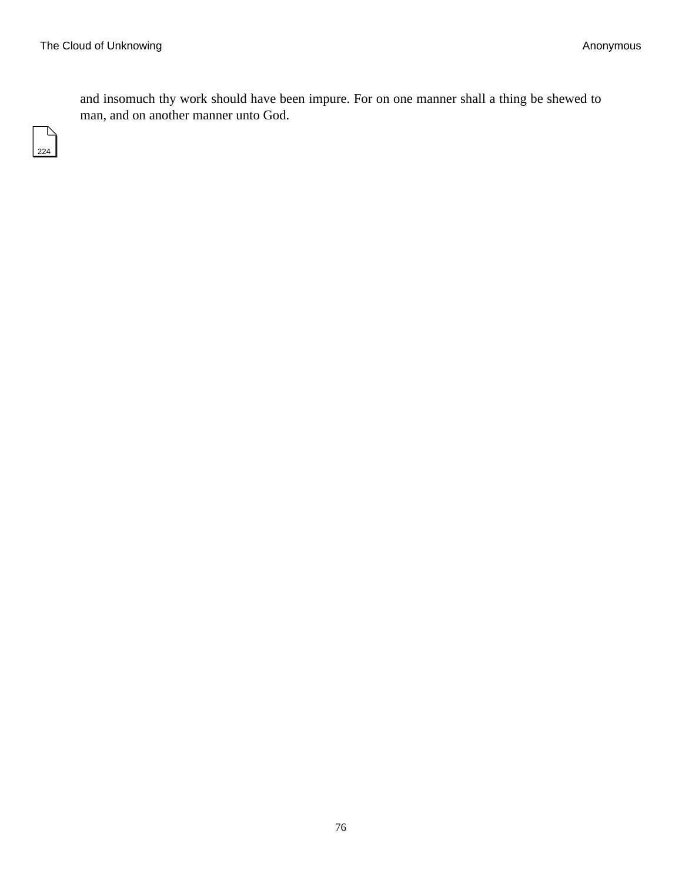and insomuch thy work should have been impure. For on one manner shall a thing be shewed to man, and on another manner unto God.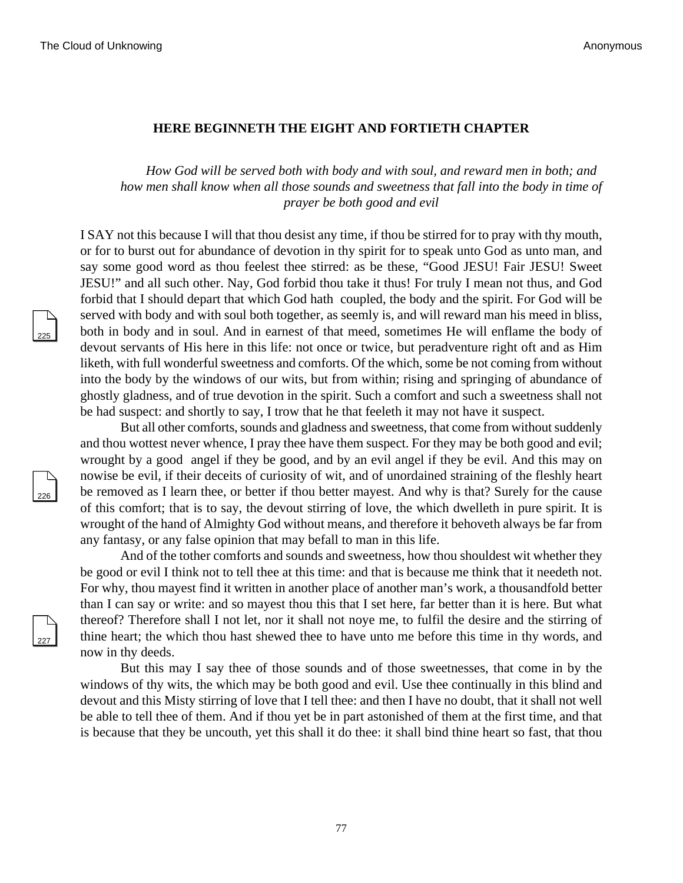## HERE BEGINNETH THE EIGHT AND FORTIETH CHAPTER

*How God will be served both with body and with soul, and reward men in both; and how men shall know when all those sounds and sweetness that fall into the body in time of prayer be both good and evil*

I SAY not this because I will that thou desist any time, if thou be stirred for to pray with thy mouth, or for to burst out for abundance of devotion in thy spirit for to speak unto God as unto man, and say some good word as thou feelest thee stirred: as be these, "Good JESU! Fair JESU! Sweet JESU!" and all such other. Nay, God forbid thou take it thus! For truly I mean not thus, and God forbid that I should depart that which God hath coupled, the body and the spirit. For God will be served with body and with soul both together, as seemly is, and will reward man his meed in bliss, both in body and in soul. And in earnest of that meed, sometimes He will enflame the body of devout servants of His here in this life: not once or twice, but peradventure right oft and as Him liketh, with full wonderful sweetness and comforts. Of the which, some be not coming from without into the body by the windows of our wits, but from within; rising and springing of abundance of ghostly gladness, and of true devotion in the spirit. Such a comfort and such a sweetness shall not be had suspect: and shortly to say, I trow that he that feeleth it may not have it suspect.

But all other comforts, sounds and gladness and sweetness, that come from without suddenly and thou wottest never whence, I pray thee have them suspect. For they may be both good and evil; wrought by a good angel if they be good, and by an evil angel if they be evil. And this may on nowise be evil, if their deceits of curiosity of wit, and of unordained straining of the fleshly heart be removed as I learn thee, or better if thou better mayest. And why is that? Surely for the cause of this comfort; that is to say, the devout stirring of love, the which dwelleth in pure spirit. It is wrought of the hand of Almighty God without means, and therefore it behoveth always be far from any fantasy, or any false opinion that may befall to man in this life.

And of the tother comforts and sounds and sweetness, how thou shouldest wit whether they be good or evil I think not to tell thee at this time: and that is because me think that it needeth not. For why, thou mayest find it written in another place of another man's work, a thousandfold better than I can say or write: and so mayest thou this that I set here, far better than it is here. But what thereof? Therefore shall I not let, nor it shall not noye me, to fulfil the desire and the stirring of thine heart; the which thou hast shewed thee to have unto me before this time in thy words, and now in thy deeds.

But this may I say thee of those sounds and of those sweetnesses, that come in by the windows of thy wits, the which may be both good and evil. Use thee continually in this blind and devout and this Misty stirring of love that I tell thee: and then I have no doubt, that it shall not well be able to tell thee of them. And if thou yet be in part astonished of them at the first time, and that is because that they be uncouth, yet this shall it do thee: it shall bind thine heart so fast, that thou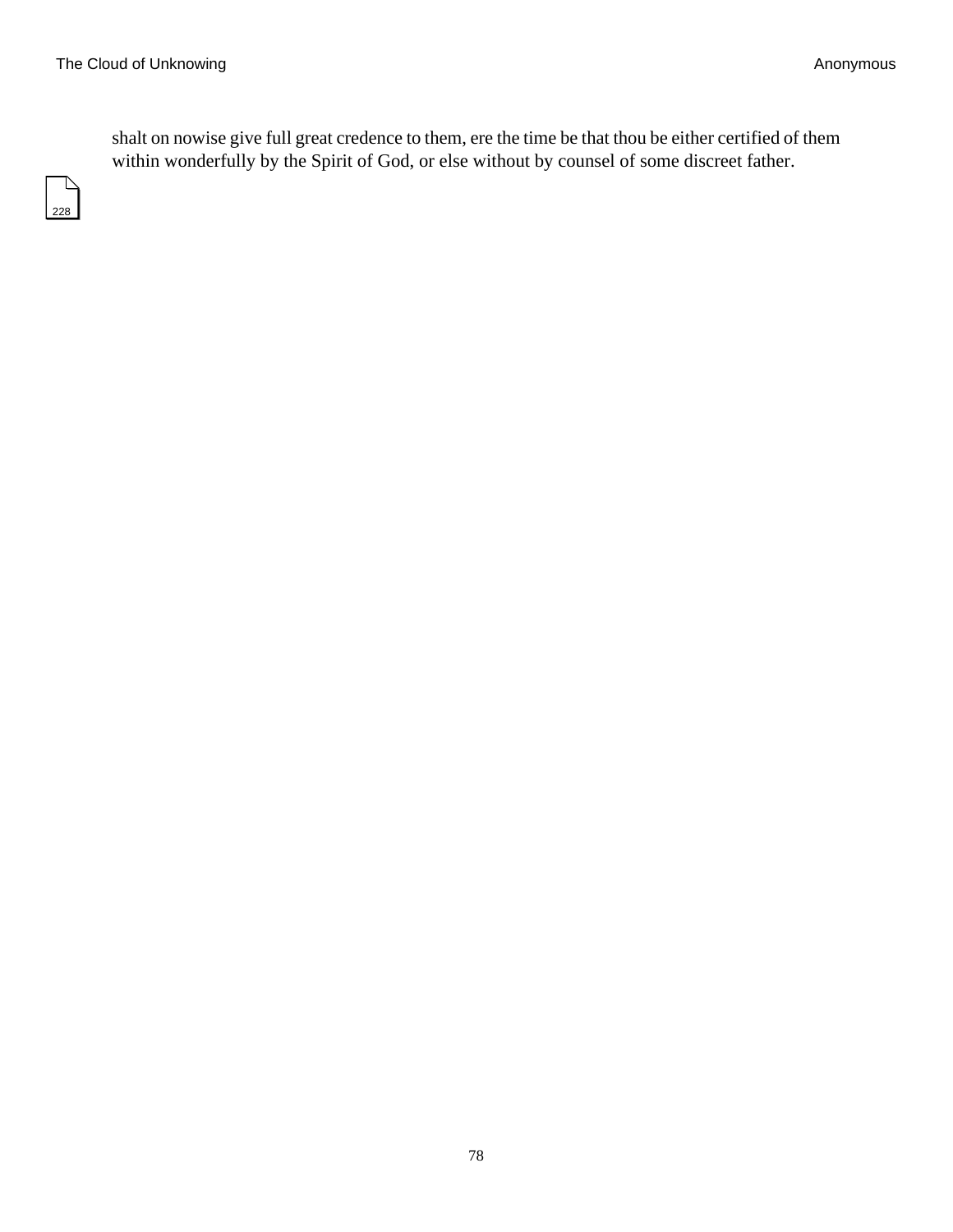shalt on nowise give full great credence to them, ere the time be that thou be either certified of them within wonderfully by the Spirit of God, or else without by counsel of some discreet father.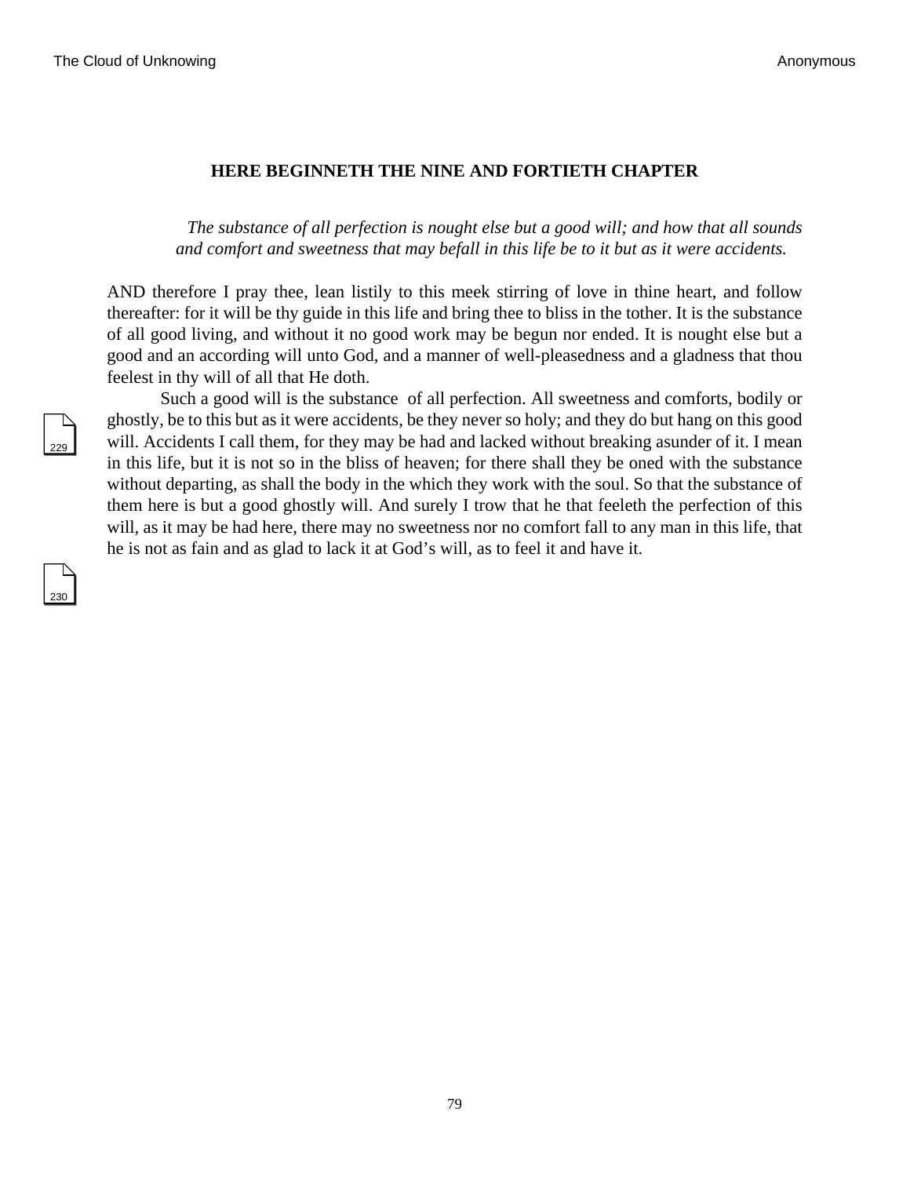### HERE BEGINNETH THE NINE AND FORTIETH CHAPTER

*The substance of all perfection is nought else but a good will; and how that all sounds and comfort and sweetness that may befall in this life be to it but as it were accidents.*

AND therefore I pray thee, lean listily to this meek stirring of love in thine heart, and follow thereafter: for it will be thy guide in this life and bring thee to bliss in the tother. It is the substance of all good living, and without it no good work may be begun nor ended. It is nought else but a good and an according will unto God, and a manner of well-pleasedness and a gladness that thou feelest in thy will of all that He doth.

Such a good will is the substance of all perfection. All sweetness and comforts, bodily or ghostly, be to this but as it were accidents, be they never so holy; and they do but hang on this good will. Accidents I call them, for they may be had and lacked without breaking asunder of it. I mean in this life, but it is not so in the bliss of heaven; for there shall they be oned with the substance without departing, as shall the body in the which they work with the soul. So that the substance of them here is but a good ghostly will. And surely I trow that he that feeleth the perfection of this will, as it may be had here, there may no sweetness nor no comfort fall to any man in this life, that he is not as fain and as glad to lack it at God's will, as to feel it and have it.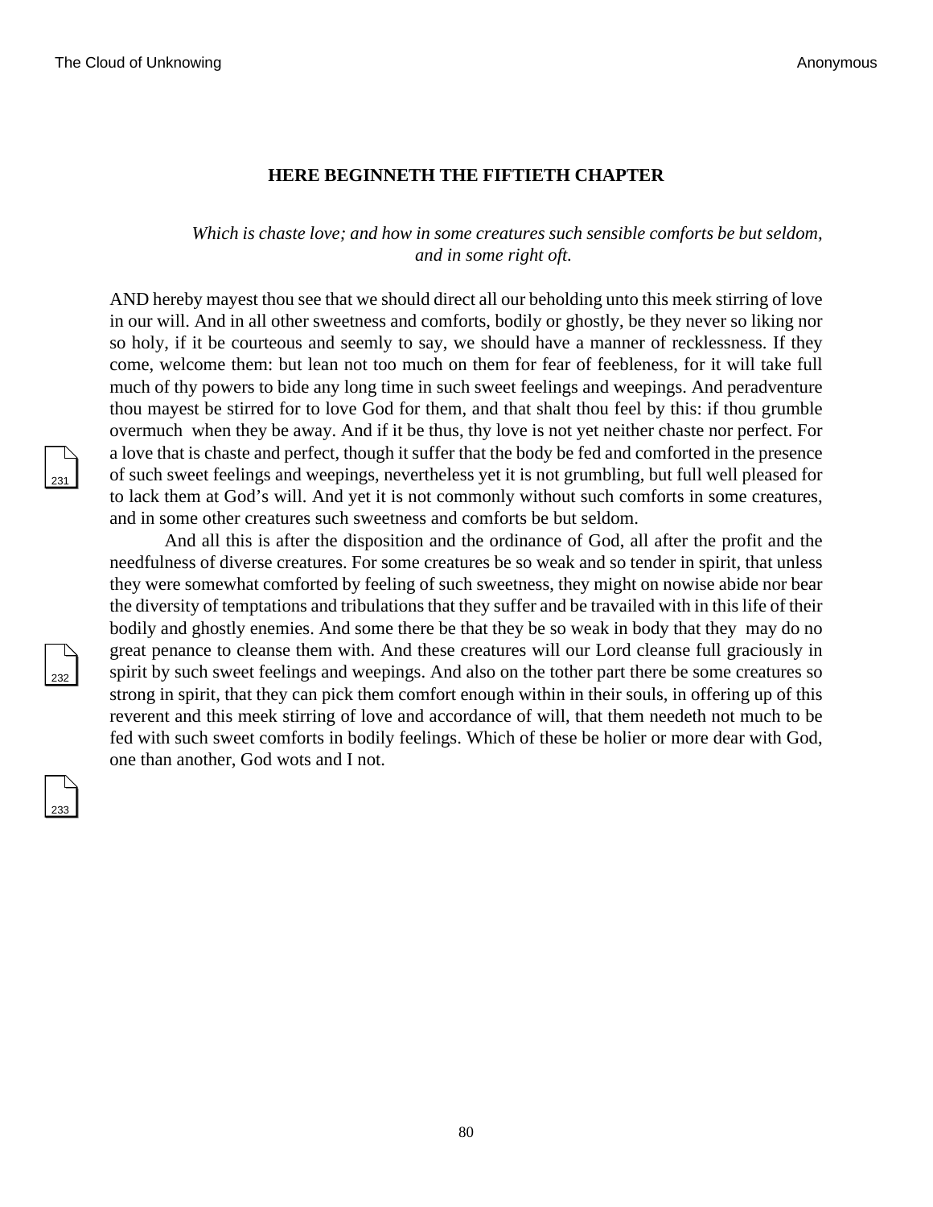## HERE BEGINNETH THE FIFTIETH CHAPTER

*Which is chaste love; and how in some creatures such sensible comforts be but seldom, and in some right oft.*

AND hereby mayest thou see that we should direct all our beholding unto this meek stirring of love in our will. And in all other sweetness and comforts, bodily or ghostly, be they never so liking nor so holy, if it be courteous and seemly to say, we should have a manner of recklessness. If they come, welcome them: but lean not too much on them for fear of feebleness, for it will take full much of thy powers to bide any long time in such sweet feelings and weepings. And peradventure thou mayest be stirred for to love God for them, and that shalt thou feel by this: if thou grumble overmuch when they be away. And if it be thus, thy love is not yet neither chaste nor perfect. For a love that is chaste and perfect, though it suffer that the body be fed and comforted in the presence of such sweet feelings and weepings, nevertheless yet it is not grumbling, but full well pleased for to lack them at God's will. And yet it is not commonly without such comforts in some creatures, and in some other creatures such sweetness and comforts be but seldom.

And all this is after the disposition and the ordinance of God, all after the profit and the needfulness of diverse creatures. For some creatures be so weak and so tender in spirit, that unless they were somewhat comforted by feeling of such sweetness, they might on nowise abide nor bear the diversity of temptations and tribulations that they suffer and be travailed with in this life of their bodily and ghostly enemies. And some there be that they be so weak in body that they may do no great penance to cleanse them with. And these creatures will our Lord cleanse full graciously in spirit by such sweet feelings and weepings. And also on the tother part there be some creatures so strong in spirit, that they can pick them comfort enough within in their souls, in offering up of this reverent and this meek stirring of love and accordance of will, that them needeth not much to be fed with such sweet comforts in bodily feelings. Which of these be holier or more dear with God, one than another, God wots and I not.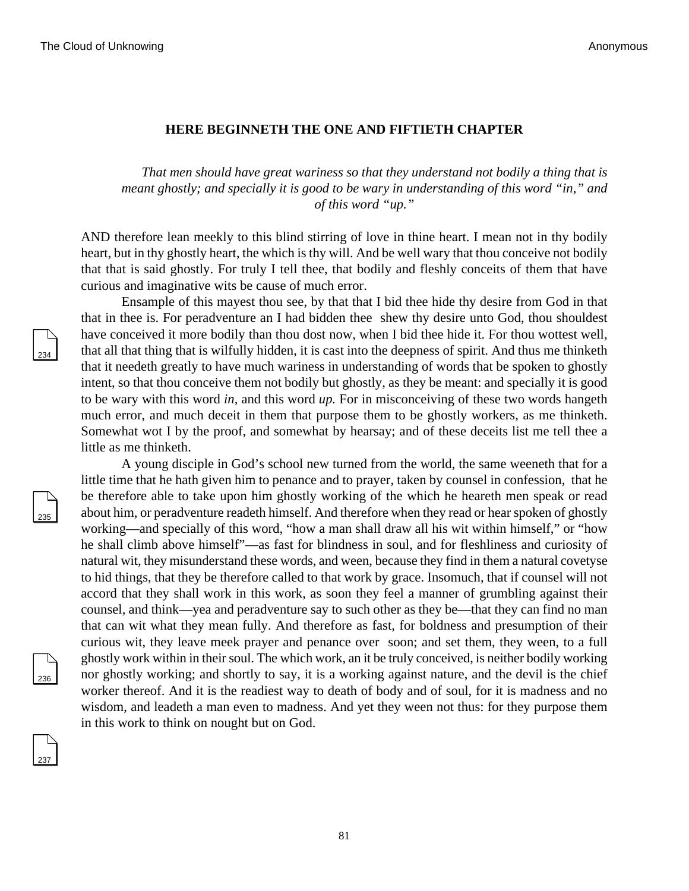## HERE BEGINNETH THE ONE AND FIFTIETH CHAPTER

*That men should have great wariness so that they understand not bodily a thing that is meant ghostly; and specially it is good to be wary in understanding of this word "in," and of this word "up."*

AND therefore lean meekly to this blind stirring of love in thine heart. I mean not in thy bodily heart, but in thy ghostly heart, the which is thy will. And be well wary that thou conceive not bodily that that is said ghostly. For truly I tell thee, that bodily and fleshly conceits of them that have curious and imaginative wits be cause of much error.

Ensample of this mayest thou see, by that that I bid thee hide thy desire from God in that that in thee is. For peradventure an I had bidden thee shew thy desire unto God, thou shouldest have conceived it more bodily than thou dost now, when I bid thee hide it. For thou wottest well, that all that thing that is wilfully hidden, it is cast into the deepness of spirit. And thus me thinketh that it needeth greatly to have much wariness in understanding of words that be spoken to ghostly intent, so that thou conceive them not bodily but ghostly, as they be meant: and specially it is good to be wary with this word *in,* and this word *up.* For in misconceiving of these two words hangeth much error, and much deceit in them that purpose them to be ghostly workers, as me thinketh. Somewhat wot I by the proof, and somewhat by hearsay; and of these deceits list me tell thee a little as me thinketh.

A young disciple in God's school new turned from the world, the same weeneth that for a little time that he hath given him to penance and to prayer, taken by counsel in confession, that he be therefore able to take upon him ghostly working of the which he heareth men speak or read about him, or peradventure readeth himself. And therefore when they read or hear spoken of ghostly working—and specially of this word, "how a man shall draw all his wit within himself," or "how he shall climb above himself"—as fast for blindness in soul, and for fleshliness and curiosity of natural wit, they misunderstand these words, and ween, because they find in them a natural covetyse to hid things, that they be therefore called to that work by grace. Insomuch, that if counsel will not accord that they shall work in this work, as soon they feel a manner of grumbling against their counsel, and think—yea and peradventure say to such other as they be—that they can find no man that can wit what they mean fully. And therefore as fast, for boldness and presumption of their curious wit, they leave meek prayer and penance over soon; and set them, they ween, to a full ghostly work within in their soul. The which work, an it be truly conceived, is neither bodily working nor ghostly working; and shortly to say, it is a working against nature, and the devil is the chief worker thereof. And it is the readiest way to death of body and of soul, for it is madness and no wisdom, and leadeth a man even to madness. And yet they ween not thus: for they purpose them in this work to think on nought but on God.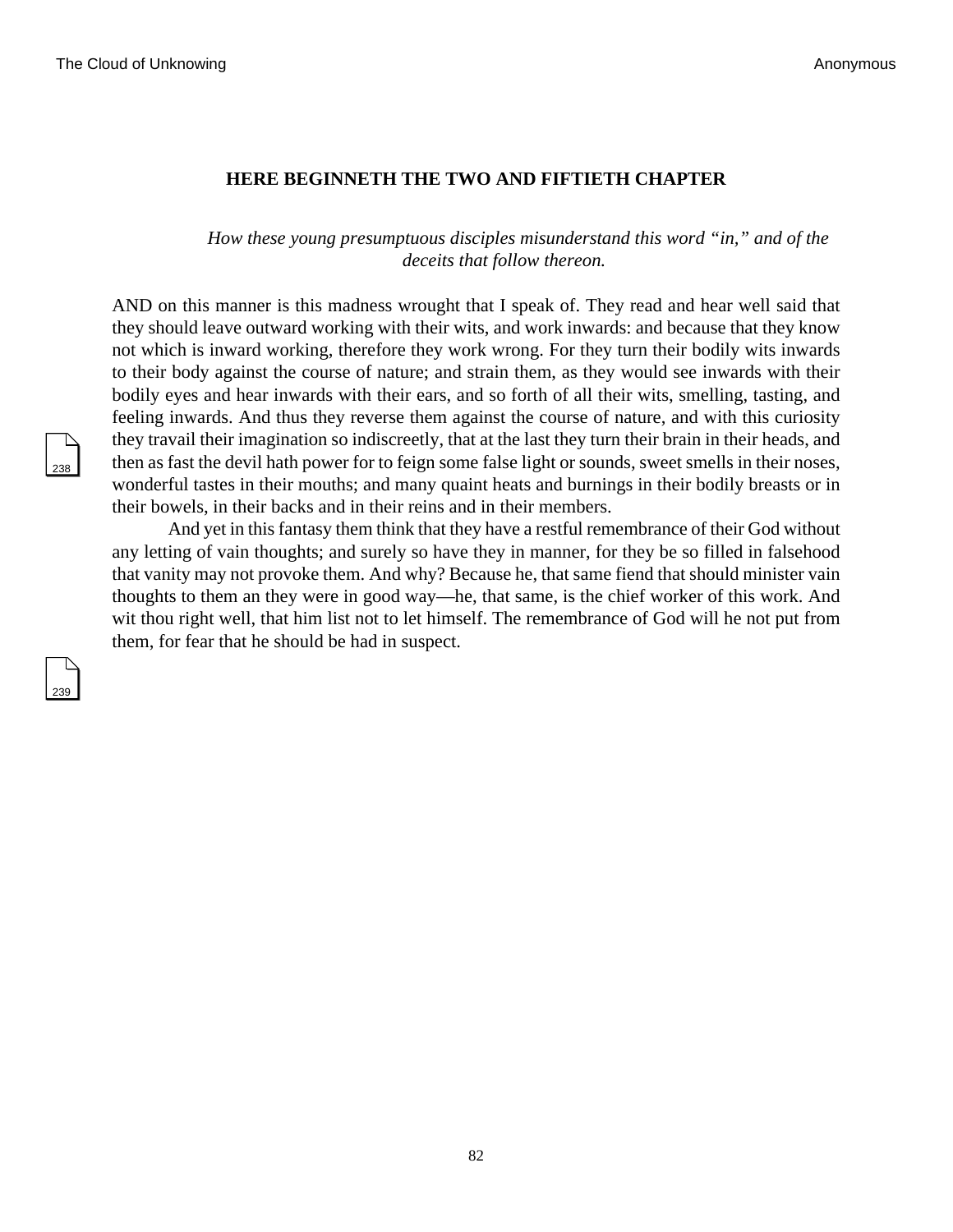### HERE BEGINNETH THE TWO AND FIFTIETH CHAPTER

*How these young presumptuous disciples misunderstand this word "in," and of the deceits that follow thereon.*

AND on this manner is this madness wrought that I speak of. They read and hear well said that they should leave outward working with their wits, and work inwards: and because that they know not which is inward working, therefore they work wrong. For they turn their bodily wits inwards to their body against the course of nature; and strain them, as they would see inwards with their bodily eyes and hear inwards with their ears, and so forth of all their wits, smelling, tasting, and feeling inwards. And thus they reverse them against the course of nature, and with this curiosity they travail their imagination so indiscreetly, that at the last they turn their brain in their heads, and then as fast the devil hath power for to feign some false light or sounds, sweet smells in their noses, wonderful tastes in their mouths; and many quaint heats and burnings in their bodily breasts or in their bowels, in their backs and in their reins and in their members.

And yet in this fantasy them think that they have a restful remembrance of their God without any letting of vain thoughts; and surely so have they in manner, for they be so filled in falsehood that vanity may not provoke them. And why? Because he, that same fiend that should minister vain thoughts to them an they were in good way—he, that same, is the chief worker of this work. And wit thou right well, that him list not to let himself. The remembrance of God will he not put from them, for fear that he should be had in suspect.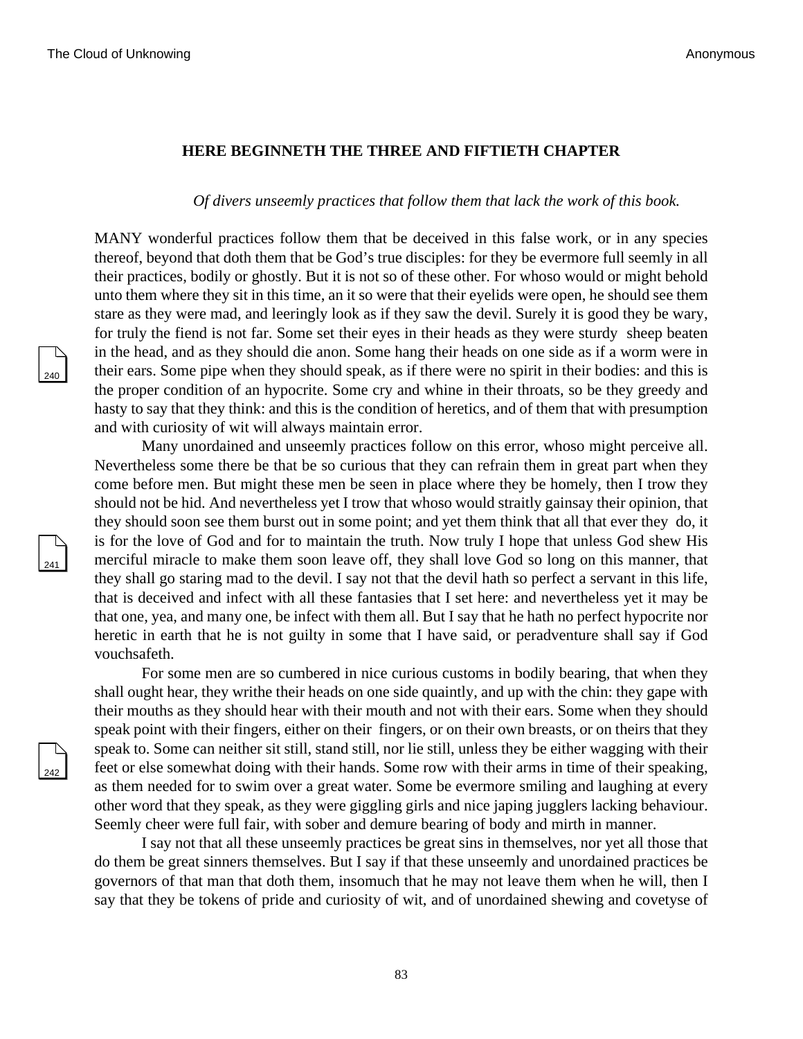## HERE BEGINNETH THE THREE AND FIFTIETH CHAPTER

*Of divers unseemly practices that follow them that lack the work of this book.*

MANY wonderful practices follow them that be deceived in this false work, or in any species thereof, beyond that doth them that be God's true disciples: for they be evermore full seemly in all their practices, bodily or ghostly. But it is not so of these other. For whoso would or might behold unto them where they sit in this time, an it so were that their eyelids were open, he should see them stare as they were mad, and leeringly look as if they saw the devil. Surely it is good they be wary, for truly the fiend is not far. Some set their eyes in their heads as they were sturdy sheep beaten in the head, and as they should die anon. Some hang their heads on one side as if a worm were in their ears. Some pipe when they should speak, as if there were no spirit in their bodies: and this is the proper condition of an hypocrite. Some cry and whine in their throats, so be they greedy and hasty to say that they think: and this is the condition of heretics, and of them that with presumption and with curiosity of wit will always maintain error.

Many unordained and unseemly practices follow on this error, whoso might perceive all. Nevertheless some there be that be so curious that they can refrain them in great part when they come before men. But might these men be seen in place where they be homely, then I trow they should not be hid. And nevertheless yet I trow that whoso would straitly gainsay their opinion, that they should soon see them burst out in some point; and yet them think that all that ever they do, it is for the love of God and for to maintain the truth. Now truly I hope that unless God shew His merciful miracle to make them soon leave off, they shall love God so long on this manner, that they shall go staring mad to the devil. I say not that the devil hath so perfect a servant in this life, that is deceived and infect with all these fantasies that I set here: and nevertheless yet it may be that one, yea, and many one, be infect with them all. But I say that he hath no perfect hypocrite nor heretic in earth that he is not guilty in some that I have said, or peradventure shall say if God vouchsafeth.

For some men are so cumbered in nice curious customs in bodily bearing, that when they shall ought hear, they writhe their heads on one side quaintly, and up with the chin: they gape with their mouths as they should hear with their mouth and not with their ears. Some when they should speak point with their fingers, either on their fingers, or on their own breasts, or on theirs that they speak to. Some can neither sit still, stand still, nor lie still, unless they be either wagging with their feet or else somewhat doing with their hands. Some row with their arms in time of their speaking, as them needed for to swim over a great water. Some be evermore smiling and laughing at every other word that they speak, as they were giggling girls and nice japing jugglers lacking behaviour. Seemly cheer were full fair, with sober and demure bearing of body and mirth in manner.

I say not that all these unseemly practices be great sins in themselves, nor yet all those that do them be great sinners themselves. But I say if that these unseemly and unordained practices be governors of that man that doth them, insomuch that he may not leave them when he will, then I say that they be tokens of pride and curiosity of wit, and of unordained shewing and covetyse of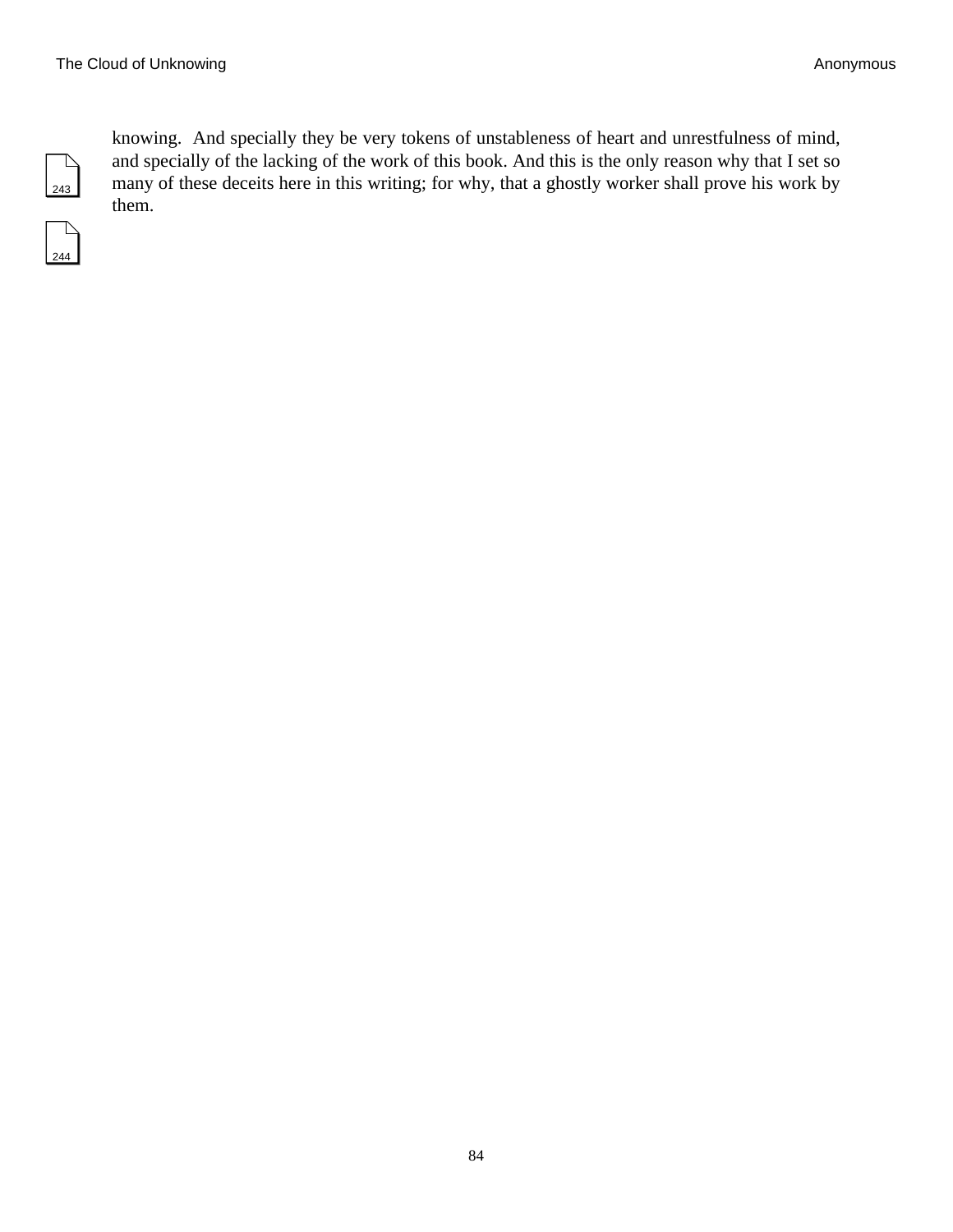knowing. And specially they be very tokens of unstableness of heart and unrestfulness of mind, and specially of the lacking of the work of this book. And this is the only reason why that I set so many of these deceits here in this writing; for why, that a ghostly worker shall prove his work by them.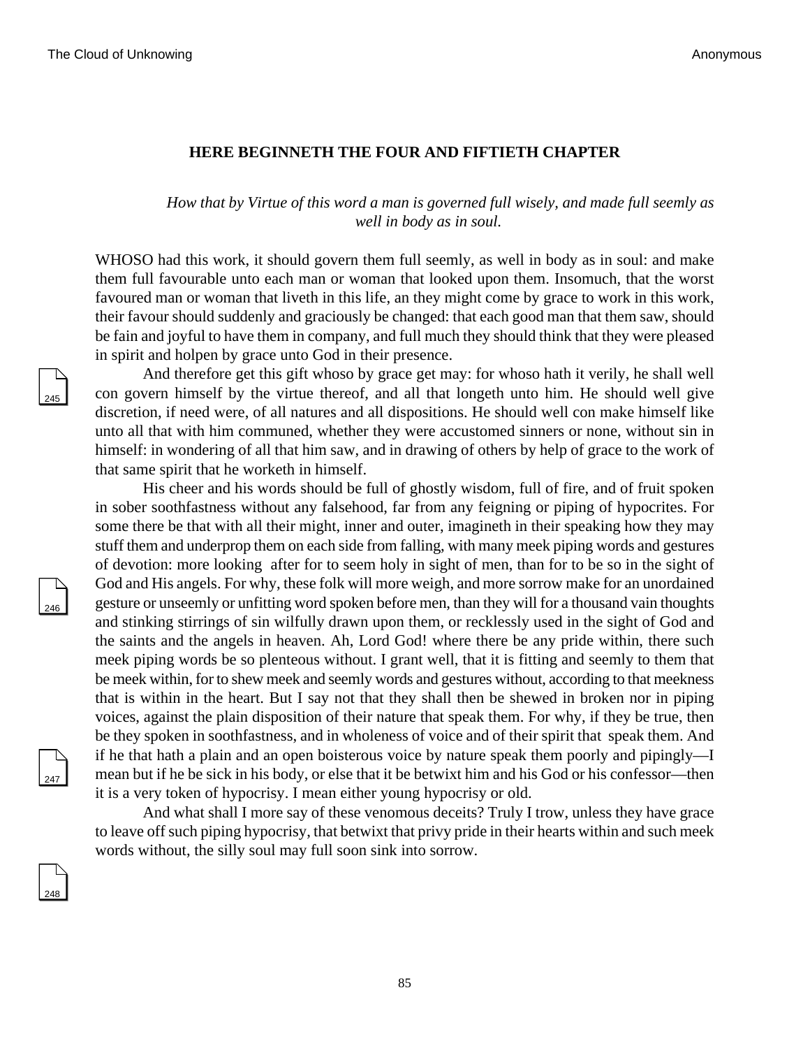## HERE BEGINNETH THE FOUR AND FIFTIETH CHAPTER

*How that by Virtue of this word a man is governed full wisely, and made full seemly as well in body as in soul.*

WHOSO had this work, it should govern them full seemly, as well in body as in soul: and make them full favourable unto each man or woman that looked upon them. Insomuch, that the worst favoured man or woman that liveth in this life, an they might come by grace to work in this work, their favour should suddenly and graciously be changed: that each good man that them saw, should be fain and joyful to have them in company, and full much they should think that they were pleased in spirit and holpen by grace unto God in their presence.

And therefore get this gift whoso by grace get may: for whoso hath it verily, he shall well con govern himself by the virtue thereof, and all that longeth unto him. He should well give discretion, if need were, of all natures and all dispositions. He should well con make himself like unto all that with him communed, whether they were accustomed sinners or none, without sin in himself: in wondering of all that him saw, and in drawing of others by help of grace to the work of that same spirit that he worketh in himself.

His cheer and his words should be full of ghostly wisdom, full of fire, and of fruit spoken in sober soothfastness without any falsehood, far from any feigning or piping of hypocrites. For some there be that with all their might, inner and outer, imagineth in their speaking how they may stuff them and underprop them on each side from falling, with many meek piping words and gestures of devotion: more looking after for to seem holy in sight of men, than for to be so in the sight of God and His angels. For why, these folk will more weigh, and more sorrow make for an unordained gesture or unseemly or unfitting word spoken before men, than they will for a thousand vain thoughts and stinking stirrings of sin wilfully drawn upon them, or recklessly used in the sight of God and the saints and the angels in heaven. Ah, Lord God! where there be any pride within, there such meek piping words be so plenteous without. I grant well, that it is fitting and seemly to them that be meek within, for to shew meek and seemly words and gestures without, according to that meekness that is within in the heart. But I say not that they shall then be shewed in broken nor in piping voices, against the plain disposition of their nature that speak them. For why, if they be true, then be they spoken in soothfastness, and in wholeness of voice and of their spirit that speak them. And if he that hath a plain and an open boisterous voice by nature speak them poorly and pipingly—I mean but if he be sick in his body, or else that it be betwixt him and his God or his confessor—then it is a very token of hypocrisy. I mean either young hypocrisy or old.

And what shall I more say of these venomous deceits? Truly I trow, unless they have grace to leave off such piping hypocrisy, that betwixt that privy pride in their hearts within and such meek words without, the silly soul may full soon sink into sorrow.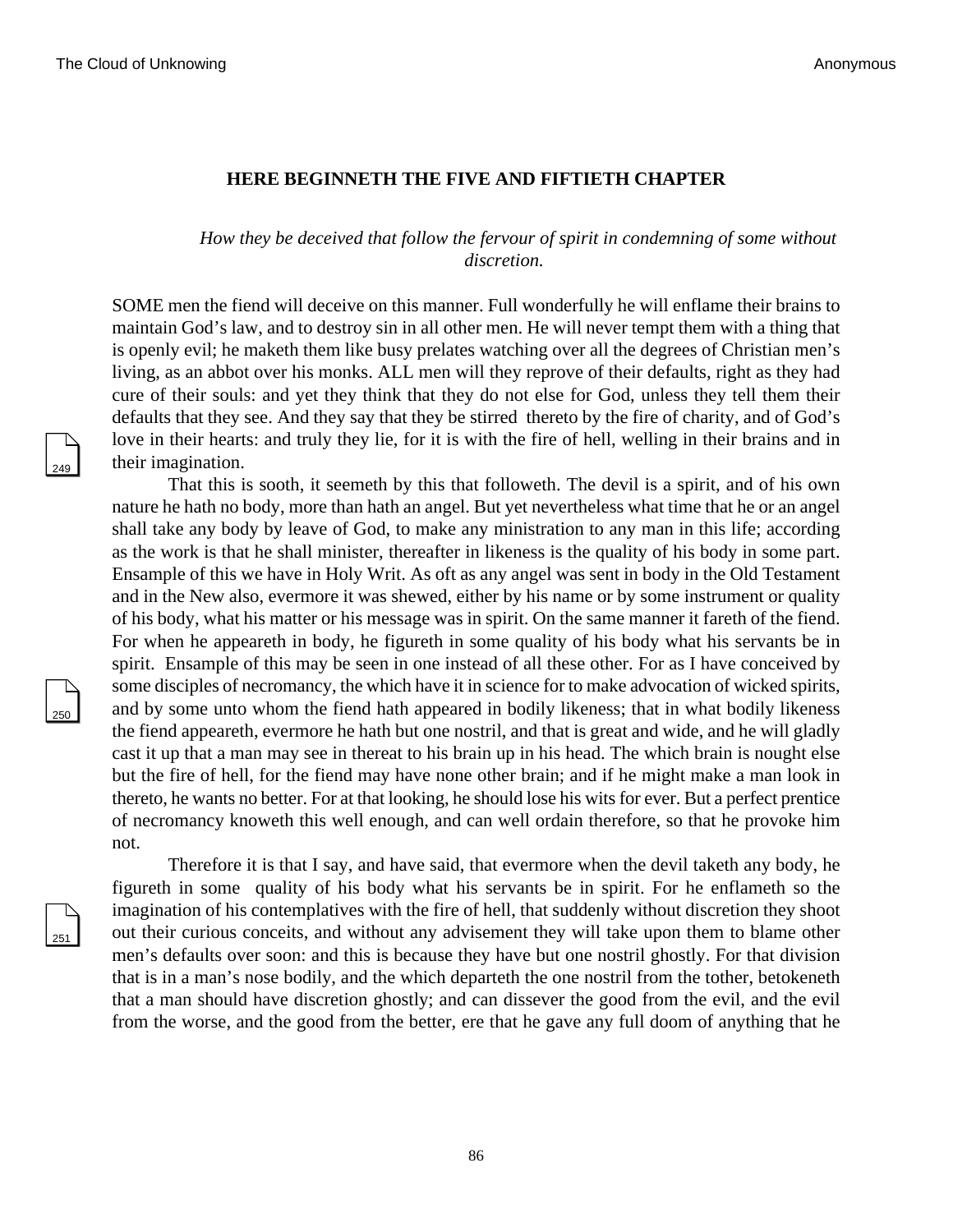## HERE BEGINNETH THE FIVE AND FIFTIETH CHAPTER

*How they be deceived that follow the fervour of spirit in condemning of some without discretion.*

SOME men the fiend will deceive on this manner. Full wonderfully he will enflame their brains to maintain God's law, and to destroy sin in all other men. He will never tempt them with a thing that is openly evil; he maketh them like busy prelates watching over all the degrees of Christian men's living, as an abbot over his monks. ALL men will they reprove of their defaults, right as they had cure of their souls: and yet they think that they do not else for God, unless they tell them their defaults that they see. And they say that they be stirred thereto by the fire of charity, and of God's love in their hearts: and truly they lie, for it is with the fire of hell, welling in their brains and in their imagination.

That this is sooth, it seemeth by this that followeth. The devil is a spirit, and of his own nature he hath no body, more than hath an angel. But yet nevertheless what time that he or an angel shall take any body by leave of God, to make any ministration to any man in this life; according as the work is that he shall minister, thereafter in likeness is the quality of his body in some part. Ensample of this we have in Holy Writ. As oft as any angel was sent in body in the Old Testament and in the New also, evermore it was shewed, either by his name or by some instrument or quality of his body, what his matter or his message was in spirit. On the same manner it fareth of the fiend. For when he appeareth in body, he figureth in some quality of his body what his servants be in spirit. Ensample of this may be seen in one instead of all these other. For as I have conceived by some disciples of necromancy, the which have it in science for to make advocation of wicked spirits, and by some unto whom the fiend hath appeared in bodily likeness; that in what bodily likeness the fiend appeareth, evermore he hath but one nostril, and that is great and wide, and he will gladly cast it up that a man may see in thereat to his brain up in his head. The which brain is nought else but the fire of hell, for the fiend may have none other brain; and if he might make a man look in thereto, he wants no better. For at that looking, he should lose his wits for ever. But a perfect prentice of necromancy knoweth this well enough, and can well ordain therefore, so that he provoke him not.

Therefore it is that I say, and have said, that evermore when the devil taketh any body, he figureth in some quality of his body what his servants be in spirit. For he enflameth so the imagination of his contemplatives with the fire of hell, that suddenly without discretion they shoot out their curious conceits, and without any advisement they will take upon them to blame other men's defaults over soon: and this is because they have but one nostril ghostly. For that division that is in a man's nose bodily, and the which departeth the one nostril from the tother, betokeneth that a man should have discretion ghostly; and can dissever the good from the evil, and the evil from the worse, and the good from the better, ere that he gave any full doom of anything that he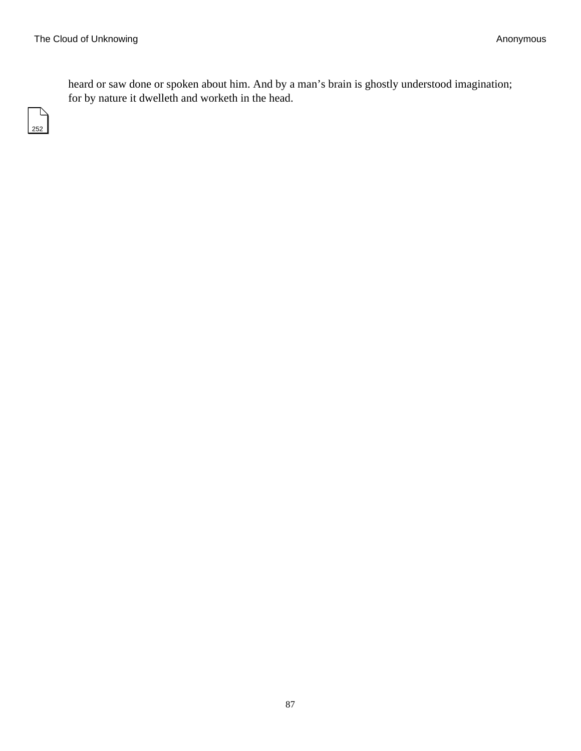heard or saw done or spoken about him. And by a man’s brain is ghostly understood imagination; for by nature it dwelleth and worketh in the head.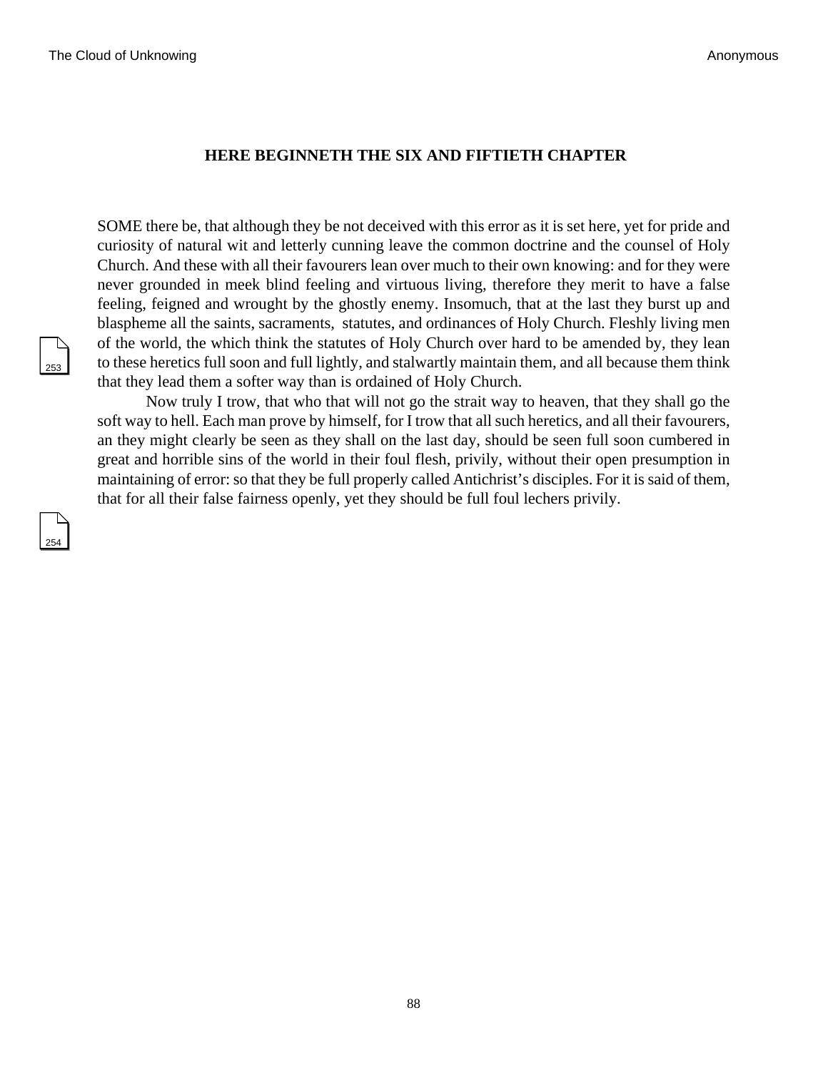## HERE BEGINNETH THE SIX AND FIFTIETH CHAPTER

SOME there be, that although they be not deceived with this error as it is set here, yet for pride and curiosity of natural wit and letterly cunning leave the common doctrine and the counsel of Holy Church. And these with all their favourers lean over much to their own knowing: and for they were never grounded in meek blind feeling and virtuous living, therefore they merit to have a false feeling, feigned and wrought by the ghostly enemy. Insomuch, that at the last they burst up and blaspheme all the saints, sacraments, statutes, and ordinances of Holy Church. Fleshly living men of the world, the which think the statutes of Holy Church over hard to be amended by, they lean to these heretics full soon and full lightly, and stalwartly maintain them, and all because them think that they lead them a softer way than is ordained of Holy Church.

Now truly I trow, that who that will not go the strait way to heaven, that they shall go the soft way to hell. Each man prove by himself, for I trow that all such heretics, and all their favourers, an they might clearly be seen as they shall on the last day, should be seen full soon cumbered in great and horrible sins of the world in their foul flesh, privily, without their open presumption in maintaining of error: so that they be full properly called Antichrist's disciples. For it is said of them, that for all their false fairness openly, yet they should be full foul lechers privily.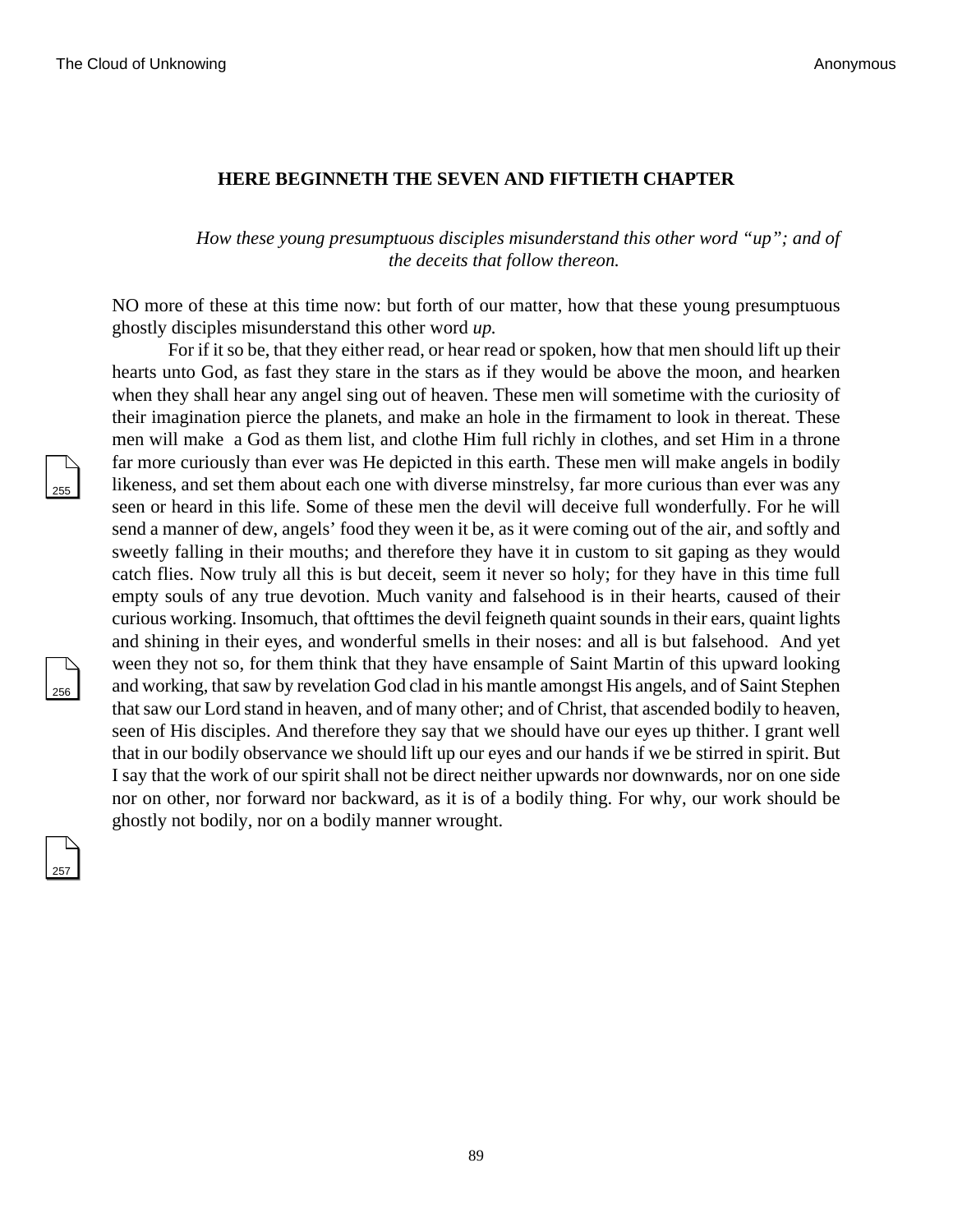## HERE BEGINNETH THE SEVEN AND FIFTIETH CHAPTER

*How these young presumptuous disciples misunderstand this other word "up"; and of the deceits that follow thereon.*

NO more of these at this time now: but forth of our matter, how that these young presumptuous ghostly disciples misunderstand this other word *up.*

For if it so be, that they either read, or hear read or spoken, how that men should lift up their hearts unto God, as fast they stare in the stars as if they would be above the moon, and hearken when they shall hear any angel sing out of heaven. These men will sometime with the curiosity of their imagination pierce the planets, and make an hole in the firmament to look in thereat. These men will make a God as them list, and clothe Him full richly in clothes, and set Him in a throne far more curiously than ever was He depicted in this earth. These men will make angels in bodily likeness, and set them about each one with diverse minstrelsy, far more curious than ever was any seen or heard in this life. Some of these men the devil will deceive full wonderfully. For he will send a manner of dew, angels' food they ween it be, as it were coming out of the air, and softly and sweetly falling in their mouths; and therefore they have it in custom to sit gaping as they would catch flies. Now truly all this is but deceit, seem it never so holy; for they have in this time full empty souls of any true devotion. Much vanity and falsehood is in their hearts, caused of their curious working. Insomuch, that ofttimes the devil feigneth quaint sounds in their ears, quaint lights and shining in their eyes, and wonderful smells in their noses: and all is but falsehood. And yet ween they not so, for them think that they have ensample of Saint Martin of this upward looking and working, that saw by revelation God clad in his mantle amongst His angels, and of Saint Stephen that saw our Lord stand in heaven, and of many other; and of Christ, that ascended bodily to heaven, seen of His disciples. And therefore they say that we should have our eyes up thither. I grant well that in our bodily observance we should lift up our eyes and our hands if we be stirred in spirit. But I say that the work of our spirit shall not be direct neither upwards nor downwards, nor on one side nor on other, nor forward nor backward, as it is of a bodily thing. For why, our work should be ghostly not bodily, nor on a bodily manner wrought.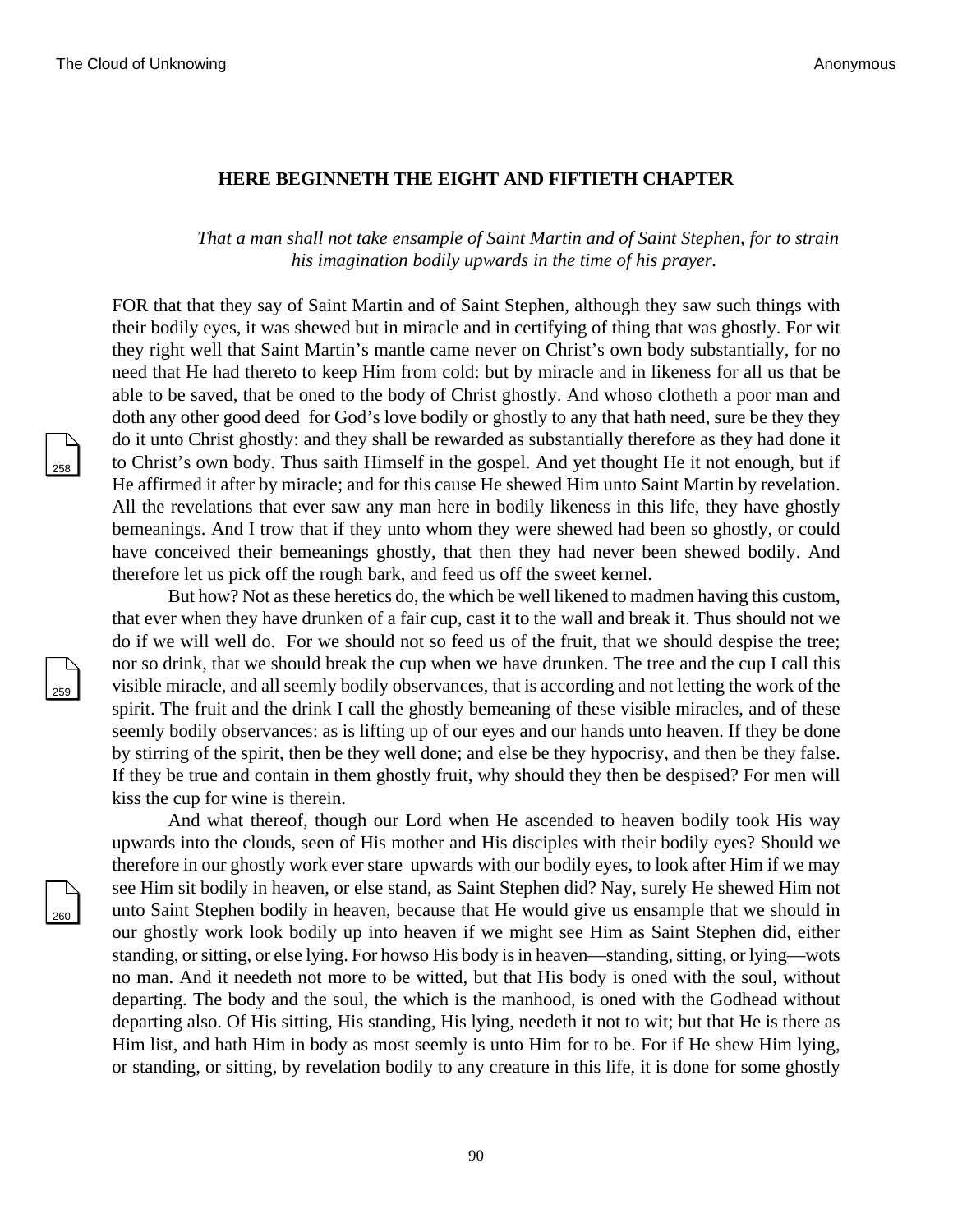## HERE BEGINNETH THE EIGHT AND FIFTIETH CHAPTER

*That a man shall not take ensample of Saint Martin and of Saint Stephen, for to strain his imagination bodily upwards in the time of his prayer.*

FOR that that they say of Saint Martin and of Saint Stephen, although they saw such things with their bodily eyes, it was shewed but in miracle and in certifying of thing that was ghostly. For wit they right well that Saint Martin's mantle came never on Christ's own body substantially, for no need that He had thereto to keep Him from cold: but by miracle and in likeness for all us that be able to be saved, that be oned to the body of Christ ghostly. And whoso clotheth a poor man and doth any other good deed for God's love bodily or ghostly to any that hath need, sure be they they do it unto Christ ghostly: and they shall be rewarded as substantially therefore as they had done it to Christ's own body. Thus saith Himself in the gospel. And yet thought He it not enough, but if He affirmed it after by miracle; and for this cause He shewed Him unto Saint Martin by revelation. All the revelations that ever saw any man here in bodily likeness in this life, they have ghostly bemeanings. And I trow that if they unto whom they were shewed had been so ghostly, or could have conceived their bemeanings ghostly, that then they had never been shewed bodily. And therefore let us pick off the rough bark, and feed us off the sweet kernel.

But how? Not as these heretics do, the which be well likened to madmen having this custom, that ever when they have drunken of a fair cup, cast it to the wall and break it. Thus should not we do if we will well do. For we should not so feed us of the fruit, that we should despise the tree; nor so drink, that we should break the cup when we have drunken. The tree and the cup I call this visible miracle, and all seemly bodily observances, that is according and not letting the work of the spirit. The fruit and the drink I call the ghostly bemeaning of these visible miracles, and of these seemly bodily observances: as is lifting up of our eyes and our hands unto heaven. If they be done by stirring of the spirit, then be they well done; and else be they hypocrisy, and then be they false. If they be true and contain in them ghostly fruit, why should they then be despised? For men will kiss the cup for wine is therein.

And what thereof, though our Lord when He ascended to heaven bodily took His way upwards into the clouds, seen of His mother and His disciples with their bodily eyes? Should we therefore in our ghostly work ever stare upwards with our bodily eyes, to look after Him if we may see Him sit bodily in heaven, or else stand, as Saint Stephen did? Nay, surely He shewed Him not unto Saint Stephen bodily in heaven, because that He would give us ensample that we should in our ghostly work look bodily up into heaven if we might see Him as Saint Stephen did, either standing, or sitting, or else lying. For howso His body is in heaven—standing, sitting, or lying—wots no man. And it needeth not more to be witted, but that His body is oned with the soul, without departing. The body and the soul, the which is the manhood, is oned with the Godhead without departing also. Of His sitting, His standing, His lying, needeth it not to wit; but that He is there as Him list, and hath Him in body as most seemly is unto Him for to be. For if He shew Him lying, or standing, or sitting, by revelation bodily to any creature in this life, it is done for some ghostly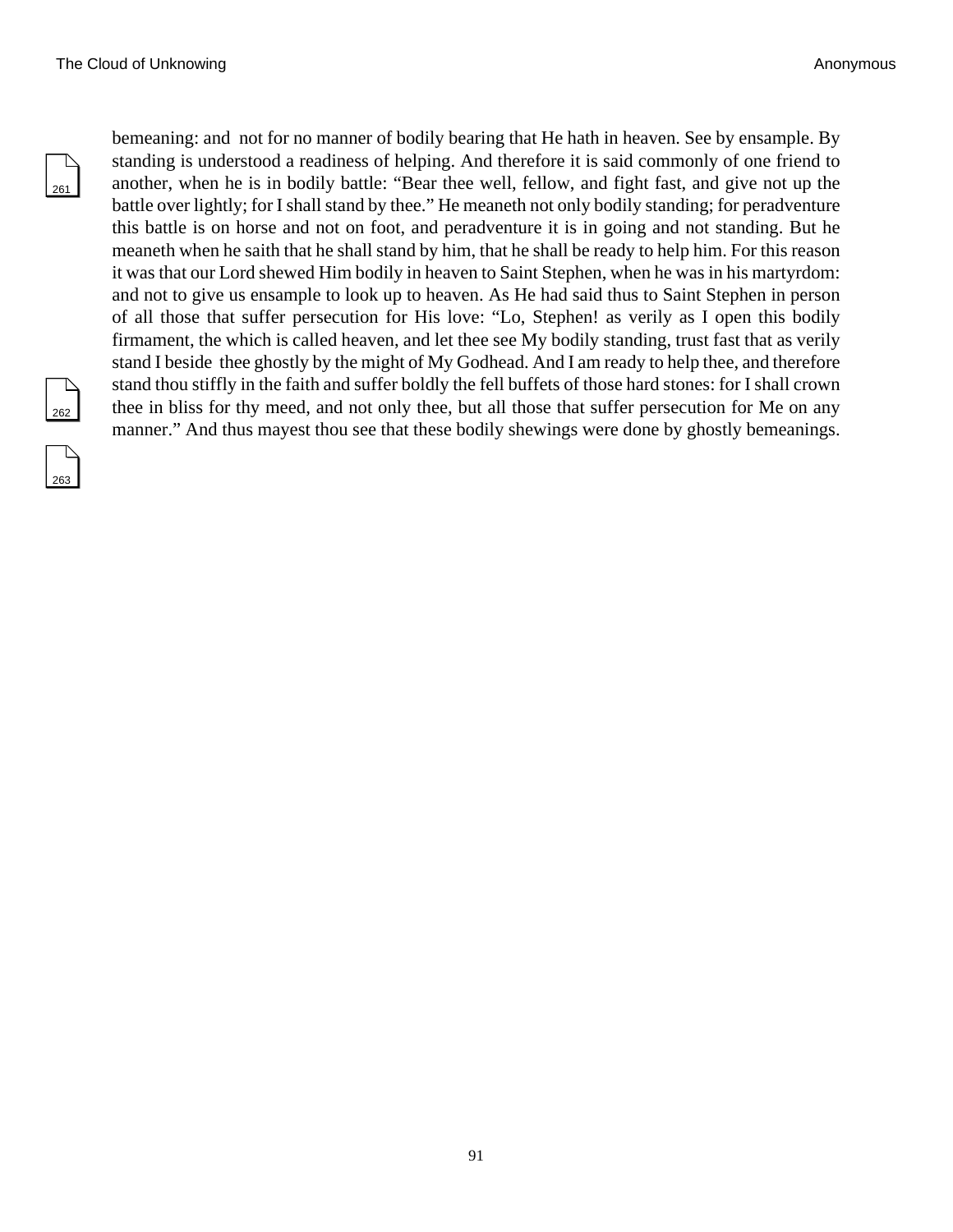bemeaning: and not for no manner of bodily bearing that He hath in heaven. See by ensample. By standing is understood a readiness of helping. And therefore it is said commonly of one friend to another, when he is in bodily battle: “Bear thee well, fellow, and fight fast, and give not up the battle over lightly; for I shall stand by thee.” He meaneth not only bodily standing; for peradventure this battle is on horse and not on foot, and peradventure it is in going and not standing. But he meaneth when he saith that he shall stand by him, that he shall be ready to help him. For this reason it was that our Lord shewed Him bodily in heaven to Saint Stephen, when he was in his martyrdom: and not to give us ensample to look up to heaven. As He had said thus to Saint Stephen in person of all those that suffer persecution for His love: “Lo, Stephen! as verily as I open this bodily firmament, the which is called heaven, and let thee see My bodily standing, trust fast that as verily stand I beside thee ghostly by the might of My Godhead. And I am ready to help thee, and therefore stand thou stiffly in the faith and suffer boldly the fell buffets of those hard stones: for I shall crown thee in bliss for thy meed, and not only thee, but all those that suffer persecution for Me on any manner.” And thus mayest thou see that these bodily shewings were done by ghostly bemeanings.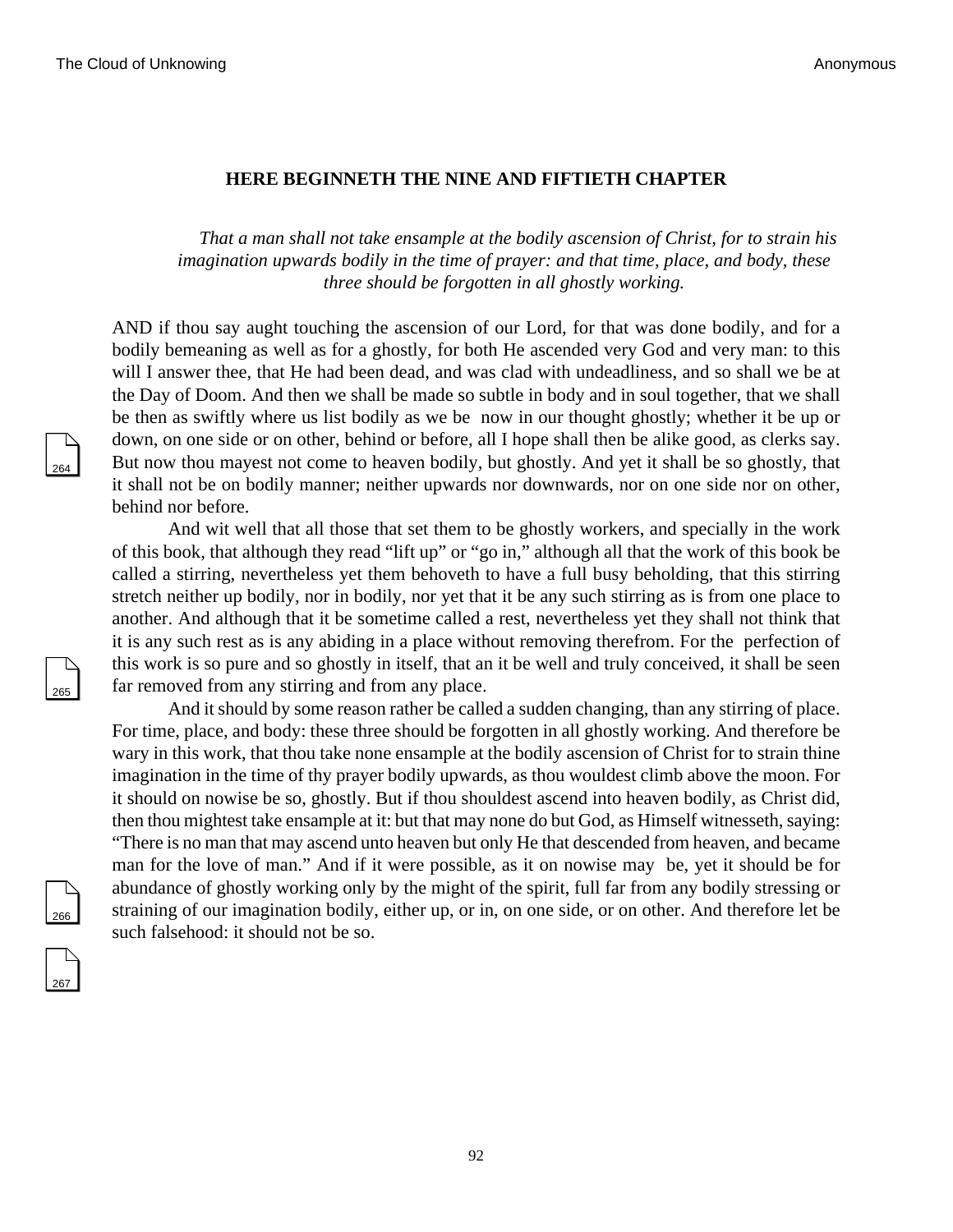### HERE BEGINNETH THE NINE AND FIFTIETH CHAPTER

*That a man shall not take ensample at the bodily ascension of Christ, for to strain his imagination upwards bodily in the time of prayer: and that time, place, and body, these three should be forgotten in all ghostly working.*

AND if thou say aught touching the ascension of our Lord, for that was done bodily, and for a bodily bemeaning as well as for a ghostly, for both He ascended very God and very man: to this will I answer thee, that He had been dead, and was clad with undeadliness, and so shall we be at the Day of Doom. And then we shall be made so subtle in body and in soul together, that we shall be then as swiftly where us list bodily as we be now in our thought ghostly; whether it be up or down, on one side or on other, behind or before, all I hope shall then be alike good, as clerks say. But now thou mayest not come to heaven bodily, but ghostly. And yet it shall be so ghostly, that it shall not be on bodily manner; neither upwards nor downwards, nor on one side nor on other, behind nor before.

And wit well that all those that set them to be ghostly workers, and specially in the work of this book, that although they read "lift up" or "go in," although all that the work of this book be called a stirring, nevertheless yet them behoveth to have a full busy beholding, that this stirring stretch neither up bodily, nor in bodily, nor yet that it be any such stirring as is from one place to another. And although that it be sometime called a rest, nevertheless yet they shall not think that it is any such rest as is any abiding in a place without removing therefrom. For the perfection of this work is so pure and so ghostly in itself, that an it be well and truly conceived, it shall be seen far removed from any stirring and from any place.

And it should by some reason rather be called a sudden changing, than any stirring of place. For time, place, and body: these three should be forgotten in all ghostly working. And therefore be wary in this work, that thou take none ensample at the bodily ascension of Christ for to strain thine imagination in the time of thy prayer bodily upwards, as thou wouldest climb above the moon. For it should on nowise be so, ghostly. But if thou shouldest ascend into heaven bodily, as Christ did, then thou mightest take ensample at it: but that may none do but God, as Himself witnesseth, saying: "There is no man that may ascend unto heaven but only He that descended from heaven, and became man for the love of man." And if it were possible, as it on nowise may be, yet it should be for abundance of ghostly working only by the might of the spirit, full far from any bodily stressing or straining of our imagination bodily, either up, or in, on one side, or on other. And therefore let be such falsehood: it should not be so.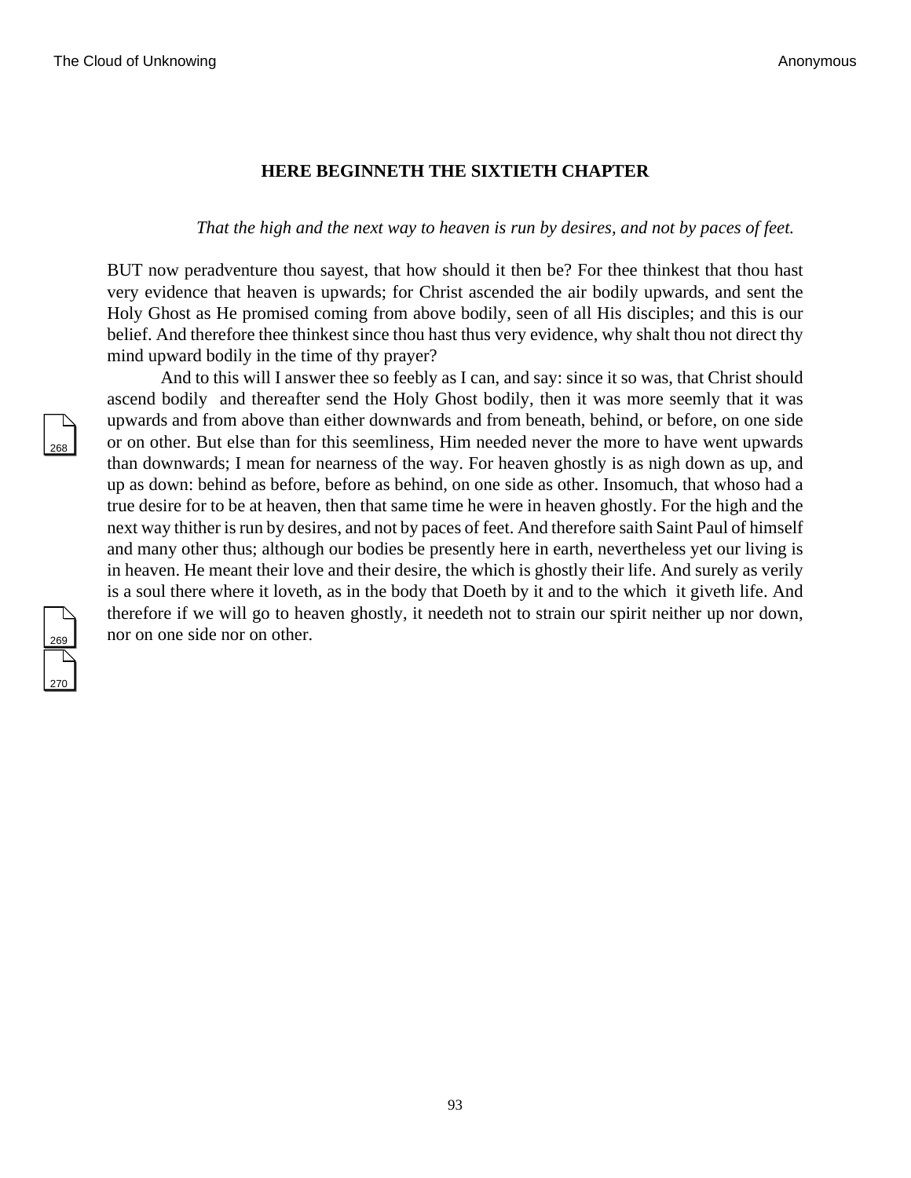## HERE BEGINNETH THE SIXTIETH CHAPTER

*That the high and the next way to heaven is run by desires, and not by paces of feet.*

BUT now peradventure thou sayest, that how should it then be? For thee thinkest that thou hast very evidence that heaven is upwards; for Christ ascended the air bodily upwards, and sent the Holy Ghost as He promised coming from above bodily, seen of all His disciples; and this is our belief. And therefore thee thinkest since thou hast thus very evidence, why shalt thou not direct thy mind upward bodily in the time of thy prayer?

And to this will I answer thee so feebly as I can, and say: since it so was, that Christ should ascend bodily and thereafter send the Holy Ghost bodily, then it was more seemly that it was upwards and from above than either downwards and from beneath, behind, or before, on one side or on other. But else than for this seemliness, Him needed never the more to have went upwards than downwards; I mean for nearness of the way. For heaven ghostly is as nigh down as up, and up as down: behind as before, before as behind, on one side as other. Insomuch, that whoso had a true desire for to be at heaven, then that same time he were in heaven ghostly. For the high and the next way thither is run by desires, and not by paces of feet. And therefore saith Saint Paul of himself and many other thus; although our bodies be presently here in earth, nevertheless yet our living is in heaven. He meant their love and their desire, the which is ghostly their life. And surely as verily is a soul there where it loveth, as in the body that Doeth by it and to the which it giveth life. And therefore if we will go to heaven ghostly, it needeth not to strain our spirit neither up nor down, nor on one side nor on other.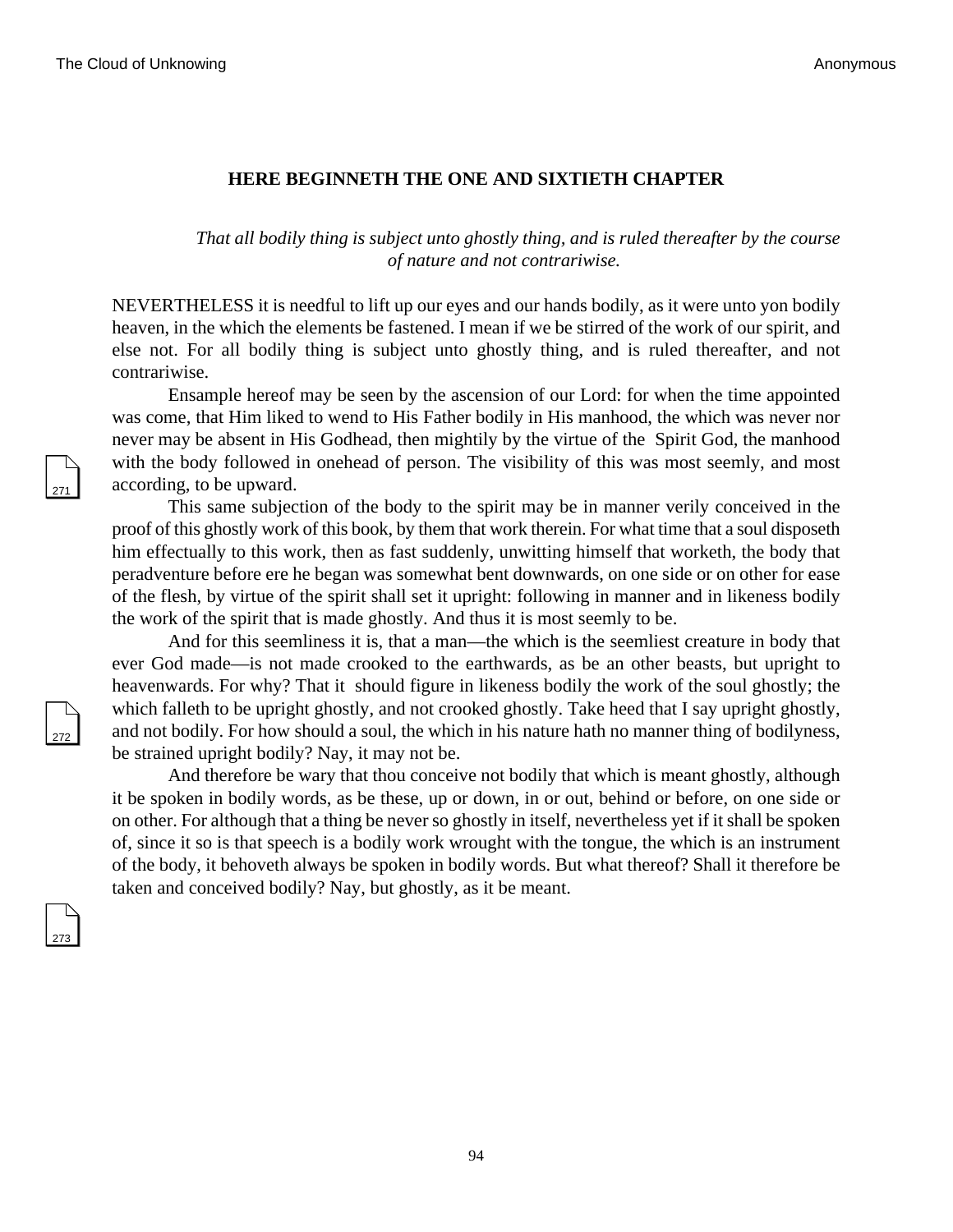## HERE BEGINNETH THE ONE AND SIXTIETH CHAPTER

*That all bodily thing is subject unto ghostly thing, and is ruled thereafter by the course of nature and not contrariwise.*

NEVERTHELESS it is needful to lift up our eyes and our hands bodily, as it were unto yon bodily heaven, in the which the elements be fastened. I mean if we be stirred of the work of our spirit, and else not. For all bodily thing is subject unto ghostly thing, and is ruled thereafter, and not contrariwise.

Ensample hereof may be seen by the ascension of our Lord: for when the time appointed was come, that Him liked to wend to His Father bodily in His manhood, the which was never nor never may be absent in His Godhead, then mightily by the virtue of the Spirit God, the manhood with the body followed in onehead of person. The visibility of this was most seemly, and most according, to be upward.

This same subjection of the body to the spirit may be in manner verily conceived in the proof of this ghostly work of this book, by them that work therein. For what time that a soul disposeth him effectually to this work, then as fast suddenly, unwitting himself that worketh, the body that peradventure before ere he began was somewhat bent downwards, on one side or on other for ease of the flesh, by virtue of the spirit shall set it upright: following in manner and in likeness bodily the work of the spirit that is made ghostly. And thus it is most seemly to be.

And for this seemliness it is, that a man—the which is the seemliest creature in body that ever God made—is not made crooked to the earthwards, as be an other beasts, but upright to heavenwards. For why? That it should figure in likeness bodily the work of the soul ghostly; the which falleth to be upright ghostly, and not crooked ghostly. Take heed that I say upright ghostly, and not bodily. For how should a soul, the which in his nature hath no manner thing of bodilyness, be strained upright bodily? Nay, it may not be.

And therefore be wary that thou conceive not bodily that which is meant ghostly, although it be spoken in bodily words, as be these, up or down, in or out, behind or before, on one side or on other. For although that a thing be never so ghostly in itself, nevertheless yet if it shall be spoken of, since it so is that speech is a bodily work wrought with the tongue, the which is an instrument of the body, it behoveth always be spoken in bodily words. But what thereof? Shall it therefore be taken and conceived bodily? Nay, but ghostly, as it be meant.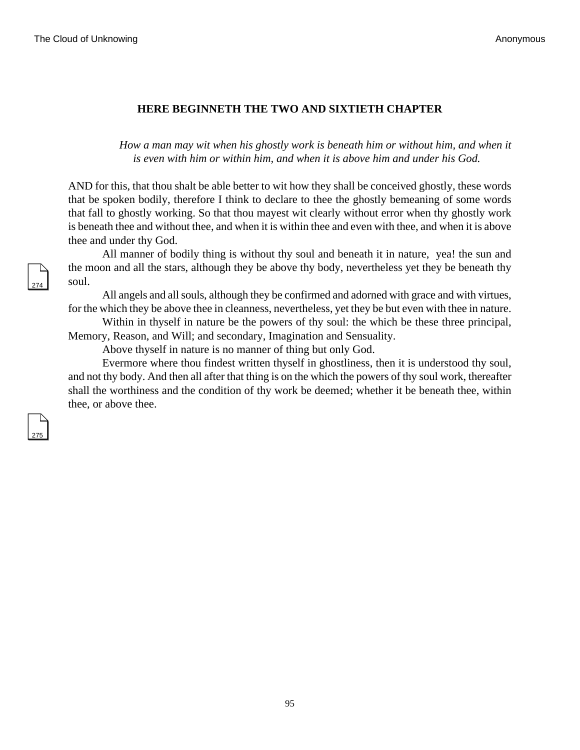## HERE BEGINNETH THE TWO AND SIXTIETH CHAPTER

*How a man may wit when his ghostly work is beneath him or without him, and when it is even with him or within him, and when it is above him and under his God.*

AND for this, that thou shalt be able better to wit how they shall be conceived ghostly, these words that be spoken bodily, therefore I think to declare to thee the ghostly bemeaning of some words that fall to ghostly working. So that thou mayest wit clearly without error when thy ghostly work is beneath thee and without thee, and when it is within thee and even with thee, and when it is above thee and under thy God.

All manner of bodily thing is without thy soul and beneath it in nature, yea! the sun and the moon and all the stars, although they be above thy body, nevertheless yet they be beneath thy soul.

All angels and all souls, although they be confirmed and adorned with grace and with virtues, for the which they be above thee in cleanness, nevertheless, yet they be but even with thee in nature.

Within in thyself in nature be the powers of thy soul: the which be these three principal, Memory, Reason, and Will; and secondary, Imagination and Sensuality.

Above thyself in nature is no manner of thing but only God.

Evermore where thou findest written thyself in ghostliness, then it is understood thy soul, and not thy body. And then all after that thing is on the which the powers of thy soul work, thereafter shall the worthiness and the condition of thy work be deemed; whether it be beneath thee, within thee, or above thee.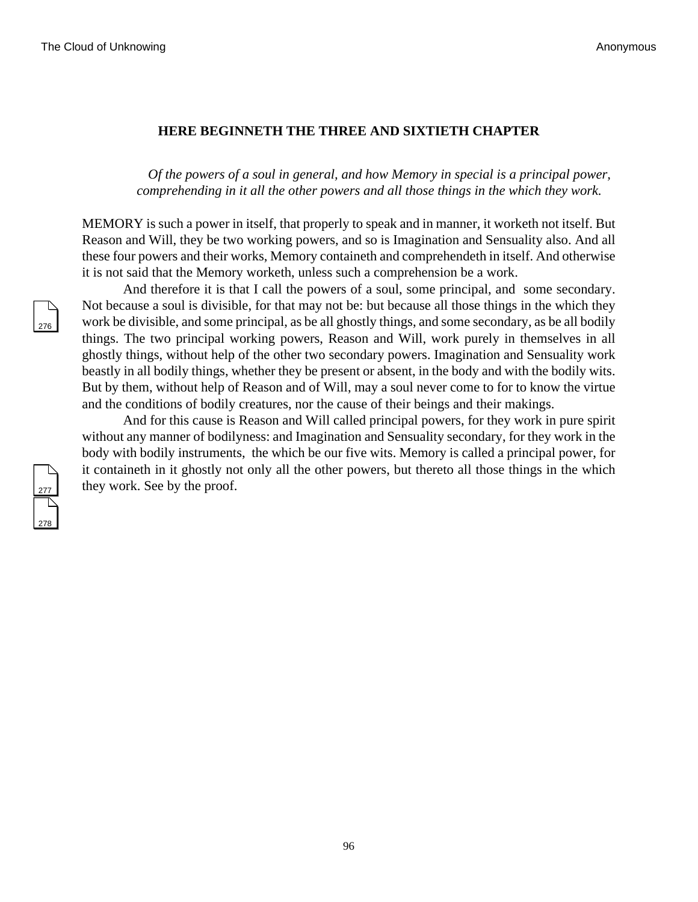## HERE BEGINNETH THE THREE AND SIXTIETH CHAPTER

*Of the powers of a soul in general, and how Memory in special is a principal power, comprehending in it all the other powers and all those things in the which they work.*

MEMORY is such a power in itself, that properly to speak and in manner, it worketh not itself. But Reason and Will, they be two working powers, and so is Imagination and Sensuality also. And all these four powers and their works, Memory containeth and comprehendeth in itself. And otherwise it is not said that the Memory worketh, unless such a comprehension be a work.

And therefore it is that I call the powers of a soul, some principal, and some secondary. Not because a soul is divisible, for that may not be: but because all those things in the which they work be divisible, and some principal, as be all ghostly things, and some secondary, as be all bodily things. The two principal working powers, Reason and Will, work purely in themselves in all ghostly things, without help of the other two secondary powers. Imagination and Sensuality work beastly in all bodily things, whether they be present or absent, in the body and with the bodily wits. But by them, without help of Reason and of Will, may a soul never come to for to know the virtue and the conditions of bodily creatures, nor the cause of their beings and their makings.

And for this cause is Reason and Will called principal powers, for they work in pure spirit without any manner of bodilyness: and Imagination and Sensuality secondary, for they work in the body with bodily instruments, the which be our five wits. Memory is called a principal power, for it containeth in it ghostly not only all the other powers, but thereto all those things in the which they work. See by the proof.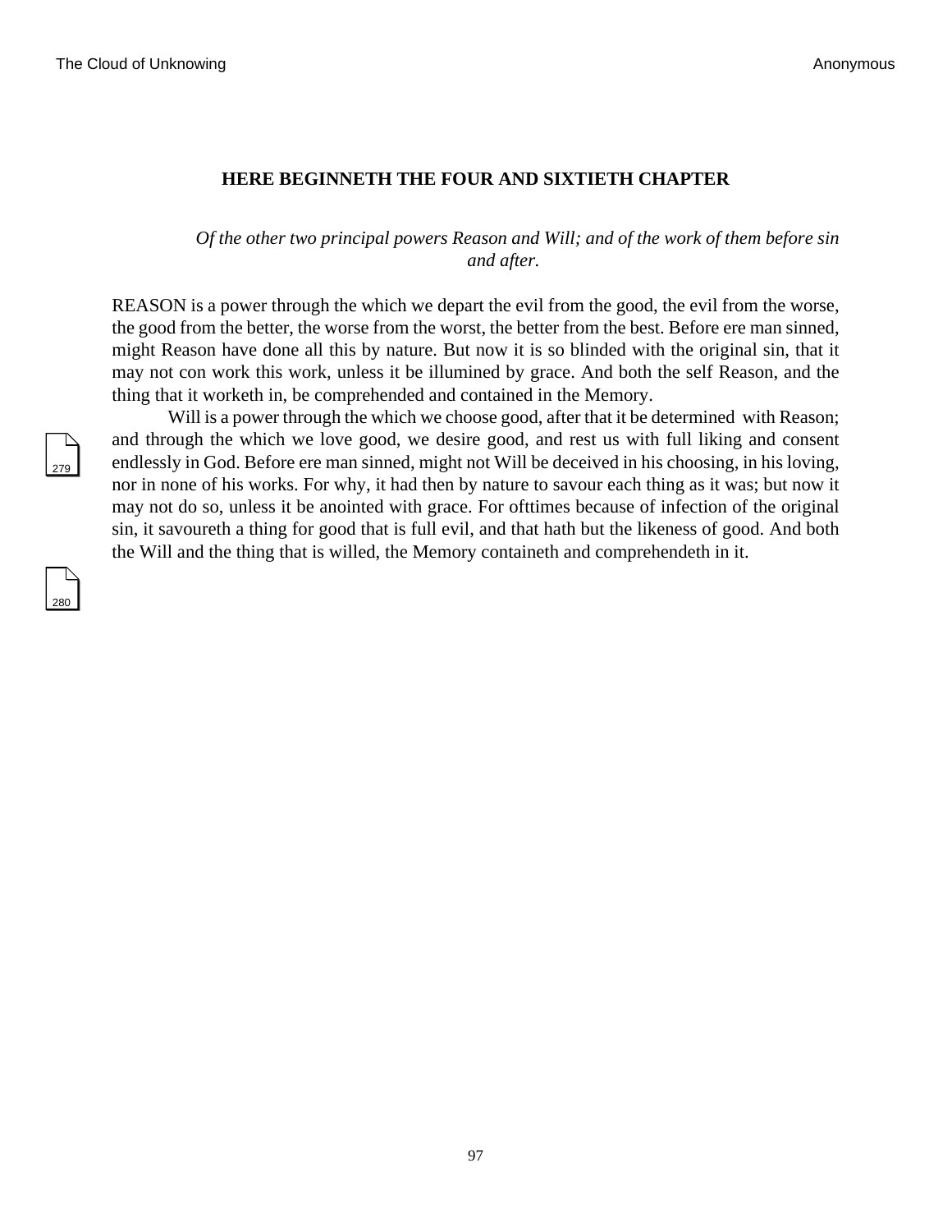## HERE BEGINNETH THE FOUR AND SIXTIETH CHAPTER

*Of the other two principal powers Reason and Will; and of the work of them before sin and after.*

REASON is a power through the which we depart the evil from the good, the evil from the worse, the good from the better, the worse from the worst, the better from the best. Before ere man sinned, might Reason have done all this by nature. But now it is so blinded with the original sin, that it may not con work this work, unless it be illumined by grace. And both the self Reason, and the thing that it worketh in, be comprehended and contained in the Memory.

Will is a power through the which we choose good, after that it be determined with Reason; and through the which we love good, we desire good, and rest us with full liking and consent endlessly in God. Before ere man sinned, might not Will be deceived in his choosing, in his loving, nor in none of his works. For why, it had then by nature to savour each thing as it was; but now it may not do so, unless it be anointed with grace. For ofttimes because of infection of the original sin, it savoureth a thing for good that is full evil, and that hath but the likeness of good. And both the Will and the thing that is willed, the Memory containeth and comprehendeth in it.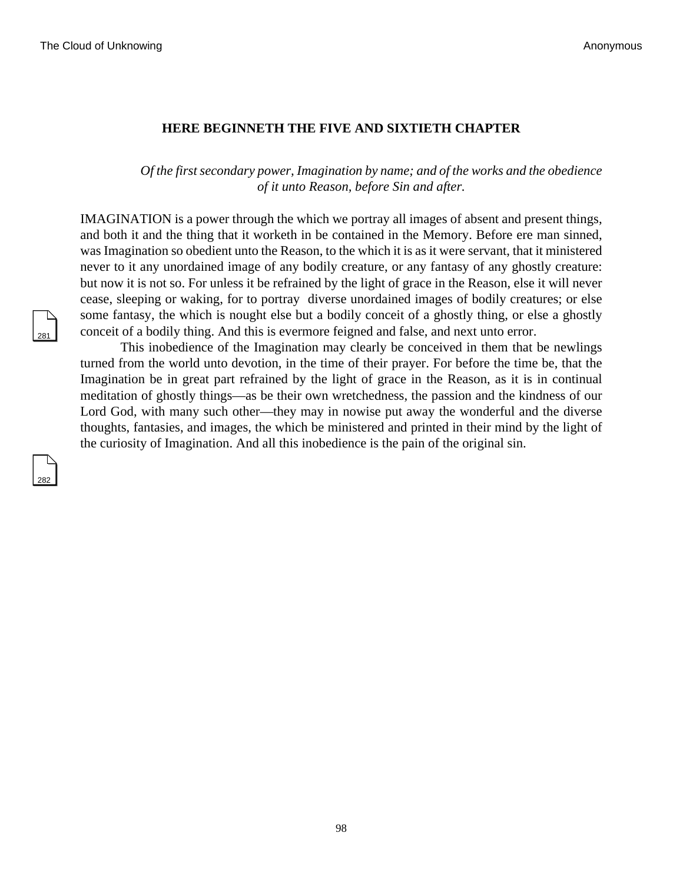## HERE BEGINNETH THE FIVE AND SIXTIETH CHAPTER

*Of the first secondary power, Imagination by name; and of the works and the obedience of it unto Reason, before Sin and after.*

IMAGINATION is a power through the which we portray all images of absent and present things, and both it and the thing that it worketh in be contained in the Memory. Before ere man sinned, was Imagination so obedient unto the Reason, to the which it is as it were servant, that it ministered never to it any unordained image of any bodily creature, or any fantasy of any ghostly creature: but now it is not so. For unless it be refrained by the light of grace in the Reason, else it will never cease, sleeping or waking, for to portray diverse unordained images of bodily creatures; or else some fantasy, the which is nought else but a bodily conceit of a ghostly thing, or else a ghostly conceit of a bodily thing. And this is evermore feigned and false, and next unto error.

This inobedience of the Imagination may clearly be conceived in them that be newlings turned from the world unto devotion, in the time of their prayer. For before the time be, that the Imagination be in great part refrained by the light of grace in the Reason, as it is in continual meditation of ghostly things—as be their own wretchedness, the passion and the kindness of our Lord God, with many such other—they may in nowise put away the wonderful and the diverse thoughts, fantasies, and images, the which be ministered and printed in their mind by the light of the curiosity of Imagination. And all this inobedience is the pain of the original sin.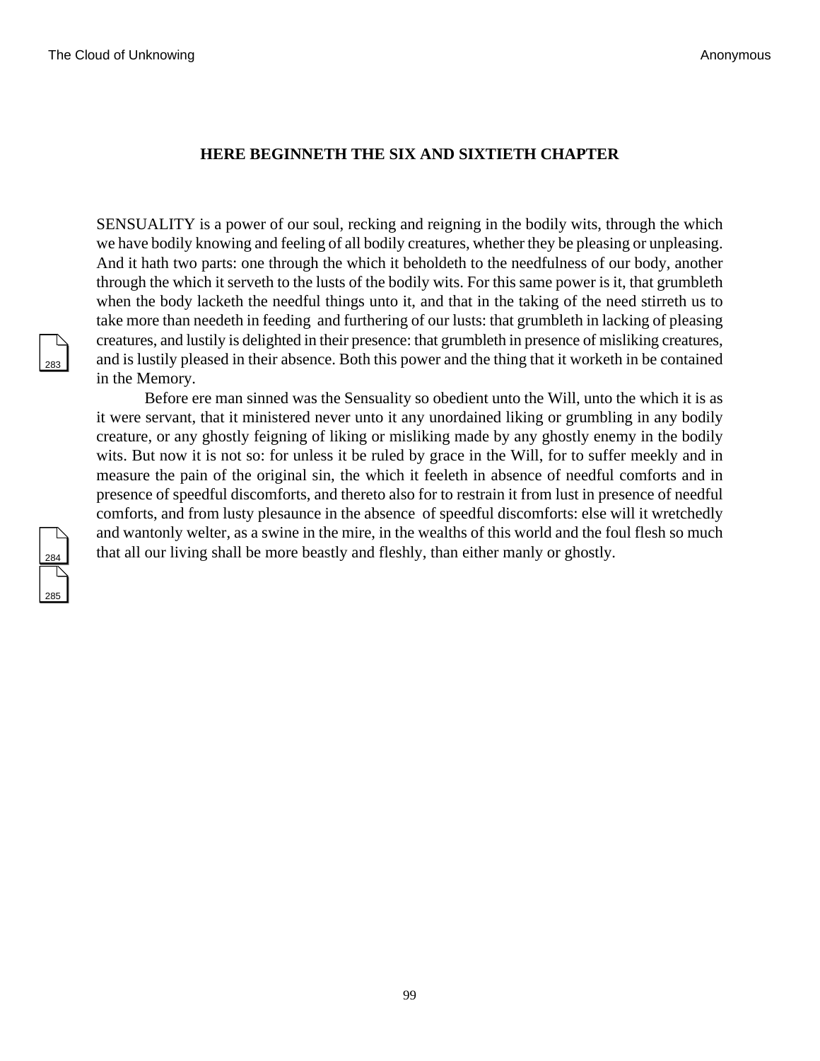## HERE BEGINNETH THE SIX AND SIXTIETH CHAPTER

SENSUALITY is a power of our soul, recking and reigning in the bodily wits, through the which we have bodily knowing and feeling of all bodily creatures, whether they be pleasing or unpleasing. And it hath two parts: one through the which it beholdeth to the needfulness of our body, another through the which it serveth to the lusts of the bodily wits. For this same power is it, that grumbleth when the body lacketh the needful things unto it, and that in the taking of the need stirreth us to take more than needeth in feeding and furthering of our lusts: that grumbleth in lacking of pleasing creatures, and lustily is delighted in their presence: that grumbleth in presence of misliking creatures, and is lustily pleased in their absence. Both this power and the thing that it worketh in be contained in the Memory.

Before ere man sinned was the Sensuality so obedient unto the Will, unto the which it is as it were servant, that it ministered never unto it any unordained liking or grumbling in any bodily creature, or any ghostly feigning of liking or misliking made by any ghostly enemy in the bodily wits. But now it is not so: for unless it be ruled by grace in the Will, for to suffer meekly and in measure the pain of the original sin, the which it feeleth in absence of needful comforts and in presence of speedful discomforts, and thereto also for to restrain it from lust in presence of needful comforts, and from lusty plesaunce in the absence of speedful discomforts: else will it wretchedly and wantonly welter, as a swine in the mire, in the wealths of this world and the foul flesh so much that all our living shall be more beastly and fleshly, than either manly or ghostly.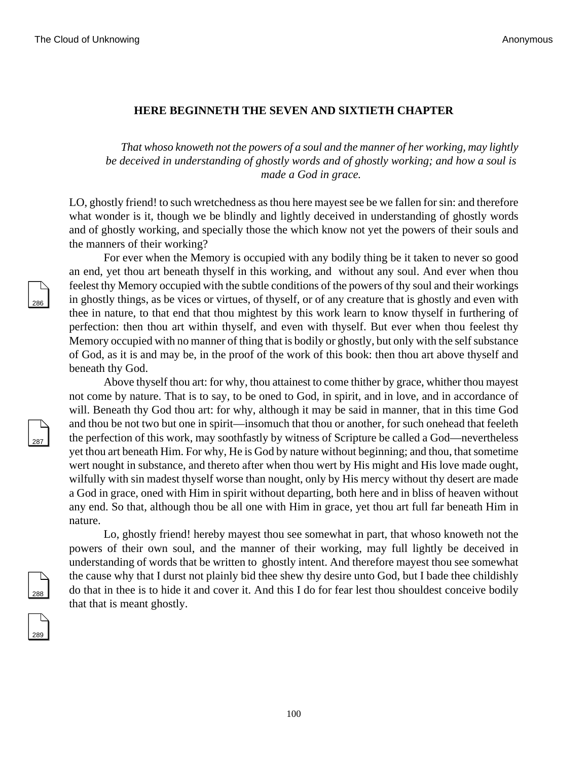## HERE BEGINNETH THE SEVEN AND SIXTIETH CHAPTER

*That whoso knoweth not the powers of a soul and the manner of her working, may lightly be deceived in understanding of ghostly words and of ghostly working; and how a soul is made a God in grace.*

LO, ghostly friend! to such wretchedness as thou here mayest see be we fallen for sin: and therefore what wonder is it, though we be blindly and lightly deceived in understanding of ghostly words and of ghostly working, and specially those the which know not yet the powers of their souls and the manners of their working?

For ever when the Memory is occupied with any bodily thing be it taken to never so good an end, yet thou art beneath thyself in this working, and without any soul. And ever when thou feelest thy Memory occupied with the subtle conditions of the powers of thy soul and their workings in ghostly things, as be vices or virtues, of thyself, or of any creature that is ghostly and even with thee in nature, to that end that thou mightest by this work learn to know thyself in furthering of perfection: then thou art within thyself, and even with thyself. But ever when thou feelest thy Memory occupied with no manner of thing that is bodily or ghostly, but only with the self substance of God, as it is and may be, in the proof of the work of this book: then thou art above thyself and beneath thy God.

Above thyself thou art: for why, thou attainest to come thither by grace, whither thou mayest not come by nature. That is to say, to be oned to God, in spirit, and in love, and in accordance of will. Beneath thy God thou art: for why, although it may be said in manner, that in this time God and thou be not two but one in spirit—insomuch that thou or another, for such onehead that feeleth the perfection of this work, may soothfastly by witness of Scripture be called a God—nevertheless yet thou art beneath Him. For why, He is God by nature without beginning; and thou, that sometime wert nought in substance, and thereto after when thou wert by His might and His love made ought, wilfully with sin madest thyself worse than nought, only by His mercy without thy desert are made a God in grace, oned with Him in spirit without departing, both here and in bliss of heaven without any end. So that, although thou be all one with Him in grace, yet thou art full far beneath Him in nature.

Lo, ghostly friend! hereby mayest thou see somewhat in part, that whoso knoweth not the powers of their own soul, and the manner of their working, may full lightly be deceived in understanding of words that be written to ghostly intent. And therefore mayest thou see somewhat the cause why that I durst not plainly bid thee shew thy desire unto God, but I bade thee childishly do that in thee is to hide it and cover it. And this I do for fear lest thou shouldest conceive bodily that that is meant ghostly.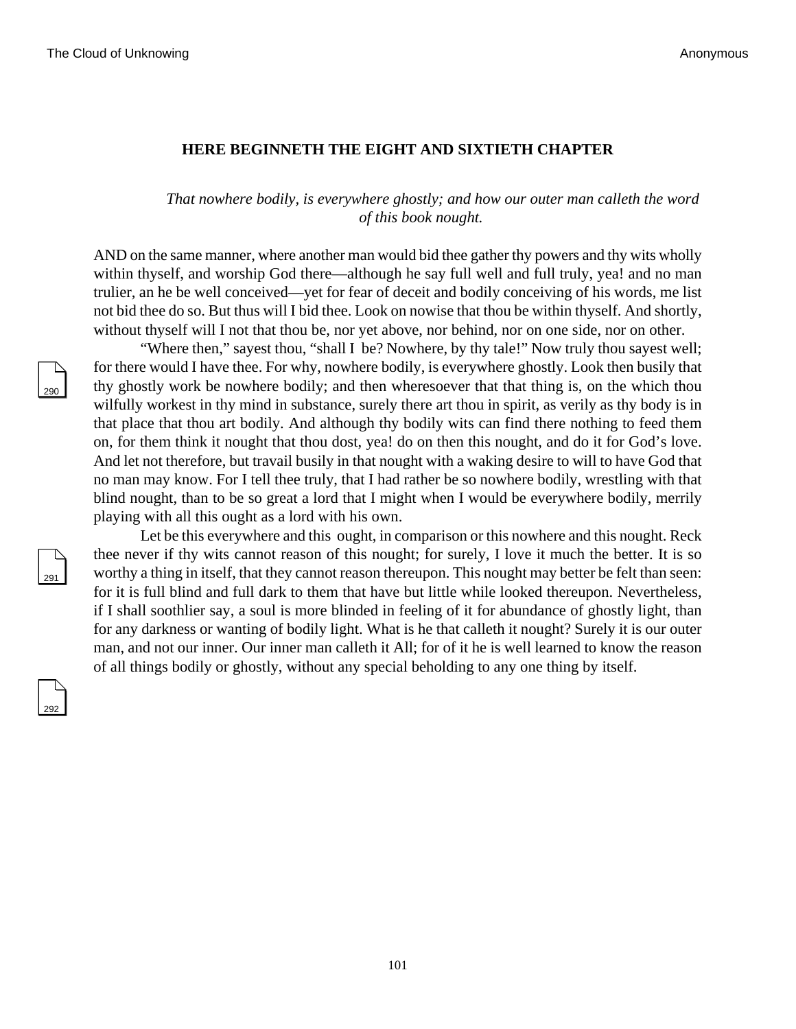## HERE BEGINNETH THE EIGHT AND SIXTIETH CHAPTER

*That nowhere bodily, is everywhere ghostly; and how our outer man calleth the word of this book nought.*

AND on the same manner, where another man would bid thee gather thy powers and thy wits wholly within thyself, and worship God there—although he say full well and full truly, yea! and no man trulier, an he be well conceived—yet for fear of deceit and bodily conceiving of his words, me list not bid thee do so. But thus will I bid thee. Look on nowise that thou be within thyself. And shortly, without thyself will I not that thou be, nor yet above, nor behind, nor on one side, nor on other.

"Where then," sayest thou, "shall I be? Nowhere, by thy tale!" Now truly thou sayest well; for there would I have thee. For why, nowhere bodily, is everywhere ghostly. Look then busily that thy ghostly work be nowhere bodily; and then wheresoever that that thing is, on the which thou wilfully workest in thy mind in substance, surely there art thou in spirit, as verily as thy body is in that place that thou art bodily. And although thy bodily wits can find there nothing to feed them on, for them think it nought that thou dost, yea! do on then this nought, and do it for God's love. And let not therefore, but travail busily in that nought with a waking desire to will to have God that no man may know. For I tell thee truly, that I had rather be so nowhere bodily, wrestling with that blind nought, than to be so great a lord that I might when I would be everywhere bodily, merrily playing with all this ought as a lord with his own.

Let be this everywhere and this ought, in comparison or this nowhere and this nought. Reck thee never if thy wits cannot reason of this nought; for surely, I love it much the better. It is so worthy a thing in itself, that they cannot reason thereupon. This nought may better be felt than seen: for it is full blind and full dark to them that have but little while looked thereupon. Nevertheless, if I shall soothlier say, a soul is more blinded in feeling of it for abundance of ghostly light, than for any darkness or wanting of bodily light. What is he that calleth it nought? Surely it is our outer man, and not our inner. Our inner man calleth it All; for of it he is well learned to know the reason of all things bodily or ghostly, without any special beholding to any one thing by itself.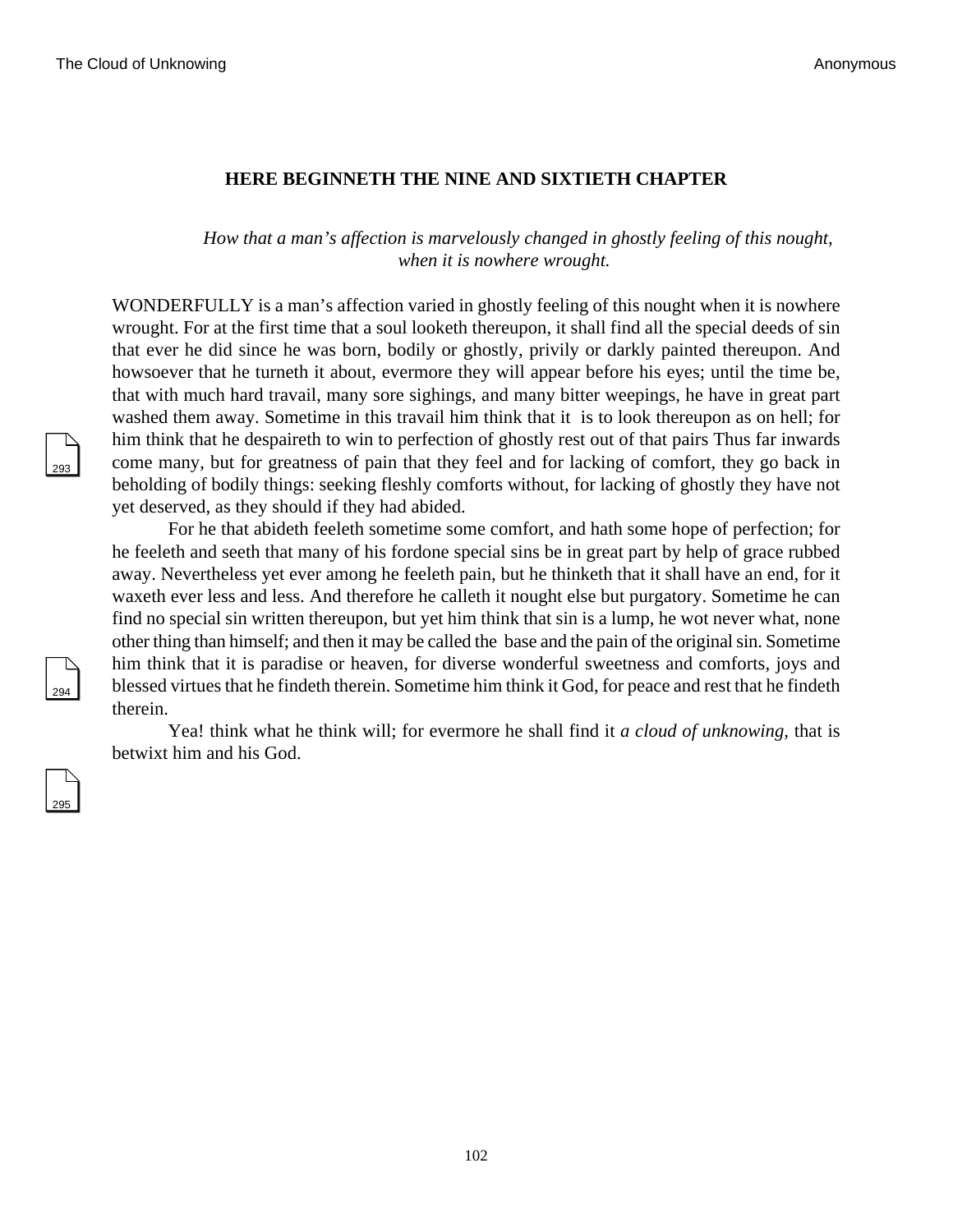### HERE BEGINNETH THE NINE AND SIXTIETH CHAPTER

*How that a man's affection is marvelously changed in ghostly feeling of this nought, when it is nowhere wrought.*

WONDERFULLY is a man's affection varied in ghostly feeling of this nought when it is nowhere wrought. For at the first time that a soul looketh thereupon, it shall find all the special deeds of sin that ever he did since he was born, bodily or ghostly, privily or darkly painted thereupon. And howsoever that he turneth it about, evermore they will appear before his eyes; until the time be, that with much hard travail, many sore sighings, and many bitter weepings, he have in great part washed them away. Sometime in this travail him think that it is to look thereupon as on hell; for him think that he despaireth to win to perfection of ghostly rest out of that pairs Thus far inwards come many, but for greatness of pain that they feel and for lacking of comfort, they go back in beholding of bodily things: seeking fleshly comforts without, for lacking of ghostly they have not yet deserved, as they should if they had abided.

For he that abideth feeleth sometime some comfort, and hath some hope of perfection; for he feeleth and seeth that many of his fordone special sins be in great part by help of grace rubbed away. Nevertheless yet ever among he feeleth pain, but he thinketh that it shall have an end, for it waxeth ever less and less. And therefore he calleth it nought else but purgatory. Sometime he can find no special sin written thereupon, but yet him think that sin is a lump, he wot never what, none other thing than himself; and then it may be called the base and the pain of the original sin. Sometime him think that it is paradise or heaven, for diverse wonderful sweetness and comforts, joys and blessed virtues that he findeth therein. Sometime him think it God, for peace and rest that he findeth therein.

Yea! think what he think will; for evermore he shall find it *a cloud of unknowing,* that is betwixt him and his God.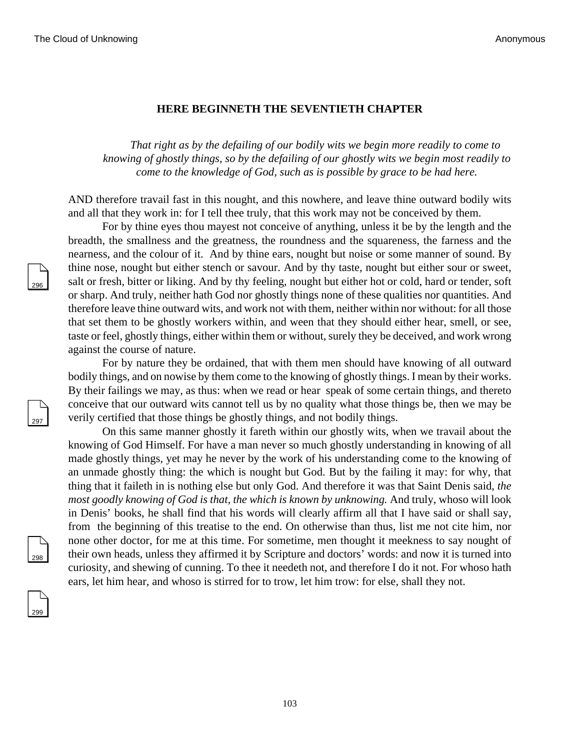## HERE BEGINNETH THE SEVENTIETH CHAPTER

*That right as by the defailing of our bodily wits we begin more readily to come to knowing of ghostly things, so by the defailing of our ghostly wits we begin most readily to come to the knowledge of God, such as is possible by grace to be had here.*

AND therefore travail fast in this nought, and this nowhere, and leave thine outward bodily wits and all that they work in: for I tell thee truly, that this work may not be conceived by them.

For by thine eyes thou mayest not conceive of anything, unless it be by the length and the breadth, the smallness and the greatness, the roundness and the squareness, the farness and the nearness, and the colour of it. And by thine ears, nought but noise or some manner of sound. By thine nose, nought but either stench or savour. And by thy taste, nought but either sour or sweet, salt or fresh, bitter or liking. And by thy feeling, nought but either hot or cold, hard or tender, soft or sharp. And truly, neither hath God nor ghostly things none of these qualities nor quantities. And therefore leave thine outward wits, and work not with them, neither within nor without: for all those that set them to be ghostly workers within, and ween that they should either hear, smell, or see, taste or feel, ghostly things, either within them or without, surely they be deceived, and work wrong against the course of nature.

For by nature they be ordained, that with them men should have knowing of all outward bodily things, and on nowise by them come to the knowing of ghostly things. I mean by their works. By their failings we may, as thus: when we read or hear speak of some certain things, and thereto conceive that our outward wits cannot tell us by no quality what those things be, then we may be verily certified that those things be ghostly things, and not bodily things.

On this same manner ghostly it fareth within our ghostly wits, when we travail about the knowing of God Himself. For have a man never so much ghostly understanding in knowing of all made ghostly things, yet may he never by the work of his understanding come to the knowing of an unmade ghostly thing: the which is nought but God. But by the failing it may: for why, that thing that it faileth in is nothing else but only God. And therefore it was that Saint Denis said, *the most goodly knowing of God is that, the which is known by unknowing.* And truly, whoso will look in Denis' books, he shall find that his words will clearly affirm all that I have said or shall say, from the beginning of this treatise to the end. On otherwise than thus, list me not cite him, nor none other doctor, for me at this time. For sometime, men thought it meekness to say nought of their own heads, unless they affirmed it by Scripture and doctors' words: and now it is turned into curiosity, and shewing of cunning. To thee it needeth not, and therefore I do it not. For whoso hath ears, let him hear, and whoso is stirred for to trow, let him trow: for else, shall they not.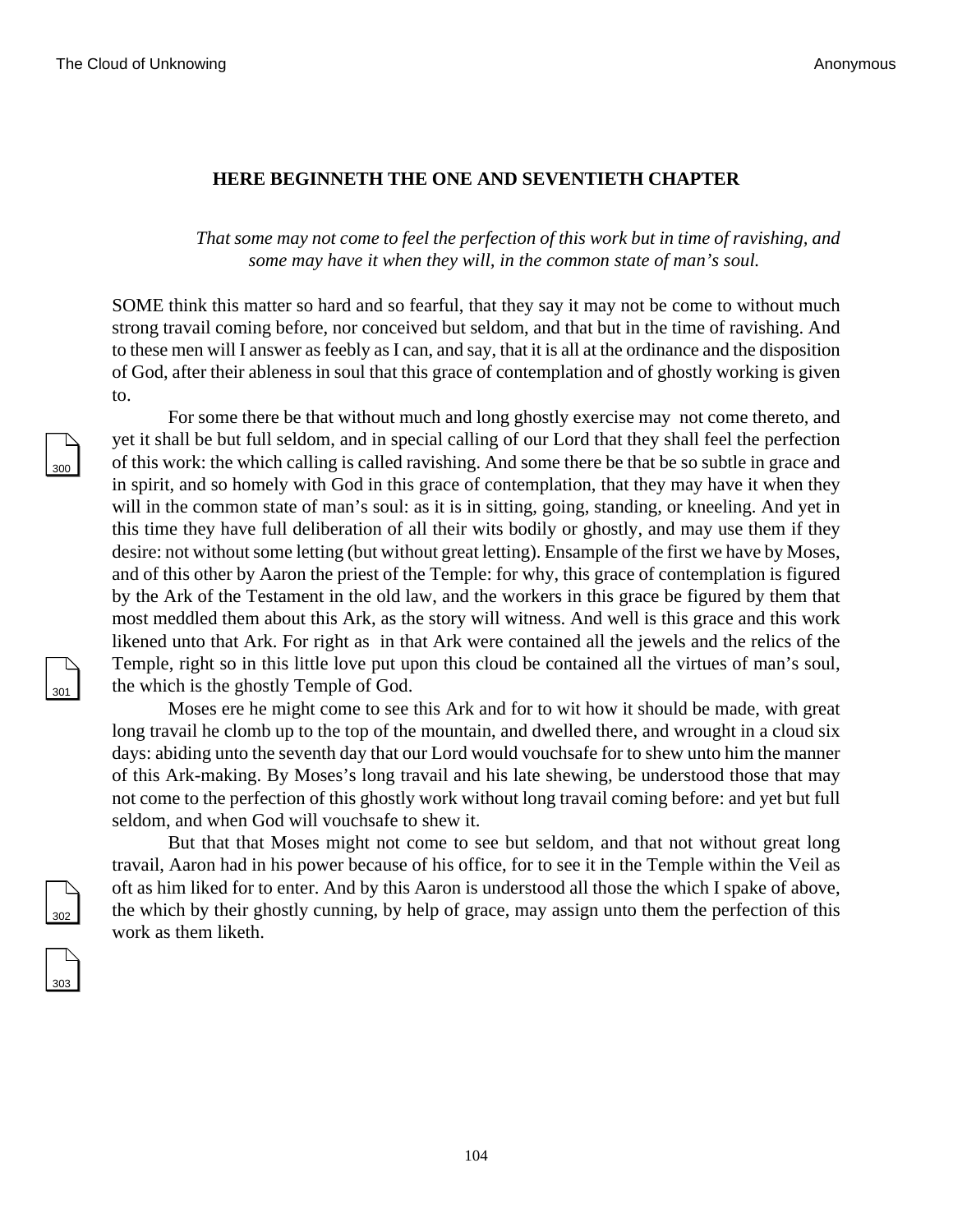## HERE BEGINNETH THE ONE AND SEVENTIETH CHAPTER

*That some may not come to feel the perfection of this work but in time of ravishing, and some may have it when they will, in the common state of man's soul.*

SOME think this matter so hard and so fearful, that they say it may not be come to without much strong travail coming before, nor conceived but seldom, and that but in the time of ravishing. And to these men will I answer as feebly as I can, and say, that it is all at the ordinance and the disposition of God, after their ableness in soul that this grace of contemplation and of ghostly working is given to.

For some there be that without much and long ghostly exercise may not come thereto, and yet it shall be but full seldom, and in special calling of our Lord that they shall feel the perfection of this work: the which calling is called ravishing. And some there be that be so subtle in grace and in spirit, and so homely with God in this grace of contemplation, that they may have it when they will in the common state of man's soul: as it is in sitting, going, standing, or kneeling. And yet in this time they have full deliberation of all their wits bodily or ghostly, and may use them if they desire: not without some letting (but without great letting). Ensample of the first we have by Moses, and of this other by Aaron the priest of the Temple: for why, this grace of contemplation is figured by the Ark of the Testament in the old law, and the workers in this grace be figured by them that most meddled them about this Ark, as the story will witness. And well is this grace and this work likened unto that Ark. For right as in that Ark were contained all the jewels and the relics of the Temple, right so in this little love put upon this cloud be contained all the virtues of man's soul, the which is the ghostly Temple of God.

Moses ere he might come to see this Ark and for to wit how it should be made, with great long travail he clomb up to the top of the mountain, and dwelled there, and wrought in a cloud six days: abiding unto the seventh day that our Lord would vouchsafe for to shew unto him the manner of this Ark-making. By Moses's long travail and his late shewing, be understood those that may not come to the perfection of this ghostly work without long travail coming before: and yet but full seldom, and when God will vouchsafe to shew it.

But that that Moses might not come to see but seldom, and that not without great long travail, Aaron had in his power because of his office, for to see it in the Temple within the Veil as oft as him liked for to enter. And by this Aaron is understood all those the which I spake of above, the which by their ghostly cunning, by help of grace, may assign unto them the perfection of this work as them liketh.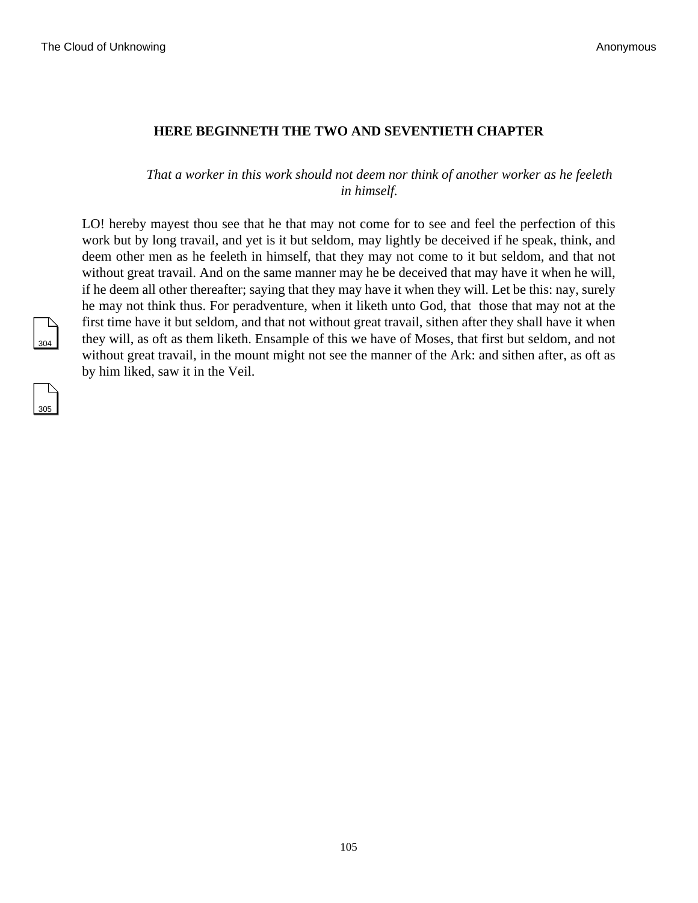## HERE BEGINNETH THE TWO AND SEVENTIETH CHAPTER

*That a worker in this work should not deem nor think of another worker as he feeleth in himself.*

LO! hereby mayest thou see that he that may not come for to see and feel the perfection of this work but by long travail, and yet is it but seldom, may lightly be deceived if he speak, think, and deem other men as he feeleth in himself, that they may not come to it but seldom, and that not without great travail. And on the same manner may he be deceived that may have it when he will, if he deem all other thereafter; saying that they may have it when they will. Let be this: nay, surely he may not think thus. For peradventure, when it liketh unto God, that those that may not at the first time have it but seldom, and that not without great travail, sithen after they shall have it when they will, as oft as them liketh. Ensample of this we have of Moses, that first but seldom, and not without great travail, in the mount might not see the manner of the Ark: and sithen after, as oft as by him liked, saw it in the Veil.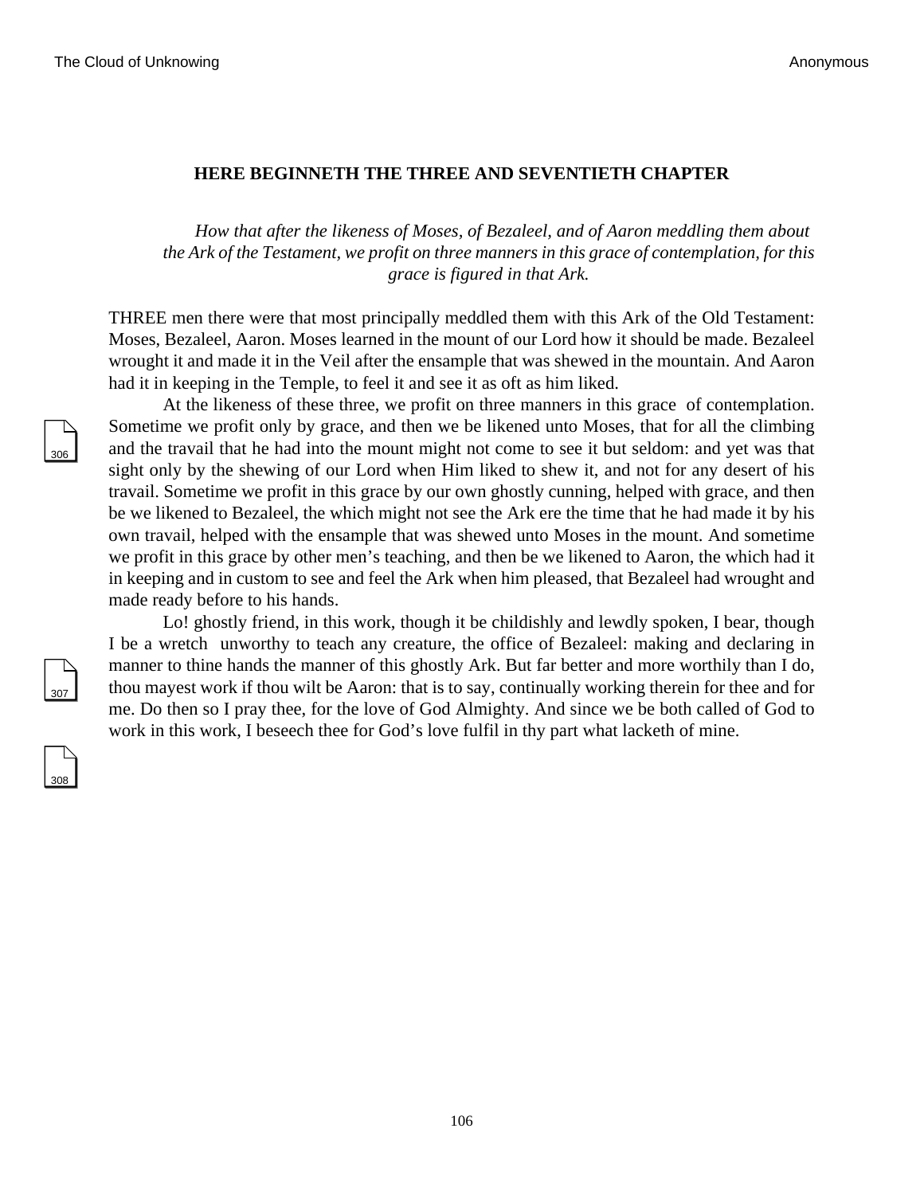## HERE BEGINNETH THE THREE AND SEVENTIETH CHAPTER

*How that after the likeness of Moses, of Bezaleel, and of Aaron meddling them about the Ark of the Testament, we profit on three manners in this grace of contemplation, for this grace is figured in that Ark.*

THREE men there were that most principally meddled them with this Ark of the Old Testament: Moses, Bezaleel, Aaron. Moses learned in the mount of our Lord how it should be made. Bezaleel wrought it and made it in the Veil after the ensample that was shewed in the mountain. And Aaron had it in keeping in the Temple, to feel it and see it as oft as him liked.

At the likeness of these three, we profit on three manners in this grace of contemplation. Sometime we profit only by grace, and then we be likened unto Moses, that for all the climbing and the travail that he had into the mount might not come to see it but seldom: and yet was that sight only by the shewing of our Lord when Him liked to shew it, and not for any desert of his travail. Sometime we profit in this grace by our own ghostly cunning, helped with grace, and then be we likened to Bezaleel, the which might not see the Ark ere the time that he had made it by his own travail, helped with the ensample that was shewed unto Moses in the mount. And sometime we profit in this grace by other men's teaching, and then be we likened to Aaron, the which had it in keeping and in custom to see and feel the Ark when him pleased, that Bezaleel had wrought and made ready before to his hands.

Lo! ghostly friend, in this work, though it be childishly and lewdly spoken, I bear, though I be a wretch unworthy to teach any creature, the office of Bezaleel: making and declaring in manner to thine hands the manner of this ghostly Ark. But far better and more worthily than I do, thou mayest work if thou wilt be Aaron: that is to say, continually working therein for thee and for me. Do then so I pray thee, for the love of God Almighty. And since we be both called of God to work in this work, I beseech thee for God's love fulfil in thy part what lacketh of mine.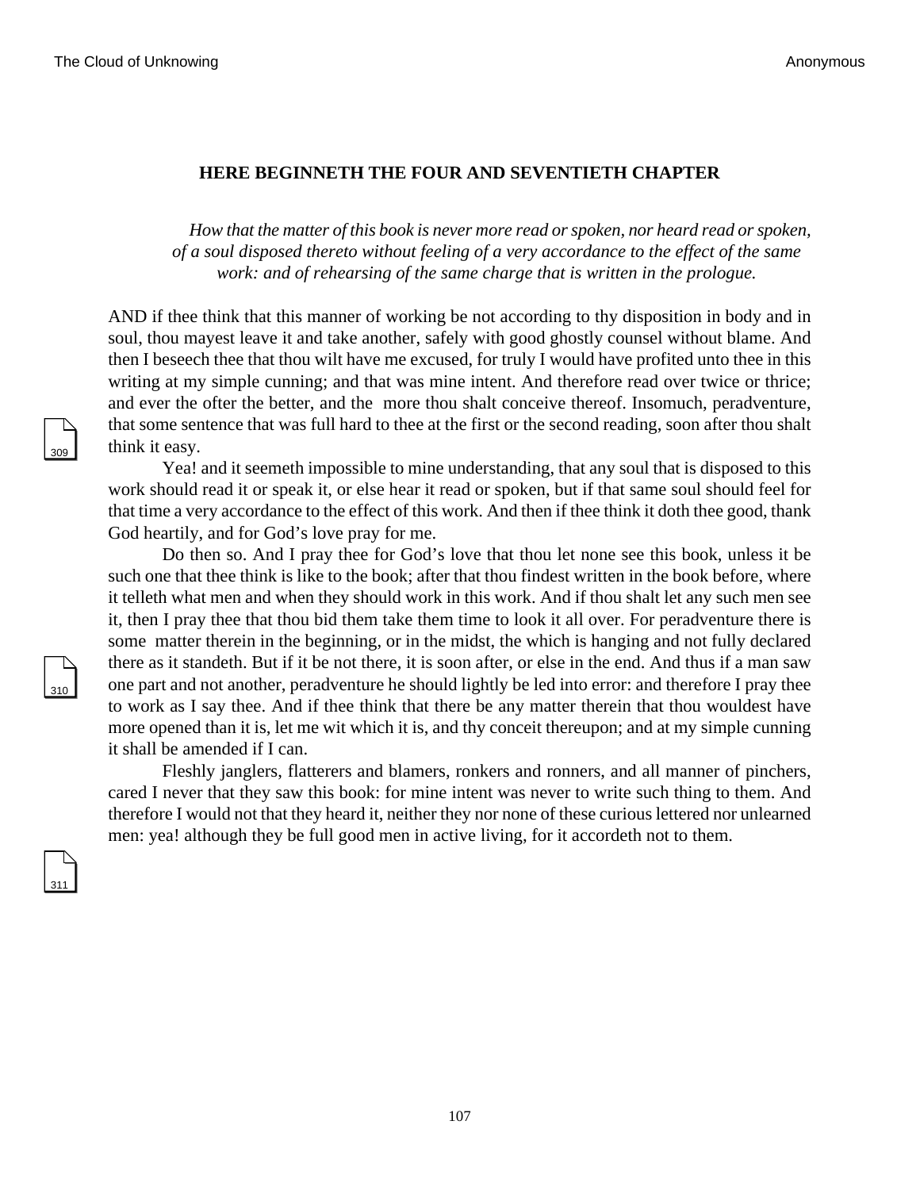## HERE BEGINNETH THE FOUR AND SEVENTIETH CHAPTER

*How that the matter of this book is never more read or spoken, nor heard read or spoken, of a soul disposed thereto without feeling of a very accordance to the effect of the same work: and of rehearsing of the same charge that is written in the prologue.*

AND if thee think that this manner of working be not according to thy disposition in body and in soul, thou mayest leave it and take another, safely with good ghostly counsel without blame. And then I beseech thee that thou wilt have me excused, for truly I would have profited unto thee in this writing at my simple cunning; and that was mine intent. And therefore read over twice or thrice; and ever the ofter the better, and the more thou shalt conceive thereof. Insomuch, peradventure, that some sentence that was full hard to thee at the first or the second reading, soon after thou shalt think it easy.

Yea! and it seemeth impossible to mine understanding, that any soul that is disposed to this work should read it or speak it, or else hear it read or spoken, but if that same soul should feel for that time a very accordance to the effect of this work. And then if thee think it doth thee good, thank God heartily, and for God's love pray for me.

Do then so. And I pray thee for God's love that thou let none see this book, unless it be such one that thee think is like to the book; after that thou findest written in the book before, where it telleth what men and when they should work in this work. And if thou shalt let any such men see it, then I pray thee that thou bid them take them time to look it all over. For peradventure there is some matter therein in the beginning, or in the midst, the which is hanging and not fully declared there as it standeth. But if it be not there, it is soon after, or else in the end. And thus if a man saw one part and not another, peradventure he should lightly be led into error: and therefore I pray thee to work as I say thee. And if thee think that there be any matter therein that thou wouldest have more opened than it is, let me wit which it is, and thy conceit thereupon; and at my simple cunning it shall be amended if I can.

Fleshly janglers, flatterers and blamers, ronkers and ronners, and all manner of pinchers, cared I never that they saw this book: for mine intent was never to write such thing to them. And therefore I would not that they heard it, neither they nor none of these curious lettered nor unlearned men: yea! although they be full good men in active living, for it accordeth not to them.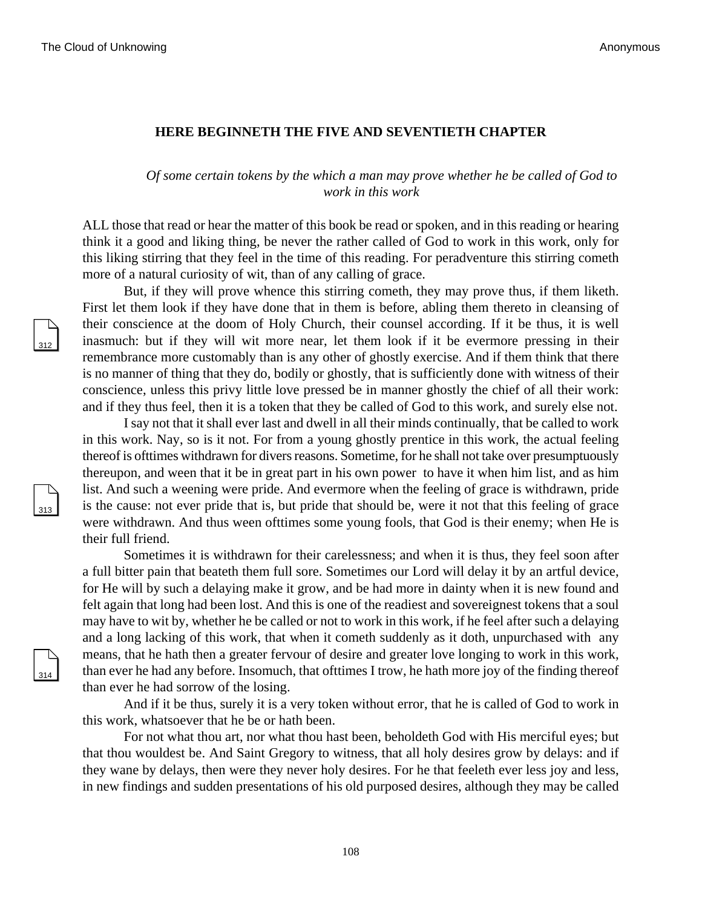## HERE BEGINNETH THE FIVE AND SEVENTIETH CHAPTER

*Of some certain tokens by the which a man may prove whether he be called of God to work in this work*

ALL those that read or hear the matter of this book be read or spoken, and in this reading or hearing think it a good and liking thing, be never the rather called of God to work in this work, only for this liking stirring that they feel in the time of this reading. For peradventure this stirring cometh more of a natural curiosity of wit, than of any calling of grace.

But, if they will prove whence this stirring cometh, they may prove thus, if them liketh. First let them look if they have done that in them is before, abling them thereto in cleansing of their conscience at the doom of Holy Church, their counsel according. If it be thus, it is well inasmuch: but if they will wit more near, let them look if it be evermore pressing in their remembrance more customably than is any other of ghostly exercise. And if them think that there is no manner of thing that they do, bodily or ghostly, that is sufficiently done with witness of their conscience, unless this privy little love pressed be in manner ghostly the chief of all their work: and if they thus feel, then it is a token that they be called of God to this work, and surely else not.

I say not that it shall ever last and dwell in all their minds continually, that be called to work in this work. Nay, so is it not. For from a young ghostly prentice in this work, the actual feeling thereof is ofttimes withdrawn for divers reasons. Sometime, for he shall not take over presumptuously thereupon, and ween that it be in great part in his own power to have it when him list, and as him list. And such a weening were pride. And evermore when the feeling of grace is withdrawn, pride is the cause: not ever pride that is, but pride that should be, were it not that this feeling of grace were withdrawn. And thus ween ofttimes some young fools, that God is their enemy; when He is their full friend.

Sometimes it is withdrawn for their carelessness; and when it is thus, they feel soon after a full bitter pain that beateth them full sore. Sometimes our Lord will delay it by an artful device, for He will by such a delaying make it grow, and be had more in dainty when it is new found and felt again that long had been lost. And this is one of the readiest and sovereignest tokens that a soul may have to wit by, whether he be called or not to work in this work, if he feel after such a delaying and a long lacking of this work, that when it cometh suddenly as it doth, unpurchased with any means, that he hath then a greater fervour of desire and greater love longing to work in this work, than ever he had any before. Insomuch, that ofttimes I trow, he hath more joy of the finding thereof than ever he had sorrow of the losing.

And if it be thus, surely it is a very token without error, that he is called of God to work in this work, whatsoever that he be or hath been.

For not what thou art, nor what thou hast been, beholdeth God with His merciful eyes; but that thou wouldest be. And Saint Gregory to witness, that all holy desires grow by delays: and if they wane by delays, then were they never holy desires. For he that feeleth ever less joy and less, in new findings and sudden presentations of his old purposed desires, although they may be called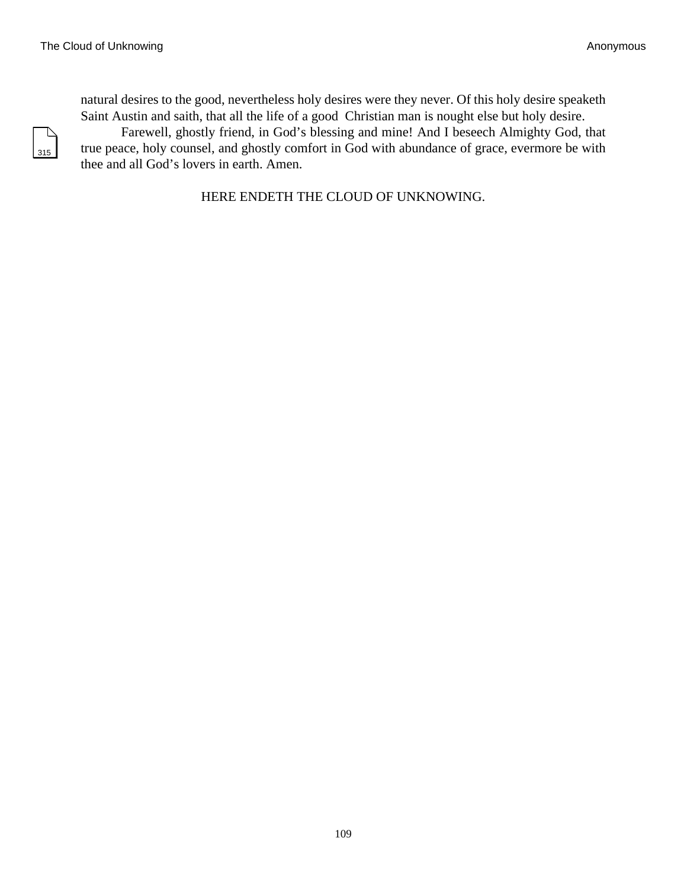natural desires to the good, nevertheless holy desires were they never. Of this holy desire speaketh Saint Austin and saith, that all the life of a good Christian man is nought else but holy desire.

Farewell, ghostly friend, in God's blessing and mine! And I beseech Almighty God, that true peace, holy counsel, and ghostly comfort in God with abundance of grace, evermore be with thee and all God's lovers in earth. Amen.

HERE ENDETH THE CLOUD OF UNKNOWING.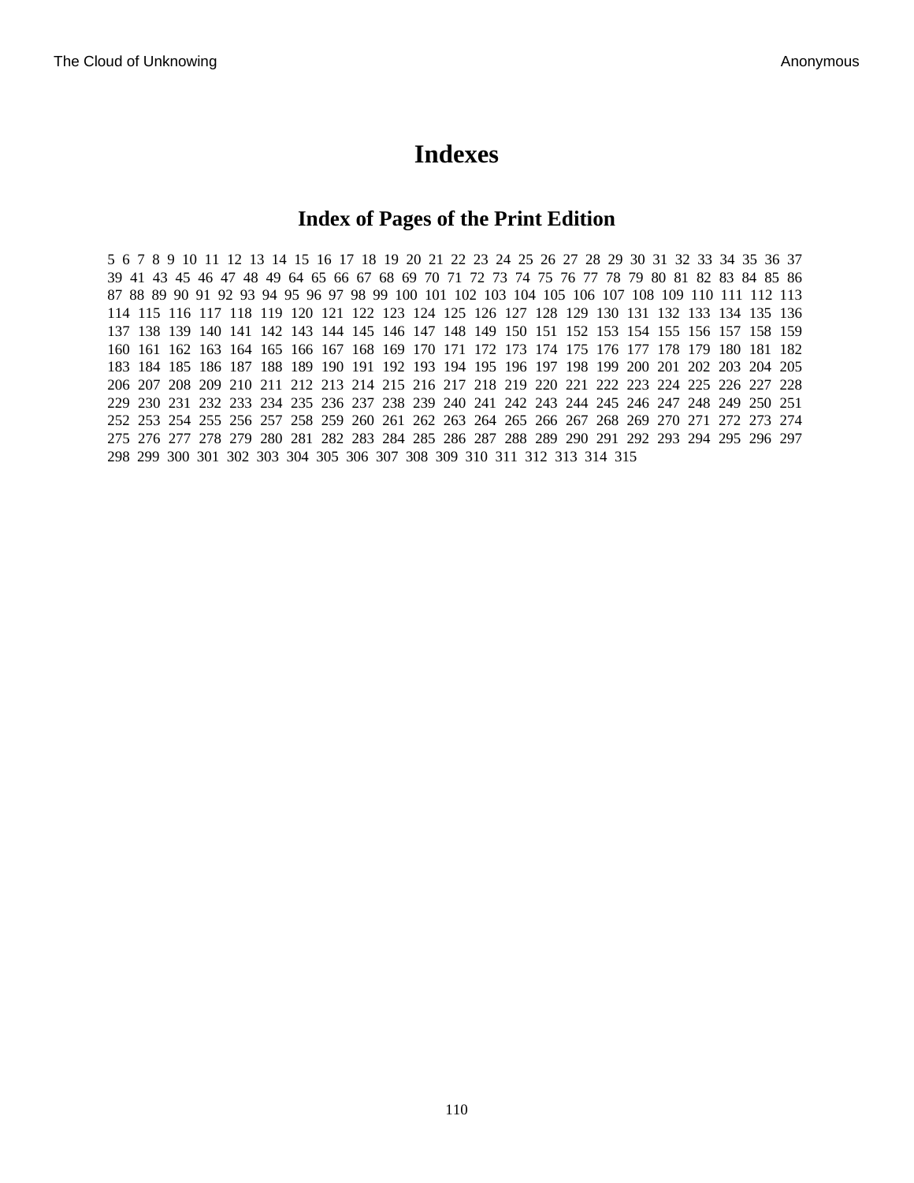# Indexes

## Index of Pages of the Print Edition

5 6 7 8 9 10 11 12 13 14 15 16 17 18 19 20 21 22 23 24 25 26 27 28 29 30 31 32 33 34 35 36 37 39 41 43 45 46 47 48 49 64 65 66 67 68 69 70 71 72 73 74 75 76 77 78 79 80 81 82 83 84 85 86 87 88 89 90 91 92 93 94 95 96 97 98 99 100 101 102 103 104 105 106 107 108 109 110 111 112 113 114 115 116 117 118 119 120 121 122 123 124 125 126 127 128 129 130 131 132 133 134 135 136 137 138 139 140 141 142 143 144 145 146 147 148 149 150 151 152 153 154 155 156 157 158 159 160 161 162 163 164 165 166 167 168 169 170 171 172 173 174 175 176 177 178 179 180 181 182 183 184 185 186 187 188 189 190 191 192 193 194 195 196 197 198 199 200 201 202 203 204 205 206 207 208 209 210 211 212 213 214 215 216 217 218 219 220 221 222 223 224 225 226 227 228 229 230 231 232 233 234 235 236 237 238 239 240 241 242 243 244 245 246 247 248 249 250 251 252 253 254 255 256 257 258 259 260 261 262 263 264 265 266 267 268 269 270 271 272 273 274 275 276 277 278 279 280 281 282 283 284 285 286 287 288 289 290 291 292 293 294 295 296 297 298 299 300 301 302 303 304 305 306 307 308 309 310 311 312 313 314 315